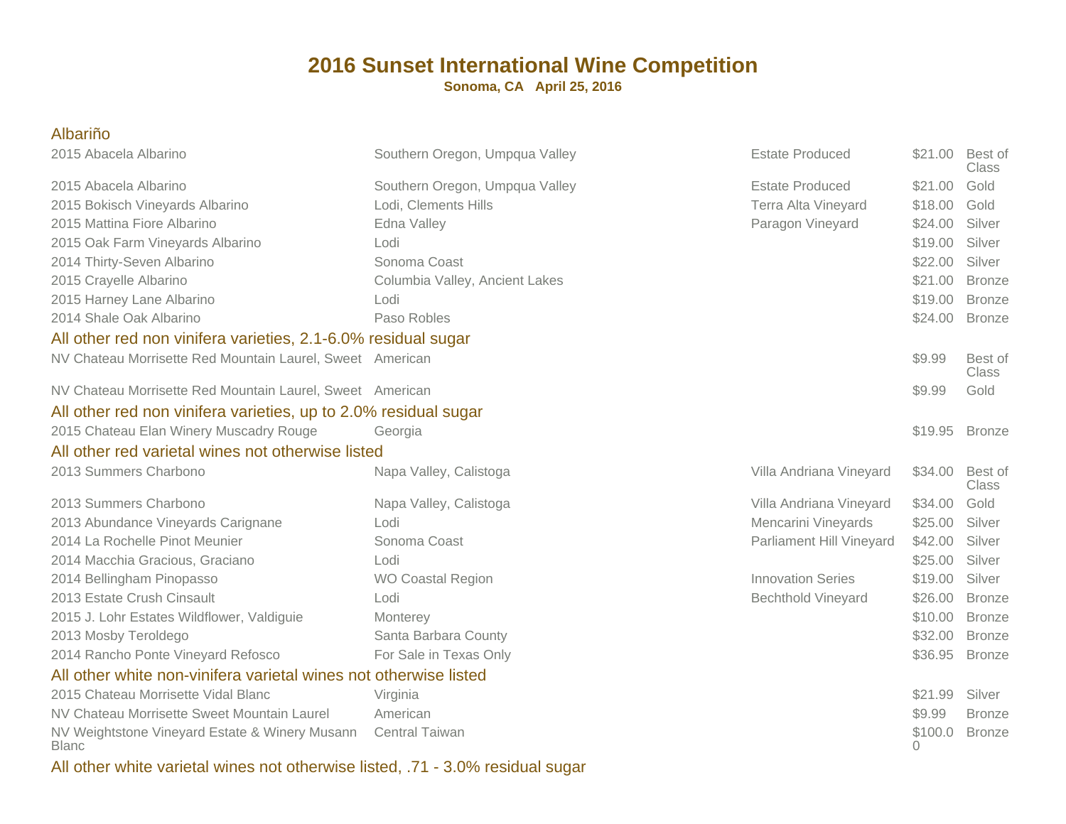# 2016 Sunset International Wine Competition

**Sonoma, CA   April 25, 2016**

## Albariño

| Wine | Appellation | Vineyard | Price | Award |
|---|---|---|---|---|
| 2015 Abacela Albarino | Southern Oregon, Umpqua Valley | Estate Produced | $21.00 | Best of Class |
| 2015 Abacela Albarino | Southern Oregon, Umpqua Valley | Estate Produced | $21.00 | Gold |
| 2015 Bokisch Vineyards Albarino | Lodi, Clements Hills | Terra Alta Vineyard | $18.00 | Gold |
| 2015 Mattina Fiore Albarino | Edna Valley | Paragon Vineyard | $24.00 | Silver |
| 2015 Oak Farm Vineyards Albarino | Lodi | | $19.00 | Silver |
| 2014 Thirty-Seven Albarino | Sonoma Coast | | $22.00 | Silver |
| 2015 Crayelle Albarino | Columbia Valley, Ancient Lakes | | $21.00 | Bronze |
| 2015 Harney Lane Albarino | Lodi | | $19.00 | Bronze |
| 2014 Shale Oak Albarino | Paso Robles | | $24.00 | Bronze |

## All other red non vinifera varieties, 2.1-6.0% residual sugar

| Wine | Appellation | Vineyard | Price | Award |
|---|---|---|---|---|
| NV Chateau Morrisette Red Mountain Laurel, Sweet | American | | $9.99 | Best of Class |
| NV Chateau Morrisette Red Mountain Laurel, Sweet | American | | $9.99 | Gold |

## All other red non vinifera varieties, up to 2.0% residual sugar

| Wine | Appellation | Vineyard | Price | Award |
|---|---|---|---|---|
| 2015 Chateau Elan Winery Muscadry Rouge | Georgia | | $19.95 | Bronze |

## All other red varietal wines not otherwise listed

| Wine | Appellation | Vineyard | Price | Award |
|---|---|---|---|---|
| 2013 Summers Charbono | Napa Valley, Calistoga | Villa Andriana Vineyard | $34.00 | Best of Class |
| 2013 Summers Charbono | Napa Valley, Calistoga | Villa Andriana Vineyard | $34.00 | Gold |
| 2013 Abundance Vineyards Carignane | Lodi | Mencarini Vineyards | $25.00 | Silver |
| 2014 La Rochelle Pinot Meunier | Sonoma Coast | Parliament Hill Vineyard | $42.00 | Silver |
| 2014 Macchia Gracious, Graciano | Lodi | | $25.00 | Silver |
| 2014 Bellingham Pinopasso | WO Coastal Region | Innovation Series | $19.00 | Silver |
| 2013 Estate Crush Cinsault | Lodi | Bechthold Vineyard | $26.00 | Bronze |
| 2015 J. Lohr Estates Wildflower, Valdiguie | Monterey | | $10.00 | Bronze |
| 2013 Mosby Teroldego | Santa Barbara County | | $32.00 | Bronze |
| 2014 Rancho Ponte Vineyard Refosco | For Sale in Texas Only | | $36.95 | Bronze |

## All other white non-vinifera varietal wines not otherwise listed

| Wine | Appellation | Vineyard | Price | Award |
|---|---|---|---|---|
| 2015 Chateau Morrisette Vidal Blanc | Virginia | | $21.99 | Silver |
| NV Chateau Morrisette Sweet Mountain Laurel | American | | $9.99 | Bronze |
| NV Weightstone Vineyard Estate & Winery Musann Blanc | Central Taiwan | | $100.00 | Bronze |

## All other white varietal wines not otherwise listed, .71 - 3.0% residual sugar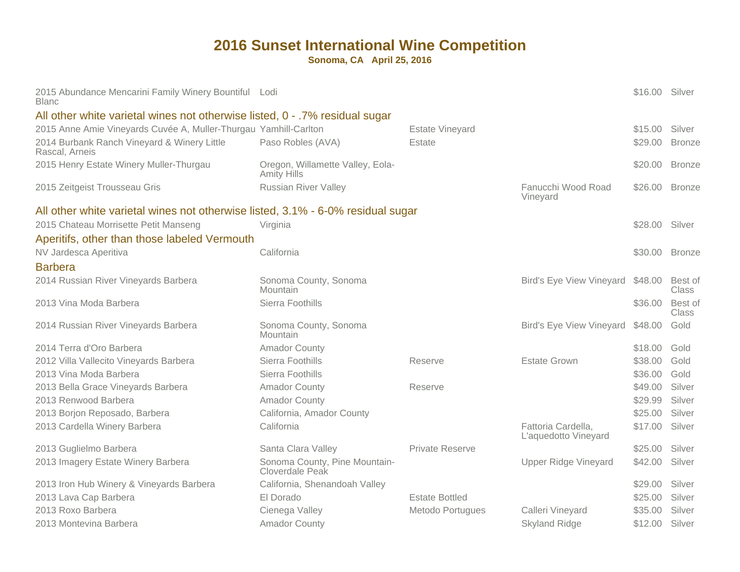# 2016 Sunset International Wine Competition

**Sonoma, CA April 25, 2016**

| Wine | Appellation | Designation | Vineyard | Price | Award |
|---|---|---|---|---|---|
| 2015 Abundance Mencarini Family Winery Bountiful Blanc | Lodi | | | $16.00 | Silver |

## All other white varietal wines not otherwise listed, 0 - .7% residual sugar

| Wine | Appellation | Designation | Vineyard | Price | Award |
|---|---|---|---|---|---|
| 2015 Anne Amie Vineyards Cuvée A, Muller-Thurgau | Yamhill-Carlton | Estate Vineyard | | $15.00 | Silver |
| 2014 Burbank Ranch Vineyard & Winery Little Rascal, Arneis | Paso Robles (AVA) | Estate | | $29.00 | Bronze |
| 2015 Henry Estate Winery Muller-Thurgau | Oregon, Willamette Valley, Eola-Amity Hills | | | $20.00 | Bronze |
| 2015 Zeitgeist Trousseau Gris | Russian River Valley | | Fanucchi Wood Road Vineyard | $26.00 | Bronze |

## All other white varietal wines not otherwise listed, 3.1% - 6-0% residual sugar

| Wine | Appellation | Designation | Vineyard | Price | Award |
|---|---|---|---|---|---|
| 2015 Chateau Morrisette Petit Manseng | Virginia | | | $28.00 | Silver |

## Aperitifs, other than those labeled Vermouth

| Wine | Appellation | Designation | Vineyard | Price | Award |
|---|---|---|---|---|---|
| NV Jardesca Aperitiva | California | | | $30.00 | Bronze |

## Barbera

| Wine | Appellation | Designation | Vineyard | Price | Award |
|---|---|---|---|---|---|
| 2014 Russian River Vineyards Barbera | Sonoma County, Sonoma Mountain | | Bird's Eye View Vineyard | $48.00 | Best of Class |
| 2013 Vina Moda Barbera | Sierra Foothills | | | $36.00 | Best of Class |
| 2014 Russian River Vineyards Barbera | Sonoma County, Sonoma Mountain | | Bird's Eye View Vineyard | $48.00 | Gold |
| 2014 Terra d'Oro Barbera | Amador County | | | $18.00 | Gold |
| 2012 Villa Vallecito Vineyards Barbera | Sierra Foothills | Reserve | Estate Grown | $38.00 | Gold |
| 2013 Vina Moda Barbera | Sierra Foothills | | | $36.00 | Gold |
| 2013 Bella Grace Vineyards Barbera | Amador County | Reserve | | $49.00 | Silver |
| 2013 Renwood Barbera | Amador County | | | $29.99 | Silver |
| 2013 Borjon Reposado, Barbera | California, Amador County | | | $25.00 | Silver |
| 2013 Cardella Winery Barbera | California | | Fattoria Cardella, L'aquedotto Vineyard | $17.00 | Silver |
| 2013 Guglielmo Barbera | Santa Clara Valley | Private Reserve | | $25.00 | Silver |
| 2013 Imagery Estate Winery Barbera | Sonoma County, Pine Mountain-Cloverdale Peak | | Upper Ridge Vineyard | $42.00 | Silver |
| 2013 Iron Hub Winery & Vineyards Barbera | California, Shenandoah Valley | | | $29.00 | Silver |
| 2013 Lava Cap Barbera | El Dorado | Estate Bottled | | $25.00 | Silver |
| 2013 Roxo Barbera | Cienega Valley | Metodo Portugues | Calleri Vineyard | $35.00 | Silver |
| 2013 Montevina Barbera | Amador County | | Skyland Ridge | $12.00 | Silver |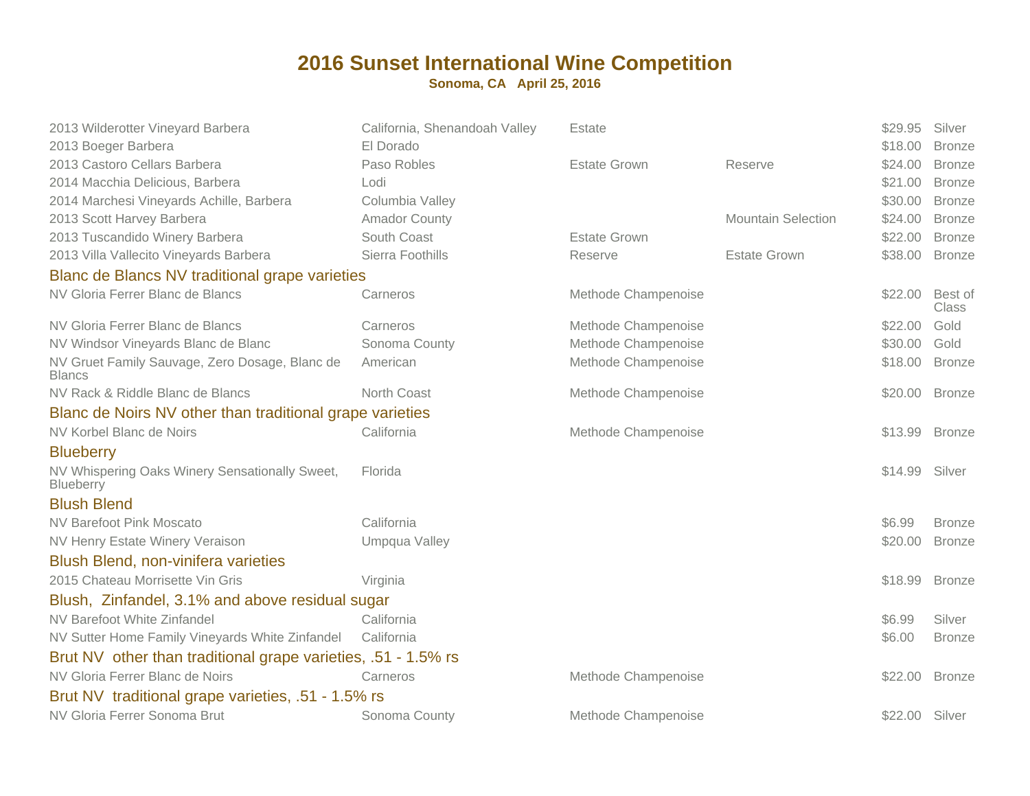# 2016 Sunset International Wine Competition

**Sonoma, CA April 25, 2016**

| Wine | Appellation | Designation | Designation 2 | Price | Award |
|---|---|---|---|---|---|
| 2013 Wilderotter Vineyard Barbera | California, Shenandoah Valley | Estate | | $29.95 | Silver |
| 2013 Boeger Barbera | El Dorado | | | $18.00 | Bronze |
| 2013 Castoro Cellars Barbera | Paso Robles | Estate Grown | Reserve | $24.00 | Bronze |
| 2014 Macchia Delicious, Barbera | Lodi | | | $21.00 | Bronze |
| 2014 Marchesi Vineyards Achille, Barbera | Columbia Valley | | | $30.00 | Bronze |
| 2013 Scott Harvey Barbera | Amador County | | Mountain Selection | $24.00 | Bronze |
| 2013 Tuscandido Winery Barbera | South Coast | Estate Grown | | $22.00 | Bronze |
| 2013 Villa Vallecito Vineyards Barbera | Sierra Foothills | Reserve | Estate Grown | $38.00 | Bronze |
| **Blanc de Blancs NV traditional grape varieties** | | | | | |
| NV Gloria Ferrer Blanc de Blancs | Carneros | Methode Champenoise | | $22.00 | Best of Class |
| NV Gloria Ferrer Blanc de Blancs | Carneros | Methode Champenoise | | $22.00 | Gold |
| NV Windsor Vineyards Blanc de Blanc | Sonoma County | Methode Champenoise | | $30.00 | Gold |
| NV Gruet Family Sauvage, Zero Dosage, Blanc de Blancs | American | Methode Champenoise | | $18.00 | Bronze |
| NV Rack & Riddle Blanc de Blancs | North Coast | Methode Champenoise | | $20.00 | Bronze |
| **Blanc de Noirs NV other than traditional grape varieties** | | | | | |
| NV Korbel Blanc de Noirs | California | Methode Champenoise | | $13.99 | Bronze |
| **Blueberry** | | | | | |
| NV Whispering Oaks Winery Sensationally Sweet, Blueberry | Florida | | | $14.99 | Silver |
| **Blush Blend** | | | | | |
| NV Barefoot Pink Moscato | California | | | $6.99 | Bronze |
| NV Henry Estate Winery Veraison | Umpqua Valley | | | $20.00 | Bronze |
| **Blush Blend, non-vinifera varieties** | | | | | |
| 2015 Chateau Morrisette Vin Gris | Virginia | | | $18.99 | Bronze |
| **Blush, Zinfandel, 3.1% and above residual sugar** | | | | | |
| NV Barefoot White Zinfandel | California | | | $6.99 | Silver |
| NV Sutter Home Family Vineyards White Zinfandel | California | | | $6.00 | Bronze |
| **Brut NV other than traditional grape varieties, .51 - 1.5% rs** | | | | | |
| NV Gloria Ferrer Blanc de Noirs | Carneros | Methode Champenoise | | $22.00 | Bronze |
| **Brut NV traditional grape varieties, .51 - 1.5% rs** | | | | | |
| NV Gloria Ferrer Sonoma Brut | Sonoma County | Methode Champenoise | | $22.00 | Silver |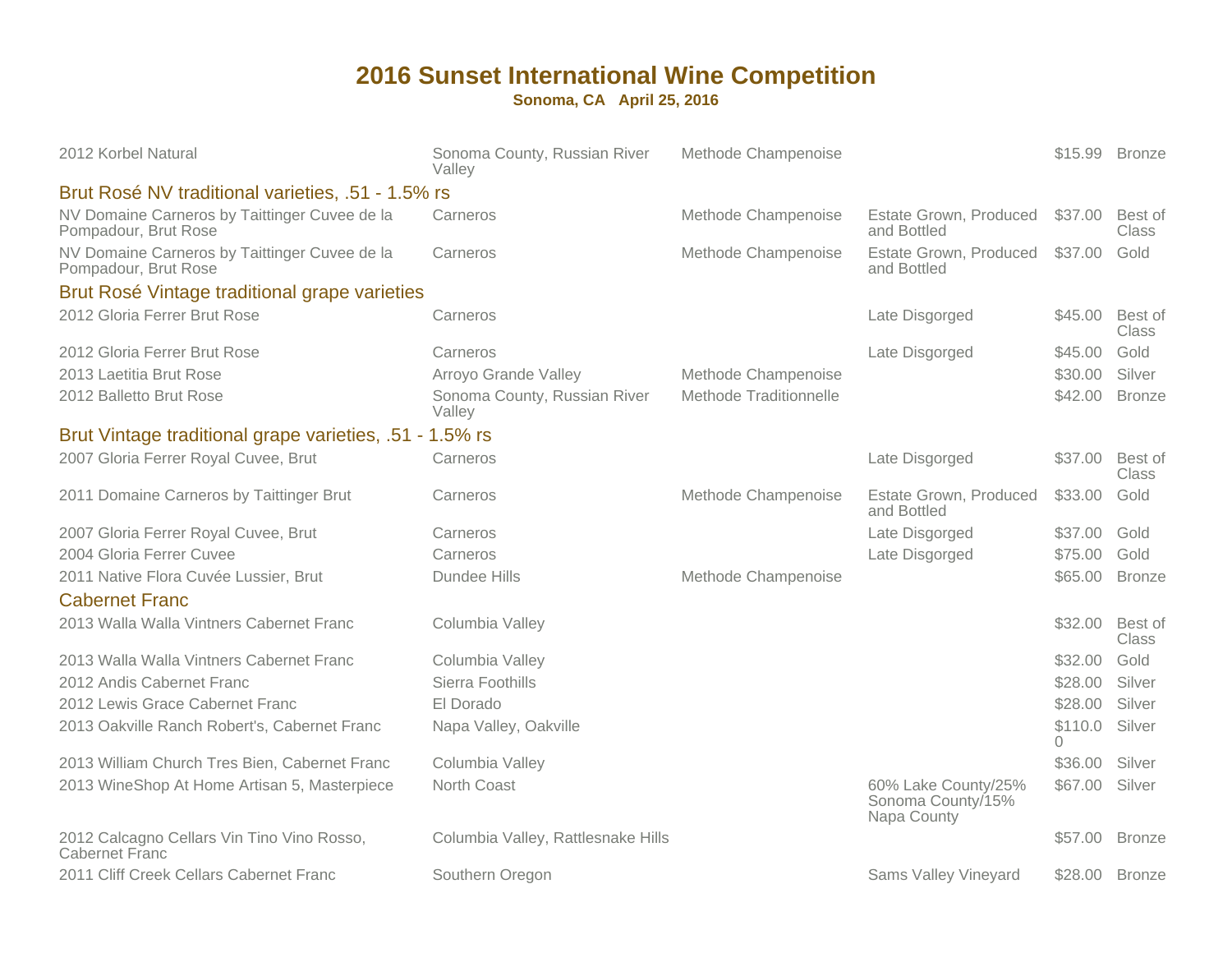# 2016 Sunset International Wine Competition

**Sonoma, CA April 25, 2016**

| Wine | Appellation | Method | Notes | Price | Award |
|---|---|---|---|---|---|
| 2012 Korbel Natural | Sonoma County, Russian River Valley | Methode Champenoise | | $15.99 | Bronze |

## Brut Rosé NV traditional varieties, .51 - 1.5% rs

| Wine | Appellation | Method | Notes | Price | Award |
|---|---|---|---|---|---|
| NV Domaine Carneros by Taittinger Cuvee de la Pompadour, Brut Rose | Carneros | Methode Champenoise | Estate Grown, Produced and Bottled | $37.00 | Best of Class |
| NV Domaine Carneros by Taittinger Cuvee de la Pompadour, Brut Rose | Carneros | Methode Champenoise | Estate Grown, Produced and Bottled | $37.00 | Gold |

## Brut Rosé Vintage traditional grape varieties

| Wine | Appellation | Method | Notes | Price | Award |
|---|---|---|---|---|---|
| 2012 Gloria Ferrer Brut Rose | Carneros | | Late Disgorged | $45.00 | Best of Class |
| 2012 Gloria Ferrer Brut Rose | Carneros | | Late Disgorged | $45.00 | Gold |
| 2013 Laetitia Brut Rose | Arroyo Grande Valley | Methode Champenoise | | $30.00 | Silver |
| 2012 Balletto Brut Rose | Sonoma County, Russian River Valley | Methode Traditionnelle | | $42.00 | Bronze |

## Brut Vintage traditional grape varieties, .51 - 1.5% rs

| Wine | Appellation | Method | Notes | Price | Award |
|---|---|---|---|---|---|
| 2007 Gloria Ferrer Royal Cuvee, Brut | Carneros | | Late Disgorged | $37.00 | Best of Class |
| 2011 Domaine Carneros by Taittinger Brut | Carneros | Methode Champenoise | Estate Grown, Produced and Bottled | $33.00 | Gold |
| 2007 Gloria Ferrer Royal Cuvee, Brut | Carneros | | Late Disgorged | $37.00 | Gold |
| 2004 Gloria Ferrer Cuvee | Carneros | | Late Disgorged | $75.00 | Gold |
| 2011 Native Flora Cuvée Lussier, Brut | Dundee Hills | Methode Champenoise | | $65.00 | Bronze |

## Cabernet Franc

| Wine | Appellation | Method | Notes | Price | Award |
|---|---|---|---|---|---|
| 2013 Walla Walla Vintners Cabernet Franc | Columbia Valley | | | $32.00 | Best of Class |
| 2013 Walla Walla Vintners Cabernet Franc | Columbia Valley | | | $32.00 | Gold |
| 2012 Andis Cabernet Franc | Sierra Foothills | | | $28.00 | Silver |
| 2012 Lewis Grace Cabernet Franc | El Dorado | | | $28.00 | Silver |
| 2013 Oakville Ranch Robert's, Cabernet Franc | Napa Valley, Oakville | | | $110.00 | Silver |
| 2013 William Church Tres Bien, Cabernet Franc | Columbia Valley | | | $36.00 | Silver |
| 2013 WineShop At Home Artisan 5, Masterpiece | North Coast | | 60% Lake County/25% Sonoma County/15% Napa County | $67.00 | Silver |
| 2012 Calcagno Cellars Vin Tino Vino Rosso, Cabernet Franc | Columbia Valley, Rattlesnake Hills | | | $57.00 | Bronze |
| 2011 Cliff Creek Cellars Cabernet Franc | Southern Oregon | | Sams Valley Vineyard | $28.00 | Bronze |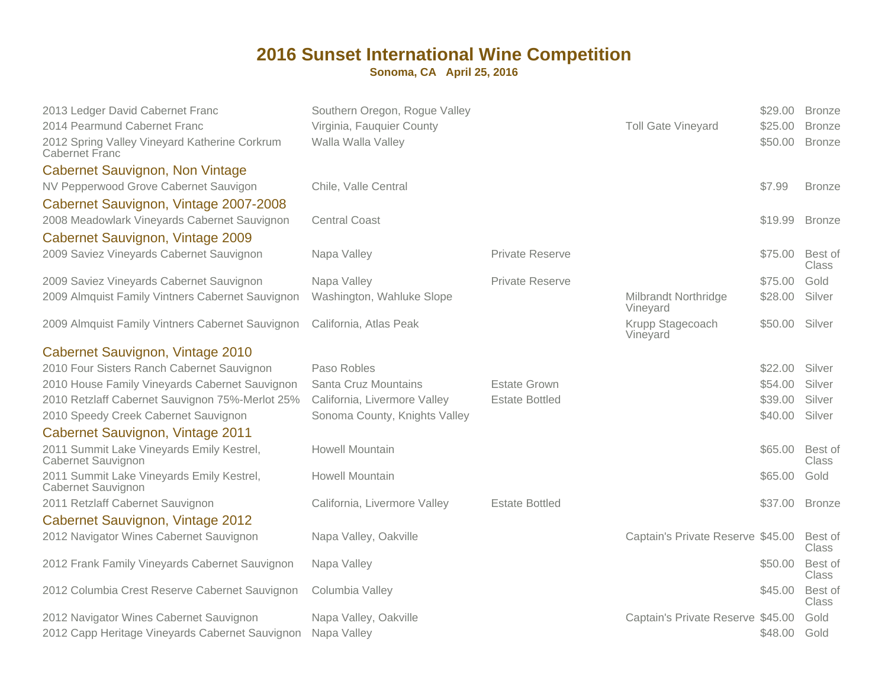# 2016 Sunset International Wine Competition

**Sonoma, CA   April 25, 2016**

| Wine | Appellation | Designation | Vineyard | Price | Award |
|---|---|---|---|---|---|
| 2013 Ledger David Cabernet Franc | Southern Oregon, Rogue Valley | | | $29.00 | Bronze |
| 2014 Pearmund Cabernet Franc | Virginia, Fauquier County | | Toll Gate Vineyard | $25.00 | Bronze |
| 2012 Spring Valley Vineyard Katherine Corkrum Cabernet Franc | Walla Walla Valley | | | $50.00 | Bronze |

## Cabernet Sauvignon, Non Vintage

| Wine | Appellation | Designation | Vineyard | Price | Award |
|---|---|---|---|---|---|
| NV Pepperwood Grove Cabernet Sauvigon | Chile, Valle Central | | | $7.99 | Bronze |

## Cabernet Sauvignon, Vintage 2007-2008

| Wine | Appellation | Designation | Vineyard | Price | Award |
|---|---|---|---|---|---|
| 2008 Meadowlark Vineyards Cabernet Sauvignon | Central Coast | | | $19.99 | Bronze |

## Cabernet Sauvignon, Vintage 2009

| Wine | Appellation | Designation | Vineyard | Price | Award |
|---|---|---|---|---|---|
| 2009 Saviez Vineyards Cabernet Sauvignon | Napa Valley | Private Reserve | | $75.00 | Best of Class |
| 2009 Saviez Vineyards Cabernet Sauvignon | Napa Valley | Private Reserve | | $75.00 | Gold |
| 2009 Almquist Family Vintners Cabernet Sauvignon | Washington, Wahluke Slope | | Milbrandt Northridge Vineyard | $28.00 | Silver |
| 2009 Almquist Family Vintners Cabernet Sauvignon | California, Atlas Peak | | Krupp Stagecoach Vineyard | $50.00 | Silver |

## Cabernet Sauvignon, Vintage 2010

| Wine | Appellation | Designation | Vineyard | Price | Award |
|---|---|---|---|---|---|
| 2010 Four Sisters Ranch Cabernet Sauvignon | Paso Robles | | | $22.00 | Silver |
| 2010 House Family Vineyards Cabernet Sauvignon | Santa Cruz Mountains | Estate Grown | | $54.00 | Silver |
| 2010 Retzlaff Cabernet Sauvignon 75%-Merlot 25% | California, Livermore Valley | Estate Bottled | | $39.00 | Silver |
| 2010 Speedy Creek Cabernet Sauvignon | Sonoma County, Knights Valley | | | $40.00 | Silver |

## Cabernet Sauvignon, Vintage 2011

| Wine | Appellation | Designation | Vineyard | Price | Award |
|---|---|---|---|---|---|
| 2011 Summit Lake Vineyards Emily Kestrel, Cabernet Sauvignon | Howell Mountain | | | $65.00 | Best of Class |
| 2011 Summit Lake Vineyards Emily Kestrel, Cabernet Sauvignon | Howell Mountain | | | $65.00 | Gold |
| 2011 Retzlaff Cabernet Sauvignon | California, Livermore Valley | Estate Bottled | | $37.00 | Bronze |

## Cabernet Sauvignon, Vintage 2012

| Wine | Appellation | Designation | Vineyard | Price | Award |
|---|---|---|---|---|---|
| 2012 Navigator Wines Cabernet Sauvignon | Napa Valley, Oakville | | Captain's Private Reserve | $45.00 | Best of Class |
| 2012 Frank Family Vineyards Cabernet Sauvignon | Napa Valley | | | $50.00 | Best of Class |
| 2012 Columbia Crest Reserve Cabernet Sauvignon | Columbia Valley | | | $45.00 | Best of Class |
| 2012 Navigator Wines Cabernet Sauvignon | Napa Valley, Oakville | | Captain's Private Reserve | $45.00 | Gold |
| 2012 Capp Heritage Vineyards Cabernet Sauvignon | Napa Valley | | | $48.00 | Gold |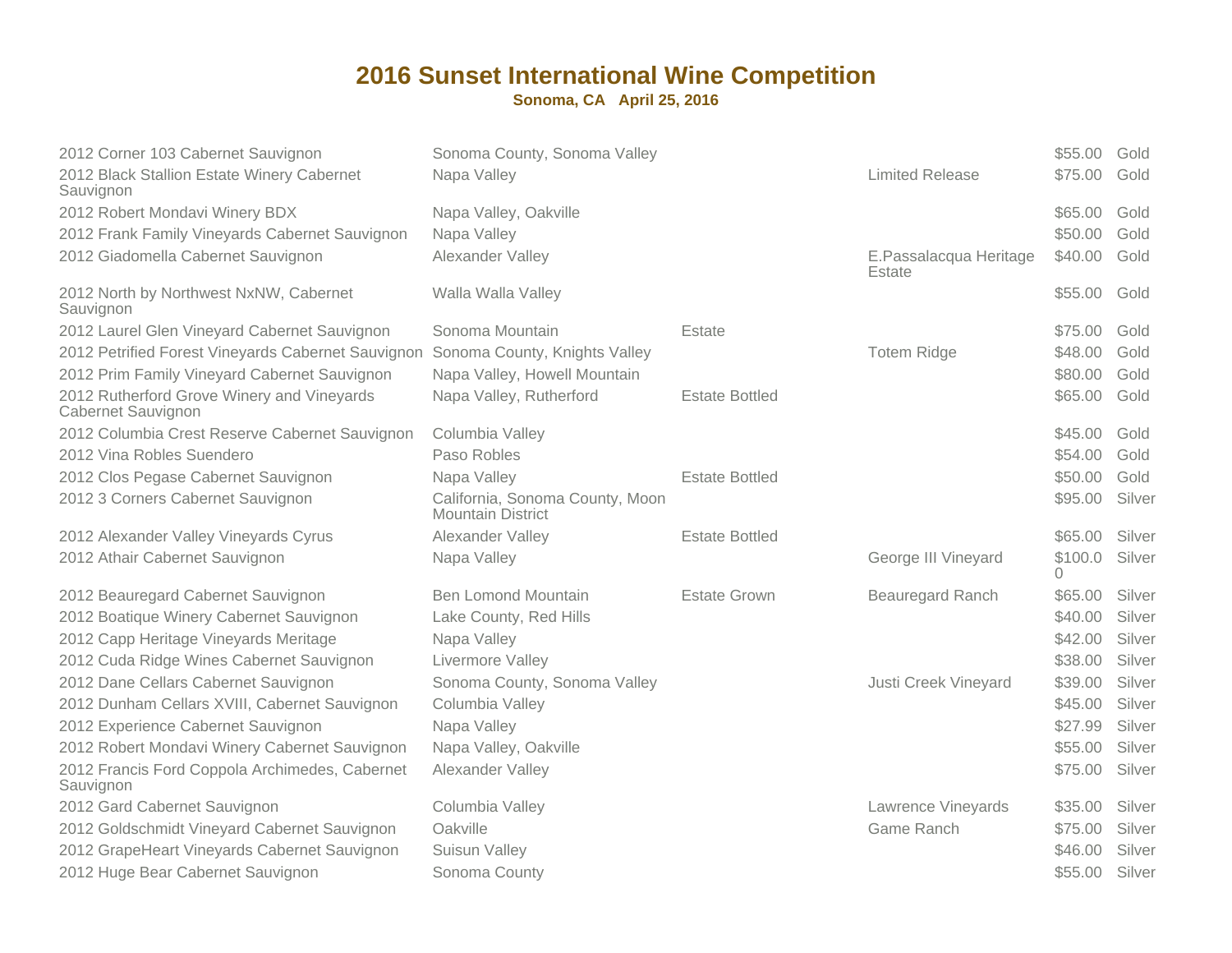# 2016 Sunset International Wine Competition

**Sonoma, CA April 25, 2016**

| Wine | Appellation | Designation | Vineyard | Price | Award |
|---|---|---|---|---|---|
| 2012 Corner 103 Cabernet Sauvignon | Sonoma County, Sonoma Valley | | | $55.00 | Gold |
| 2012 Black Stallion Estate Winery Cabernet Sauvignon | Napa Valley | | Limited Release | $75.00 | Gold |
| 2012 Robert Mondavi Winery BDX | Napa Valley, Oakville | | | $65.00 | Gold |
| 2012 Frank Family Vineyards Cabernet Sauvignon | Napa Valley | | | $50.00 | Gold |
| 2012 Giadomella Cabernet Sauvignon | Alexander Valley | | E.Passalacqua Heritage Estate | $40.00 | Gold |
| 2012 North by Northwest NxNW, Cabernet Sauvignon | Walla Walla Valley | | | $55.00 | Gold |
| 2012 Laurel Glen Vineyard Cabernet Sauvignon | Sonoma Mountain | Estate | | $75.00 | Gold |
| 2012 Petrified Forest Vineyards Cabernet Sauvignon | Sonoma County, Knights Valley | | Totem Ridge | $48.00 | Gold |
| 2012 Prim Family Vineyard Cabernet Sauvignon | Napa Valley, Howell Mountain | | | $80.00 | Gold |
| 2012 Rutherford Grove Winery and Vineyards Cabernet Sauvignon | Napa Valley, Rutherford | Estate Bottled | | $65.00 | Gold |
| 2012 Columbia Crest Reserve Cabernet Sauvignon | Columbia Valley | | | $45.00 | Gold |
| 2012 Vina Robles Suendero | Paso Robles | | | $54.00 | Gold |
| 2012 Clos Pegase Cabernet Sauvignon | Napa Valley | Estate Bottled | | $50.00 | Gold |
| 2012 3 Corners Cabernet Sauvignon | California, Sonoma County, Moon Mountain District | | | $95.00 | Silver |
| 2012 Alexander Valley Vineyards Cyrus | Alexander Valley | Estate Bottled | | $65.00 | Silver |
| 2012 Athair Cabernet Sauvignon | Napa Valley | | George III Vineyard | $100.00 | Silver |
| 2012 Beauregard Cabernet Sauvignon | Ben Lomond Mountain | Estate Grown | Beauregard Ranch | $65.00 | Silver |
| 2012 Boatique Winery Cabernet Sauvignon | Lake County, Red Hills | | | $40.00 | Silver |
| 2012 Capp Heritage Vineyards Meritage | Napa Valley | | | $42.00 | Silver |
| 2012 Cuda Ridge Wines Cabernet Sauvignon | Livermore Valley | | | $38.00 | Silver |
| 2012 Dane Cellars Cabernet Sauvignon | Sonoma County, Sonoma Valley | | Justi Creek Vineyard | $39.00 | Silver |
| 2012 Dunham Cellars XVIII, Cabernet Sauvignon | Columbia Valley | | | $45.00 | Silver |
| 2012 Experience Cabernet Sauvignon | Napa Valley | | | $27.99 | Silver |
| 2012 Robert Mondavi Winery Cabernet Sauvignon | Napa Valley, Oakville | | | $55.00 | Silver |
| 2012 Francis Ford Coppola Archimedes, Cabernet Sauvignon | Alexander Valley | | | $75.00 | Silver |
| 2012 Gard Cabernet Sauvignon | Columbia Valley | | Lawrence Vineyards | $35.00 | Silver |
| 2012 Goldschmidt Vineyard Cabernet Sauvignon | Oakville | | Game Ranch | $75.00 | Silver |
| 2012 GrapeHeart Vineyards Cabernet Sauvignon | Suisun Valley | | | $46.00 | Silver |
| 2012 Huge Bear Cabernet Sauvignon | Sonoma County | | | $55.00 | Silver |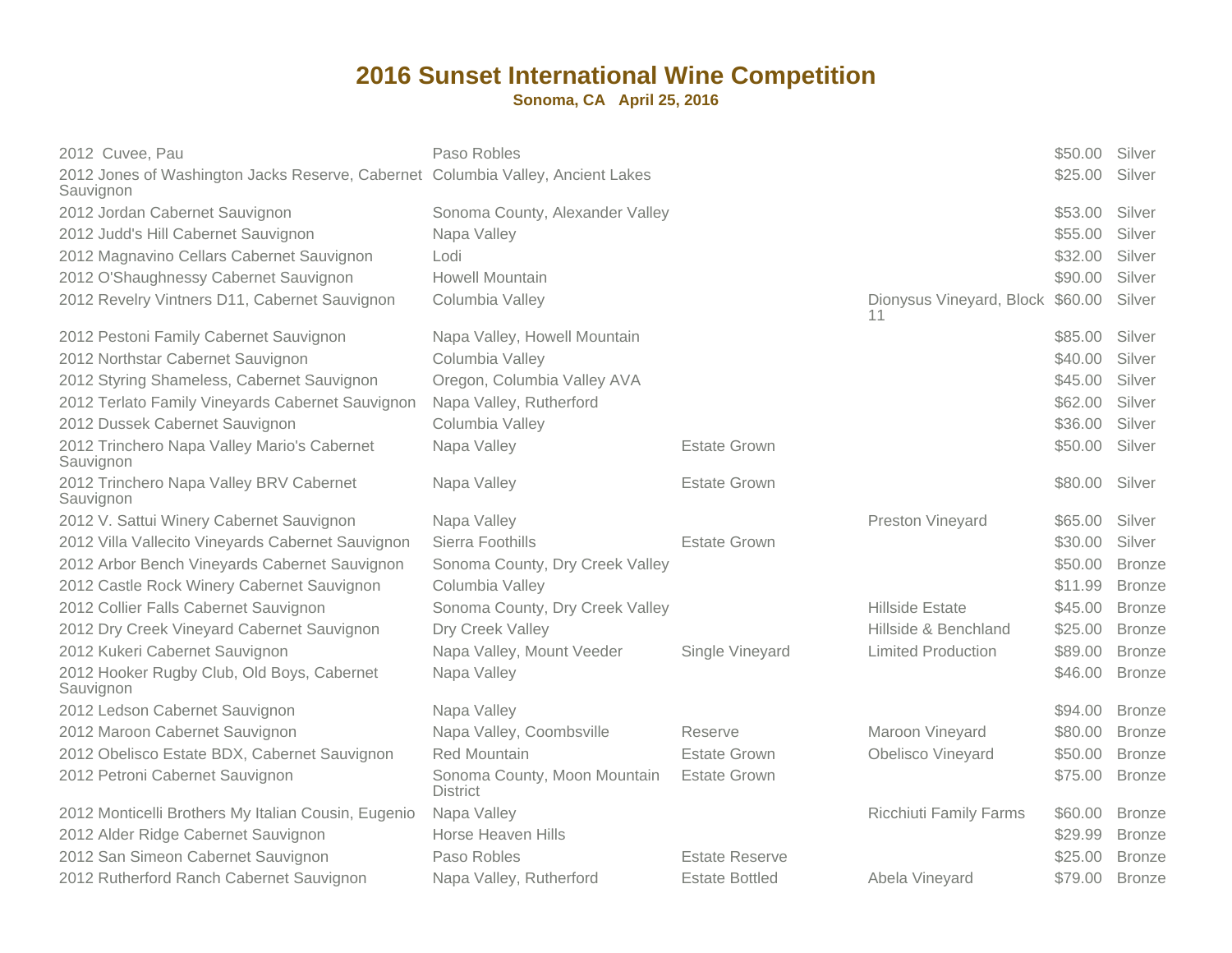# 2016 Sunset International Wine Competition

**Sonoma, CA April 25, 2016**

| Wine | Appellation | Designation | Vineyard | Price | Medal |
|---|---|---|---|---|---|
| 2012 Cuvee, Pau | Paso Robles | | | $50.00 | Silver |
| 2012 Jones of Washington Jacks Reserve, Cabernet Sauvignon | Columbia Valley, Ancient Lakes | | | $25.00 | Silver |
| 2012 Jordan Cabernet Sauvignon | Sonoma County, Alexander Valley | | | $53.00 | Silver |
| 2012 Judd's Hill Cabernet Sauvignon | Napa Valley | | | $55.00 | Silver |
| 2012 Magnavino Cellars Cabernet Sauvignon | Lodi | | | $32.00 | Silver |
| 2012 O'Shaughnessy Cabernet Sauvignon | Howell Mountain | | | $90.00 | Silver |
| 2012 Revelry Vintners D11, Cabernet Sauvignon | Columbia Valley | | Dionysus Vineyard, Block 11 | $60.00 | Silver |
| 2012 Pestoni Family Cabernet Sauvignon | Napa Valley, Howell Mountain | | | $85.00 | Silver |
| 2012 Northstar Cabernet Sauvignon | Columbia Valley | | | $40.00 | Silver |
| 2012 Styring Shameless, Cabernet Sauvignon | Oregon, Columbia Valley AVA | | | $45.00 | Silver |
| 2012 Terlato Family Vineyards Cabernet Sauvignon | Napa Valley, Rutherford | | | $62.00 | Silver |
| 2012 Dussek Cabernet Sauvignon | Columbia Valley | | | $36.00 | Silver |
| 2012 Trinchero Napa Valley Mario's Cabernet Sauvignon | Napa Valley | Estate Grown | | $50.00 | Silver |
| 2012 Trinchero Napa Valley BRV Cabernet Sauvignon | Napa Valley | Estate Grown | | $80.00 | Silver |
| 2012 V. Sattui Winery Cabernet Sauvignon | Napa Valley | | Preston Vineyard | $65.00 | Silver |
| 2012 Villa Vallecito Vineyards Cabernet Sauvignon | Sierra Foothills | Estate Grown | | $30.00 | Silver |
| 2012 Arbor Bench Vineyards Cabernet Sauvignon | Sonoma County, Dry Creek Valley | | | $50.00 | Bronze |
| 2012 Castle Rock Winery Cabernet Sauvignon | Columbia Valley | | | $11.99 | Bronze |
| 2012 Collier Falls Cabernet Sauvignon | Sonoma County, Dry Creek Valley | | Hillside Estate | $45.00 | Bronze |
| 2012 Dry Creek Vineyard Cabernet Sauvignon | Dry Creek Valley | | Hillside & Benchland | $25.00 | Bronze |
| 2012 Kukeri Cabernet Sauvignon | Napa Valley, Mount Veeder | Single Vineyard | Limited Production | $89.00 | Bronze |
| 2012 Hooker Rugby Club, Old Boys, Cabernet Sauvignon | Napa Valley | | | $46.00 | Bronze |
| 2012 Ledson Cabernet Sauvignon | Napa Valley | | | $94.00 | Bronze |
| 2012 Maroon Cabernet Sauvignon | Napa Valley, Coombsville | Reserve | Maroon Vineyard | $80.00 | Bronze |
| 2012 Obelisco Estate BDX, Cabernet Sauvignon | Red Mountain | Estate Grown | Obelisco Vineyard | $50.00 | Bronze |
| 2012 Petroni Cabernet Sauvignon | Sonoma County, Moon Mountain District | Estate Grown | | $75.00 | Bronze |
| 2012 Monticelli Brothers My Italian Cousin, Eugenio | Napa Valley | | Ricchiuti Family Farms | $60.00 | Bronze |
| 2012 Alder Ridge Cabernet Sauvignon | Horse Heaven Hills | | | $29.99 | Bronze |
| 2012 San Simeon Cabernet Sauvignon | Paso Robles | Estate Reserve | | $25.00 | Bronze |
| 2012 Rutherford Ranch Cabernet Sauvignon | Napa Valley, Rutherford | Estate Bottled | Abela Vineyard | $79.00 | Bronze |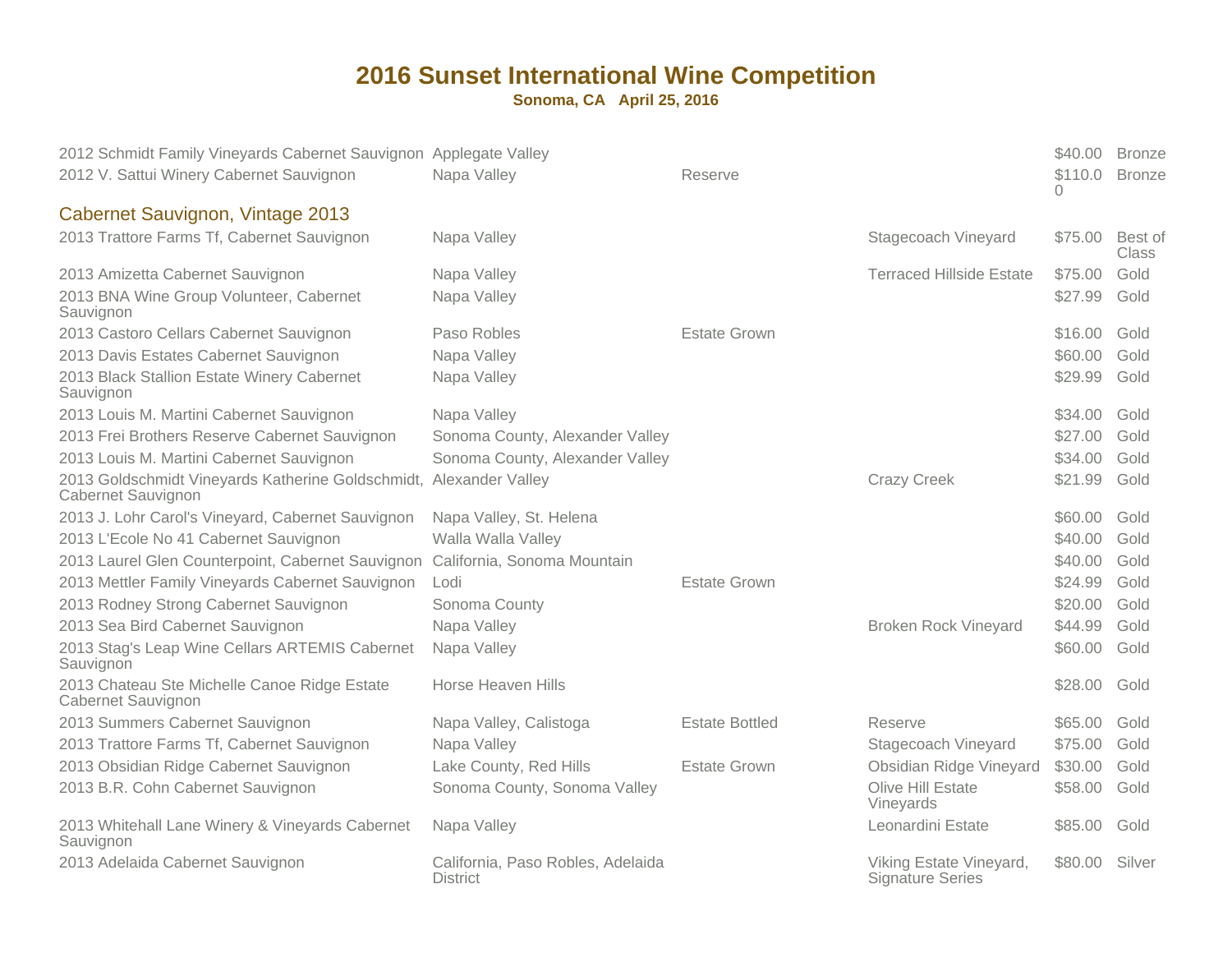# 2016 Sunset International Wine Competition

**Sonoma, CA   April 25, 2016**

| | | | | | |
|---|---|---|---|---|---|
| 2012 Schmidt Family Vineyards Cabernet Sauvignon | Applegate Valley | | | $40.00 | Bronze |
| 2012 V. Sattui Winery Cabernet Sauvignon | Napa Valley | Reserve | | $110.00 | Bronze |

## Cabernet Sauvignon, Vintage 2013

| | | | | | |
|---|---|---|---|---|---|
| 2013 Trattore Farms Tf, Cabernet Sauvignon | Napa Valley | | Stagecoach Vineyard | $75.00 | Best of Class |
| 2013 Amizetta Cabernet Sauvignon | Napa Valley | | Terraced Hillside Estate | $75.00 | Gold |
| 2013 BNA Wine Group Volunteer, Cabernet Sauvignon | Napa Valley | | | $27.99 | Gold |
| 2013 Castoro Cellars Cabernet Sauvignon | Paso Robles | Estate Grown | | $16.00 | Gold |
| 2013 Davis Estates Cabernet Sauvignon | Napa Valley | | | $60.00 | Gold |
| 2013 Black Stallion Estate Winery Cabernet Sauvignon | Napa Valley | | | $29.99 | Gold |
| 2013 Louis M. Martini Cabernet Sauvignon | Napa Valley | | | $34.00 | Gold |
| 2013 Frei Brothers Reserve Cabernet Sauvignon | Sonoma County, Alexander Valley | | | $27.00 | Gold |
| 2013 Louis M. Martini Cabernet Sauvignon | Sonoma County, Alexander Valley | | | $34.00 | Gold |
| 2013 Goldschmidt Vineyards Katherine Goldschmidt, Cabernet Sauvignon | Alexander Valley | | Crazy Creek | $21.99 | Gold |
| 2013 J. Lohr Carol's Vineyard, Cabernet Sauvignon | Napa Valley, St. Helena | | | $60.00 | Gold |
| 2013 L'Ecole No 41 Cabernet Sauvignon | Walla Walla Valley | | | $40.00 | Gold |
| 2013 Laurel Glen Counterpoint, Cabernet Sauvignon | California, Sonoma Mountain | | | $40.00 | Gold |
| 2013 Mettler Family Vineyards Cabernet Sauvignon | Lodi | Estate Grown | | $24.99 | Gold |
| 2013 Rodney Strong Cabernet Sauvignon | Sonoma County | | | $20.00 | Gold |
| 2013 Sea Bird Cabernet Sauvignon | Napa Valley | | Broken Rock Vineyard | $44.99 | Gold |
| 2013 Stag's Leap Wine Cellars ARTEMIS Cabernet Sauvignon | Napa Valley | | | $60.00 | Gold |
| 2013 Chateau Ste Michelle Canoe Ridge Estate Cabernet Sauvignon | Horse Heaven Hills | | | $28.00 | Gold |
| 2013 Summers Cabernet Sauvignon | Napa Valley, Calistoga | Estate Bottled | Reserve | $65.00 | Gold |
| 2013 Trattore Farms Tf, Cabernet Sauvignon | Napa Valley | | Stagecoach Vineyard | $75.00 | Gold |
| 2013 Obsidian Ridge Cabernet Sauvignon | Lake County, Red Hills | Estate Grown | Obsidian Ridge Vineyard | $30.00 | Gold |
| 2013 B.R. Cohn Cabernet Sauvignon | Sonoma County, Sonoma Valley | | Olive Hill Estate Vineyards | $58.00 | Gold |
| 2013 Whitehall Lane Winery & Vineyards Cabernet Sauvignon | Napa Valley | | Leonardini Estate | $85.00 | Gold |
| 2013 Adelaida Cabernet Sauvignon | California, Paso Robles, Adelaida District | | Viking Estate Vineyard, Signature Series | $80.00 | Silver |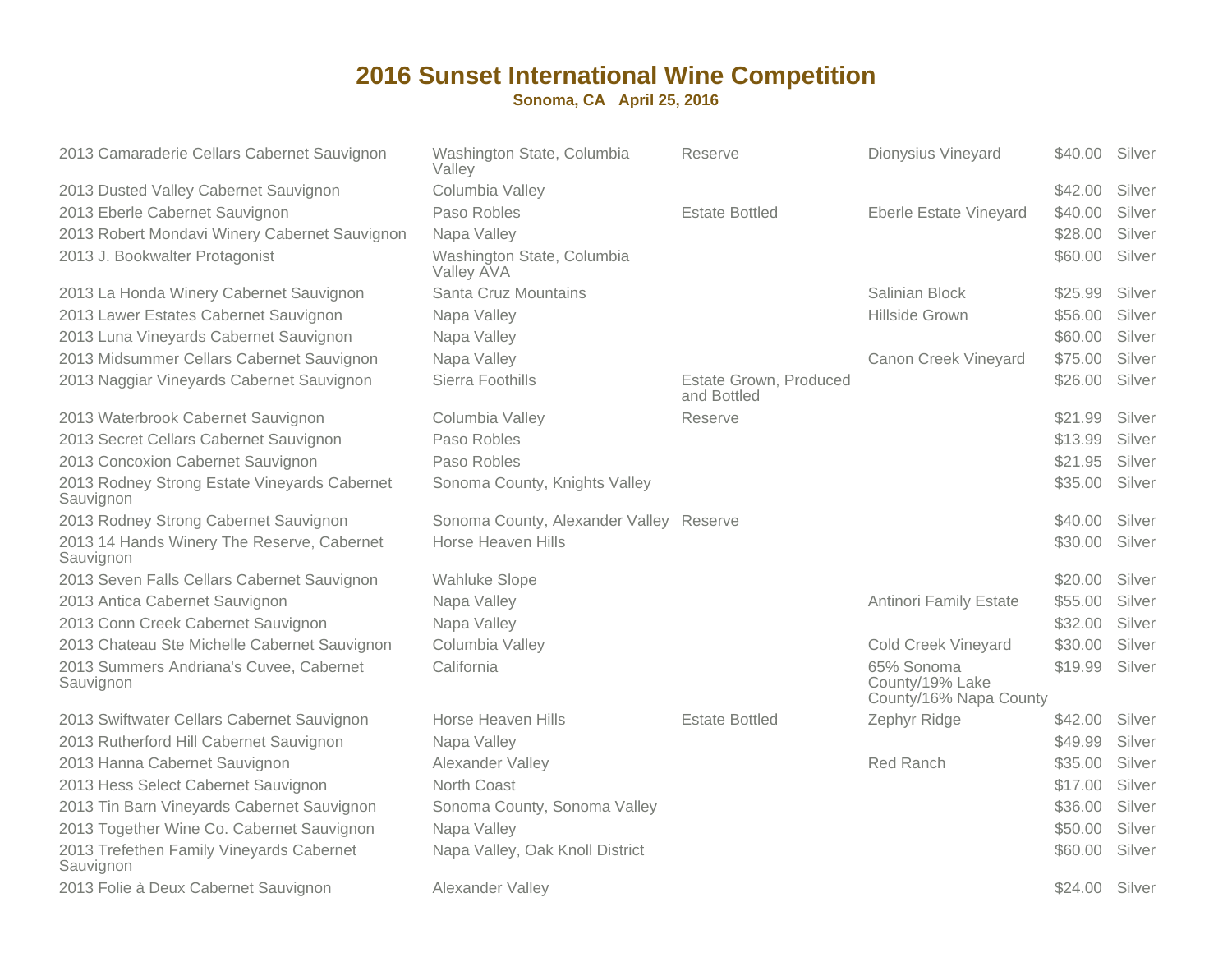# 2016 Sunset International Wine Competition

**Sonoma, CA April 25, 2016**

| | | | | | |
|---|---|---|---|---|---|
| 2013 Camaraderie Cellars Cabernet Sauvignon | Washington State, Columbia Valley | Reserve | Dionysius Vineyard | $40.00 | Silver |
| 2013 Dusted Valley Cabernet Sauvignon | Columbia Valley | | | $42.00 | Silver |
| 2013 Eberle Cabernet Sauvignon | Paso Robles | Estate Bottled | Eberle Estate Vineyard | $40.00 | Silver |
| 2013 Robert Mondavi Winery Cabernet Sauvignon | Napa Valley | | | $28.00 | Silver |
| 2013 J. Bookwalter Protagonist | Washington State, Columbia Valley AVA | | | $60.00 | Silver |
| 2013 La Honda Winery Cabernet Sauvignon | Santa Cruz Mountains | | Salinian Block | $25.99 | Silver |
| 2013 Lawer Estates Cabernet Sauvignon | Napa Valley | | Hillside Grown | $56.00 | Silver |
| 2013 Luna Vineyards Cabernet Sauvignon | Napa Valley | | | $60.00 | Silver |
| 2013 Midsummer Cellars Cabernet Sauvignon | Napa Valley | | Canon Creek Vineyard | $75.00 | Silver |
| 2013 Naggiar Vineyards Cabernet Sauvignon | Sierra Foothills | Estate Grown, Produced and Bottled | | $26.00 | Silver |
| 2013 Waterbrook Cabernet Sauvignon | Columbia Valley | Reserve | | $21.99 | Silver |
| 2013 Secret Cellars Cabernet Sauvignon | Paso Robles | | | $13.99 | Silver |
| 2013 Concoxion Cabernet Sauvignon | Paso Robles | | | $21.95 | Silver |
| 2013 Rodney Strong Estate Vineyards Cabernet Sauvignon | Sonoma County, Knights Valley | | | $35.00 | Silver |
| 2013 Rodney Strong Cabernet Sauvignon | Sonoma County, Alexander Valley | Reserve | | $40.00 | Silver |
| 2013 14 Hands Winery The Reserve, Cabernet Sauvignon | Horse Heaven Hills | | | $30.00 | Silver |
| 2013 Seven Falls Cellars Cabernet Sauvignon | Wahluke Slope | | | $20.00 | Silver |
| 2013 Antica Cabernet Sauvignon | Napa Valley | | Antinori Family Estate | $55.00 | Silver |
| 2013 Conn Creek Cabernet Sauvignon | Napa Valley | | | $32.00 | Silver |
| 2013 Chateau Ste Michelle Cabernet Sauvignon | Columbia Valley | | Cold Creek Vineyard | $30.00 | Silver |
| 2013 Summers Andriana's Cuvee, Cabernet Sauvignon | California | | 65% Sonoma County/19% Lake County/16% Napa County | $19.99 | Silver |
| 2013 Swiftwater Cellars Cabernet Sauvignon | Horse Heaven Hills | Estate Bottled | Zephyr Ridge | $42.00 | Silver |
| 2013 Rutherford Hill Cabernet Sauvignon | Napa Valley | | | $49.99 | Silver |
| 2013 Hanna Cabernet Sauvignon | Alexander Valley | | Red Ranch | $35.00 | Silver |
| 2013 Hess Select Cabernet Sauvignon | North Coast | | | $17.00 | Silver |
| 2013 Tin Barn Vineyards Cabernet Sauvignon | Sonoma County, Sonoma Valley | | | $36.00 | Silver |
| 2013 Together Wine Co. Cabernet Sauvignon | Napa Valley | | | $50.00 | Silver |
| 2013 Trefethen Family Vineyards Cabernet Sauvignon | Napa Valley, Oak Knoll District | | | $60.00 | Silver |
| 2013 Folie à Deux Cabernet Sauvignon | Alexander Valley | | | $24.00 | Silver |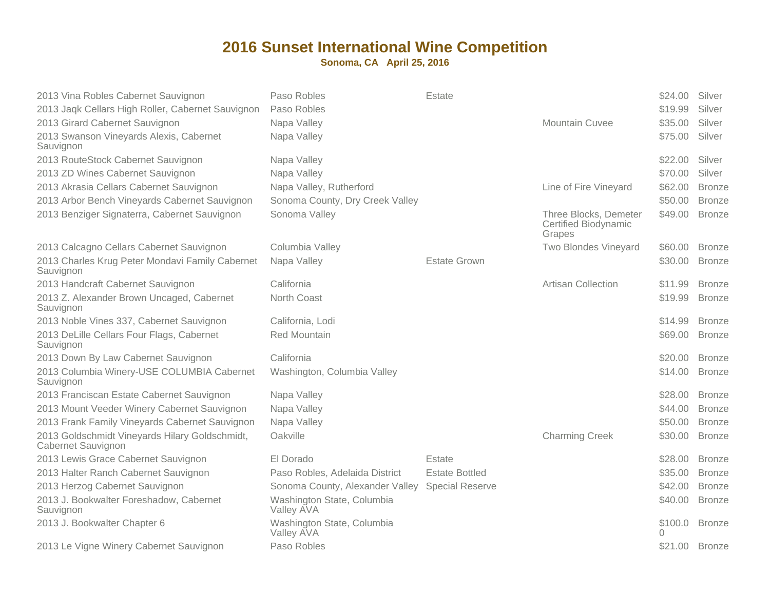# 2016 Sunset International Wine Competition

**Sonoma, CA   April 25, 2016**

| | | | | | |
|---|---|---|---|---|---|
| 2013 Vina Robles Cabernet Sauvignon | Paso Robles | Estate | | $24.00 | Silver |
| 2013 Jaqk Cellars High Roller, Cabernet Sauvignon | Paso Robles | | | $19.99 | Silver |
| 2013 Girard Cabernet Sauvignon | Napa Valley | | Mountain Cuvee | $35.00 | Silver |
| 2013 Swanson Vineyards Alexis, Cabernet Sauvignon | Napa Valley | | | $75.00 | Silver |
| 2013 RouteStock Cabernet Sauvignon | Napa Valley | | | $22.00 | Silver |
| 2013 ZD Wines Cabernet Sauvignon | Napa Valley | | | $70.00 | Silver |
| 2013 Akrasia Cellars Cabernet Sauvignon | Napa Valley, Rutherford | | Line of Fire Vineyard | $62.00 | Bronze |
| 2013 Arbor Bench Vineyards Cabernet Sauvignon | Sonoma County, Dry Creek Valley | | | $50.00 | Bronze |
| 2013 Benziger Signaterra, Cabernet Sauvignon | Sonoma Valley | | Three Blocks, Demeter Certified Biodynamic Grapes | $49.00 | Bronze |
| 2013 Calcagno Cellars Cabernet Sauvignon | Columbia Valley | | Two Blondes Vineyard | $60.00 | Bronze |
| 2013 Charles Krug Peter Mondavi Family Cabernet Sauvignon | Napa Valley | Estate Grown | | $30.00 | Bronze |
| 2013 Handcraft Cabernet Sauvignon | California | | Artisan Collection | $11.99 | Bronze |
| 2013 Z. Alexander Brown Uncaged, Cabernet Sauvignon | North Coast | | | $19.99 | Bronze |
| 2013 Noble Vines 337, Cabernet Sauvignon | California, Lodi | | | $14.99 | Bronze |
| 2013 DeLille Cellars Four Flags, Cabernet Sauvignon | Red Mountain | | | $69.00 | Bronze |
| 2013 Down By Law Cabernet Sauvignon | California | | | $20.00 | Bronze |
| 2013 Columbia Winery-USE COLUMBIA Cabernet Sauvignon | Washington, Columbia Valley | | | $14.00 | Bronze |
| 2013 Franciscan Estate Cabernet Sauvignon | Napa Valley | | | $28.00 | Bronze |
| 2013 Mount Veeder Winery Cabernet Sauvignon | Napa Valley | | | $44.00 | Bronze |
| 2013 Frank Family Vineyards Cabernet Sauvignon | Napa Valley | | | $50.00 | Bronze |
| 2013 Goldschmidt Vineyards Hilary Goldschmidt, Cabernet Sauvignon | Oakville | | Charming Creek | $30.00 | Bronze |
| 2013 Lewis Grace Cabernet Sauvignon | El Dorado | Estate | | $28.00 | Bronze |
| 2013 Halter Ranch Cabernet Sauvignon | Paso Robles, Adelaida District | Estate Bottled | | $35.00 | Bronze |
| 2013 Herzog Cabernet Sauvignon | Sonoma County, Alexander Valley | Special Reserve | | $42.00 | Bronze |
| 2013 J. Bookwalter Foreshadow, Cabernet Sauvignon | Washington State, Columbia Valley AVA | | | $40.00 | Bronze |
| 2013 J. Bookwalter Chapter 6 | Washington State, Columbia Valley AVA | | | $100.00 | Bronze |
| 2013 Le Vigne Winery Cabernet Sauvignon | Paso Robles | | | $21.00 | Bronze |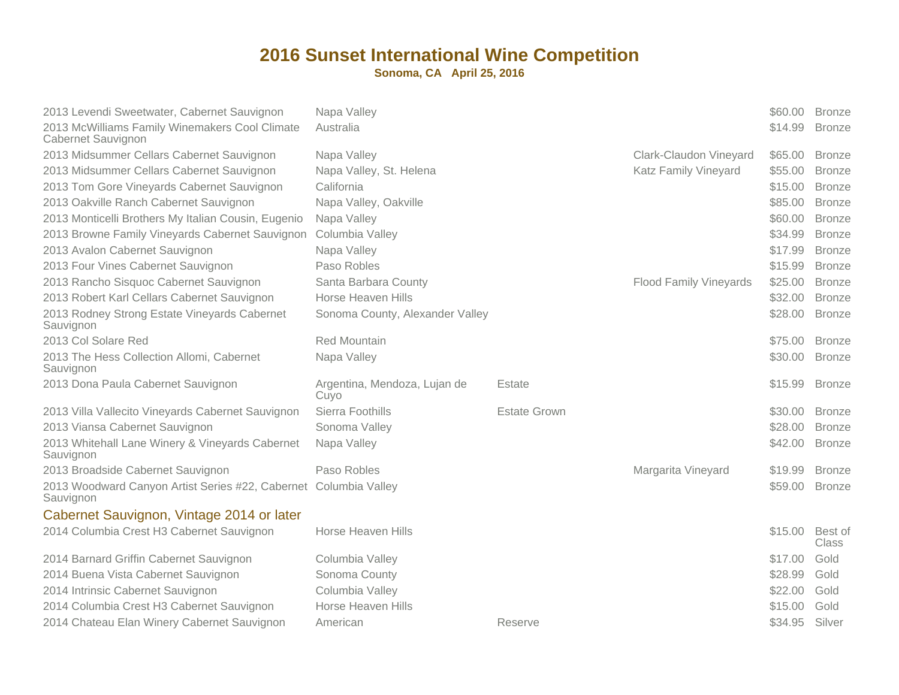# 2016 Sunset International Wine Competition

**Sonoma, CA April 25, 2016**

| Wine | Appellation | Designation | Vineyard | Price | Award |
|---|---|---|---|---|---|
| 2013 Levendi Sweetwater, Cabernet Sauvignon | Napa Valley | | | $60.00 | Bronze |
| 2013 McWilliams Family Winemakers Cool Climate Cabernet Sauvignon | Australia | | | $14.99 | Bronze |
| 2013 Midsummer Cellars Cabernet Sauvignon | Napa Valley | | Clark-Claudon Vineyard | $65.00 | Bronze |
| 2013 Midsummer Cellars Cabernet Sauvignon | Napa Valley, St. Helena | | Katz Family Vineyard | $55.00 | Bronze |
| 2013 Tom Gore Vineyards Cabernet Sauvignon | California | | | $15.00 | Bronze |
| 2013 Oakville Ranch Cabernet Sauvignon | Napa Valley, Oakville | | | $85.00 | Bronze |
| 2013 Monticelli Brothers My Italian Cousin, Eugenio | Napa Valley | | | $60.00 | Bronze |
| 2013 Browne Family Vineyards Cabernet Sauvignon | Columbia Valley | | | $34.99 | Bronze |
| 2013 Avalon Cabernet Sauvignon | Napa Valley | | | $17.99 | Bronze |
| 2013 Four Vines Cabernet Sauvignon | Paso Robles | | | $15.99 | Bronze |
| 2013 Rancho Sisquoc Cabernet Sauvignon | Santa Barbara County | | Flood Family Vineyards | $25.00 | Bronze |
| 2013 Robert Karl Cellars Cabernet Sauvignon | Horse Heaven Hills | | | $32.00 | Bronze |
| 2013 Rodney Strong Estate Vineyards Cabernet Sauvignon | Sonoma County, Alexander Valley | | | $28.00 | Bronze |
| 2013 Col Solare Red | Red Mountain | | | $75.00 | Bronze |
| 2013 The Hess Collection Allomi, Cabernet Sauvignon | Napa Valley | | | $30.00 | Bronze |
| 2013 Dona Paula Cabernet Sauvignon | Argentina, Mendoza, Lujan de Cuyo | Estate | | $15.99 | Bronze |
| 2013 Villa Vallecito Vineyards Cabernet Sauvignon | Sierra Foothills | Estate Grown | | $30.00 | Bronze |
| 2013 Viansa Cabernet Sauvignon | Sonoma Valley | | | $28.00 | Bronze |
| 2013 Whitehall Lane Winery & Vineyards Cabernet Sauvignon | Napa Valley | | | $42.00 | Bronze |
| 2013 Broadside Cabernet Sauvignon | Paso Robles | | Margarita Vineyard | $19.99 | Bronze |
| 2013 Woodward Canyon Artist Series #22, Cabernet Sauvignon | Columbia Valley | | | $59.00 | Bronze |

## Cabernet Sauvignon, Vintage 2014 or later

| Wine | Appellation | Designation | Vineyard | Price | Award |
|---|---|---|---|---|---|
| 2014 Columbia Crest H3 Cabernet Sauvignon | Horse Heaven Hills | | | $15.00 | Best of Class |
| 2014 Barnard Griffin Cabernet Sauvignon | Columbia Valley | | | $17.00 | Gold |
| 2014 Buena Vista Cabernet Sauvignon | Sonoma County | | | $28.99 | Gold |
| 2014 Intrinsic Cabernet Sauvignon | Columbia Valley | | | $22.00 | Gold |
| 2014 Columbia Crest H3 Cabernet Sauvignon | Horse Heaven Hills | | | $15.00 | Gold |
| 2014 Chateau Elan Winery Cabernet Sauvignon | American | Reserve | | $34.95 | Silver |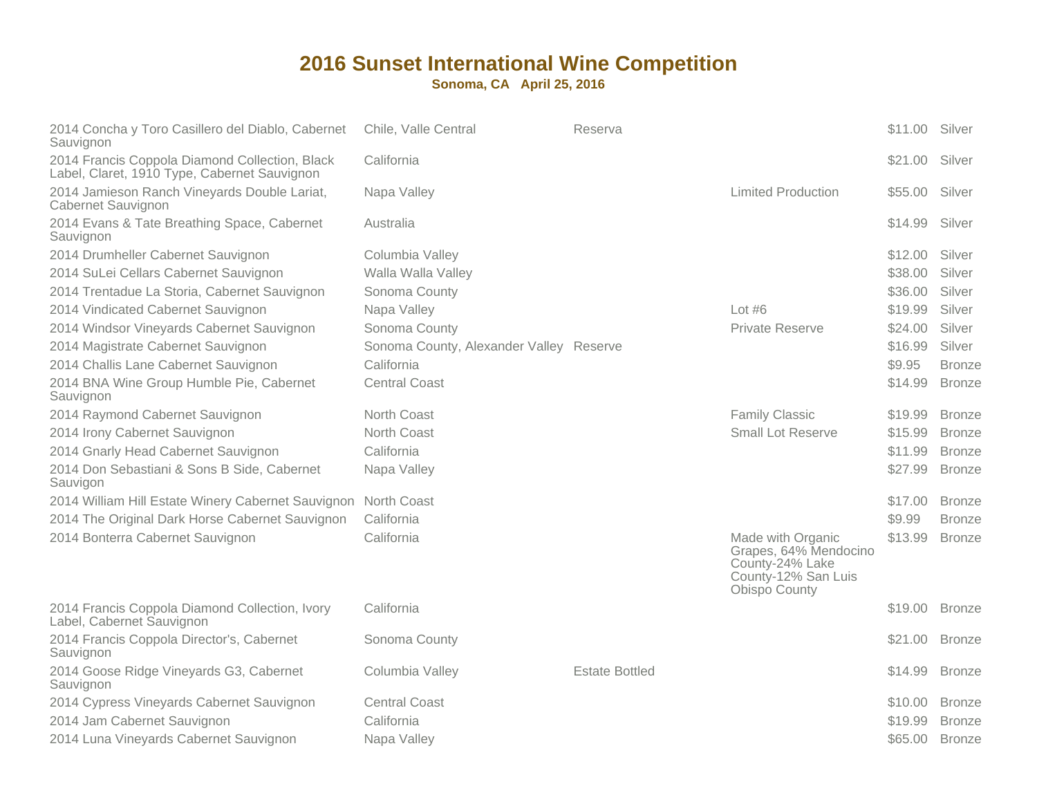# 2016 Sunset International Wine Competition

**Sonoma, CA April 25, 2016**

| Wine | Region | Designation | Notes | Price | Award |
|---|---|---|---|---|---|
| 2014 Concha y Toro Casillero del Diablo, Cabernet Sauvignon | Chile, Valle Central | Reserva | | $11.00 | Silver |
| 2014 Francis Coppola Diamond Collection, Black Label, Claret, 1910 Type, Cabernet Sauvignon | California | | | $21.00 | Silver |
| 2014 Jamieson Ranch Vineyards Double Lariat, Cabernet Sauvignon | Napa Valley | | Limited Production | $55.00 | Silver |
| 2014 Evans & Tate Breathing Space, Cabernet Sauvignon | Australia | | | $14.99 | Silver |
| 2014 Drumheller Cabernet Sauvignon | Columbia Valley | | | $12.00 | Silver |
| 2014 SuLei Cellars Cabernet Sauvignon | Walla Walla Valley | | | $38.00 | Silver |
| 2014 Trentadue La Storia, Cabernet Sauvignon | Sonoma County | | | $36.00 | Silver |
| 2014 Vindicated Cabernet Sauvignon | Napa Valley | | Lot #6 | $19.99 | Silver |
| 2014 Windsor Vineyards Cabernet Sauvignon | Sonoma County | | Private Reserve | $24.00 | Silver |
| 2014 Magistrate Cabernet Sauvignon | Sonoma County, Alexander Valley | Reserve | | $16.99 | Silver |
| 2014 Challis Lane Cabernet Sauvignon | California | | | $9.95 | Bronze |
| 2014 BNA Wine Group Humble Pie, Cabernet Sauvignon | Central Coast | | | $14.99 | Bronze |
| 2014 Raymond Cabernet Sauvignon | North Coast | | Family Classic | $19.99 | Bronze |
| 2014 Irony Cabernet Sauvignon | North Coast | | Small Lot Reserve | $15.99 | Bronze |
| 2014 Gnarly Head Cabernet Sauvignon | California | | | $11.99 | Bronze |
| 2014 Don Sebastiani & Sons B Side, Cabernet Sauvigon | Napa Valley | | | $27.99 | Bronze |
| 2014 William Hill Estate Winery Cabernet Sauvignon | North Coast | | | $17.00 | Bronze |
| 2014 The Original Dark Horse Cabernet Sauvignon | California | | | $9.99 | Bronze |
| 2014 Bonterra Cabernet Sauvignon | California | | Made with Organic Grapes, 64% Mendocino County-24% Lake County-12% San Luis Obispo County | $13.99 | Bronze |
| 2014 Francis Coppola Diamond Collection, Ivory Label, Cabernet Sauvignon | California | | | $19.00 | Bronze |
| 2014 Francis Coppola Director's, Cabernet Sauvignon | Sonoma County | | | $21.00 | Bronze |
| 2014 Goose Ridge Vineyards G3, Cabernet Sauvignon | Columbia Valley | Estate Bottled | | $14.99 | Bronze |
| 2014 Cypress Vineyards Cabernet Sauvignon | Central Coast | | | $10.00 | Bronze |
| 2014 Jam Cabernet Sauvignon | California | | | $19.99 | Bronze |
| 2014 Luna Vineyards Cabernet Sauvignon | Napa Valley | | | $65.00 | Bronze |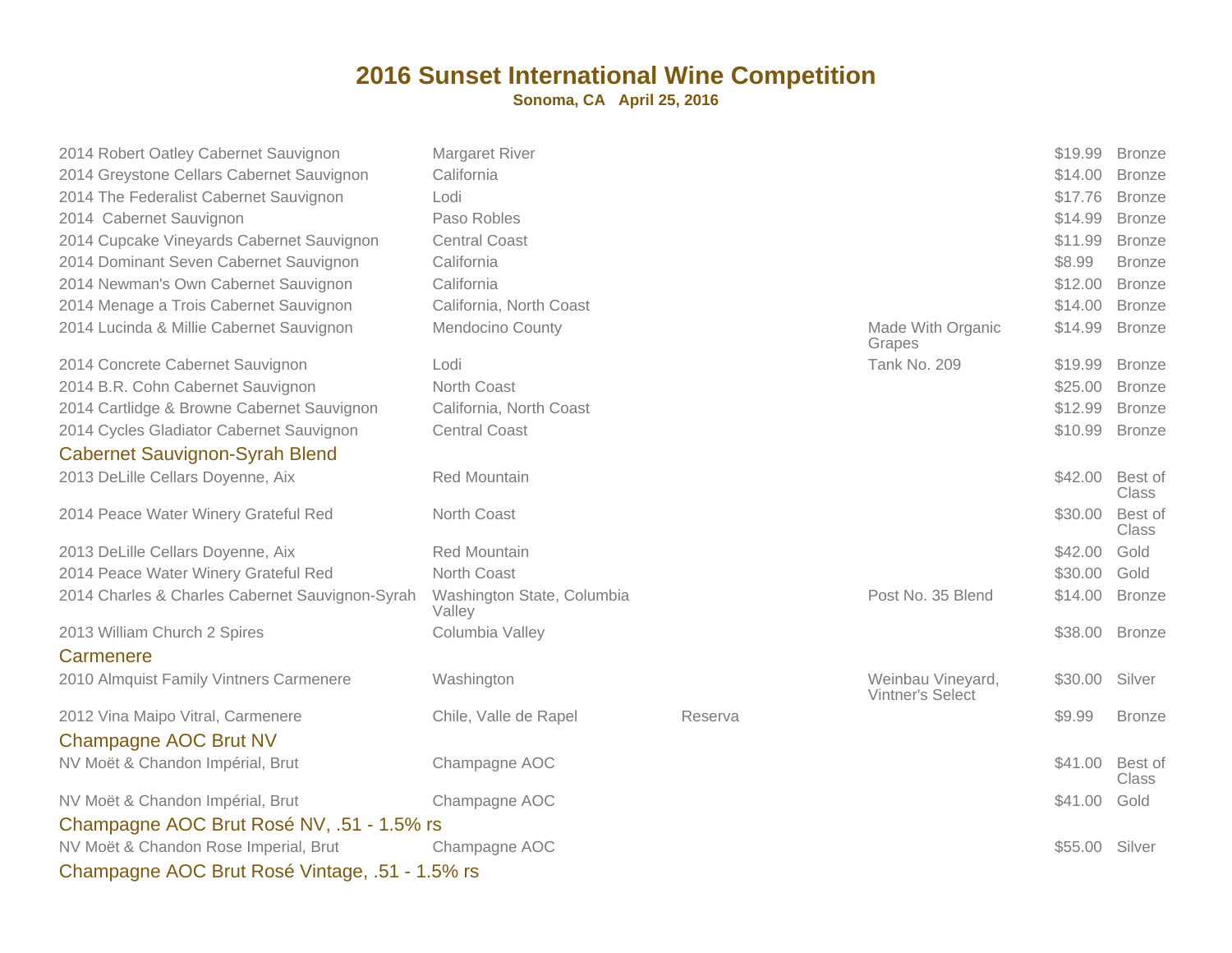# 2016 Sunset International Wine Competition

**Sonoma, CA April 25, 2016**

| Wine | Appellation | | Designation | Price | Award |
|---|---|---|---|---|---|
| 2014 Robert Oatley Cabernet Sauvignon | Margaret River | | | $19.99 | Bronze |
| 2014 Greystone Cellars Cabernet Sauvignon | California | | | $14.00 | Bronze |
| 2014 The Federalist Cabernet Sauvignon | Lodi | | | $17.76 | Bronze |
| 2014  Cabernet Sauvignon | Paso Robles | | | $14.99 | Bronze |
| 2014 Cupcake Vineyards Cabernet Sauvignon | Central Coast | | | $11.99 | Bronze |
| 2014 Dominant Seven Cabernet Sauvignon | California | | | $8.99 | Bronze |
| 2014 Newman's Own Cabernet Sauvignon | California | | | $12.00 | Bronze |
| 2014 Menage a Trois Cabernet Sauvignon | California, North Coast | | | $14.00 | Bronze |
| 2014 Lucinda & Millie Cabernet Sauvignon | Mendocino County | | Made With Organic Grapes | $14.99 | Bronze |
| 2014 Concrete Cabernet Sauvignon | Lodi | | Tank No. 209 | $19.99 | Bronze |
| 2014 B.R. Cohn Cabernet Sauvignon | North Coast | | | $25.00 | Bronze |
| 2014 Cartlidge & Browne Cabernet Sauvignon | California, North Coast | | | $12.99 | Bronze |
| 2014 Cycles Gladiator Cabernet Sauvignon | Central Coast | | | $10.99 | Bronze |

## Cabernet Sauvignon-Syrah Blend

| Wine | Appellation | | Designation | Price | Award |
|---|---|---|---|---|---|
| 2013 DeLille Cellars Doyenne, Aix | Red Mountain | | | $42.00 | Best of Class |
| 2014 Peace Water Winery Grateful Red | North Coast | | | $30.00 | Best of Class |
| 2013 DeLille Cellars Doyenne, Aix | Red Mountain | | | $42.00 | Gold |
| 2014 Peace Water Winery Grateful Red | North Coast | | | $30.00 | Gold |
| 2014 Charles & Charles Cabernet Sauvignon-Syrah | Washington State, Columbia Valley | | Post No. 35 Blend | $14.00 | Bronze |
| 2013 William Church 2 Spires | Columbia Valley | | | $38.00 | Bronze |

## Carmenere

| Wine | Appellation | | Designation | Price | Award |
|---|---|---|---|---|---|
| 2010 Almquist Family Vintners Carmenere | Washington | | Weinbau Vineyard, Vintner's Select | $30.00 | Silver |
| 2012 Vina Maipo Vitral, Carmenere | Chile, Valle de Rapel | Reserva | | $9.99 | Bronze |

## Champagne AOC Brut NV

| Wine | Appellation | | Designation | Price | Award |
|---|---|---|---|---|---|
| NV Moët & Chandon Impérial, Brut | Champagne AOC | | | $41.00 | Best of Class |
| NV Moët & Chandon Impérial, Brut | Champagne AOC | | | $41.00 | Gold |

## Champagne AOC Brut Rosé NV, .51 - 1.5% rs

| Wine | Appellation | | Designation | Price | Award |
|---|---|---|---|---|---|
| NV Moët & Chandon Rose Imperial, Brut | Champagne AOC | | | $55.00 | Silver |

## Champagne AOC Brut Rosé Vintage, .51 - 1.5% rs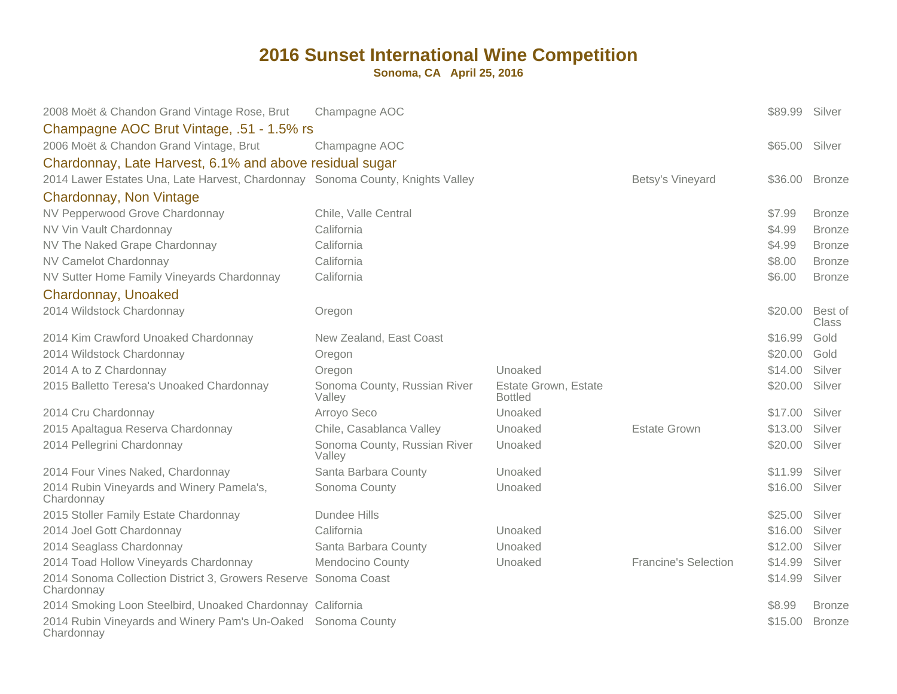# 2016 Sunset International Wine Competition

**Sonoma, CA April 25, 2016**

| Wine | Appellation | Designation | Vineyard | Price | Award |
|---|---|---|---|---|---|
| 2008 Moët & Chandon Grand Vintage Rose, Brut | Champagne AOC | | | $89.99 | Silver |

### Champagne AOC Brut Vintage, .51 - 1.5% rs

| Wine | Appellation | Designation | Vineyard | Price | Award |
|---|---|---|---|---|---|
| 2006 Moët & Chandon Grand Vintage, Brut | Champagne AOC | | | $65.00 | Silver |

### Chardonnay, Late Harvest, 6.1% and above residual sugar

| Wine | Appellation | Designation | Vineyard | Price | Award |
|---|---|---|---|---|---|
| 2014 Lawer Estates Una, Late Harvest, Chardonnay | Sonoma County, Knights Valley | | Betsy's Vineyard | $36.00 | Bronze |

### Chardonnay, Non Vintage

| Wine | Appellation | Designation | Vineyard | Price | Award |
|---|---|---|---|---|---|
| NV Pepperwood Grove Chardonnay | Chile, Valle Central | | | $7.99 | Bronze |
| NV Vin Vault Chardonnay | California | | | $4.99 | Bronze |
| NV The Naked Grape Chardonnay | California | | | $4.99 | Bronze |
| NV Camelot Chardonnay | California | | | $8.00 | Bronze |
| NV Sutter Home Family Vineyards Chardonnay | California | | | $6.00 | Bronze |

### Chardonnay, Unoaked

| Wine | Appellation | Designation | Vineyard | Price | Award |
|---|---|---|---|---|---|
| 2014 Wildstock Chardonnay | Oregon | | | $20.00 | Best of Class |
| 2014 Kim Crawford Unoaked Chardonnay | New Zealand, East Coast | | | $16.99 | Gold |
| 2014 Wildstock Chardonnay | Oregon | | | $20.00 | Gold |
| 2014 A to Z Chardonnay | Oregon | Unoaked | | $14.00 | Silver |
| 2015 Balletto Teresa's Unoaked Chardonnay | Sonoma County, Russian River Valley | Estate Grown, Estate Bottled | | $20.00 | Silver |
| 2014 Cru Chardonnay | Arroyo Seco | Unoaked | | $17.00 | Silver |
| 2015 Apaltagua Reserva Chardonnay | Chile, Casablanca Valley | Unoaked | Estate Grown | $13.00 | Silver |
| 2014 Pellegrini Chardonnay | Sonoma County, Russian River Valley | Unoaked | | $20.00 | Silver |
| 2014 Four Vines Naked, Chardonnay | Santa Barbara County | Unoaked | | $11.99 | Silver |
| 2014 Rubin Vineyards and Winery Pamela's, Chardonnay | Sonoma County | Unoaked | | $16.00 | Silver |
| 2015 Stoller Family Estate Chardonnay | Dundee Hills | | | $25.00 | Silver |
| 2014 Joel Gott Chardonnay | California | Unoaked | | $16.00 | Silver |
| 2014 Seaglass Chardonnay | Santa Barbara County | Unoaked | | $12.00 | Silver |
| 2014 Toad Hollow Vineyards Chardonnay | Mendocino County | Unoaked | Francine's Selection | $14.99 | Silver |
| 2014 Sonoma Collection District 3, Growers Reserve Chardonnay | Sonoma Coast | | | $14.99 | Silver |
| 2014 Smoking Loon Steelbird, Unoaked Chardonnay | California | | | $8.99 | Bronze |
| 2014 Rubin Vineyards and Winery Pam's Un-Oaked Chardonnay | Sonoma County | | | $15.00 | Bronze |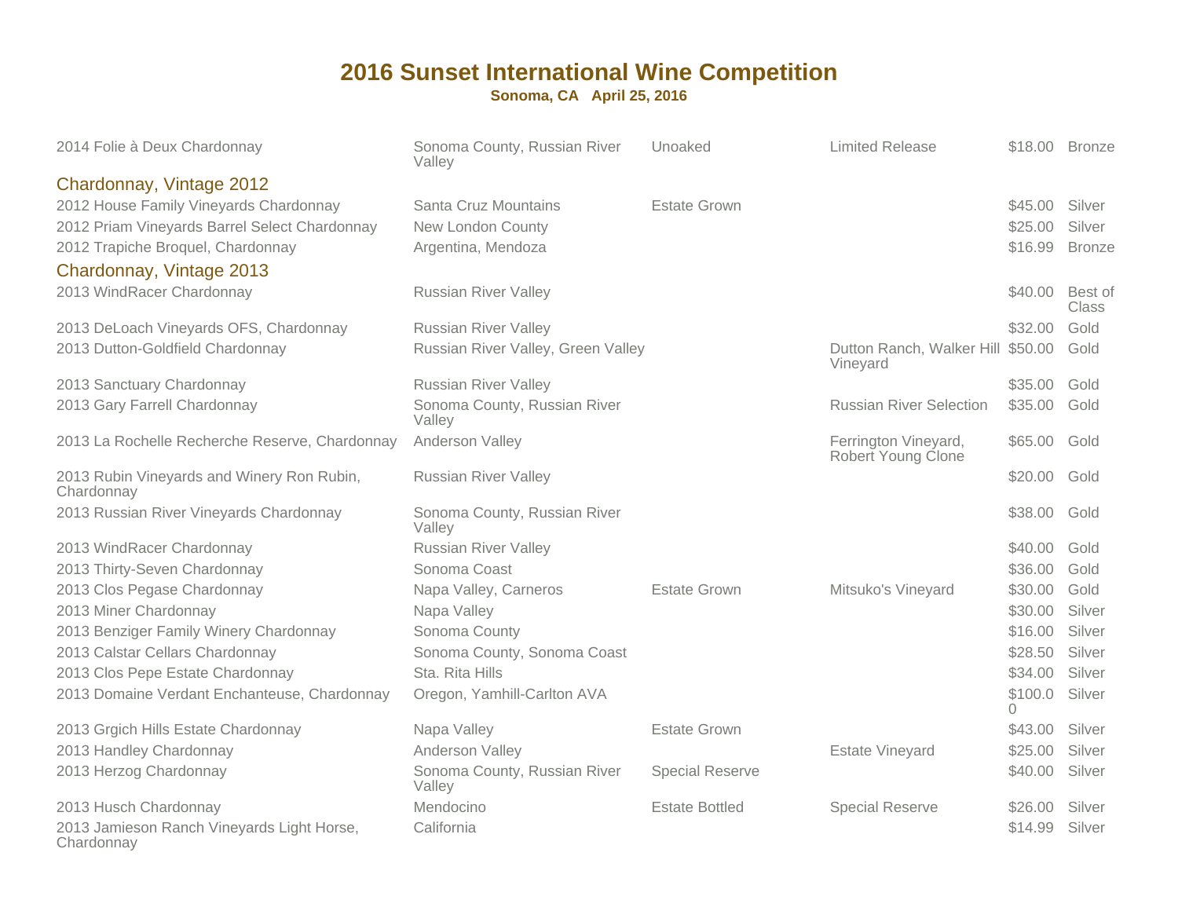# 2016 Sunset International Wine Competition

**Sonoma, CA April 25, 2016**

| | | | | | |
|---|---|---|---|---|---|
| 2014 Folie à Deux Chardonnay | Sonoma County, Russian River Valley | Unoaked | Limited Release | $18.00 | Bronze |

## Chardonnay, Vintage 2012

| | | | | | |
|---|---|---|---|---|---|
| 2012 House Family Vineyards Chardonnay | Santa Cruz Mountains | Estate Grown | | $45.00 | Silver |
| 2012 Priam Vineyards Barrel Select Chardonnay | New London County | | | $25.00 | Silver |
| 2012 Trapiche Broquel, Chardonnay | Argentina, Mendoza | | | $16.99 | Bronze |

## Chardonnay, Vintage 2013

| | | | | | |
|---|---|---|---|---|---|
| 2013 WindRacer Chardonnay | Russian River Valley | | | $40.00 | Best of Class |
| 2013 DeLoach Vineyards OFS, Chardonnay | Russian River Valley | | | $32.00 | Gold |
| 2013 Dutton-Goldfield Chardonnay | Russian River Valley, Green Valley | | Dutton Ranch, Walker Hill Vineyard | $50.00 | Gold |
| 2013 Sanctuary Chardonnay | Russian River Valley | | | $35.00 | Gold |
| 2013 Gary Farrell Chardonnay | Sonoma County, Russian River Valley | | Russian River Selection | $35.00 | Gold |
| 2013 La Rochelle Recherche Reserve, Chardonnay | Anderson Valley | | Ferrington Vineyard, Robert Young Clone | $65.00 | Gold |
| 2013 Rubin Vineyards and Winery Ron Rubin, Chardonnay | Russian River Valley | | | $20.00 | Gold |
| 2013 Russian River Vineyards Chardonnay | Sonoma County, Russian River Valley | | | $38.00 | Gold |
| 2013 WindRacer Chardonnay | Russian River Valley | | | $40.00 | Gold |
| 2013 Thirty-Seven Chardonnay | Sonoma Coast | | | $36.00 | Gold |
| 2013 Clos Pegase Chardonnay | Napa Valley, Carneros | Estate Grown | Mitsuko's Vineyard | $30.00 | Gold |
| 2013 Miner Chardonnay | Napa Valley | | | $30.00 | Silver |
| 2013 Benziger Family Winery Chardonnay | Sonoma County | | | $16.00 | Silver |
| 2013 Calstar Cellars Chardonnay | Sonoma County, Sonoma Coast | | | $28.50 | Silver |
| 2013 Clos Pepe Estate Chardonnay | Sta. Rita Hills | | | $34.00 | Silver |
| 2013 Domaine Verdant Enchanteuse, Chardonnay | Oregon, Yamhill-Carlton AVA | | | $100.00 | Silver |
| 2013 Grgich Hills Estate Chardonnay | Napa Valley | Estate Grown | | $43.00 | Silver |
| 2013 Handley Chardonnay | Anderson Valley | | Estate Vineyard | $25.00 | Silver |
| 2013 Herzog Chardonnay | Sonoma County, Russian River Valley | Special Reserve | | $40.00 | Silver |
| 2013 Husch Chardonnay | Mendocino | Estate Bottled | Special Reserve | $26.00 | Silver |
| 2013 Jamieson Ranch Vineyards Light Horse, Chardonnay | California | | | $14.99 | Silver |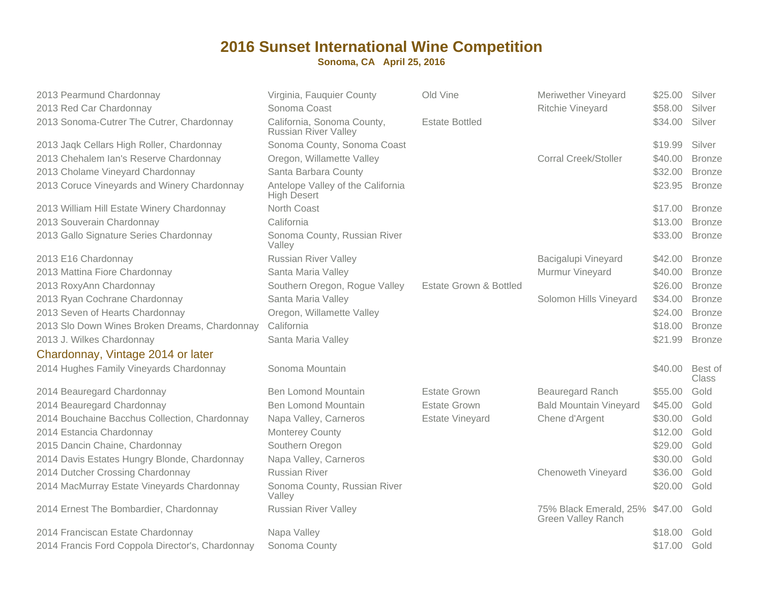# 2016 Sunset International Wine Competition

**Sonoma, CA April 25, 2016**

| | | | | | |
|---|---|---|---|---|---|
| 2013 Pearmund Chardonnay | Virginia, Fauquier County | Old Vine | Meriwether Vineyard | $25.00 | Silver |
| 2013 Red Car Chardonnay | Sonoma Coast | | Ritchie Vineyard | $58.00 | Silver |
| 2013 Sonoma-Cutrer The Cutrer, Chardonnay | California, Sonoma County, Russian River Valley | Estate Bottled | | $34.00 | Silver |
| 2013 Jaqk Cellars High Roller, Chardonnay | Sonoma County, Sonoma Coast | | | $19.99 | Silver |
| 2013 Chehalem Ian's Reserve Chardonnay | Oregon, Willamette Valley | | Corral Creek/Stoller | $40.00 | Bronze |
| 2013 Cholame Vineyard Chardonnay | Santa Barbara County | | | $32.00 | Bronze |
| 2013 Coruce Vineyards and Winery Chardonnay | Antelope Valley of the California High Desert | | | $23.95 | Bronze |
| 2013 William Hill Estate Winery Chardonnay | North Coast | | | $17.00 | Bronze |
| 2013 Souverain Chardonnay | California | | | $13.00 | Bronze |
| 2013 Gallo Signature Series Chardonnay | Sonoma County, Russian River Valley | | | $33.00 | Bronze |
| 2013 E16 Chardonnay | Russian River Valley | | Bacigalupi Vineyard | $42.00 | Bronze |
| 2013 Mattina Fiore Chardonnay | Santa Maria Valley | | Murmur Vineyard | $40.00 | Bronze |
| 2013 RoxyAnn Chardonnay | Southern Oregon, Rogue Valley | Estate Grown & Bottled | | $26.00 | Bronze |
| 2013 Ryan Cochrane Chardonnay | Santa Maria Valley | | Solomon Hills Vineyard | $34.00 | Bronze |
| 2013 Seven of Hearts Chardonnay | Oregon, Willamette Valley | | | $24.00 | Bronze |
| 2013 Slo Down Wines Broken Dreams, Chardonnay | California | | | $18.00 | Bronze |
| 2013 J. Wilkes Chardonnay | Santa Maria Valley | | | $21.99 | Bronze |

## Chardonnay, Vintage 2014 or later

| | | | | | |
|---|---|---|---|---|---|
| 2014 Hughes Family Vineyards Chardonnay | Sonoma Mountain | | | $40.00 | Best of Class |
| 2014 Beauregard Chardonnay | Ben Lomond Mountain | Estate Grown | Beauregard Ranch | $55.00 | Gold |
| 2014 Beauregard Chardonnay | Ben Lomond Mountain | Estate Grown | Bald Mountain Vineyard | $45.00 | Gold |
| 2014 Bouchaine Bacchus Collection, Chardonnay | Napa Valley, Carneros | Estate Vineyard | Chene d'Argent | $30.00 | Gold |
| 2014 Estancia Chardonnay | Monterey County | | | $12.00 | Gold |
| 2015 Dancin Chaine, Chardonnay | Southern Oregon | | | $29.00 | Gold |
| 2014 Davis Estates Hungry Blonde, Chardonnay | Napa Valley, Carneros | | | $30.00 | Gold |
| 2014 Dutcher Crossing Chardonnay | Russian River | | Chenoweth Vineyard | $36.00 | Gold |
| 2014 MacMurray Estate Vineyards Chardonnay | Sonoma County, Russian River Valley | | | $20.00 | Gold |
| 2014 Ernest The Bombardier, Chardonnay | Russian River Valley | | 75% Black Emerald, 25% Green Valley Ranch | $47.00 | Gold |
| 2014 Franciscan Estate Chardonnay | Napa Valley | | | $18.00 | Gold |
| 2014 Francis Ford Coppola Director's, Chardonnay | Sonoma County | | | $17.00 | Gold |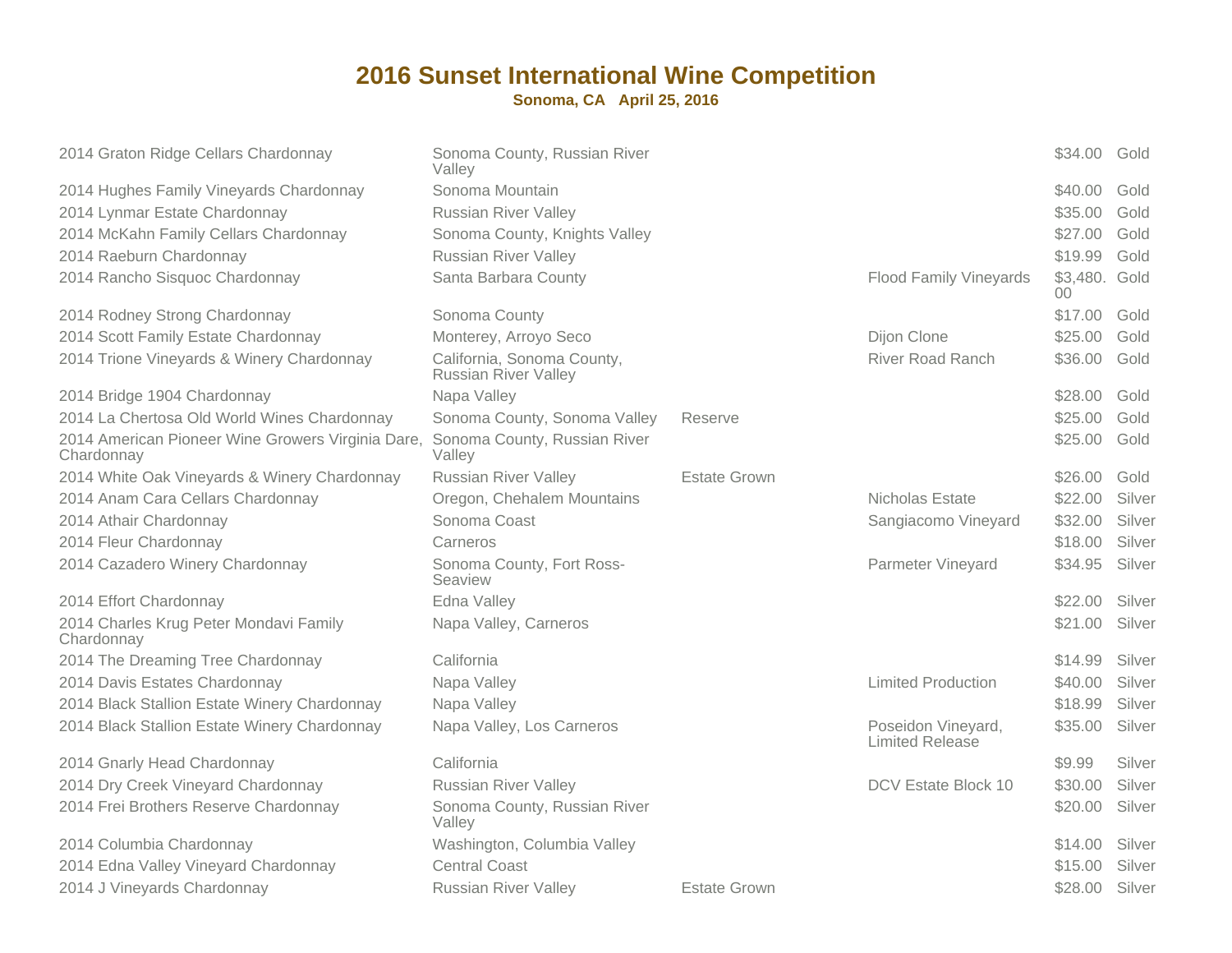# 2016 Sunset International Wine Competition

**Sonoma, CA April 25, 2016**

| Wine | Appellation | Designation | Vineyard | Price | Award |
|---|---|---|---|---|---|
| 2014 Graton Ridge Cellars Chardonnay | Sonoma County, Russian River Valley | | | $34.00 | Gold |
| 2014 Hughes Family Vineyards Chardonnay | Sonoma Mountain | | | $40.00 | Gold |
| 2014 Lynmar Estate Chardonnay | Russian River Valley | | | $35.00 | Gold |
| 2014 McKahn Family Cellars Chardonnay | Sonoma County, Knights Valley | | | $27.00 | Gold |
| 2014 Raeburn Chardonnay | Russian River Valley | | | $19.99 | Gold |
| 2014 Rancho Sisquoc Chardonnay | Santa Barbara County | | Flood Family Vineyards | $3,480.00 | Gold |
| 2014 Rodney Strong Chardonnay | Sonoma County | | | $17.00 | Gold |
| 2014 Scott Family Estate Chardonnay | Monterey, Arroyo Seco | | Dijon Clone | $25.00 | Gold |
| 2014 Trione Vineyards & Winery Chardonnay | California, Sonoma County, Russian River Valley | | River Road Ranch | $36.00 | Gold |
| 2014 Bridge 1904 Chardonnay | Napa Valley | | | $28.00 | Gold |
| 2014 La Chertosa Old World Wines Chardonnay | Sonoma County, Sonoma Valley | Reserve | | $25.00 | Gold |
| 2014 American Pioneer Wine Growers Virginia Dare, Chardonnay | Sonoma County, Russian River Valley | | | $25.00 | Gold |
| 2014 White Oak Vineyards & Winery Chardonnay | Russian River Valley | Estate Grown | | $26.00 | Gold |
| 2014 Anam Cara Cellars Chardonnay | Oregon, Chehalem Mountains | | Nicholas Estate | $22.00 | Silver |
| 2014 Athair Chardonnay | Sonoma Coast | | Sangiacomo Vineyard | $32.00 | Silver |
| 2014 Fleur Chardonnay | Carneros | | | $18.00 | Silver |
| 2014 Cazadero Winery Chardonnay | Sonoma County, Fort Ross-Seaview | | Parmeter Vineyard | $34.95 | Silver |
| 2014 Effort Chardonnay | Edna Valley | | | $22.00 | Silver |
| 2014 Charles Krug Peter Mondavi Family Chardonnay | Napa Valley, Carneros | | | $21.00 | Silver |
| 2014 The Dreaming Tree Chardonnay | California | | | $14.99 | Silver |
| 2014 Davis Estates Chardonnay | Napa Valley | | Limited Production | $40.00 | Silver |
| 2014 Black Stallion Estate Winery Chardonnay | Napa Valley | | | $18.99 | Silver |
| 2014 Black Stallion Estate Winery Chardonnay | Napa Valley, Los Carneros | | Poseidon Vineyard, Limited Release | $35.00 | Silver |
| 2014 Gnarly Head Chardonnay | California | | | $9.99 | Silver |
| 2014 Dry Creek Vineyard Chardonnay | Russian River Valley | | DCV Estate Block 10 | $30.00 | Silver |
| 2014 Frei Brothers Reserve Chardonnay | Sonoma County, Russian River Valley | | | $20.00 | Silver |
| 2014 Columbia Chardonnay | Washington, Columbia Valley | | | $14.00 | Silver |
| 2014 Edna Valley Vineyard Chardonnay | Central Coast | | | $15.00 | Silver |
| 2014 J Vineyards Chardonnay | Russian River Valley | Estate Grown | | $28.00 | Silver |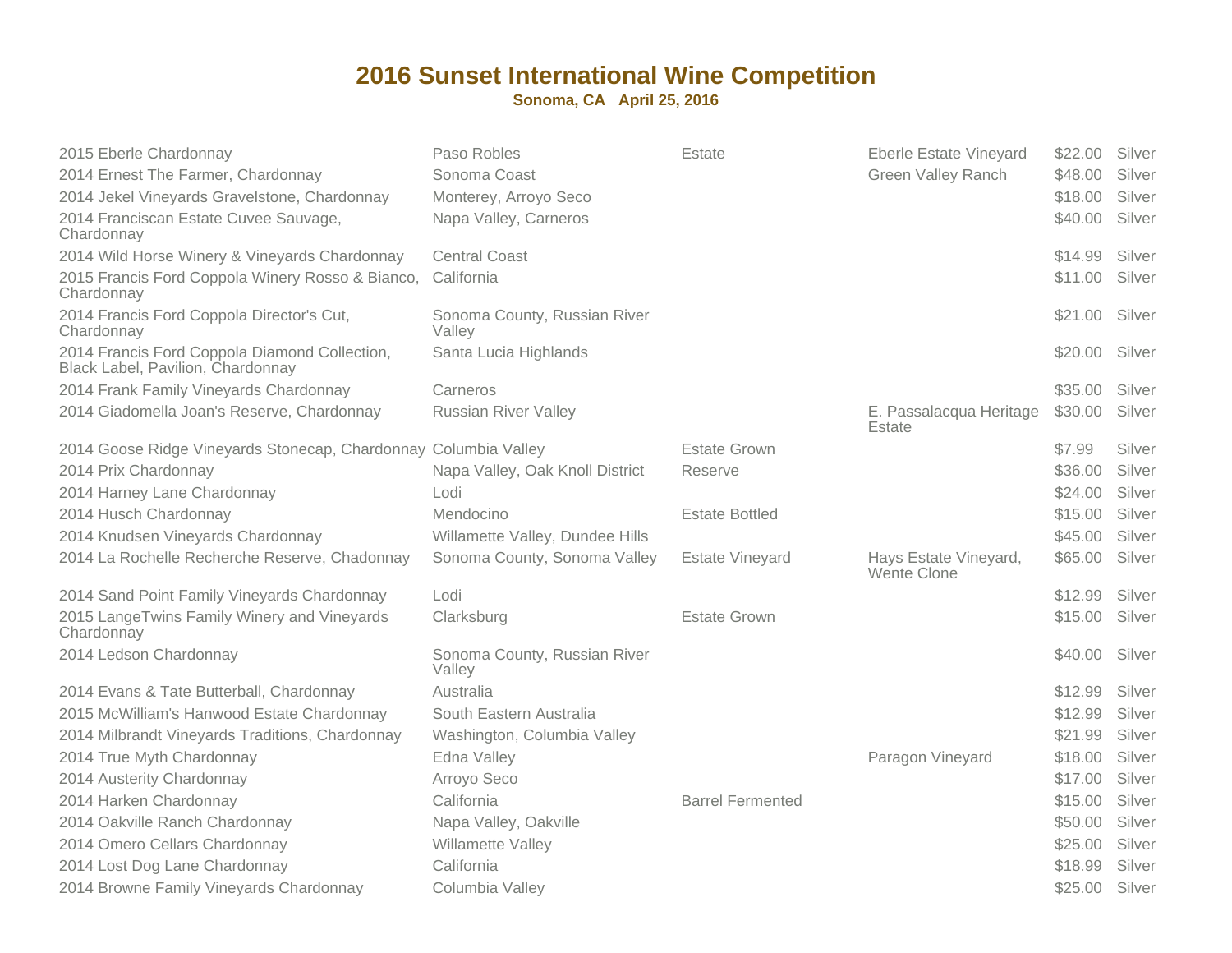# 2016 Sunset International Wine Competition

**Sonoma, CA   April 25, 2016**

| | | | | | |
|---|---|---|---|---|---|
| 2015 Eberle Chardonnay | Paso Robles | Estate | Eberle Estate Vineyard | $22.00 | Silver |
| 2014 Ernest The Farmer, Chardonnay | Sonoma Coast | | Green Valley Ranch | $48.00 | Silver |
| 2014 Jekel Vineyards Gravelstone, Chardonnay | Monterey, Arroyo Seco | | | $18.00 | Silver |
| 2014 Franciscan Estate Cuvee Sauvage, Chardonnay | Napa Valley, Carneros | | | $40.00 | Silver |
| 2014 Wild Horse Winery & Vineyards Chardonnay | Central Coast | | | $14.99 | Silver |
| 2015 Francis Ford Coppola Winery Rosso & Bianco, Chardonnay | California | | | $11.00 | Silver |
| 2014 Francis Ford Coppola Director's Cut, Chardonnay | Sonoma County, Russian River Valley | | | $21.00 | Silver |
| 2014 Francis Ford Coppola Diamond Collection, Black Label, Pavilion, Chardonnay | Santa Lucia Highlands | | | $20.00 | Silver |
| 2014 Frank Family Vineyards Chardonnay | Carneros | | | $35.00 | Silver |
| 2014 Giadomella Joan's Reserve, Chardonnay | Russian River Valley | | E. Passalacqua Heritage Estate | $30.00 | Silver |
| 2014 Goose Ridge Vineyards Stonecap, Chardonnay | Columbia Valley | Estate Grown | | $7.99 | Silver |
| 2014 Prix Chardonnay | Napa Valley, Oak Knoll District | Reserve | | $36.00 | Silver |
| 2014 Harney Lane Chardonnay | Lodi | | | $24.00 | Silver |
| 2014 Husch Chardonnay | Mendocino | Estate Bottled | | $15.00 | Silver |
| 2014 Knudsen Vineyards Chardonnay | Willamette Valley, Dundee Hills | | | $45.00 | Silver |
| 2014 La Rochelle Recherche Reserve, Chadonnay | Sonoma County, Sonoma Valley | Estate Vineyard | Hays Estate Vineyard, Wente Clone | $65.00 | Silver |
| 2014 Sand Point Family Vineyards Chardonnay | Lodi | | | $12.99 | Silver |
| 2015 LangeTwins Family Winery and Vineyards Chardonnay | Clarksburg | Estate Grown | | $15.00 | Silver |
| 2014 Ledson Chardonnay | Sonoma County, Russian River Valley | | | $40.00 | Silver |
| 2014 Evans & Tate Butterball, Chardonnay | Australia | | | $12.99 | Silver |
| 2015 McWilliam's Hanwood Estate Chardonnay | South Eastern Australia | | | $12.99 | Silver |
| 2014 Milbrandt Vineyards Traditions, Chardonnay | Washington, Columbia Valley | | | $21.99 | Silver |
| 2014 True Myth Chardonnay | Edna Valley | | Paragon Vineyard | $18.00 | Silver |
| 2014 Austerity Chardonnay | Arroyo Seco | | | $17.00 | Silver |
| 2014 Harken Chardonnay | California | Barrel Fermented | | $15.00 | Silver |
| 2014 Oakville Ranch Chardonnay | Napa Valley, Oakville | | | $50.00 | Silver |
| 2014 Omero Cellars Chardonnay | Willamette Valley | | | $25.00 | Silver |
| 2014 Lost Dog Lane Chardonnay | California | | | $18.99 | Silver |
| 2014 Browne Family Vineyards Chardonnay | Columbia Valley | | | $25.00 | Silver |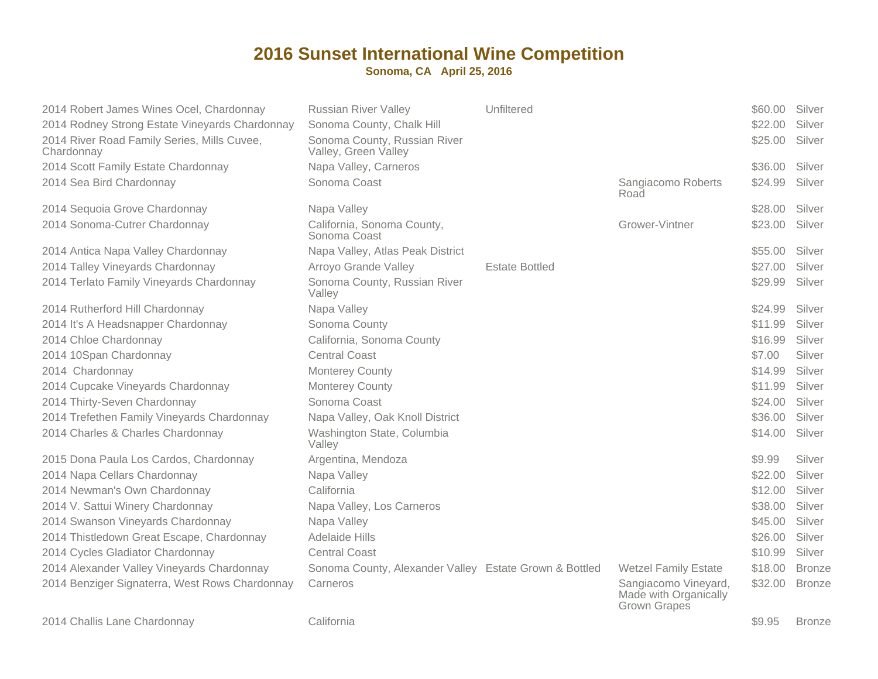# 2016 Sunset International Wine Competition

**Sonoma, CA April 25, 2016**

| Wine | Appellation | Designation | Vineyard | Price | Award |
|---|---|---|---|---|---|
| 2014 Robert James Wines Ocel, Chardonnay | Russian River Valley | Unfiltered | | $60.00 | Silver |
| 2014 Rodney Strong Estate Vineyards Chardonnay | Sonoma County, Chalk Hill | | | $22.00 | Silver |
| 2014 River Road Family Series, Mills Cuvee, Chardonnay | Sonoma County, Russian River Valley, Green Valley | | | $25.00 | Silver |
| 2014 Scott Family Estate Chardonnay | Napa Valley, Carneros | | | $36.00 | Silver |
| 2014 Sea Bird Chardonnay | Sonoma Coast | | Sangiacomo Roberts Road | $24.99 | Silver |
| 2014 Sequoia Grove Chardonnay | Napa Valley | | | $28.00 | Silver |
| 2014 Sonoma-Cutrer Chardonnay | California, Sonoma County, Sonoma Coast | | Grower-Vintner | $23.00 | Silver |
| 2014 Antica Napa Valley Chardonnay | Napa Valley, Atlas Peak District | | | $55.00 | Silver |
| 2014 Talley Vineyards Chardonnay | Arroyo Grande Valley | Estate Bottled | | $27.00 | Silver |
| 2014 Terlato Family Vineyards Chardonnay | Sonoma County, Russian River Valley | | | $29.99 | Silver |
| 2014 Rutherford Hill Chardonnay | Napa Valley | | | $24.99 | Silver |
| 2014 It's A Headsnapper Chardonnay | Sonoma County | | | $11.99 | Silver |
| 2014 Chloe Chardonnay | California, Sonoma County | | | $16.99 | Silver |
| 2014 10Span Chardonnay | Central Coast | | | $7.00 | Silver |
| 2014 Chardonnay | Monterey County | | | $14.99 | Silver |
| 2014 Cupcake Vineyards Chardonnay | Monterey County | | | $11.99 | Silver |
| 2014 Thirty-Seven Chardonnay | Sonoma Coast | | | $24.00 | Silver |
| 2014 Trefethen Family Vineyards Chardonnay | Napa Valley, Oak Knoll District | | | $36.00 | Silver |
| 2014 Charles & Charles Chardonnay | Washington State, Columbia Valley | | | $14.00 | Silver |
| 2015 Dona Paula Los Cardos, Chardonnay | Argentina, Mendoza | | | $9.99 | Silver |
| 2014 Napa Cellars Chardonnay | Napa Valley | | | $22.00 | Silver |
| 2014 Newman's Own Chardonnay | California | | | $12.00 | Silver |
| 2014 V. Sattui Winery Chardonnay | Napa Valley, Los Carneros | | | $38.00 | Silver |
| 2014 Swanson Vineyards Chardonnay | Napa Valley | | | $45.00 | Silver |
| 2014 Thistledown Great Escape, Chardonnay | Adelaide Hills | | | $26.00 | Silver |
| 2014 Cycles Gladiator Chardonnay | Central Coast | | | $10.99 | Silver |
| 2014 Alexander Valley Vineyards Chardonnay | Sonoma County, Alexander Valley | Estate Grown & Bottled | Wetzel Family Estate | $18.00 | Bronze |
| 2014 Benziger Signaterra, West Rows Chardonnay | Carneros | | Sangiacomo Vineyard, Made with Organically Grown Grapes | $32.00 | Bronze |
| 2014 Challis Lane Chardonnay | California | | | $9.95 | Bronze |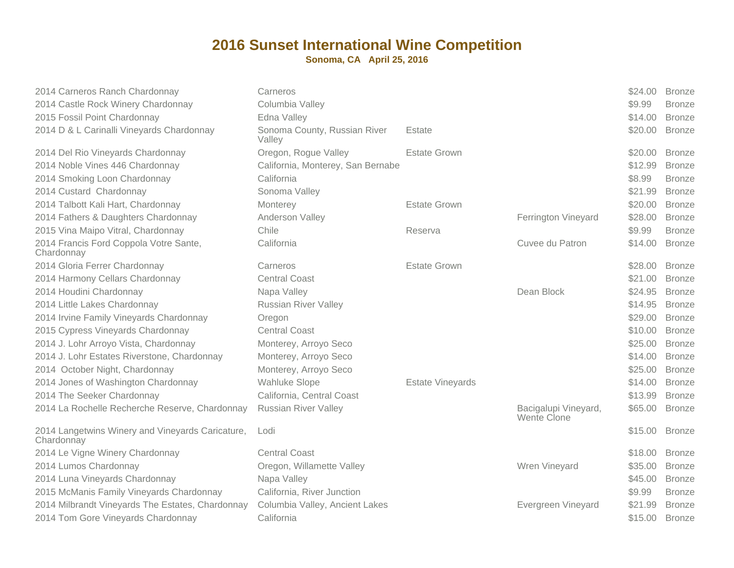# 2016 Sunset International Wine Competition

**Sonoma, CA   April 25, 2016**

| Wine | Appellation | Designation | Vineyard | Price | Award |
|---|---|---|---|---|---|
| 2014 Carneros Ranch Chardonnay | Carneros | | | $24.00 | Bronze |
| 2014 Castle Rock Winery Chardonnay | Columbia Valley | | | $9.99 | Bronze |
| 2015 Fossil Point Chardonnay | Edna Valley | | | $14.00 | Bronze |
| 2014 D & L Carinalli Vineyards Chardonnay | Sonoma County, Russian River Valley | Estate | | $20.00 | Bronze |
| 2014 Del Rio Vineyards Chardonnay | Oregon, Rogue Valley | Estate Grown | | $20.00 | Bronze |
| 2014 Noble Vines 446 Chardonnay | California, Monterey, San Bernabe | | | $12.99 | Bronze |
| 2014 Smoking Loon Chardonnay | California | | | $8.99 | Bronze |
| 2014 Custard  Chardonnay | Sonoma Valley | | | $21.99 | Bronze |
| 2014 Talbott Kali Hart, Chardonnay | Monterey | Estate Grown | | $20.00 | Bronze |
| 2014 Fathers & Daughters Chardonnay | Anderson Valley | | Ferrington Vineyard | $28.00 | Bronze |
| 2015 Vina Maipo Vitral, Chardonnay | Chile | Reserva | | $9.99 | Bronze |
| 2014 Francis Ford Coppola Votre Sante, Chardonnay | California | | Cuvee du Patron | $14.00 | Bronze |
| 2014 Gloria Ferrer Chardonnay | Carneros | Estate Grown | | $28.00 | Bronze |
| 2014 Harmony Cellars Chardonnay | Central Coast | | | $21.00 | Bronze |
| 2014 Houdini Chardonnay | Napa Valley | | Dean Block | $24.95 | Bronze |
| 2014 Little Lakes Chardonnay | Russian River Valley | | | $14.95 | Bronze |
| 2014 Irvine Family Vineyards Chardonnay | Oregon | | | $29.00 | Bronze |
| 2015 Cypress Vineyards Chardonnay | Central Coast | | | $10.00 | Bronze |
| 2014 J. Lohr Arroyo Vista, Chardonnay | Monterey, Arroyo Seco | | | $25.00 | Bronze |
| 2014 J. Lohr Estates Riverstone, Chardonnay | Monterey, Arroyo Seco | | | $14.00 | Bronze |
| 2014  October Night, Chardonnay | Monterey, Arroyo Seco | | | $25.00 | Bronze |
| 2014 Jones of Washington Chardonnay | Wahluke Slope | Estate Vineyards | | $14.00 | Bronze |
| 2014 The Seeker Chardonnay | California, Central Coast | | | $13.99 | Bronze |
| 2014 La Rochelle Recherche Reserve, Chardonnay | Russian River Valley | | Bacigalupi Vineyard, Wente Clone | $65.00 | Bronze |
| 2014 Langetwins Winery and Vineyards Caricature, Chardonnay | Lodi | | | $15.00 | Bronze |
| 2014 Le Vigne Winery Chardonnay | Central Coast | | | $18.00 | Bronze |
| 2014 Lumos Chardonnay | Oregon, Willamette Valley | | Wren Vineyard | $35.00 | Bronze |
| 2014 Luna Vineyards Chardonnay | Napa Valley | | | $45.00 | Bronze |
| 2015 McManis Family Vineyards Chardonnay | California, River Junction | | | $9.99 | Bronze |
| 2014 Milbrandt Vineyards The Estates, Chardonnay | Columbia Valley, Ancient Lakes | | Evergreen Vineyard | $21.99 | Bronze |
| 2014 Tom Gore Vineyards Chardonnay | California | | | $15.00 | Bronze |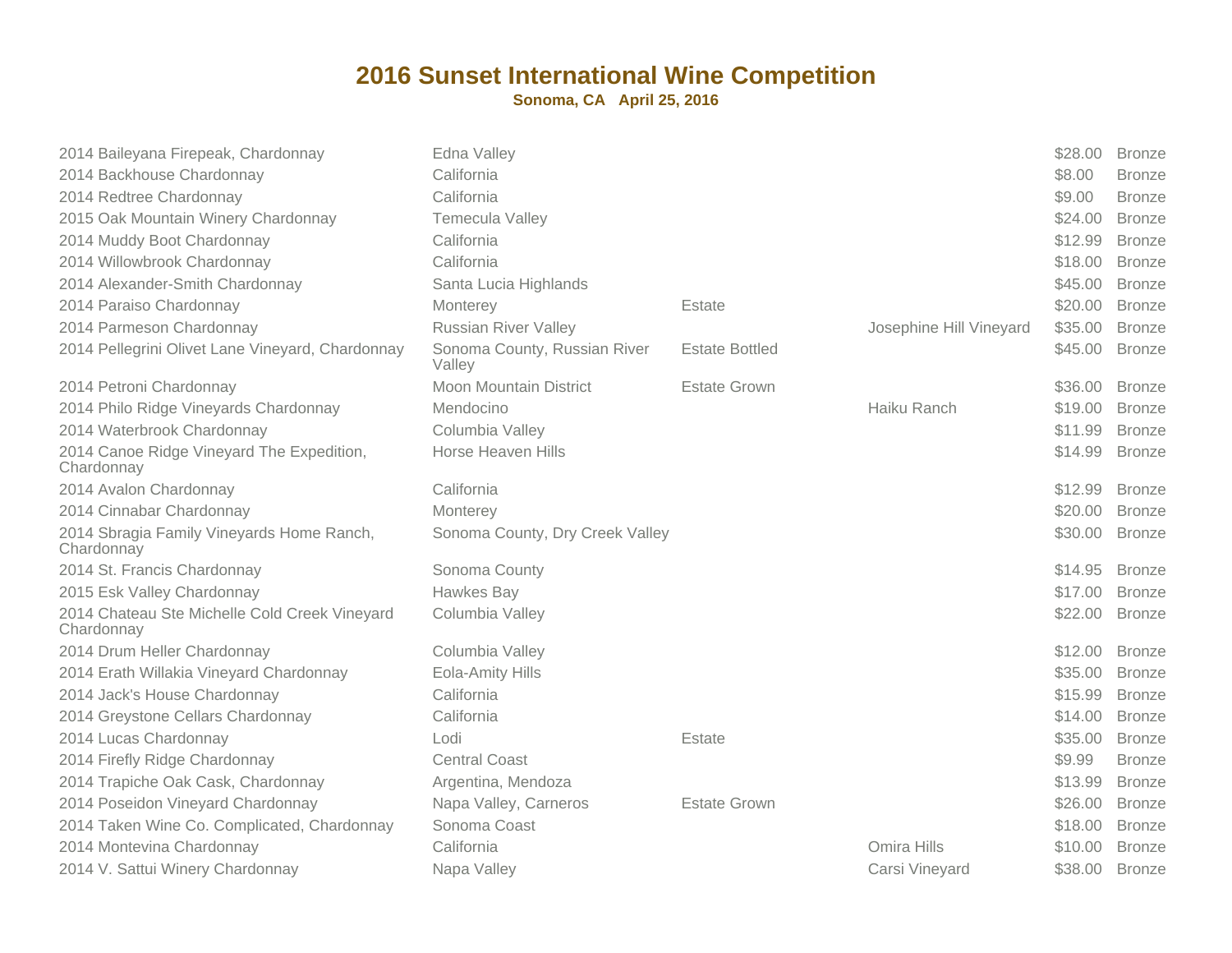# 2016 Sunset International Wine Competition

**Sonoma, CA April 25, 2016**

| Wine | Appellation | Designation | Vineyard | Price | Award |
|---|---|---|---|---|---|
| 2014 Baileyana Firepeak, Chardonnay | Edna Valley | | | $28.00 | Bronze |
| 2014 Backhouse Chardonnay | California | | | $8.00 | Bronze |
| 2014 Redtree Chardonnay | California | | | $9.00 | Bronze |
| 2015 Oak Mountain Winery Chardonnay | Temecula Valley | | | $24.00 | Bronze |
| 2014 Muddy Boot Chardonnay | California | | | $12.99 | Bronze |
| 2014 Willowbrook Chardonnay | California | | | $18.00 | Bronze |
| 2014 Alexander-Smith Chardonnay | Santa Lucia Highlands | | | $45.00 | Bronze |
| 2014 Paraiso Chardonnay | Monterey | Estate | | $20.00 | Bronze |
| 2014 Parmeson Chardonnay | Russian River Valley | | Josephine Hill Vineyard | $35.00 | Bronze |
| 2014 Pellegrini Olivet Lane Vineyard, Chardonnay | Sonoma County, Russian River Valley | Estate Bottled | | $45.00 | Bronze |
| 2014 Petroni Chardonnay | Moon Mountain District | Estate Grown | | $36.00 | Bronze |
| 2014 Philo Ridge Vineyards Chardonnay | Mendocino | | Haiku Ranch | $19.00 | Bronze |
| 2014 Waterbrook Chardonnay | Columbia Valley | | | $11.99 | Bronze |
| 2014 Canoe Ridge Vineyard The Expedition, Chardonnay | Horse Heaven Hills | | | $14.99 | Bronze |
| 2014 Avalon Chardonnay | California | | | $12.99 | Bronze |
| 2014 Cinnabar Chardonnay | Monterey | | | $20.00 | Bronze |
| 2014 Sbragia Family Vineyards Home Ranch, Chardonnay | Sonoma County, Dry Creek Valley | | | $30.00 | Bronze |
| 2014 St. Francis Chardonnay | Sonoma County | | | $14.95 | Bronze |
| 2015 Esk Valley Chardonnay | Hawkes Bay | | | $17.00 | Bronze |
| 2014 Chateau Ste Michelle Cold Creek Vineyard Chardonnay | Columbia Valley | | | $22.00 | Bronze |
| 2014 Drum Heller Chardonnay | Columbia Valley | | | $12.00 | Bronze |
| 2014 Erath Willakia Vineyard Chardonnay | Eola-Amity Hills | | | $35.00 | Bronze |
| 2014 Jack's House Chardonnay | California | | | $15.99 | Bronze |
| 2014 Greystone Cellars Chardonnay | California | | | $14.00 | Bronze |
| 2014 Lucas Chardonnay | Lodi | Estate | | $35.00 | Bronze |
| 2014 Firefly Ridge Chardonnay | Central Coast | | | $9.99 | Bronze |
| 2014 Trapiche Oak Cask, Chardonnay | Argentina, Mendoza | | | $13.99 | Bronze |
| 2014 Poseidon Vineyard Chardonnay | Napa Valley, Carneros | Estate Grown | | $26.00 | Bronze |
| 2014 Taken Wine Co. Complicated, Chardonnay | Sonoma Coast | | | $18.00 | Bronze |
| 2014 Montevina Chardonnay | California | | Omira Hills | $10.00 | Bronze |
| 2014 V. Sattui Winery Chardonnay | Napa Valley | | Carsi Vineyard | $38.00 | Bronze |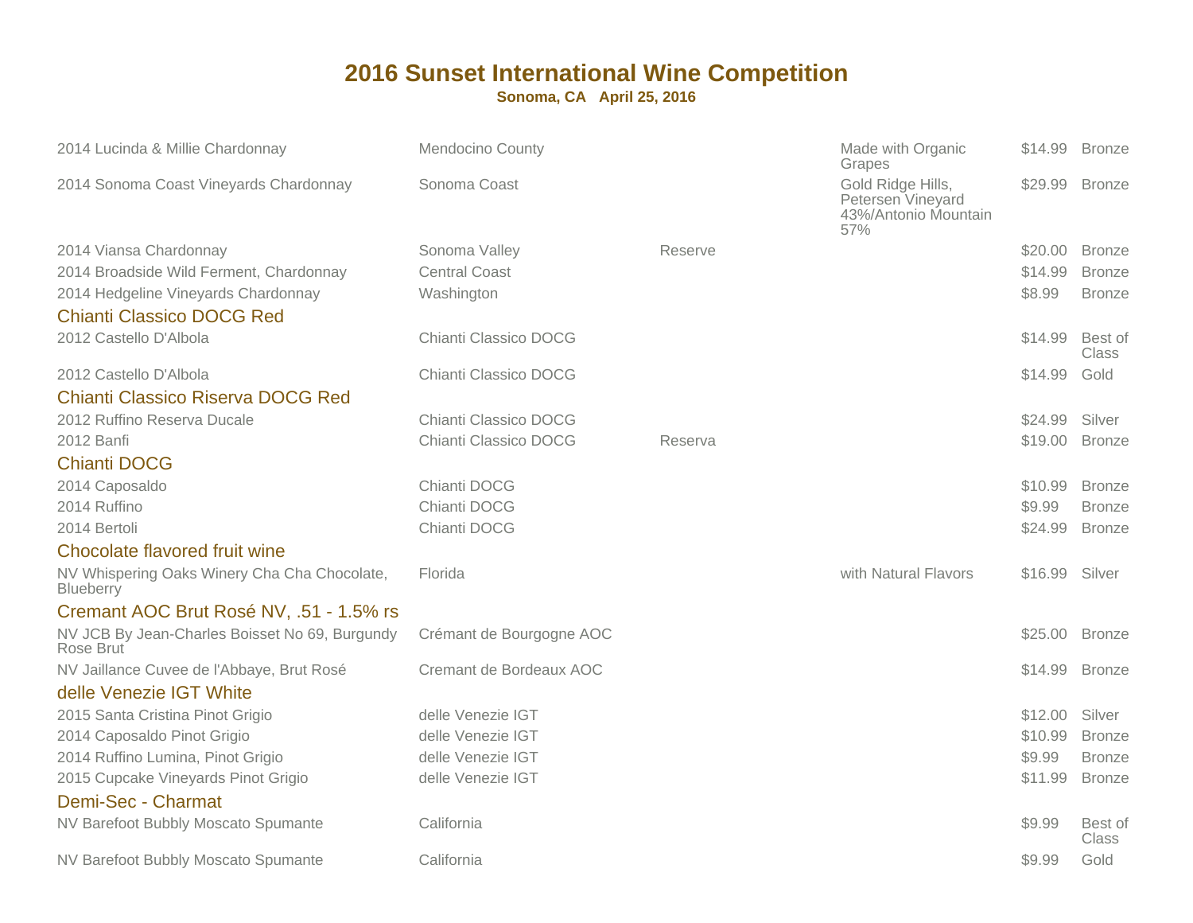# 2016 Sunset International Wine Competition

**Sonoma, CA April 25, 2016**

| Wine | Appellation | Designation | Notes | Price | Award |
|---|---|---|---|---|---|
| 2014 Lucinda & Millie Chardonnay | Mendocino County | | Made with Organic Grapes | $14.99 | Bronze |
| 2014 Sonoma Coast Vineyards Chardonnay | Sonoma Coast | | Gold Ridge Hills, Petersen Vineyard 43%/Antonio Mountain 57% | $29.99 | Bronze |
| 2014 Viansa Chardonnay | Sonoma Valley | Reserve | | $20.00 | Bronze |
| 2014 Broadside Wild Ferment, Chardonnay | Central Coast | | | $14.99 | Bronze |
| 2014 Hedgeline Vineyards Chardonnay | Washington | | | $8.99 | Bronze |
| **Chianti Classico DOCG Red** | | | | | |
| 2012 Castello D'Albola | Chianti Classico DOCG | | | $14.99 | Best of Class |
| 2012 Castello D'Albola | Chianti Classico DOCG | | | $14.99 | Gold |
| **Chianti Classico Riserva DOCG Red** | | | | | |
| 2012 Ruffino Reserva Ducale | Chianti Classico DOCG | | | $24.99 | Silver |
| 2012 Banfi | Chianti Classico DOCG | Reserva | | $19.00 | Bronze |
| **Chianti DOCG** | | | | | |
| 2014 Caposaldo | Chianti DOCG | | | $10.99 | Bronze |
| 2014 Ruffino | Chianti DOCG | | | $9.99 | Bronze |
| 2014 Bertoli | Chianti DOCG | | | $24.99 | Bronze |
| **Chocolate flavored fruit wine** | | | | | |
| NV Whispering Oaks Winery Cha Cha Chocolate, Blueberry | Florida | | with Natural Flavors | $16.99 | Silver |
| **Cremant AOC Brut Rosé NV, .51 - 1.5% rs** | | | | | |
| NV JCB By Jean-Charles Boisset No 69, Burgundy Rose Brut | Crémant de Bourgogne AOC | | | $25.00 | Bronze |
| NV Jaillance Cuvee de l'Abbaye, Brut Rosé | Cremant de Bordeaux AOC | | | $14.99 | Bronze |
| **delle Venezie IGT White** | | | | | |
| 2015 Santa Cristina Pinot Grigio | delle Venezie IGT | | | $12.00 | Silver |
| 2014 Caposaldo Pinot Grigio | delle Venezie IGT | | | $10.99 | Bronze |
| 2014 Ruffino Lumina, Pinot Grigio | delle Venezie IGT | | | $9.99 | Bronze |
| 2015 Cupcake Vineyards Pinot Grigio | delle Venezie IGT | | | $11.99 | Bronze |
| **Demi-Sec - Charmat** | | | | | |
| NV Barefoot Bubbly Moscato Spumante | California | | | $9.99 | Best of Class |
| NV Barefoot Bubbly Moscato Spumante | California | | | $9.99 | Gold |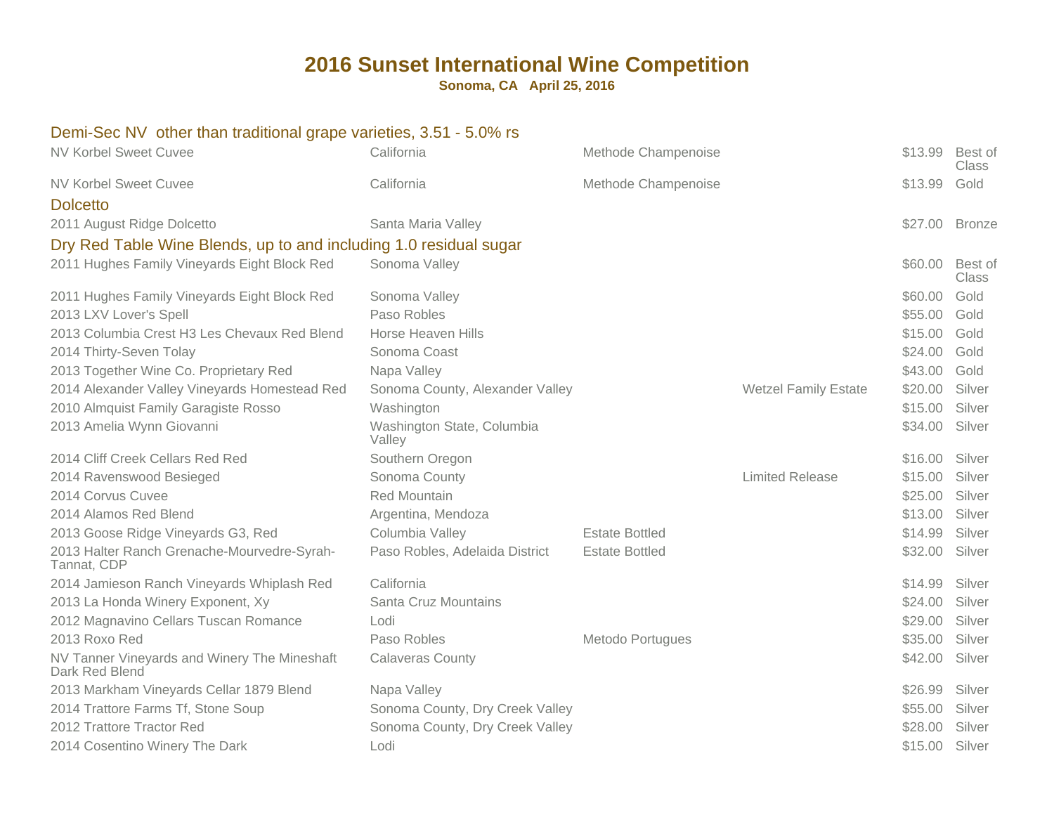# 2016 Sunset International Wine Competition

**Sonoma, CA April 25, 2016**

## Demi-Sec NV other than traditional grape varieties, 3.51 - 5.0% rs

| | | | | | |
|---|---|---|---|---|---|
| NV Korbel Sweet Cuvee | California | Methode Champenoise | | $13.99 | Best of Class |
| NV Korbel Sweet Cuvee | California | Methode Champenoise | | $13.99 | Gold |

## Dolcetto

| | | | | | |
|---|---|---|---|---|---|
| 2011 August Ridge Dolcetto | Santa Maria Valley | | | $27.00 | Bronze |

## Dry Red Table Wine Blends, up to and including 1.0 residual sugar

| | | | | | |
|---|---|---|---|---|---|
| 2011 Hughes Family Vineyards Eight Block Red | Sonoma Valley | | | $60.00 | Best of Class |
| 2011 Hughes Family Vineyards Eight Block Red | Sonoma Valley | | | $60.00 | Gold |
| 2013 LXV Lover's Spell | Paso Robles | | | $55.00 | Gold |
| 2013 Columbia Crest H3 Les Chevaux Red Blend | Horse Heaven Hills | | | $15.00 | Gold |
| 2014 Thirty-Seven Tolay | Sonoma Coast | | | $24.00 | Gold |
| 2013 Together Wine Co. Proprietary Red | Napa Valley | | | $43.00 | Gold |
| 2014 Alexander Valley Vineyards Homestead Red | Sonoma County, Alexander Valley | | Wetzel Family Estate | $20.00 | Silver |
| 2010 Almquist Family Garagiste Rosso | Washington | | | $15.00 | Silver |
| 2013 Amelia Wynn Giovanni | Washington State, Columbia Valley | | | $34.00 | Silver |
| 2014 Cliff Creek Cellars Red Red | Southern Oregon | | | $16.00 | Silver |
| 2014 Ravenswood Besieged | Sonoma County | | Limited Release | $15.00 | Silver |
| 2014 Corvus Cuvee | Red Mountain | | | $25.00 | Silver |
| 2014 Alamos Red Blend | Argentina, Mendoza | | | $13.00 | Silver |
| 2013 Goose Ridge Vineyards G3, Red | Columbia Valley | Estate Bottled | | $14.99 | Silver |
| 2013 Halter Ranch Grenache-Mourvedre-Syrah-Tannat, CDP | Paso Robles, Adelaida District | Estate Bottled | | $32.00 | Silver |
| 2014 Jamieson Ranch Vineyards Whiplash Red | California | | | $14.99 | Silver |
| 2013 La Honda Winery Exponent, Xy | Santa Cruz Mountains | | | $24.00 | Silver |
| 2012 Magnavino Cellars Tuscan Romance | Lodi | | | $29.00 | Silver |
| 2013 Roxo Red | Paso Robles | Metodo Portugues | | $35.00 | Silver |
| NV Tanner Vineyards and Winery The Mineshaft Dark Red Blend | Calaveras County | | | $42.00 | Silver |
| 2013 Markham Vineyards Cellar 1879 Blend | Napa Valley | | | $26.99 | Silver |
| 2014 Trattore Farms Tf, Stone Soup | Sonoma County, Dry Creek Valley | | | $55.00 | Silver |
| 2012 Trattore Tractor Red | Sonoma County, Dry Creek Valley | | | $28.00 | Silver |
| 2014 Cosentino Winery The Dark | Lodi | | | $15.00 | Silver |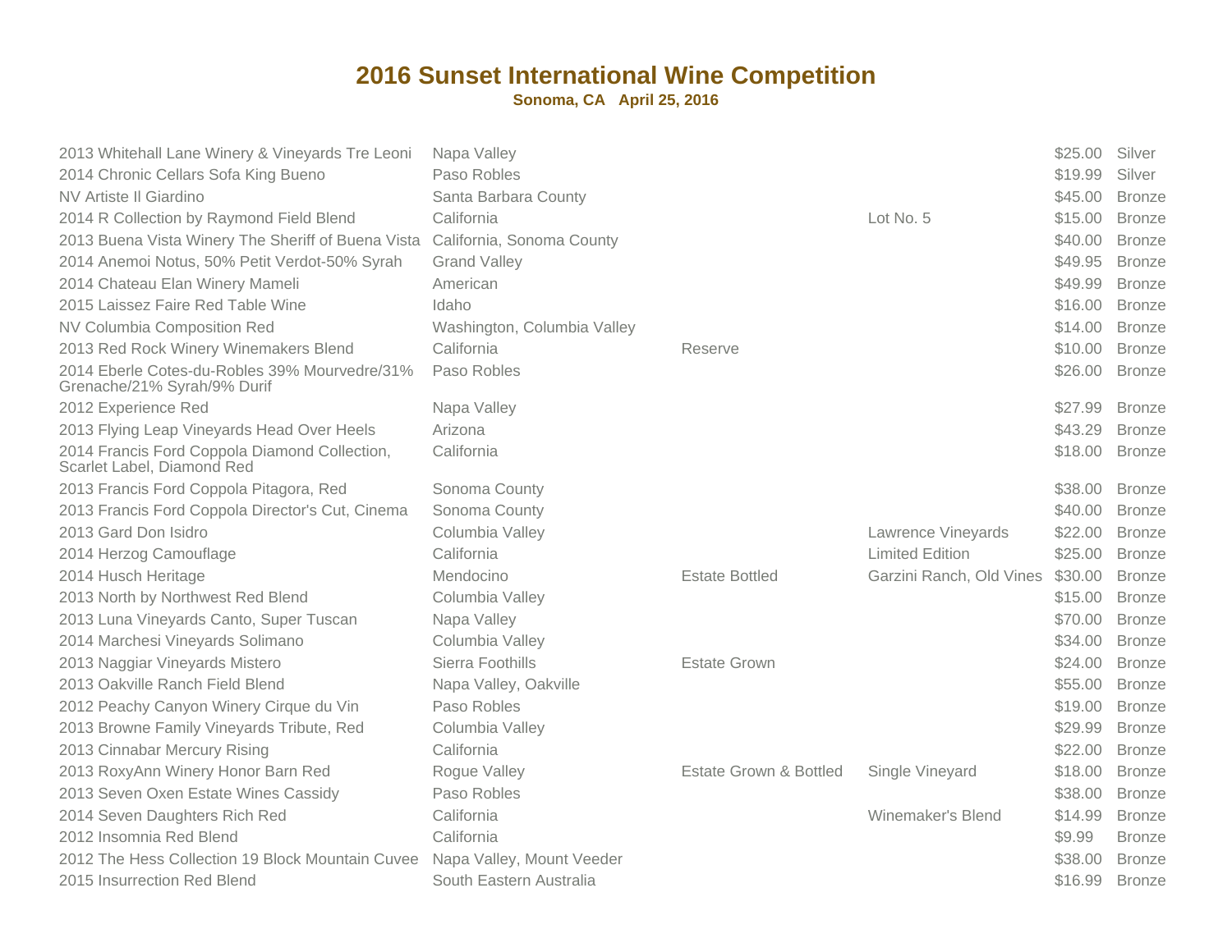# 2016 Sunset International Wine Competition

**Sonoma, CA April 25, 2016**

| Wine | Region | Designation | Vineyard | Price | Medal |
|---|---|---|---|---|---|
| 2013 Whitehall Lane Winery & Vineyards Tre Leoni | Napa Valley | | | $25.00 | Silver |
| 2014 Chronic Cellars Sofa King Bueno | Paso Robles | | | $19.99 | Silver |
| NV Artiste Il Giardino | Santa Barbara County | | | $45.00 | Bronze |
| 2014 R Collection by Raymond Field Blend | California | | Lot No. 5 | $15.00 | Bronze |
| 2013 Buena Vista Winery The Sheriff of Buena Vista | California, Sonoma County | | | $40.00 | Bronze |
| 2014 Anemoi Notus, 50% Petit Verdot-50% Syrah | Grand Valley | | | $49.95 | Bronze |
| 2014 Chateau Elan Winery Mameli | American | | | $49.99 | Bronze |
| 2015 Laissez Faire Red Table Wine | Idaho | | | $16.00 | Bronze |
| NV Columbia Composition Red | Washington, Columbia Valley | | | $14.00 | Bronze |
| 2013 Red Rock Winery Winemakers Blend | California | Reserve | | $10.00 | Bronze |
| 2014 Eberle Cotes-du-Robles 39% Mourvedre/31% Grenache/21% Syrah/9% Durif | Paso Robles | | | $26.00 | Bronze |
| 2012 Experience Red | Napa Valley | | | $27.99 | Bronze |
| 2013 Flying Leap Vineyards Head Over Heels | Arizona | | | $43.29 | Bronze |
| 2014 Francis Ford Coppola Diamond Collection, Scarlet Label, Diamond Red | California | | | $18.00 | Bronze |
| 2013 Francis Ford Coppola Pitagora, Red | Sonoma County | | | $38.00 | Bronze |
| 2013 Francis Ford Coppola Director's Cut, Cinema | Sonoma County | | | $40.00 | Bronze |
| 2013 Gard Don Isidro | Columbia Valley | | Lawrence Vineyards | $22.00 | Bronze |
| 2014 Herzog Camouflage | California | | Limited Edition | $25.00 | Bronze |
| 2014 Husch Heritage | Mendocino | Estate Bottled | Garzini Ranch, Old Vines | $30.00 | Bronze |
| 2013 North by Northwest Red Blend | Columbia Valley | | | $15.00 | Bronze |
| 2013 Luna Vineyards Canto, Super Tuscan | Napa Valley | | | $70.00 | Bronze |
| 2014 Marchesi Vineyards Solimano | Columbia Valley | | | $34.00 | Bronze |
| 2013 Naggiar Vineyards Mistero | Sierra Foothills | Estate Grown | | $24.00 | Bronze |
| 2013 Oakville Ranch Field Blend | Napa Valley, Oakville | | | $55.00 | Bronze |
| 2012 Peachy Canyon Winery Cirque du Vin | Paso Robles | | | $19.00 | Bronze |
| 2013 Browne Family Vineyards Tribute, Red | Columbia Valley | | | $29.99 | Bronze |
| 2013 Cinnabar Mercury Rising | California | | | $22.00 | Bronze |
| 2013 RoxyAnn Winery Honor Barn Red | Rogue Valley | Estate Grown & Bottled | Single Vineyard | $18.00 | Bronze |
| 2013 Seven Oxen Estate Wines Cassidy | Paso Robles | | | $38.00 | Bronze |
| 2014 Seven Daughters Rich Red | California | | Winemaker's Blend | $14.99 | Bronze |
| 2012 Insomnia Red Blend | California | | | $9.99 | Bronze |
| 2012 The Hess Collection 19 Block Mountain Cuvee | Napa Valley, Mount Veeder | | | $38.00 | Bronze |
| 2015 Insurrection Red Blend | South Eastern Australia | | | $16.99 | Bronze |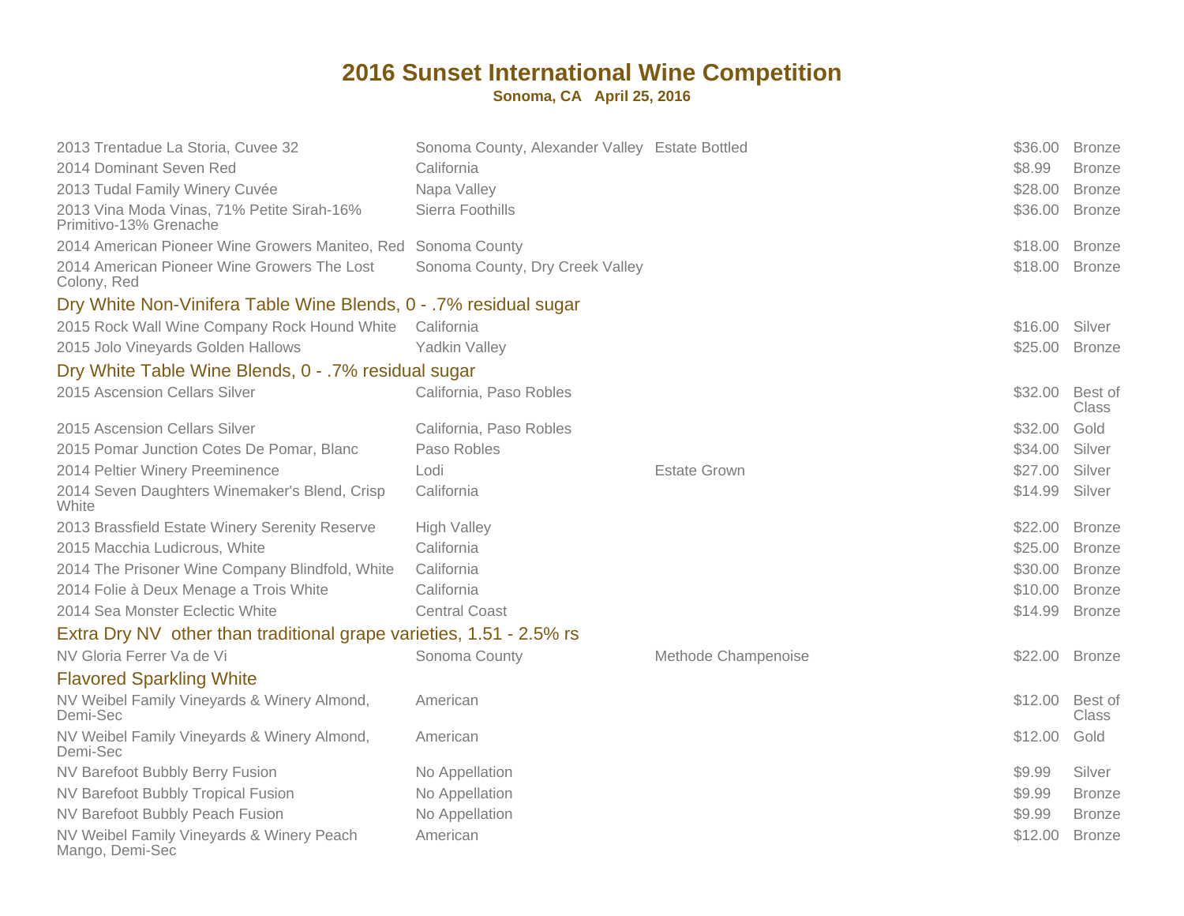# 2016 Sunset International Wine Competition

**Sonoma, CA April 25, 2016**

| Wine | Appellation | Notes | Price | Award |
|---|---|---|---|---|
| 2013 Trentadue La Storia, Cuvee 32 | Sonoma County, Alexander Valley | Estate Bottled | $36.00 | Bronze |
| 2014 Dominant Seven Red | California | | $8.99 | Bronze |
| 2013 Tudal Family Winery Cuvée | Napa Valley | | $28.00 | Bronze |
| 2013 Vina Moda Vinas, 71% Petite Sirah-16% Primitivo-13% Grenache | Sierra Foothills | | $36.00 | Bronze |
| 2014 American Pioneer Wine Growers Maniteo, Red | Sonoma County | | $18.00 | Bronze |
| 2014 American Pioneer Wine Growers The Lost Colony, Red | Sonoma County, Dry Creek Valley | | $18.00 | Bronze |

## Dry White Non-Vinifera Table Wine Blends, 0 - .7% residual sugar

| Wine | Appellation | Notes | Price | Award |
|---|---|---|---|---|
| 2015 Rock Wall Wine Company Rock Hound White | California | | $16.00 | Silver |
| 2015 Jolo Vineyards Golden Hallows | Yadkin Valley | | $25.00 | Bronze |

## Dry White Table Wine Blends, 0 - .7% residual sugar

| Wine | Appellation | Notes | Price | Award |
|---|---|---|---|---|
| 2015 Ascension Cellars Silver | California, Paso Robles | | $32.00 | Best of Class |
| 2015 Ascension Cellars Silver | California, Paso Robles | | $32.00 | Gold |
| 2015 Pomar Junction Cotes De Pomar, Blanc | Paso Robles | | $34.00 | Silver |
| 2014 Peltier Winery Preeminence | Lodi | Estate Grown | $27.00 | Silver |
| 2014 Seven Daughters Winemaker's Blend, Crisp White | California | | $14.99 | Silver |
| 2013 Brassfield Estate Winery Serenity Reserve | High Valley | | $22.00 | Bronze |
| 2015 Macchia Ludicrous, White | California | | $25.00 | Bronze |
| 2014 The Prisoner Wine Company Blindfold, White | California | | $30.00 | Bronze |
| 2014 Folie à Deux Menage a Trois White | California | | $10.00 | Bronze |
| 2014 Sea Monster Eclectic White | Central Coast | | $14.99 | Bronze |

## Extra Dry NV other than traditional grape varieties, 1.51 - 2.5% rs

| Wine | Appellation | Notes | Price | Award |
|---|---|---|---|---|
| NV Gloria Ferrer Va de Vi | Sonoma County | Methode Champenoise | $22.00 | Bronze |

## Flavored Sparkling White

| Wine | Appellation | Notes | Price | Award |
|---|---|---|---|---|
| NV Weibel Family Vineyards & Winery Almond, Demi-Sec | American | | $12.00 | Best of Class |
| NV Weibel Family Vineyards & Winery Almond, Demi-Sec | American | | $12.00 | Gold |
| NV Barefoot Bubbly Berry Fusion | No Appellation | | $9.99 | Silver |
| NV Barefoot Bubbly Tropical Fusion | No Appellation | | $9.99 | Bronze |
| NV Barefoot Bubbly Peach Fusion | No Appellation | | $9.99 | Bronze |
| NV Weibel Family Vineyards & Winery Peach Mango, Demi-Sec | American | | $12.00 | Bronze |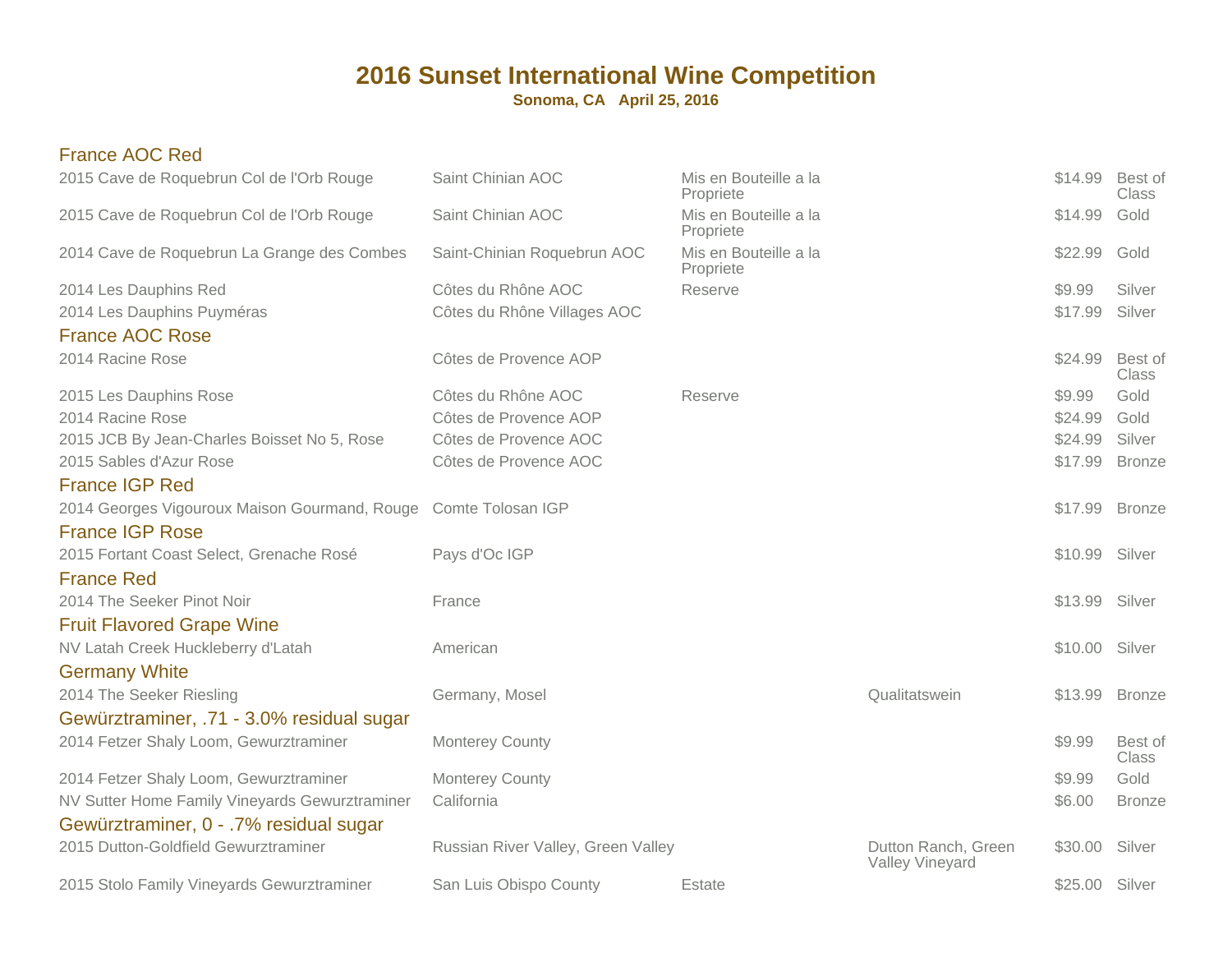# 2016 Sunset International Wine Competition

**Sonoma, CA April 25, 2016**

## France AOC Red

| Wine | Appellation | Designation | Vineyard | Price | Award |
|---|---|---|---|---|---|
| 2015 Cave de Roquebrun Col de l'Orb Rouge | Saint Chinian AOC | Mis en Bouteille a la Propriete | | $14.99 | Best of Class |
| 2015 Cave de Roquebrun Col de l'Orb Rouge | Saint Chinian AOC | Mis en Bouteille a la Propriete | | $14.99 | Gold |
| 2014 Cave de Roquebrun La Grange des Combes | Saint-Chinian Roquebrun AOC | Mis en Bouteille a la Propriete | | $22.99 | Gold |
| 2014 Les Dauphins Red | Côtes du Rhône AOC | Reserve | | $9.99 | Silver |
| 2014 Les Dauphins Puyméras | Côtes du Rhône Villages AOC | | | $17.99 | Silver |

## France AOC Rose

| Wine | Appellation | Designation | Vineyard | Price | Award |
|---|---|---|---|---|---|
| 2014 Racine Rose | Côtes de Provence AOP | | | $24.99 | Best of Class |
| 2015 Les Dauphins Rose | Côtes du Rhône AOC | Reserve | | $9.99 | Gold |
| 2014 Racine Rose | Côtes de Provence AOP | | | $24.99 | Gold |
| 2015 JCB By Jean-Charles Boisset No 5, Rose | Côtes de Provence AOC | | | $24.99 | Silver |
| 2015 Sables d'Azur Rose | Côtes de Provence AOC | | | $17.99 | Bronze |

## France IGP Red

| Wine | Appellation | Designation | Vineyard | Price | Award |
|---|---|---|---|---|---|
| 2014 Georges Vigouroux Maison Gourmand, Rouge | Comte Tolosan IGP | | | $17.99 | Bronze |

## France IGP Rose

| Wine | Appellation | Designation | Vineyard | Price | Award |
|---|---|---|---|---|---|
| 2015 Fortant Coast Select, Grenache Rosé | Pays d'Oc IGP | | | $10.99 | Silver |

## France Red

| Wine | Appellation | Designation | Vineyard | Price | Award |
|---|---|---|---|---|---|
| 2014 The Seeker Pinot Noir | France | | | $13.99 | Silver |

## Fruit Flavored Grape Wine

| Wine | Appellation | Designation | Vineyard | Price | Award |
|---|---|---|---|---|---|
| NV Latah Creek Huckleberry d'Latah | American | | | $10.00 | Silver |

## Germany White

| Wine | Appellation | Designation | Vineyard | Price | Award |
|---|---|---|---|---|---|
| 2014 The Seeker Riesling | Germany, Mosel | | Qualitatswein | $13.99 | Bronze |

## Gewürztraminer, .71 - 3.0% residual sugar

| Wine | Appellation | Designation | Vineyard | Price | Award |
|---|---|---|---|---|---|
| 2014 Fetzer Shaly Loom, Gewurztraminer | Monterey County | | | $9.99 | Best of Class |
| 2014 Fetzer Shaly Loom, Gewurztraminer | Monterey County | | | $9.99 | Gold |
| NV Sutter Home Family Vineyards Gewurztraminer | California | | | $6.00 | Bronze |

## Gewürztraminer, 0 - .7% residual sugar

| Wine | Appellation | Designation | Vineyard | Price | Award |
|---|---|---|---|---|---|
| 2015 Dutton-Goldfield Gewurztraminer | Russian River Valley, Green Valley | | Dutton Ranch, Green Valley Vineyard | $30.00 | Silver |
| 2015 Stolo Family Vineyards Gewurztraminer | San Luis Obispo County | Estate | | $25.00 | Silver |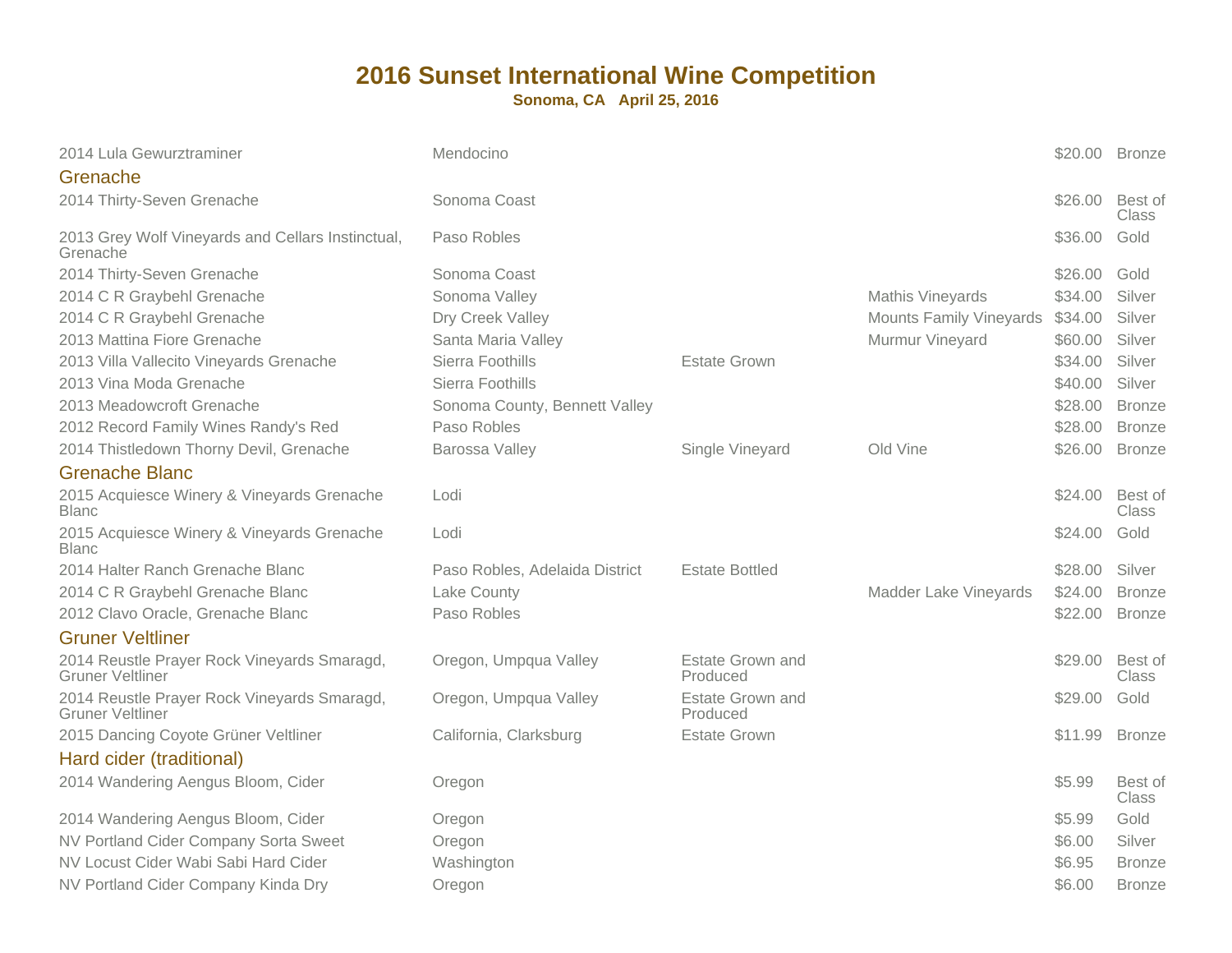# 2016 Sunset International Wine Competition

**Sonoma, CA April 25, 2016**

| Wine | Appellation | Designation | Vineyard | Price | Award |
|---|---|---|---|---|---|
| 2014 Lula Gewurztraminer | Mendocino | | | $20.00 | Bronze |

## Grenache

| Wine | Appellation | Designation | Vineyard | Price | Award |
|---|---|---|---|---|---|
| 2014 Thirty-Seven Grenache | Sonoma Coast | | | $26.00 | Best of Class |
| 2013 Grey Wolf Vineyards and Cellars Instinctual, Grenache | Paso Robles | | | $36.00 | Gold |
| 2014 Thirty-Seven Grenache | Sonoma Coast | | | $26.00 | Gold |
| 2014 C R Graybehl Grenache | Sonoma Valley | | Mathis Vineyards | $34.00 | Silver |
| 2014 C R Graybehl Grenache | Dry Creek Valley | | Mounts Family Vineyards | $34.00 | Silver |
| 2013 Mattina Fiore Grenache | Santa Maria Valley | | Murmur Vineyard | $60.00 | Silver |
| 2013 Villa Vallecito Vineyards Grenache | Sierra Foothills | Estate Grown | | $34.00 | Silver |
| 2013 Vina Moda Grenache | Sierra Foothills | | | $40.00 | Silver |
| 2013 Meadowcroft Grenache | Sonoma County, Bennett Valley | | | $28.00 | Bronze |
| 2012 Record Family Wines Randy's Red | Paso Robles | | | $28.00 | Bronze |
| 2014 Thistledown Thorny Devil, Grenache | Barossa Valley | Single Vineyard | Old Vine | $26.00 | Bronze |

## Grenache Blanc

| Wine | Appellation | Designation | Vineyard | Price | Award |
|---|---|---|---|---|---|
| 2015 Acquiesce Winery & Vineyards Grenache Blanc | Lodi | | | $24.00 | Best of Class |
| 2015 Acquiesce Winery & Vineyards Grenache Blanc | Lodi | | | $24.00 | Gold |
| 2014 Halter Ranch Grenache Blanc | Paso Robles, Adelaida District | Estate Bottled | | $28.00 | Silver |
| 2014 C R Graybehl Grenache Blanc | Lake County | | Madder Lake Vineyards | $24.00 | Bronze |
| 2012 Clavo Oracle, Grenache Blanc | Paso Robles | | | $22.00 | Bronze |

## Gruner Veltliner

| Wine | Appellation | Designation | Vineyard | Price | Award |
|---|---|---|---|---|---|
| 2014 Reustle Prayer Rock Vineyards Smaragd, Gruner Veltliner | Oregon, Umpqua Valley | Estate Grown and Produced | | $29.00 | Best of Class |
| 2014 Reustle Prayer Rock Vineyards Smaragd, Gruner Veltliner | Oregon, Umpqua Valley | Estate Grown and Produced | | $29.00 | Gold |
| 2015 Dancing Coyote Grüner Veltliner | California, Clarksburg | Estate Grown | | $11.99 | Bronze |

## Hard cider (traditional)

| Wine | Appellation | Designation | Vineyard | Price | Award |
|---|---|---|---|---|---|
| 2014 Wandering Aengus Bloom, Cider | Oregon | | | $5.99 | Best of Class |
| 2014 Wandering Aengus Bloom, Cider | Oregon | | | $5.99 | Gold |
| NV Portland Cider Company Sorta Sweet | Oregon | | | $6.00 | Silver |
| NV Locust Cider Wabi Sabi Hard Cider | Washington | | | $6.95 | Bronze |
| NV Portland Cider Company Kinda Dry | Oregon | | | $6.00 | Bronze |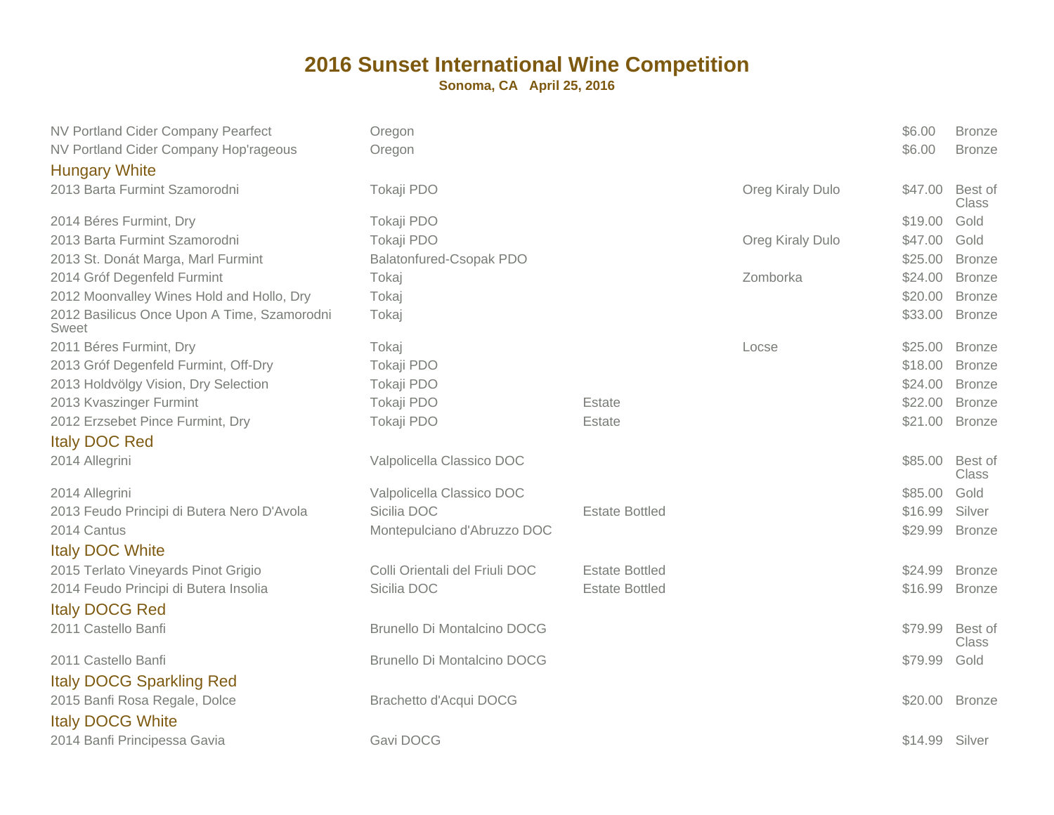# 2016 Sunset International Wine Competition

**Sonoma, CA April 25, 2016**

| | | | | | |
|---|---|---|---|---|---|
| NV Portland Cider Company Pearfect | Oregon | | | $6.00 | Bronze |
| NV Portland Cider Company Hop'rageous | Oregon | | | $6.00 | Bronze |

## Hungary White

| | | | | | |
|---|---|---|---|---|---|
| 2013 Barta Furmint Szamorodni | Tokaji PDO | | Oreg Kiraly Dulo | $47.00 | Best of Class |
| 2014 Béres Furmint, Dry | Tokaji PDO | | | $19.00 | Gold |
| 2013 Barta Furmint Szamorodni | Tokaji PDO | | Oreg Kiraly Dulo | $47.00 | Gold |
| 2013 St. Donát Marga, Marl Furmint | Balatonfured-Csopak PDO | | | $25.00 | Bronze |
| 2014 Gróf Degenfeld Furmint | Tokaj | | Zomborka | $24.00 | Bronze |
| 2012 Moonvalley Wines Hold and Hollo, Dry | Tokaj | | | $20.00 | Bronze |
| 2012 Basilicus Once Upon A Time, Szamorodni Sweet | Tokaj | | | $33.00 | Bronze |
| 2011 Béres Furmint, Dry | Tokaj | | Locse | $25.00 | Bronze |
| 2013 Gróf Degenfeld Furmint, Off-Dry | Tokaji PDO | | | $18.00 | Bronze |
| 2013 Holdvölgy Vision, Dry Selection | Tokaji PDO | | | $24.00 | Bronze |
| 2013 Kvaszinger Furmint | Tokaji PDO | Estate | | $22.00 | Bronze |
| 2012 Erzsebet Pince Furmint, Dry | Tokaji PDO | Estate | | $21.00 | Bronze |

## Italy DOC Red

| | | | | | |
|---|---|---|---|---|---|
| 2014 Allegrini | Valpolicella Classico DOC | | | $85.00 | Best of Class |
| 2014 Allegrini | Valpolicella Classico DOC | | | $85.00 | Gold |
| 2013 Feudo Principi di Butera Nero D'Avola | Sicilia DOC | Estate Bottled | | $16.99 | Silver |
| 2014 Cantus | Montepulciano d'Abruzzo DOC | | | $29.99 | Bronze |

## Italy DOC White

| | | | | | |
|---|---|---|---|---|---|
| 2015 Terlato Vineyards Pinot Grigio | Colli Orientali del Friuli DOC | Estate Bottled | | $24.99 | Bronze |
| 2014 Feudo Principi di Butera Insolia | Sicilia DOC | Estate Bottled | | $16.99 | Bronze |

## Italy DOCG Red

| | | | | | |
|---|---|---|---|---|---|
| 2011 Castello Banfi | Brunello Di Montalcino DOCG | | | $79.99 | Best of Class |
| 2011 Castello Banfi | Brunello Di Montalcino DOCG | | | $79.99 | Gold |

## Italy DOCG Sparkling Red

| | | | | | |
|---|---|---|---|---|---|
| 2015 Banfi Rosa Regale, Dolce | Brachetto d'Acqui DOCG | | | $20.00 | Bronze |

## Italy DOCG White

| | | | | | |
|---|---|---|---|---|---|
| 2014 Banfi Principessa Gavia | Gavi DOCG | | | $14.99 | Silver |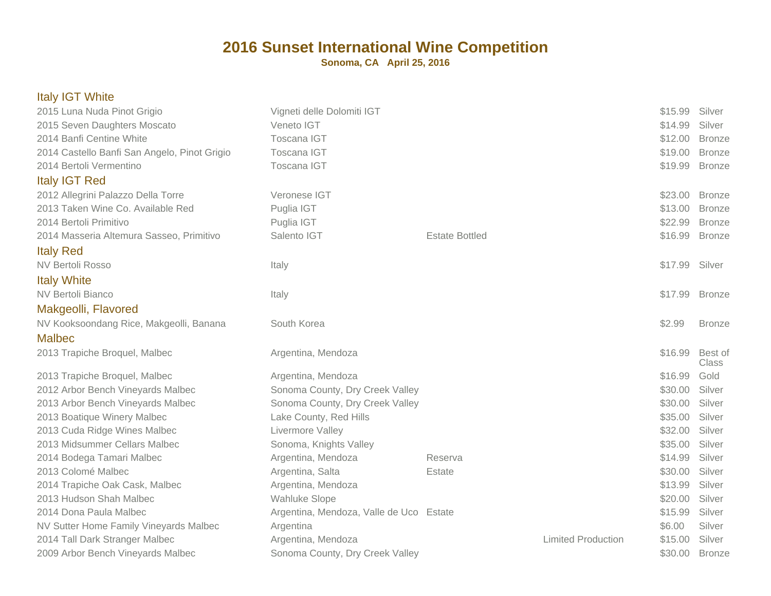# 2016 Sunset International Wine Competition

**Sonoma, CA April 25, 2016**

## Italy IGT White

| Wine | Appellation | Designation | Notes | Price | Award |
|---|---|---|---|---|---|
| 2015 Luna Nuda Pinot Grigio | Vigneti delle Dolomiti IGT | | | $15.99 | Silver |
| 2015 Seven Daughters Moscato | Veneto IGT | | | $14.99 | Silver |
| 2014 Banfi Centine White | Toscana IGT | | | $12.00 | Bronze |
| 2014 Castello Banfi San Angelo, Pinot Grigio | Toscana IGT | | | $19.00 | Bronze |
| 2014 Bertoli Vermentino | Toscana IGT | | | $19.99 | Bronze |

## Italy IGT Red

| Wine | Appellation | Designation | Notes | Price | Award |
|---|---|---|---|---|---|
| 2012 Allegrini Palazzo Della Torre | Veronese IGT | | | $23.00 | Bronze |
| 2013 Taken Wine Co. Available Red | Puglia IGT | | | $13.00 | Bronze |
| 2014 Bertoli Primitivo | Puglia IGT | | | $22.99 | Bronze |
| 2014 Masseria Altemura Sasseo, Primitivo | Salento IGT | Estate Bottled | | $16.99 | Bronze |

## Italy Red

| Wine | Appellation | Designation | Notes | Price | Award |
|---|---|---|---|---|---|
| NV Bertoli Rosso | Italy | | | $17.99 | Silver |

## Italy White

| Wine | Appellation | Designation | Notes | Price | Award |
|---|---|---|---|---|---|
| NV Bertoli Bianco | Italy | | | $17.99 | Bronze |

## Makgeolli, Flavored

| Wine | Appellation | Designation | Notes | Price | Award |
|---|---|---|---|---|---|
| NV Kooksoondang Rice, Makgeolli, Banana | South Korea | | | $2.99 | Bronze |

## Malbec

| Wine | Appellation | Designation | Notes | Price | Award |
|---|---|---|---|---|---|
| 2013 Trapiche Broquel, Malbec | Argentina, Mendoza | | | $16.99 | Best of Class |
| 2013 Trapiche Broquel, Malbec | Argentina, Mendoza | | | $16.99 | Gold |
| 2012 Arbor Bench Vineyards Malbec | Sonoma County, Dry Creek Valley | | | $30.00 | Silver |
| 2013 Arbor Bench Vineyards Malbec | Sonoma County, Dry Creek Valley | | | $30.00 | Silver |
| 2013 Boatique Winery Malbec | Lake County, Red Hills | | | $35.00 | Silver |
| 2013 Cuda Ridge Wines Malbec | Livermore Valley | | | $32.00 | Silver |
| 2013 Midsummer Cellars Malbec | Sonoma, Knights Valley | | | $35.00 | Silver |
| 2014 Bodega Tamari Malbec | Argentina, Mendoza | Reserva | | $14.99 | Silver |
| 2013 Colomé Malbec | Argentina, Salta | Estate | | $30.00 | Silver |
| 2014 Trapiche Oak Cask, Malbec | Argentina, Mendoza | | | $13.99 | Silver |
| 2013 Hudson Shah Malbec | Wahluke Slope | | | $20.00 | Silver |
| 2014 Dona Paula Malbec | Argentina, Mendoza, Valle de Uco | Estate | | $15.99 | Silver |
| NV Sutter Home Family Vineyards Malbec | Argentina | | | $6.00 | Silver |
| 2014 Tall Dark Stranger Malbec | Argentina, Mendoza | | Limited Production | $15.00 | Silver |
| 2009 Arbor Bench Vineyards Malbec | Sonoma County, Dry Creek Valley | | | $30.00 | Bronze |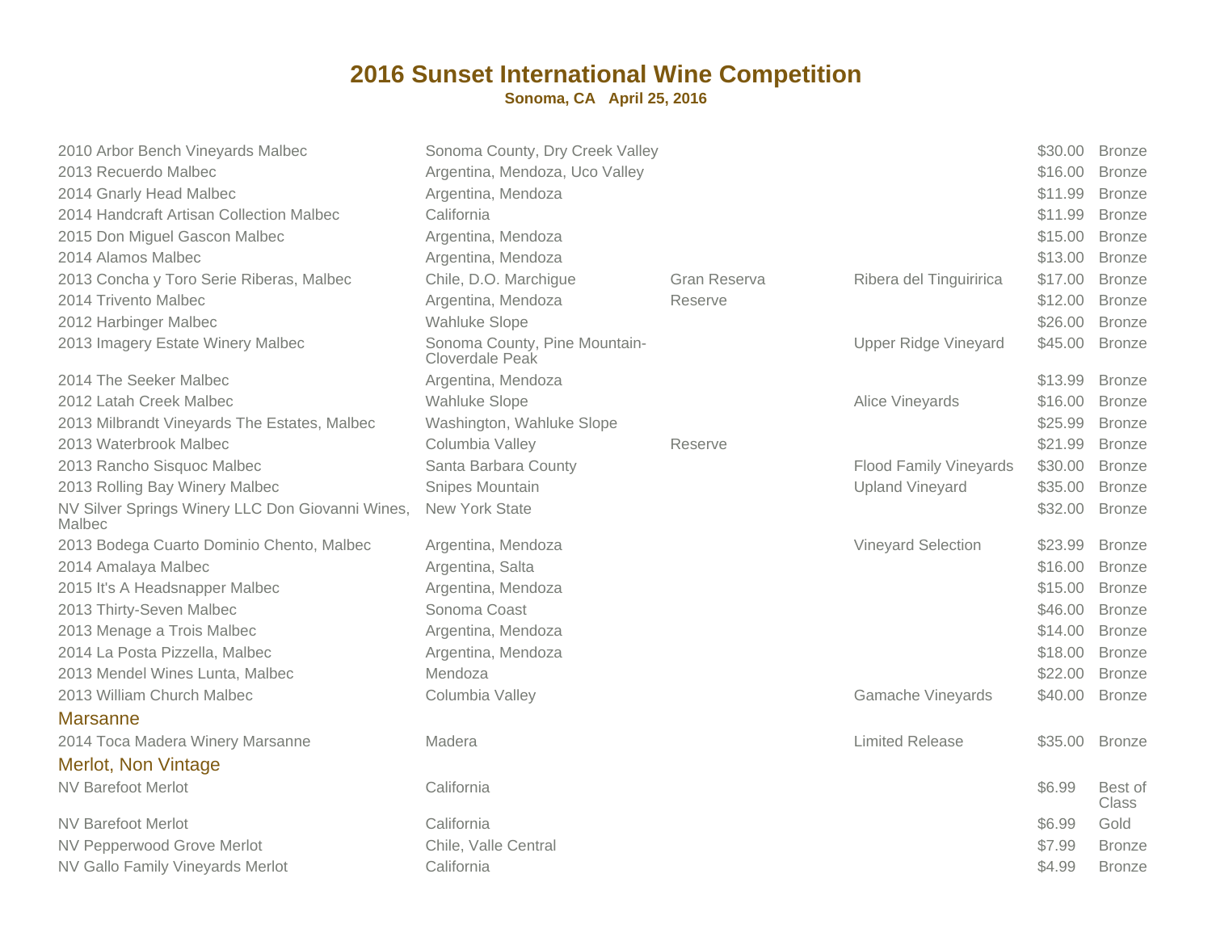# 2016 Sunset International Wine Competition

**Sonoma, CA April 25, 2016**

| Wine | Appellation | Designation | Vineyard | Price | Award |
|---|---|---|---|---|---|
| 2010 Arbor Bench Vineyards Malbec | Sonoma County, Dry Creek Valley | | | $30.00 | Bronze |
| 2013 Recuerdo Malbec | Argentina, Mendoza, Uco Valley | | | $16.00 | Bronze |
| 2014 Gnarly Head Malbec | Argentina, Mendoza | | | $11.99 | Bronze |
| 2014 Handcraft Artisan Collection Malbec | California | | | $11.99 | Bronze |
| 2015 Don Miguel Gascon Malbec | Argentina, Mendoza | | | $15.00 | Bronze |
| 2014 Alamos Malbec | Argentina, Mendoza | | | $13.00 | Bronze |
| 2013 Concha y Toro Serie Riberas, Malbec | Chile, D.O. Marchigue | Gran Reserva | Ribera del Tinguiririca | $17.00 | Bronze |
| 2014 Trivento Malbec | Argentina, Mendoza | Reserve | | $12.00 | Bronze |
| 2012 Harbinger Malbec | Wahluke Slope | | | $26.00 | Bronze |
| 2013 Imagery Estate Winery Malbec | Sonoma County, Pine Mountain-Cloverdale Peak | | Upper Ridge Vineyard | $45.00 | Bronze |
| 2014 The Seeker Malbec | Argentina, Mendoza | | | $13.99 | Bronze |
| 2012 Latah Creek Malbec | Wahluke Slope | | Alice Vineyards | $16.00 | Bronze |
| 2013 Milbrandt Vineyards The Estates, Malbec | Washington, Wahluke Slope | | | $25.99 | Bronze |
| 2013 Waterbrook Malbec | Columbia Valley | Reserve | | $21.99 | Bronze |
| 2013 Rancho Sisquoc Malbec | Santa Barbara County | | Flood Family Vineyards | $30.00 | Bronze |
| 2013 Rolling Bay Winery Malbec | Snipes Mountain | | Upland Vineyard | $35.00 | Bronze |
| NV Silver Springs Winery LLC Don Giovanni Wines, Malbec | New York State | | | $32.00 | Bronze |
| 2013 Bodega Cuarto Dominio Chento, Malbec | Argentina, Mendoza | | Vineyard Selection | $23.99 | Bronze |
| 2014 Amalaya Malbec | Argentina, Salta | | | $16.00 | Bronze |
| 2015 It's A Headsnapper Malbec | Argentina, Mendoza | | | $15.00 | Bronze |
| 2013 Thirty-Seven Malbec | Sonoma Coast | | | $46.00 | Bronze |
| 2013 Menage a Trois Malbec | Argentina, Mendoza | | | $14.00 | Bronze |
| 2014 La Posta Pizzella, Malbec | Argentina, Mendoza | | | $18.00 | Bronze |
| 2013 Mendel Wines Lunta, Malbec | Mendoza | | | $22.00 | Bronze |
| 2013 William Church Malbec | Columbia Valley | | Gamache Vineyards | $40.00 | Bronze |

## Marsanne

| Wine | Appellation | Designation | Vineyard | Price | Award |
|---|---|---|---|---|---|
| 2014 Toca Madera Winery Marsanne | Madera | | Limited Release | $35.00 | Bronze |

## Merlot, Non Vintage

| Wine | Appellation | Designation | Vineyard | Price | Award |
|---|---|---|---|---|---|
| NV Barefoot Merlot | California | | | $6.99 | Best of Class |
| NV Barefoot Merlot | California | | | $6.99 | Gold |
| NV Pepperwood Grove Merlot | Chile, Valle Central | | | $7.99 | Bronze |
| NV Gallo Family Vineyards Merlot | California | | | $4.99 | Bronze |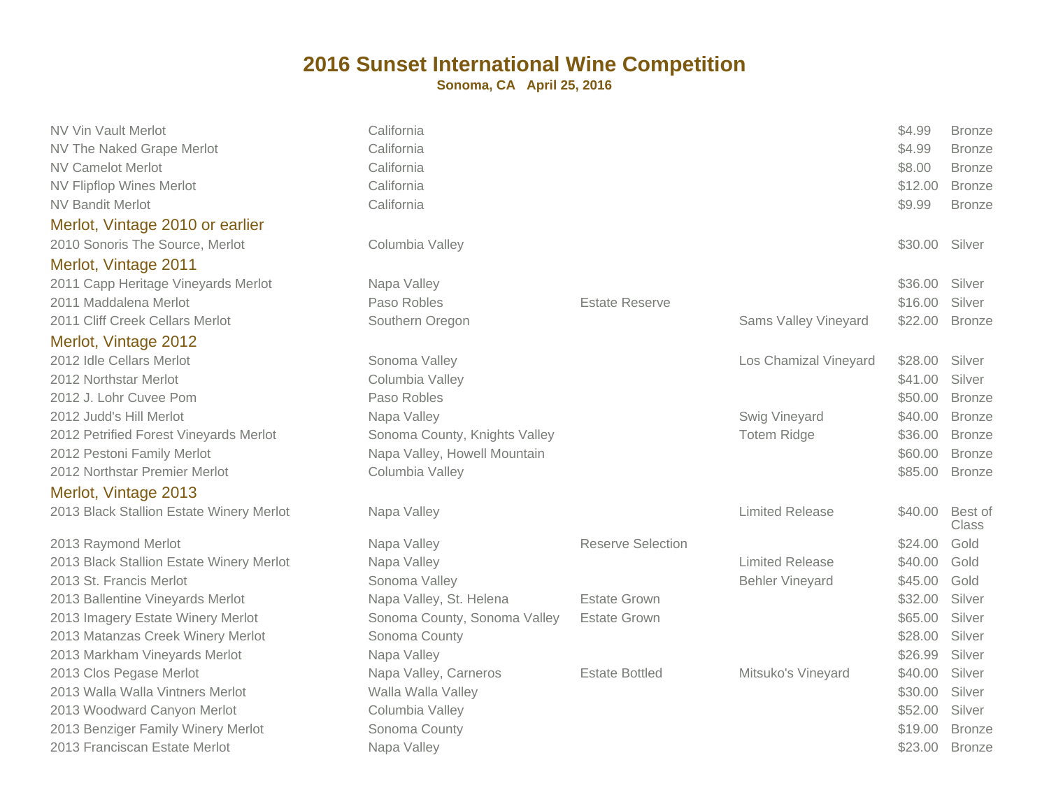# 2016 Sunset International Wine Competition

**Sonoma, CA   April 25, 2016**

| Wine | Appellation | Designation | Vineyard | Price | Award |
|---|---|---|---|---|---|
| NV Vin Vault Merlot | California | | | $4.99 | Bronze |
| NV The Naked Grape Merlot | California | | | $4.99 | Bronze |
| NV Camelot Merlot | California | | | $8.00 | Bronze |
| NV Flipflop Wines Merlot | California | | | $12.00 | Bronze |
| NV Bandit Merlot | California | | | $9.99 | Bronze |
| **Merlot, Vintage 2010 or earlier** | | | | | |
| 2010 Sonoris The Source, Merlot | Columbia Valley | | | $30.00 | Silver |
| **Merlot, Vintage 2011** | | | | | |
| 2011 Capp Heritage Vineyards Merlot | Napa Valley | | | $36.00 | Silver |
| 2011 Maddalena Merlot | Paso Robles | Estate Reserve | | $16.00 | Silver |
| 2011 Cliff Creek Cellars Merlot | Southern Oregon | | Sams Valley Vineyard | $22.00 | Bronze |
| **Merlot, Vintage 2012** | | | | | |
| 2012 Idle Cellars Merlot | Sonoma Valley | | Los Chamizal Vineyard | $28.00 | Silver |
| 2012 Northstar Merlot | Columbia Valley | | | $41.00 | Silver |
| 2012 J. Lohr Cuvee Pom | Paso Robles | | | $50.00 | Bronze |
| 2012 Judd's Hill Merlot | Napa Valley | | Swig Vineyard | $40.00 | Bronze |
| 2012 Petrified Forest Vineyards Merlot | Sonoma County, Knights Valley | | Totem Ridge | $36.00 | Bronze |
| 2012 Pestoni Family Merlot | Napa Valley, Howell Mountain | | | $60.00 | Bronze |
| 2012 Northstar Premier Merlot | Columbia Valley | | | $85.00 | Bronze |
| **Merlot, Vintage 2013** | | | | | |
| 2013 Black Stallion Estate Winery Merlot | Napa Valley | | Limited Release | $40.00 | Best of Class |
| 2013 Raymond Merlot | Napa Valley | Reserve Selection | | $24.00 | Gold |
| 2013 Black Stallion Estate Winery Merlot | Napa Valley | | Limited Release | $40.00 | Gold |
| 2013 St. Francis Merlot | Sonoma Valley | | Behler Vineyard | $45.00 | Gold |
| 2013 Ballentine Vineyards Merlot | Napa Valley, St. Helena | Estate Grown | | $32.00 | Silver |
| 2013 Imagery Estate Winery Merlot | Sonoma County, Sonoma Valley | Estate Grown | | $65.00 | Silver |
| 2013 Matanzas Creek Winery Merlot | Sonoma County | | | $28.00 | Silver |
| 2013 Markham Vineyards Merlot | Napa Valley | | | $26.99 | Silver |
| 2013 Clos Pegase Merlot | Napa Valley, Carneros | Estate Bottled | Mitsuko's Vineyard | $40.00 | Silver |
| 2013 Walla Walla Vintners Merlot | Walla Walla Valley | | | $30.00 | Silver |
| 2013 Woodward Canyon Merlot | Columbia Valley | | | $52.00 | Silver |
| 2013 Benziger Family Winery Merlot | Sonoma County | | | $19.00 | Bronze |
| 2013 Franciscan Estate Merlot | Napa Valley | | | $23.00 | Bronze |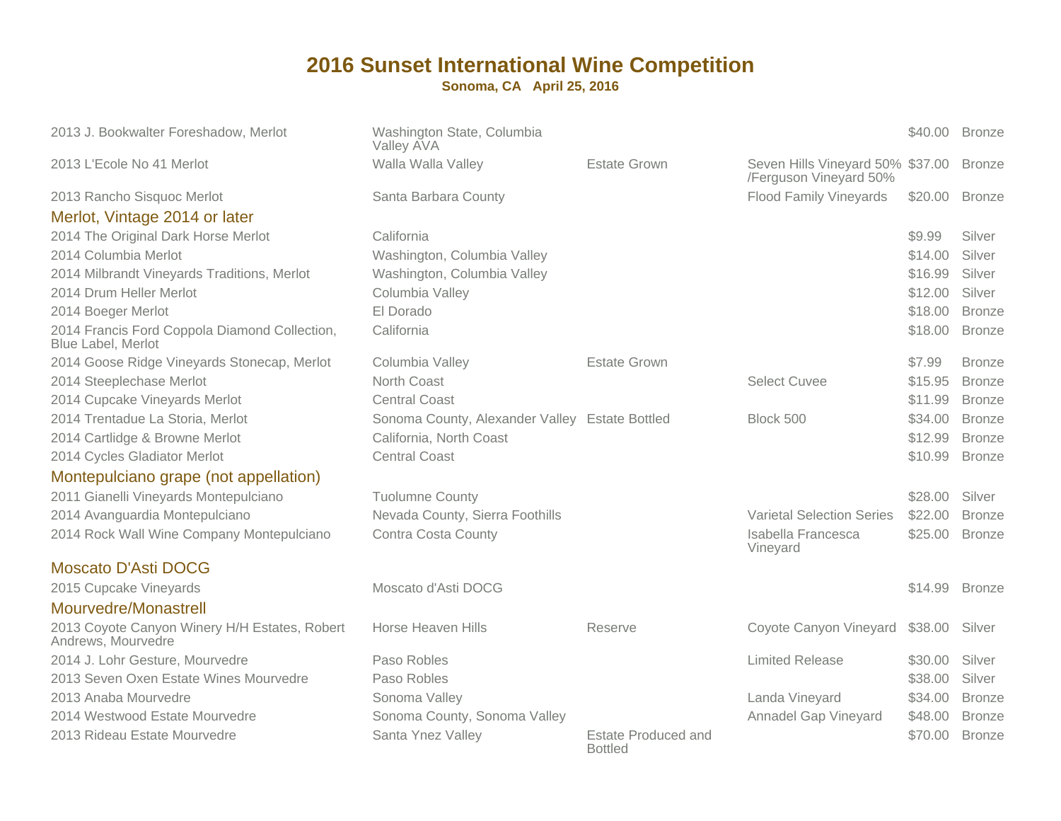# 2016 Sunset International Wine Competition

**Sonoma, CA April 25, 2016**

| | | | | | |
|---|---|---|---|---|---|
| 2013 J. Bookwalter Foreshadow, Merlot | Washington State, Columbia Valley AVA | | | $40.00 | Bronze |
| 2013 L'Ecole No 41 Merlot | Walla Walla Valley | Estate Grown | Seven Hills Vineyard 50% /Ferguson Vineyard 50% | $37.00 | Bronze |
| 2013 Rancho Sisquoc Merlot | Santa Barbara County | | Flood Family Vineyards | $20.00 | Bronze |

## Merlot, Vintage 2014 or later

| | | | | | |
|---|---|---|---|---|---|
| 2014 The Original Dark Horse Merlot | California | | | $9.99 | Silver |
| 2014 Columbia Merlot | Washington, Columbia Valley | | | $14.00 | Silver |
| 2014 Milbrandt Vineyards Traditions, Merlot | Washington, Columbia Valley | | | $16.99 | Silver |
| 2014 Drum Heller Merlot | Columbia Valley | | | $12.00 | Silver |
| 2014 Boeger Merlot | El Dorado | | | $18.00 | Bronze |
| 2014 Francis Ford Coppola Diamond Collection, Blue Label, Merlot | California | | | $18.00 | Bronze |
| 2014 Goose Ridge Vineyards Stonecap, Merlot | Columbia Valley | Estate Grown | | $7.99 | Bronze |
| 2014 Steeplechase Merlot | North Coast | | Select Cuvee | $15.95 | Bronze |
| 2014 Cupcake Vineyards Merlot | Central Coast | | | $11.99 | Bronze |
| 2014 Trentadue La Storia, Merlot | Sonoma County, Alexander Valley | Estate Bottled | Block 500 | $34.00 | Bronze |
| 2014 Cartlidge & Browne Merlot | California, North Coast | | | $12.99 | Bronze |
| 2014 Cycles Gladiator Merlot | Central Coast | | | $10.99 | Bronze |

## Montepulciano grape (not appellation)

| | | | | | |
|---|---|---|---|---|---|
| 2011 Gianelli Vineyards Montepulciano | Tuolumne County | | | $28.00 | Silver |
| 2014 Avanguardia Montepulciano | Nevada County, Sierra Foothills | | Varietal Selection Series | $22.00 | Bronze |
| 2014 Rock Wall Wine Company Montepulciano | Contra Costa County | | Isabella Francesca Vineyard | $25.00 | Bronze |

## Moscato D'Asti DOCG

| | | | | | |
|---|---|---|---|---|---|
| 2015 Cupcake Vineyards | Moscato d'Asti DOCG | | | $14.99 | Bronze |

## Mourvedre/Monastrell

| | | | | | |
|---|---|---|---|---|---|
| 2013 Coyote Canyon Winery H/H Estates, Robert Andrews, Mourvedre | Horse Heaven Hills | Reserve | Coyote Canyon Vineyard | $38.00 | Silver |
| 2014 J. Lohr Gesture, Mourvedre | Paso Robles | | Limited Release | $30.00 | Silver |
| 2013 Seven Oxen Estate Wines Mourvedre | Paso Robles | | | $38.00 | Silver |
| 2013 Anaba Mourvedre | Sonoma Valley | | Landa Vineyard | $34.00 | Bronze |
| 2014 Westwood Estate Mourvedre | Sonoma County, Sonoma Valley | | Annadel Gap Vineyard | $48.00 | Bronze |
| 2013 Rideau Estate Mourvedre | Santa Ynez Valley | Estate Produced and Bottled | | $70.00 | Bronze |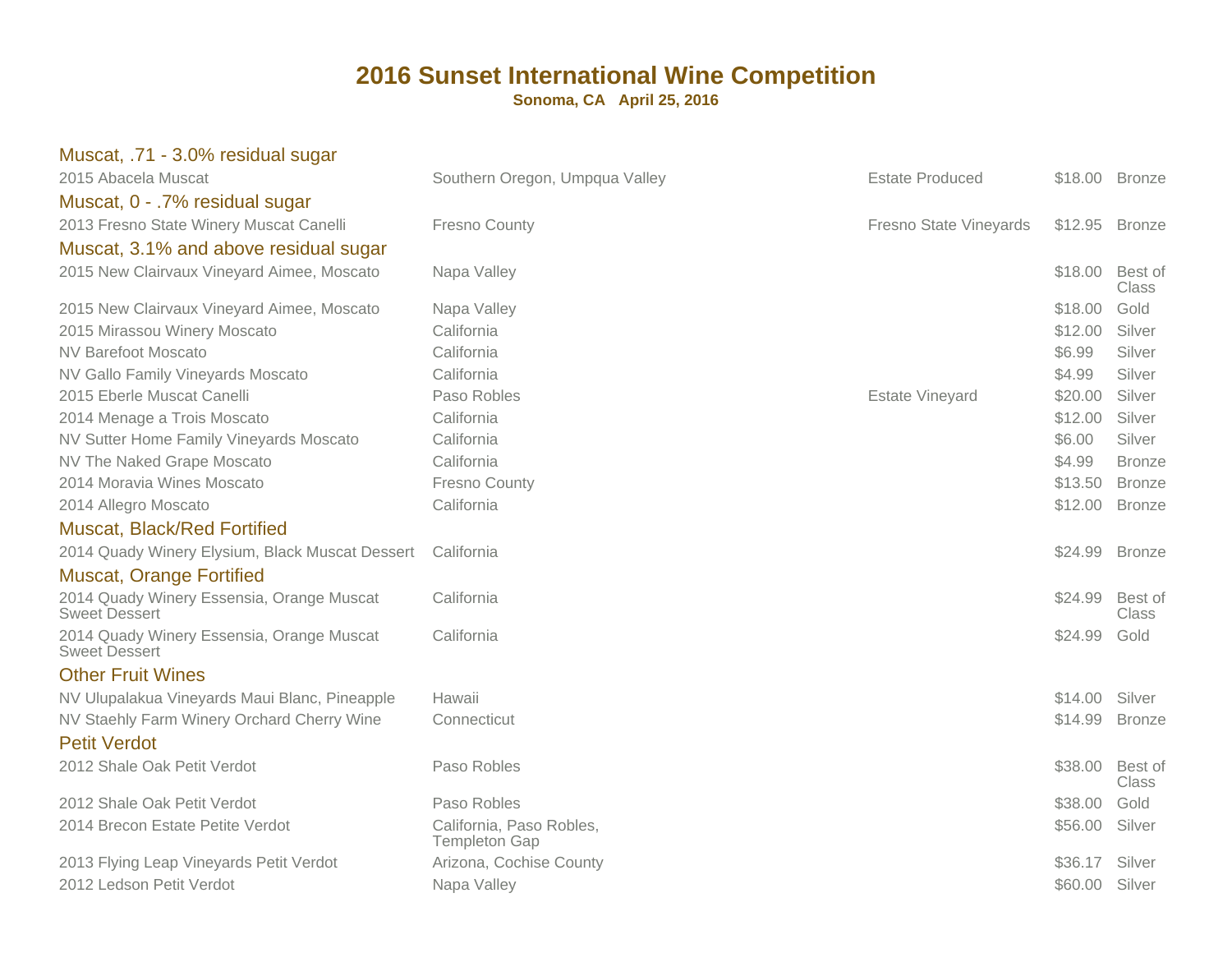# 2016 Sunset International Wine Competition

**Sonoma, CA   April 25, 2016**

### Muscat, .71 - 3.0% residual sugar

| | | | | |
|---|---|---|---|---|
| 2015 Abacela Muscat | Southern Oregon, Umpqua Valley | Estate Produced | $18.00 | Bronze |

### Muscat, 0 - .7% residual sugar

| | | | | |
|---|---|---|---|---|
| 2013 Fresno State Winery Muscat Canelli | Fresno County | Fresno State Vineyards | $12.95 | Bronze |

### Muscat, 3.1% and above residual sugar

| | | | | |
|---|---|---|---|---|
| 2015 New Clairvaux Vineyard Aimee, Moscato | Napa Valley | | $18.00 | Best of Class |
| 2015 New Clairvaux Vineyard Aimee, Moscato | Napa Valley | | $18.00 | Gold |
| 2015 Mirassou Winery Moscato | California | | $12.00 | Silver |
| NV Barefoot Moscato | California | | $6.99 | Silver |
| NV Gallo Family Vineyards Moscato | California | | $4.99 | Silver |
| 2015 Eberle Muscat Canelli | Paso Robles | Estate Vineyard | $20.00 | Silver |
| 2014 Menage a Trois Moscato | California | | $12.00 | Silver |
| NV Sutter Home Family Vineyards Moscato | California | | $6.00 | Silver |
| NV The Naked Grape Moscato | California | | $4.99 | Bronze |
| 2014 Moravia Wines Moscato | Fresno County | | $13.50 | Bronze |
| 2014 Allegro Moscato | California | | $12.00 | Bronze |

### Muscat, Black/Red Fortified

| | | | | |
|---|---|---|---|---|
| 2014 Quady Winery Elysium, Black Muscat Dessert | California | | $24.99 | Bronze |

### Muscat, Orange Fortified

| | | | | |
|---|---|---|---|---|
| 2014 Quady Winery Essensia, Orange Muscat Sweet Dessert | California | | $24.99 | Best of Class |
| 2014 Quady Winery Essensia, Orange Muscat Sweet Dessert | California | | $24.99 | Gold |

### Other Fruit Wines

| | | | | |
|---|---|---|---|---|
| NV Ulupalakua Vineyards Maui Blanc, Pineapple | Hawaii | | $14.00 | Silver |
| NV Staehly Farm Winery Orchard Cherry Wine | Connecticut | | $14.99 | Bronze |

### Petit Verdot

| | | | | |
|---|---|---|---|---|
| 2012 Shale Oak Petit Verdot | Paso Robles | | $38.00 | Best of Class |
| 2012 Shale Oak Petit Verdot | Paso Robles | | $38.00 | Gold |
| 2014 Brecon Estate Petite Verdot | California, Paso Robles, Templeton Gap | | $56.00 | Silver |
| 2013 Flying Leap Vineyards Petit Verdot | Arizona, Cochise County | | $36.17 | Silver |
| 2012 Ledson Petit Verdot | Napa Valley | | $60.00 | Silver |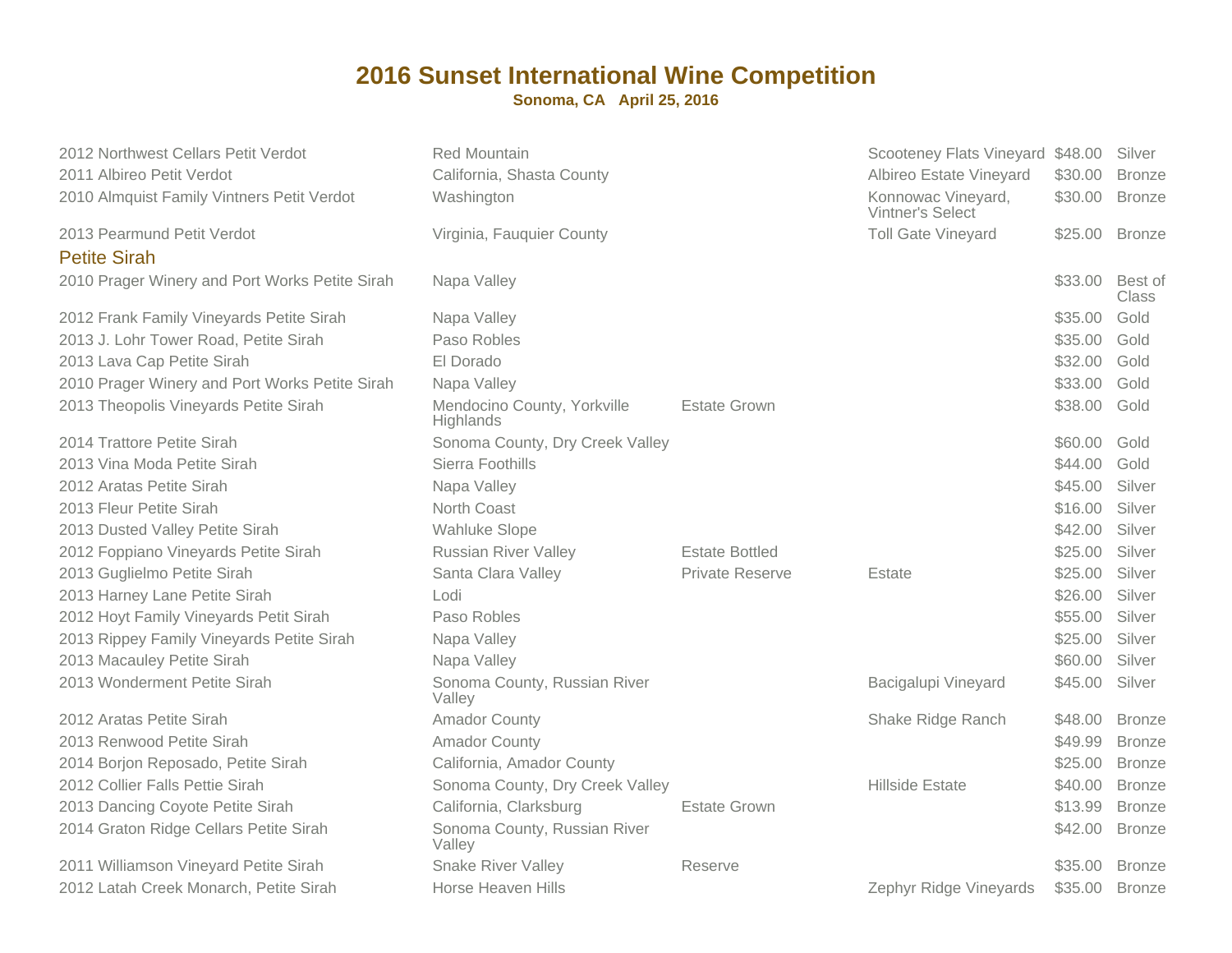# 2016 Sunset International Wine Competition

**Sonoma, CA   April 25, 2016**

| Wine | Appellation | Designation | Vineyard | Price | Award |
|---|---|---|---|---|---|
| 2012 Northwest Cellars Petit Verdot | Red Mountain | | Scooteney Flats Vineyard | $48.00 | Silver |
| 2011 Albireo Petit Verdot | California, Shasta County | | Albireo Estate Vineyard | $30.00 | Bronze |
| 2010 Almquist Family Vintners Petit Verdot | Washington | | Konnowac Vineyard, Vintner's Select | $30.00 | Bronze |
| 2013 Pearmund Petit Verdot | Virginia, Fauquier County | | Toll Gate Vineyard | $25.00 | Bronze |

## Petite Sirah

| Wine | Appellation | Designation | Vineyard | Price | Award |
|---|---|---|---|---|---|
| 2010 Prager Winery and Port Works Petite Sirah | Napa Valley | | | $33.00 | Best of Class |
| 2012 Frank Family Vineyards Petite Sirah | Napa Valley | | | $35.00 | Gold |
| 2013 J. Lohr Tower Road, Petite Sirah | Paso Robles | | | $35.00 | Gold |
| 2013 Lava Cap Petite Sirah | El Dorado | | | $32.00 | Gold |
| 2010 Prager Winery and Port Works Petite Sirah | Napa Valley | | | $33.00 | Gold |
| 2013 Theopolis Vineyards Petite Sirah | Mendocino County, Yorkville Highlands | Estate Grown | | $38.00 | Gold |
| 2014 Trattore Petite Sirah | Sonoma County, Dry Creek Valley | | | $60.00 | Gold |
| 2013 Vina Moda Petite Sirah | Sierra Foothills | | | $44.00 | Gold |
| 2012 Aratas Petite Sirah | Napa Valley | | | $45.00 | Silver |
| 2013 Fleur Petite Sirah | North Coast | | | $16.00 | Silver |
| 2013 Dusted Valley Petite Sirah | Wahluke Slope | | | $42.00 | Silver |
| 2012 Foppiano Vineyards Petite Sirah | Russian River Valley | Estate Bottled | | $25.00 | Silver |
| 2013 Guglielmo Petite Sirah | Santa Clara Valley | Private Reserve | Estate | $25.00 | Silver |
| 2013 Harney Lane Petite Sirah | Lodi | | | $26.00 | Silver |
| 2012 Hoyt Family Vineyards Petit Sirah | Paso Robles | | | $55.00 | Silver |
| 2013 Rippey Family Vineyards Petite Sirah | Napa Valley | | | $25.00 | Silver |
| 2013 Macauley Petite Sirah | Napa Valley | | | $60.00 | Silver |
| 2013 Wonderment Petite Sirah | Sonoma County, Russian River Valley | | Bacigalupi Vineyard | $45.00 | Silver |
| 2012 Aratas Petite Sirah | Amador County | | Shake Ridge Ranch | $48.00 | Bronze |
| 2013 Renwood Petite Sirah | Amador County | | | $49.99 | Bronze |
| 2014 Borjon Reposado, Petite Sirah | California, Amador County | | | $25.00 | Bronze |
| 2012 Collier Falls Pettie Sirah | Sonoma County, Dry Creek Valley | | Hillside Estate | $40.00 | Bronze |
| 2013 Dancing Coyote Petite Sirah | California, Clarksburg | Estate Grown | | $13.99 | Bronze |
| 2014 Graton Ridge Cellars Petite Sirah | Sonoma County, Russian River Valley | | | $42.00 | Bronze |
| 2011 Williamson Vineyard Petite Sirah | Snake River Valley | Reserve | | $35.00 | Bronze |
| 2012 Latah Creek Monarch, Petite Sirah | Horse Heaven Hills | | Zephyr Ridge Vineyards | $35.00 | Bronze |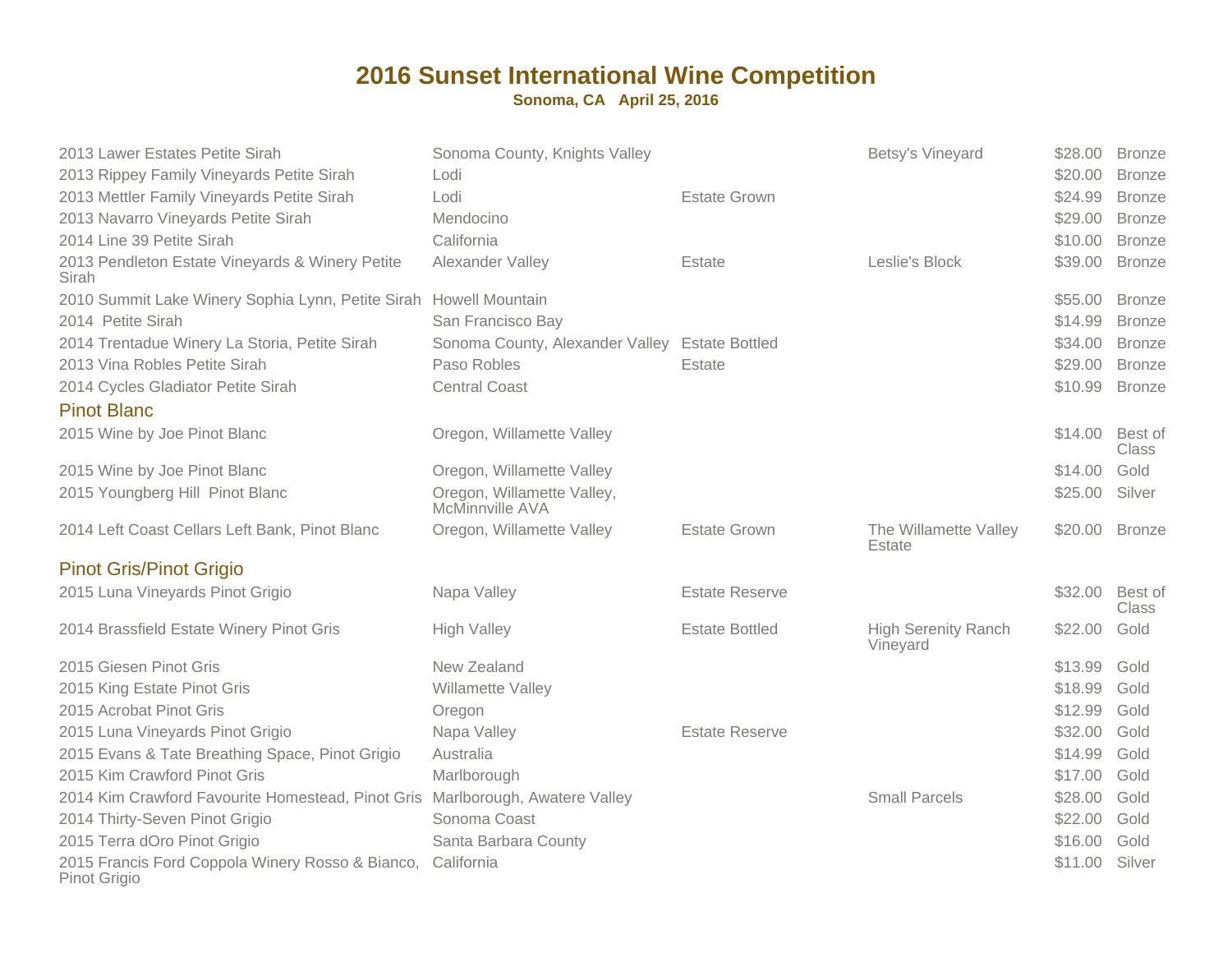# 2016 Sunset International Wine Competition

**Sonoma, CA April 25, 2016**

| | | | | | |
|---|---|---|---|---|---|
| 2013 Lawer Estates Petite Sirah | Sonoma County, Knights Valley | | Betsy's Vineyard | $28.00 | Bronze |
| 2013 Rippey Family Vineyards Petite Sirah | Lodi | | | $20.00 | Bronze |
| 2013 Mettler Family Vineyards Petite Sirah | Lodi | Estate Grown | | $24.99 | Bronze |
| 2013 Navarro Vineyards Petite Sirah | Mendocino | | | $29.00 | Bronze |
| 2014 Line 39 Petite Sirah | California | | | $10.00 | Bronze |
| 2013 Pendleton Estate Vineyards & Winery Petite Sirah | Alexander Valley | Estate | Leslie's Block | $39.00 | Bronze |
| 2010 Summit Lake Winery Sophia Lynn, Petite Sirah | Howell Mountain | | | $55.00 | Bronze |
| 2014 Petite Sirah | San Francisco Bay | | | $14.99 | Bronze |
| 2014 Trentadue Winery La Storia, Petite Sirah | Sonoma County, Alexander Valley | Estate Bottled | | $34.00 | Bronze |
| 2013 Vina Robles Petite Sirah | Paso Robles | Estate | | $29.00 | Bronze |
| 2014 Cycles Gladiator Petite Sirah | Central Coast | | | $10.99 | Bronze |

## Pinot Blanc

| | | | | | |
|---|---|---|---|---|---|
| 2015 Wine by Joe Pinot Blanc | Oregon, Willamette Valley | | | $14.00 | Best of Class |
| 2015 Wine by Joe Pinot Blanc | Oregon, Willamette Valley | | | $14.00 | Gold |
| 2015 Youngberg Hill Pinot Blanc | Oregon, Willamette Valley, McMinnville AVA | | | $25.00 | Silver |
| 2014 Left Coast Cellars Left Bank, Pinot Blanc | Oregon, Willamette Valley | Estate Grown | The Willamette Valley Estate | $20.00 | Bronze |

## Pinot Gris/Pinot Grigio

| | | | | | |
|---|---|---|---|---|---|
| 2015 Luna Vineyards Pinot Grigio | Napa Valley | Estate Reserve | | $32.00 | Best of Class |
| 2014 Brassfield Estate Winery Pinot Gris | High Valley | Estate Bottled | High Serenity Ranch Vineyard | $22.00 | Gold |
| 2015 Giesen Pinot Gris | New Zealand | | | $13.99 | Gold |
| 2015 King Estate Pinot Gris | Willamette Valley | | | $18.99 | Gold |
| 2015 Acrobat Pinot Gris | Oregon | | | $12.99 | Gold |
| 2015 Luna Vineyards Pinot Grigio | Napa Valley | Estate Reserve | | $32.00 | Gold |
| 2015 Evans & Tate Breathing Space, Pinot Grigio | Australia | | | $14.99 | Gold |
| 2015 Kim Crawford Pinot Gris | Marlborough | | | $17.00 | Gold |
| 2014 Kim Crawford Favourite Homestead, Pinot Gris | Marlborough, Awatere Valley | | Small Parcels | $28.00 | Gold |
| 2014 Thirty-Seven Pinot Grigio | Sonoma Coast | | | $22.00 | Gold |
| 2015 Terra dOro Pinot Grigio | Santa Barbara County | | | $16.00 | Gold |
| 2015 Francis Ford Coppola Winery Rosso & Bianco, Pinot Grigio | California | | | $11.00 | Silver |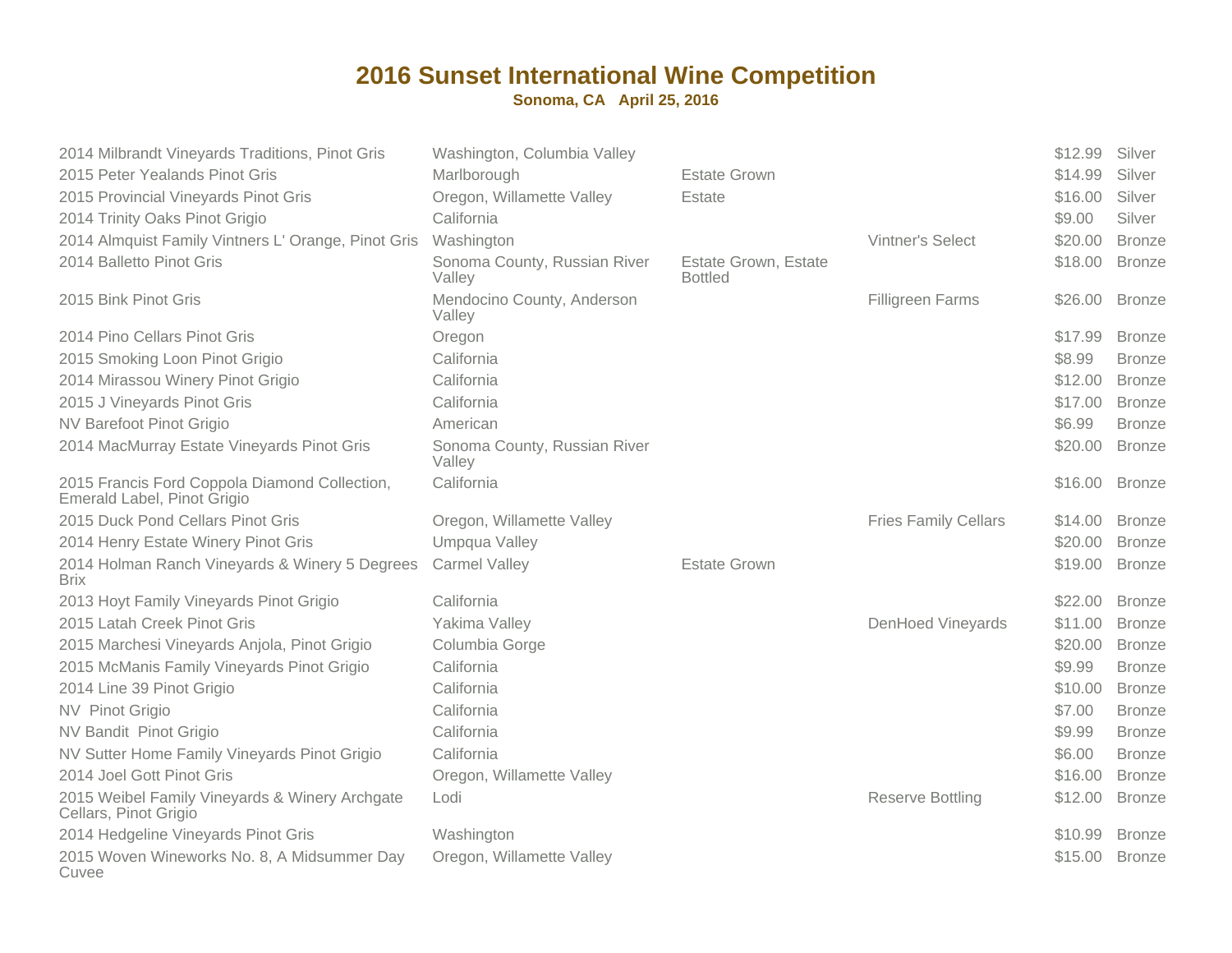# 2016 Sunset International Wine Competition

**Sonoma, CA April 25, 2016**

| Wine | Appellation | Designation | Vineyard | Price | Award |
|---|---|---|---|---|---|
| 2014 Milbrandt Vineyards Traditions, Pinot Gris | Washington, Columbia Valley | | | $12.99 | Silver |
| 2015 Peter Yealands Pinot Gris | Marlborough | Estate Grown | | $14.99 | Silver |
| 2015 Provincial Vineyards Pinot Gris | Oregon, Willamette Valley | Estate | | $16.00 | Silver |
| 2014 Trinity Oaks Pinot Grigio | California | | | $9.00 | Silver |
| 2014 Almquist Family Vintners L' Orange, Pinot Gris | Washington | | Vintner's Select | $20.00 | Bronze |
| 2014 Balletto Pinot Gris | Sonoma County, Russian River Valley | Estate Grown, Estate Bottled | | $18.00 | Bronze |
| 2015 Bink Pinot Gris | Mendocino County, Anderson Valley | | Filligreen Farms | $26.00 | Bronze |
| 2014 Pino Cellars Pinot Gris | Oregon | | | $17.99 | Bronze |
| 2015 Smoking Loon Pinot Grigio | California | | | $8.99 | Bronze |
| 2014 Mirassou Winery Pinot Grigio | California | | | $12.00 | Bronze |
| 2015 J Vineyards Pinot Gris | California | | | $17.00 | Bronze |
| NV Barefoot Pinot Grigio | American | | | $6.99 | Bronze |
| 2014 MacMurray Estate Vineyards Pinot Gris | Sonoma County, Russian River Valley | | | $20.00 | Bronze |
| 2015 Francis Ford Coppola Diamond Collection, Emerald Label, Pinot Grigio | California | | | $16.00 | Bronze |
| 2015 Duck Pond Cellars Pinot Gris | Oregon, Willamette Valley | | Fries Family Cellars | $14.00 | Bronze |
| 2014 Henry Estate Winery Pinot Gris | Umpqua Valley | | | $20.00 | Bronze |
| 2014 Holman Ranch Vineyards & Winery 5 Degrees Brix | Carmel Valley | Estate Grown | | $19.00 | Bronze |
| 2013 Hoyt Family Vineyards Pinot Grigio | California | | | $22.00 | Bronze |
| 2015 Latah Creek Pinot Gris | Yakima Valley | | DenHoed Vineyards | $11.00 | Bronze |
| 2015 Marchesi Vineyards Anjola, Pinot Grigio | Columbia Gorge | | | $20.00 | Bronze |
| 2015 McManis Family Vineyards Pinot Grigio | California | | | $9.99 | Bronze |
| 2014 Line 39 Pinot Grigio | California | | | $10.00 | Bronze |
| NV Pinot Grigio | California | | | $7.00 | Bronze |
| NV Bandit Pinot Grigio | California | | | $9.99 | Bronze |
| NV Sutter Home Family Vineyards Pinot Grigio | California | | | $6.00 | Bronze |
| 2014 Joel Gott Pinot Gris | Oregon, Willamette Valley | | | $16.00 | Bronze |
| 2015 Weibel Family Vineyards & Winery Archgate Cellars, Pinot Grigio | Lodi | | Reserve Bottling | $12.00 | Bronze |
| 2014 Hedgeline Vineyards Pinot Gris | Washington | | | $10.99 | Bronze |
| 2015 Woven Wineworks No. 8, A Midsummer Day Cuvee | Oregon, Willamette Valley | | | $15.00 | Bronze |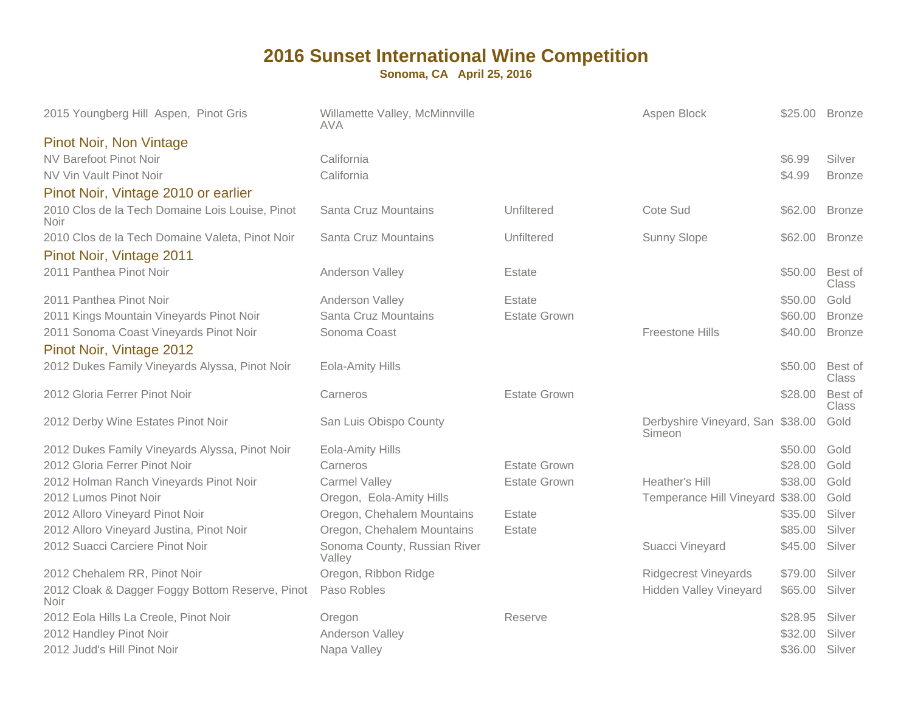# 2016 Sunset International Wine Competition

**Sonoma, CA April 25, 2016**

| Wine | Appellation | Designation | Vineyard | Price | Award |
|---|---|---|---|---|---|
| 2015 Youngberg Hill Aspen, Pinot Gris | Willamette Valley, McMinnville AVA | | Aspen Block | $25.00 | Bronze |
| **Pinot Noir, Non Vintage** | | | | | |
| NV Barefoot Pinot Noir | California | | | $6.99 | Silver |
| NV Vin Vault Pinot Noir | California | | | $4.99 | Bronze |
| **Pinot Noir, Vintage 2010 or earlier** | | | | | |
| 2010 Clos de la Tech Domaine Lois Louise, Pinot Noir | Santa Cruz Mountains | Unfiltered | Cote Sud | $62.00 | Bronze |
| 2010 Clos de la Tech Domaine Valeta, Pinot Noir | Santa Cruz Mountains | Unfiltered | Sunny Slope | $62.00 | Bronze |
| **Pinot Noir, Vintage 2011** | | | | | |
| 2011 Panthea Pinot Noir | Anderson Valley | Estate | | $50.00 | Best of Class |
| 2011 Panthea Pinot Noir | Anderson Valley | Estate | | $50.00 | Gold |
| 2011 Kings Mountain Vineyards Pinot Noir | Santa Cruz Mountains | Estate Grown | | $60.00 | Bronze |
| 2011 Sonoma Coast Vineyards Pinot Noir | Sonoma Coast | | Freestone Hills | $40.00 | Bronze |
| **Pinot Noir, Vintage 2012** | | | | | |
| 2012 Dukes Family Vineyards Alyssa, Pinot Noir | Eola-Amity Hills | | | $50.00 | Best of Class |
| 2012 Gloria Ferrer Pinot Noir | Carneros | Estate Grown | | $28.00 | Best of Class |
| 2012 Derby Wine Estates Pinot Noir | San Luis Obispo County | | Derbyshire Vineyard, San Simeon | $38.00 | Gold |
| 2012 Dukes Family Vineyards Alyssa, Pinot Noir | Eola-Amity Hills | | | $50.00 | Gold |
| 2012 Gloria Ferrer Pinot Noir | Carneros | Estate Grown | | $28.00 | Gold |
| 2012 Holman Ranch Vineyards Pinot Noir | Carmel Valley | Estate Grown | Heather's Hill | $38.00 | Gold |
| 2012 Lumos Pinot Noir | Oregon, Eola-Amity Hills | | Temperance Hill Vineyard | $38.00 | Gold |
| 2012 Alloro Vineyard Pinot Noir | Oregon, Chehalem Mountains | Estate | | $35.00 | Silver |
| 2012 Alloro Vineyard Justina, Pinot Noir | Oregon, Chehalem Mountains | Estate | | $85.00 | Silver |
| 2012 Suacci Carciere Pinot Noir | Sonoma County, Russian River Valley | | Suacci Vineyard | $45.00 | Silver |
| 2012 Chehalem RR, Pinot Noir | Oregon, Ribbon Ridge | | Ridgecrest Vineyards | $79.00 | Silver |
| 2012 Cloak & Dagger Foggy Bottom Reserve, Pinot Noir | Paso Robles | | Hidden Valley Vineyard | $65.00 | Silver |
| 2012 Eola Hills La Creole, Pinot Noir | Oregon | Reserve | | $28.95 | Silver |
| 2012 Handley Pinot Noir | Anderson Valley | | | $32.00 | Silver |
| 2012 Judd's Hill Pinot Noir | Napa Valley | | | $36.00 | Silver |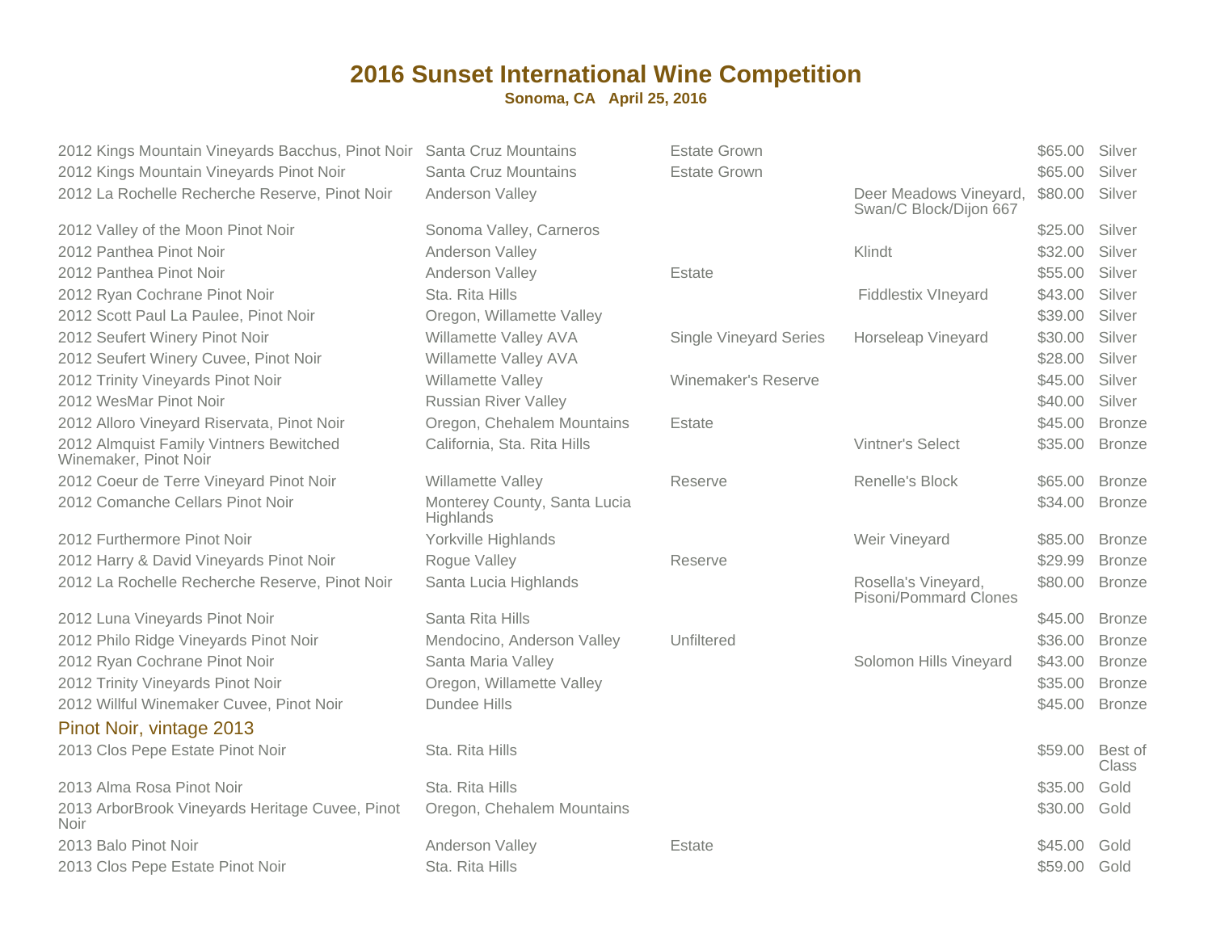# 2016 Sunset International Wine Competition

**Sonoma, CA April 25, 2016**

| Wine | Appellation | Designation | Vineyard | Price | Award |
|---|---|---|---|---|---|
| 2012 Kings Mountain Vineyards Bacchus, Pinot Noir | Santa Cruz Mountains | Estate Grown | | $65.00 | Silver |
| 2012 Kings Mountain Vineyards Pinot Noir | Santa Cruz Mountains | Estate Grown | | $65.00 | Silver |
| 2012 La Rochelle Recherche Reserve, Pinot Noir | Anderson Valley | | Deer Meadows Vineyard, Swan/C Block/Dijon 667 | $80.00 | Silver |
| 2012 Valley of the Moon Pinot Noir | Sonoma Valley, Carneros | | | $25.00 | Silver |
| 2012 Panthea Pinot Noir | Anderson Valley | | Klindt | $32.00 | Silver |
| 2012 Panthea Pinot Noir | Anderson Valley | Estate | | $55.00 | Silver |
| 2012 Ryan Cochrane Pinot Noir | Sta. Rita Hills | | Fiddlestix VIneyard | $43.00 | Silver |
| 2012 Scott Paul La Paulee, Pinot Noir | Oregon, Willamette Valley | | | $39.00 | Silver |
| 2012 Seufert Winery Pinot Noir | Willamette Valley AVA | Single Vineyard Series | Horseleap Vineyard | $30.00 | Silver |
| 2012 Seufert Winery Cuvee, Pinot Noir | Willamette Valley AVA | | | $28.00 | Silver |
| 2012 Trinity Vineyards Pinot Noir | Willamette Valley | Winemaker's Reserve | | $45.00 | Silver |
| 2012 WesMar Pinot Noir | Russian River Valley | | | $40.00 | Silver |
| 2012 Alloro Vineyard Riservata, Pinot Noir | Oregon, Chehalem Mountains | Estate | | $45.00 | Bronze |
| 2012 Almquist Family Vintners Bewitched Winemaker, Pinot Noir | California, Sta. Rita Hills | | Vintner's Select | $35.00 | Bronze |
| 2012 Coeur de Terre Vineyard Pinot Noir | Willamette Valley | Reserve | Renelle's Block | $65.00 | Bronze |
| 2012 Comanche Cellars Pinot Noir | Monterey County, Santa Lucia Highlands | | | $34.00 | Bronze |
| 2012 Furthermore Pinot Noir | Yorkville Highlands | | Weir Vineyard | $85.00 | Bronze |
| 2012 Harry & David Vineyards Pinot Noir | Rogue Valley | Reserve | | $29.99 | Bronze |
| 2012 La Rochelle Recherche Reserve, Pinot Noir | Santa Lucia Highlands | | Rosella's Vineyard, Pisoni/Pommard Clones | $80.00 | Bronze |
| 2012 Luna Vineyards Pinot Noir | Santa Rita Hills | | | $45.00 | Bronze |
| 2012 Philo Ridge Vineyards Pinot Noir | Mendocino, Anderson Valley | Unfiltered | | $36.00 | Bronze |
| 2012 Ryan Cochrane Pinot Noir | Santa Maria Valley | | Solomon Hills Vineyard | $43.00 | Bronze |
| 2012 Trinity Vineyards Pinot Noir | Oregon, Willamette Valley | | | $35.00 | Bronze |
| 2012 Willful Winemaker Cuvee, Pinot Noir | Dundee Hills | | | $45.00 | Bronze |

## Pinot Noir, vintage 2013

| Wine | Appellation | Designation | Vineyard | Price | Award |
|---|---|---|---|---|---|
| 2013 Clos Pepe Estate Pinot Noir | Sta. Rita Hills | | | $59.00 | Best of Class |
| 2013 Alma Rosa Pinot Noir | Sta. Rita Hills | | | $35.00 | Gold |
| 2013 ArborBrook Vineyards Heritage Cuvee, Pinot Noir | Oregon, Chehalem Mountains | | | $30.00 | Gold |
| 2013 Balo Pinot Noir | Anderson Valley | Estate | | $45.00 | Gold |
| 2013 Clos Pepe Estate Pinot Noir | Sta. Rita Hills | | | $59.00 | Gold |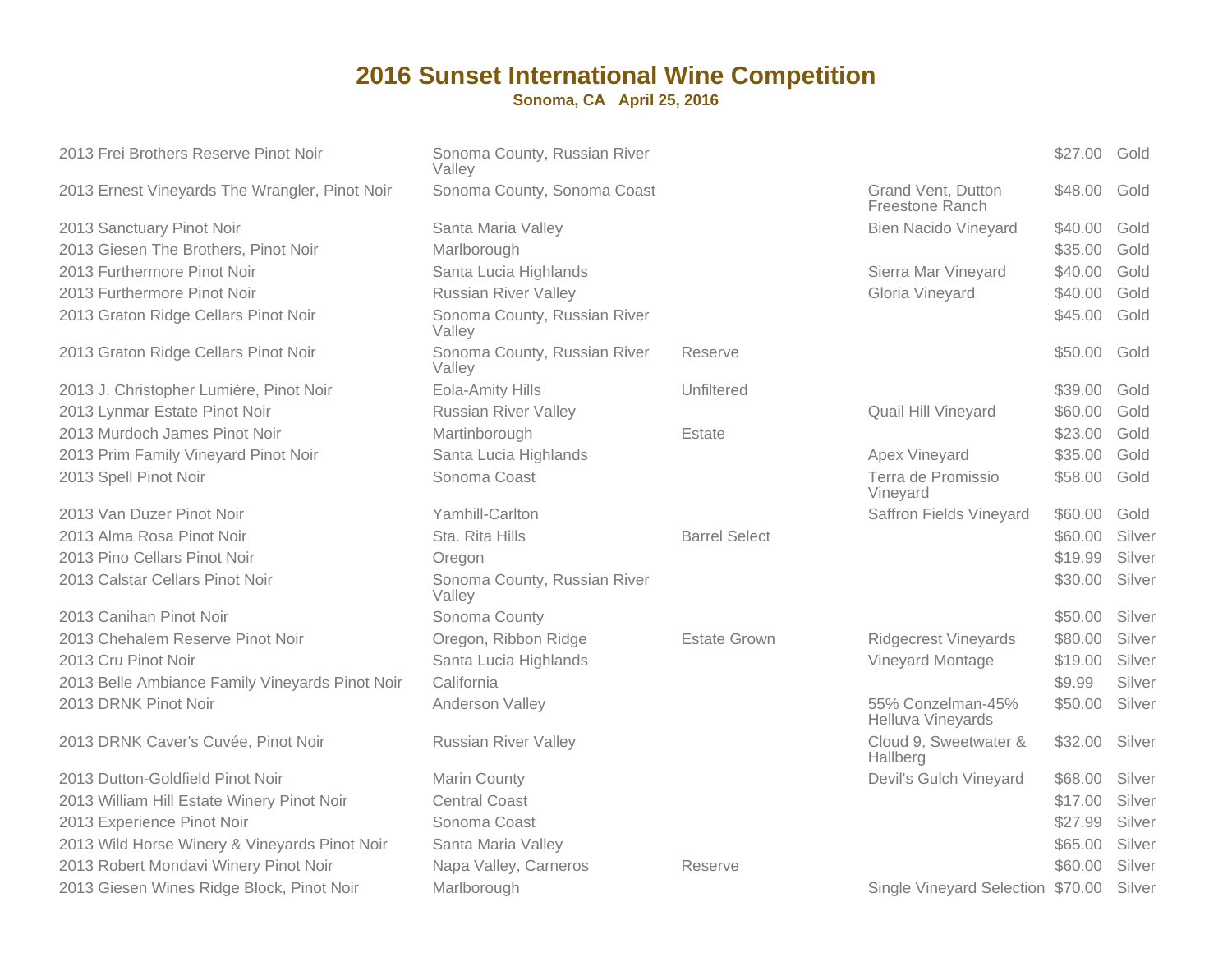# 2016 Sunset International Wine Competition

**Sonoma, CA April 25, 2016**

| | | | | | |
|---|---|---|---|---|---|
| 2013 Frei Brothers Reserve Pinot Noir | Sonoma County, Russian River Valley | | | $27.00 | Gold |
| 2013 Ernest Vineyards The Wrangler, Pinot Noir | Sonoma County, Sonoma Coast | | Grand Vent, Dutton Freestone Ranch | $48.00 | Gold |
| 2013 Sanctuary Pinot Noir | Santa Maria Valley | | Bien Nacido Vineyard | $40.00 | Gold |
| 2013 Giesen The Brothers, Pinot Noir | Marlborough | | | $35.00 | Gold |
| 2013 Furthermore Pinot Noir | Santa Lucia Highlands | | Sierra Mar Vineyard | $40.00 | Gold |
| 2013 Furthermore Pinot Noir | Russian River Valley | | Gloria Vineyard | $40.00 | Gold |
| 2013 Graton Ridge Cellars Pinot Noir | Sonoma County, Russian River Valley | | | $45.00 | Gold |
| 2013 Graton Ridge Cellars Pinot Noir | Sonoma County, Russian River Valley | Reserve | | $50.00 | Gold |
| 2013 J. Christopher Lumière, Pinot Noir | Eola-Amity Hills | Unfiltered | | $39.00 | Gold |
| 2013 Lynmar Estate Pinot Noir | Russian River Valley | | Quail Hill Vineyard | $60.00 | Gold |
| 2013 Murdoch James Pinot Noir | Martinborough | Estate | | $23.00 | Gold |
| 2013 Prim Family Vineyard Pinot Noir | Santa Lucia Highlands | | Apex Vineyard | $35.00 | Gold |
| 2013 Spell Pinot Noir | Sonoma Coast | | Terra de Promissio Vineyard | $58.00 | Gold |
| 2013 Van Duzer Pinot Noir | Yamhill-Carlton | | Saffron Fields Vineyard | $60.00 | Gold |
| 2013 Alma Rosa Pinot Noir | Sta. Rita Hills | Barrel Select | | $60.00 | Silver |
| 2013 Pino Cellars Pinot Noir | Oregon | | | $19.99 | Silver |
| 2013 Calstar Cellars Pinot Noir | Sonoma County, Russian River Valley | | | $30.00 | Silver |
| 2013 Canihan Pinot Noir | Sonoma County | | | $50.00 | Silver |
| 2013 Chehalem Reserve Pinot Noir | Oregon, Ribbon Ridge | Estate Grown | Ridgecrest Vineyards | $80.00 | Silver |
| 2013 Cru Pinot Noir | Santa Lucia Highlands | | Vineyard Montage | $19.00 | Silver |
| 2013 Belle Ambiance Family Vineyards Pinot Noir | California | | | $9.99 | Silver |
| 2013 DRNK Pinot Noir | Anderson Valley | | 55% Conzelman-45% Helluva Vineyards | $50.00 | Silver |
| 2013 DRNK Caver's Cuvée, Pinot Noir | Russian River Valley | | Cloud 9, Sweetwater & Hallberg | $32.00 | Silver |
| 2013 Dutton-Goldfield Pinot Noir | Marin County | | Devil's Gulch Vineyard | $68.00 | Silver |
| 2013 William Hill Estate Winery Pinot Noir | Central Coast | | | $17.00 | Silver |
| 2013 Experience Pinot Noir | Sonoma Coast | | | $27.99 | Silver |
| 2013 Wild Horse Winery & Vineyards Pinot Noir | Santa Maria Valley | | | $65.00 | Silver |
| 2013 Robert Mondavi Winery Pinot Noir | Napa Valley, Carneros | Reserve | | $60.00 | Silver |
| 2013 Giesen Wines Ridge Block, Pinot Noir | Marlborough | | Single Vineyard Selection | $70.00 | Silver |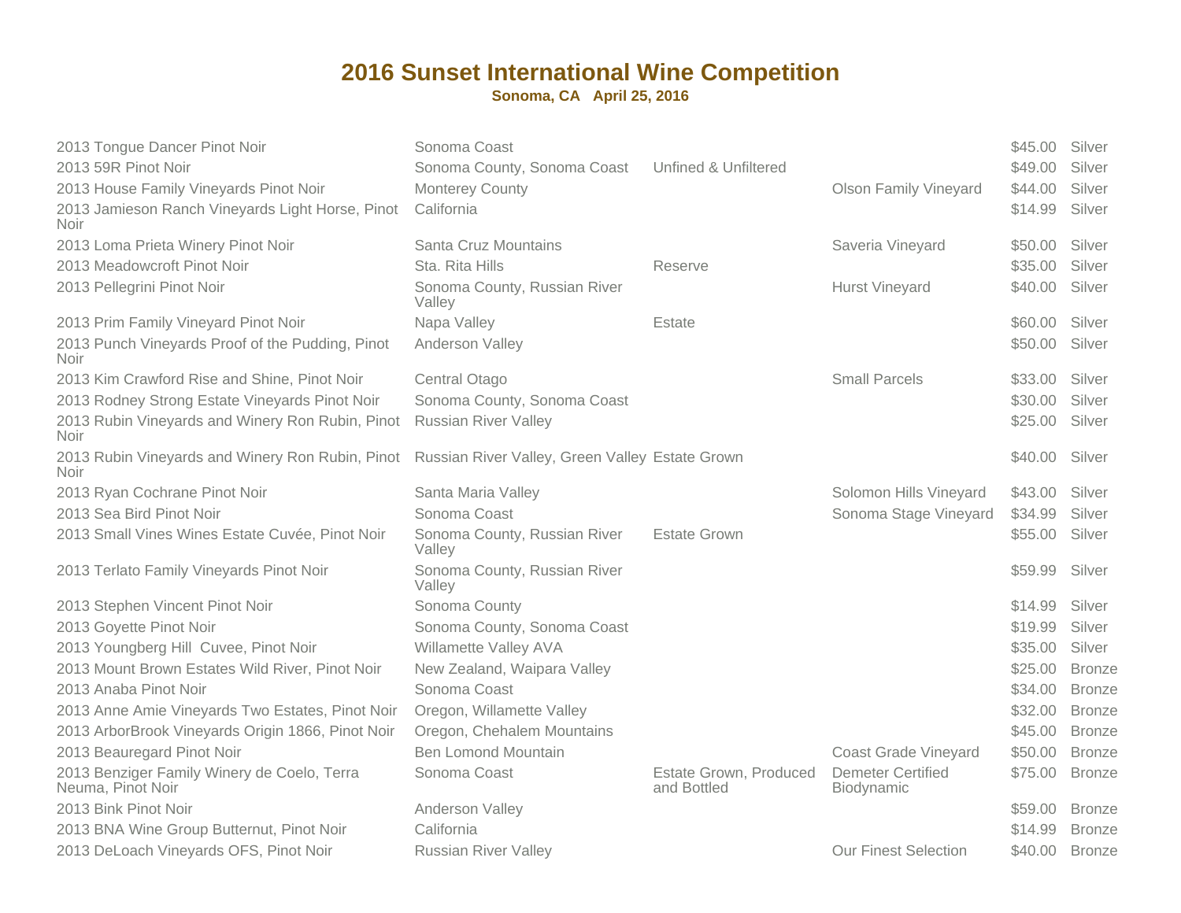# 2016 Sunset International Wine Competition

**Sonoma, CA April 25, 2016**

| | | | | | |
|---|---|---|---|---|---|
| 2013 Tongue Dancer Pinot Noir | Sonoma Coast | | | $45.00 | Silver |
| 2013 59R Pinot Noir | Sonoma County, Sonoma Coast | Unfined & Unfiltered | | $49.00 | Silver |
| 2013 House Family Vineyards Pinot Noir | Monterey County | | Olson Family Vineyard | $44.00 | Silver |
| 2013 Jamieson Ranch Vineyards Light Horse, Pinot Noir | California | | | $14.99 | Silver |
| 2013 Loma Prieta Winery Pinot Noir | Santa Cruz Mountains | | Saveria Vineyard | $50.00 | Silver |
| 2013 Meadowcroft Pinot Noir | Sta. Rita Hills | Reserve | | $35.00 | Silver |
| 2013 Pellegrini Pinot Noir | Sonoma County, Russian River Valley | | Hurst Vineyard | $40.00 | Silver |
| 2013 Prim Family Vineyard Pinot Noir | Napa Valley | Estate | | $60.00 | Silver |
| 2013 Punch Vineyards Proof of the Pudding, Pinot Noir | Anderson Valley | | | $50.00 | Silver |
| 2013 Kim Crawford Rise and Shine, Pinot Noir | Central Otago | | Small Parcels | $33.00 | Silver |
| 2013 Rodney Strong Estate Vineyards Pinot Noir | Sonoma County, Sonoma Coast | | | $30.00 | Silver |
| 2013 Rubin Vineyards and Winery Ron Rubin, Pinot Noir | Russian River Valley | | | $25.00 | Silver |
| 2013 Rubin Vineyards and Winery Ron Rubin, Pinot Noir | Russian River Valley, Green Valley | Estate Grown | | $40.00 | Silver |
| 2013 Ryan Cochrane Pinot Noir | Santa Maria Valley | | Solomon Hills Vineyard | $43.00 | Silver |
| 2013 Sea Bird Pinot Noir | Sonoma Coast | | Sonoma Stage Vineyard | $34.99 | Silver |
| 2013 Small Vines Wines Estate Cuvée, Pinot Noir | Sonoma County, Russian River Valley | Estate Grown | | $55.00 | Silver |
| 2013 Terlato Family Vineyards Pinot Noir | Sonoma County, Russian River Valley | | | $59.99 | Silver |
| 2013 Stephen Vincent Pinot Noir | Sonoma County | | | $14.99 | Silver |
| 2013 Goyette Pinot Noir | Sonoma County, Sonoma Coast | | | $19.99 | Silver |
| 2013 Youngberg Hill Cuvee, Pinot Noir | Willamette Valley AVA | | | $35.00 | Silver |
| 2013 Mount Brown Estates Wild River, Pinot Noir | New Zealand, Waipara Valley | | | $25.00 | Bronze |
| 2013 Anaba Pinot Noir | Sonoma Coast | | | $34.00 | Bronze |
| 2013 Anne Amie Vineyards Two Estates, Pinot Noir | Oregon, Willamette Valley | | | $32.00 | Bronze |
| 2013 ArborBrook Vineyards Origin 1866, Pinot Noir | Oregon, Chehalem Mountains | | | $45.00 | Bronze |
| 2013 Beauregard Pinot Noir | Ben Lomond Mountain | | Coast Grade Vineyard | $50.00 | Bronze |
| 2013 Benziger Family Winery de Coelo, Terra Neuma, Pinot Noir | Sonoma Coast | Estate Grown, Produced and Bottled | Demeter Certified Biodynamic | $75.00 | Bronze |
| 2013 Bink Pinot Noir | Anderson Valley | | | $59.00 | Bronze |
| 2013 BNA Wine Group Butternut, Pinot Noir | California | | | $14.99 | Bronze |
| 2013 DeLoach Vineyards OFS, Pinot Noir | Russian River Valley | | Our Finest Selection | $40.00 | Bronze |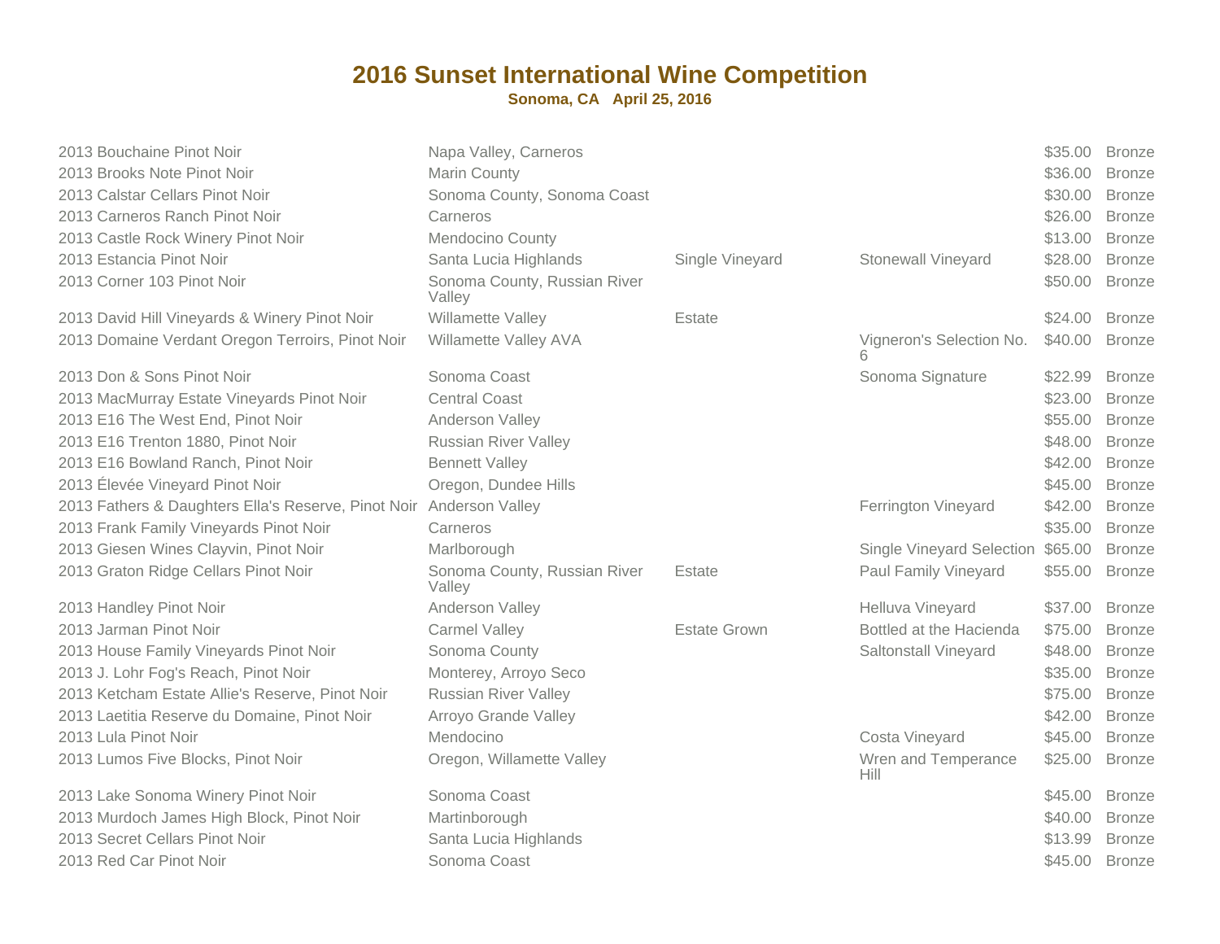# 2016 Sunset International Wine Competition

**Sonoma, CA April 25, 2016**

| | | | | | |
|---|---|---|---|---|---|
| 2013 Bouchaine Pinot Noir | Napa Valley, Carneros | | | $35.00 | Bronze |
| 2013 Brooks Note Pinot Noir | Marin County | | | $36.00 | Bronze |
| 2013 Calstar Cellars Pinot Noir | Sonoma County, Sonoma Coast | | | $30.00 | Bronze |
| 2013 Carneros Ranch Pinot Noir | Carneros | | | $26.00 | Bronze |
| 2013 Castle Rock Winery Pinot Noir | Mendocino County | | | $13.00 | Bronze |
| 2013 Estancia Pinot Noir | Santa Lucia Highlands | Single Vineyard | Stonewall Vineyard | $28.00 | Bronze |
| 2013 Corner 103 Pinot Noir | Sonoma County, Russian River Valley | | | $50.00 | Bronze |
| 2013 David Hill Vineyards & Winery Pinot Noir | Willamette Valley | Estate | | $24.00 | Bronze |
| 2013 Domaine Verdant Oregon Terroirs, Pinot Noir | Willamette Valley AVA | | Vigneron's Selection No. 6 | $40.00 | Bronze |
| 2013 Don & Sons Pinot Noir | Sonoma Coast | | Sonoma Signature | $22.99 | Bronze |
| 2013 MacMurray Estate Vineyards Pinot Noir | Central Coast | | | $23.00 | Bronze |
| 2013 E16 The West End, Pinot Noir | Anderson Valley | | | $55.00 | Bronze |
| 2013 E16 Trenton 1880, Pinot Noir | Russian River Valley | | | $48.00 | Bronze |
| 2013 E16 Bowland Ranch, Pinot Noir | Bennett Valley | | | $42.00 | Bronze |
| 2013 Élevée Vineyard Pinot Noir | Oregon, Dundee Hills | | | $45.00 | Bronze |
| 2013 Fathers & Daughters Ella's Reserve, Pinot Noir | Anderson Valley | | Ferrington Vineyard | $42.00 | Bronze |
| 2013 Frank Family Vineyards Pinot Noir | Carneros | | | $35.00 | Bronze |
| 2013 Giesen Wines Clayvin, Pinot Noir | Marlborough | | Single Vineyard Selection | $65.00 | Bronze |
| 2013 Graton Ridge Cellars Pinot Noir | Sonoma County, Russian River Valley | Estate | Paul Family Vineyard | $55.00 | Bronze |
| 2013 Handley Pinot Noir | Anderson Valley | | Helluva Vineyard | $37.00 | Bronze |
| 2013 Jarman Pinot Noir | Carmel Valley | Estate Grown | Bottled at the Hacienda | $75.00 | Bronze |
| 2013 House Family Vineyards Pinot Noir | Sonoma County | | Saltonstall Vineyard | $48.00 | Bronze |
| 2013 J. Lohr Fog's Reach, Pinot Noir | Monterey, Arroyo Seco | | | $35.00 | Bronze |
| 2013 Ketcham Estate Allie's Reserve, Pinot Noir | Russian River Valley | | | $75.00 | Bronze |
| 2013 Laetitia Reserve du Domaine, Pinot Noir | Arroyo Grande Valley | | | $42.00 | Bronze |
| 2013 Lula Pinot Noir | Mendocino | | Costa Vineyard | $45.00 | Bronze |
| 2013 Lumos Five Blocks, Pinot Noir | Oregon, Willamette Valley | | Wren and Temperance Hill | $25.00 | Bronze |
| 2013 Lake Sonoma Winery Pinot Noir | Sonoma Coast | | | $45.00 | Bronze |
| 2013 Murdoch James High Block, Pinot Noir | Martinborough | | | $40.00 | Bronze |
| 2013 Secret Cellars Pinot Noir | Santa Lucia Highlands | | | $13.99 | Bronze |
| 2013 Red Car Pinot Noir | Sonoma Coast | | | $45.00 | Bronze |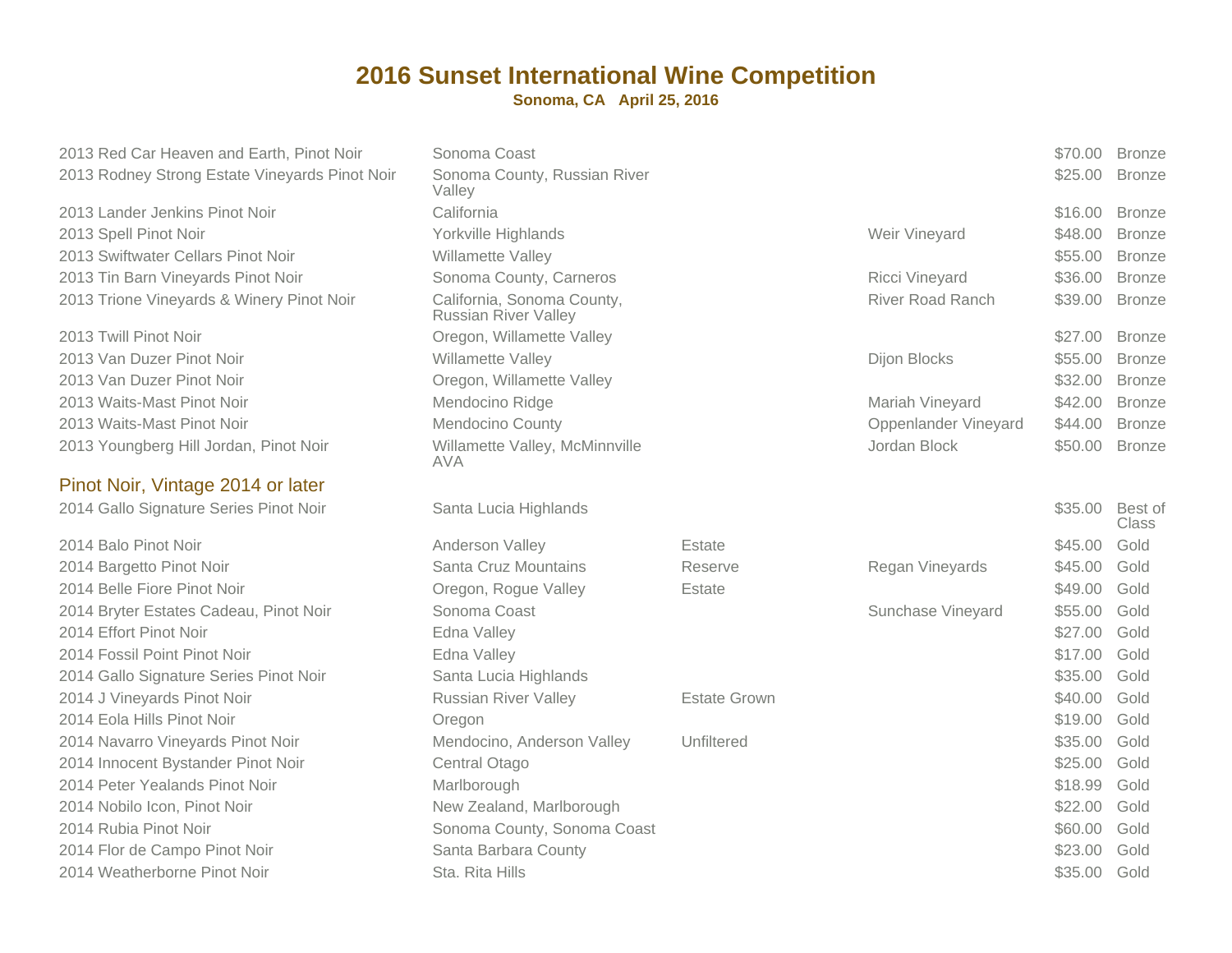# 2016 Sunset International Wine Competition

**Sonoma, CA   April 25, 2016**

| Wine | Appellation | Designation | Vineyard | Price | Award |
|---|---|---|---|---|---|
| 2013 Red Car Heaven and Earth, Pinot Noir | Sonoma Coast | | | $70.00 | Bronze |
| 2013 Rodney Strong Estate Vineyards Pinot Noir | Sonoma County, Russian River Valley | | | $25.00 | Bronze |
| 2013 Lander Jenkins Pinot Noir | California | | | $16.00 | Bronze |
| 2013 Spell Pinot Noir | Yorkville Highlands | | Weir Vineyard | $48.00 | Bronze |
| 2013 Swiftwater Cellars Pinot Noir | Willamette Valley | | | $55.00 | Bronze |
| 2013 Tin Barn Vineyards Pinot Noir | Sonoma County, Carneros | | Ricci Vineyard | $36.00 | Bronze |
| 2013 Trione Vineyards & Winery Pinot Noir | California, Sonoma County, Russian River Valley | | River Road Ranch | $39.00 | Bronze |
| 2013 Twill Pinot Noir | Oregon, Willamette Valley | | | $27.00 | Bronze |
| 2013 Van Duzer Pinot Noir | Willamette Valley | | Dijon Blocks | $55.00 | Bronze |
| 2013 Van Duzer Pinot Noir | Oregon, Willamette Valley | | | $32.00 | Bronze |
| 2013 Waits-Mast Pinot Noir | Mendocino Ridge | | Mariah Vineyard | $42.00 | Bronze |
| 2013 Waits-Mast Pinot Noir | Mendocino County | | Oppenlander Vineyard | $44.00 | Bronze |
| 2013 Youngberg Hill Jordan, Pinot Noir | Willamette Valley, McMinnville AVA | | Jordan Block | $50.00 | Bronze |

## Pinot Noir, Vintage 2014 or later

| Wine | Appellation | Designation | Vineyard | Price | Award |
|---|---|---|---|---|---|
| 2014 Gallo Signature Series Pinot Noir | Santa Lucia Highlands | | | $35.00 | Best of Class |
| 2014 Balo Pinot Noir | Anderson Valley | Estate | | $45.00 | Gold |
| 2014 Bargetto Pinot Noir | Santa Cruz Mountains | Reserve | Regan Vineyards | $45.00 | Gold |
| 2014 Belle Fiore Pinot Noir | Oregon, Rogue Valley | Estate | | $49.00 | Gold |
| 2014 Bryter Estates Cadeau, Pinot Noir | Sonoma Coast | | Sunchase Vineyard | $55.00 | Gold |
| 2014 Effort Pinot Noir | Edna Valley | | | $27.00 | Gold |
| 2014 Fossil Point Pinot Noir | Edna Valley | | | $17.00 | Gold |
| 2014 Gallo Signature Series Pinot Noir | Santa Lucia Highlands | | | $35.00 | Gold |
| 2014 J Vineyards Pinot Noir | Russian River Valley | Estate Grown | | $40.00 | Gold |
| 2014 Eola Hills Pinot Noir | Oregon | | | $19.00 | Gold |
| 2014 Navarro Vineyards Pinot Noir | Mendocino, Anderson Valley | Unfiltered | | $35.00 | Gold |
| 2014 Innocent Bystander Pinot Noir | Central Otago | | | $25.00 | Gold |
| 2014 Peter Yealands Pinot Noir | Marlborough | | | $18.99 | Gold |
| 2014 Nobilo Icon, Pinot Noir | New Zealand, Marlborough | | | $22.00 | Gold |
| 2014 Rubia Pinot Noir | Sonoma County, Sonoma Coast | | | $60.00 | Gold |
| 2014 Flor de Campo Pinot Noir | Santa Barbara County | | | $23.00 | Gold |
| 2014 Weatherborne Pinot Noir | Sta. Rita Hills | | | $35.00 | Gold |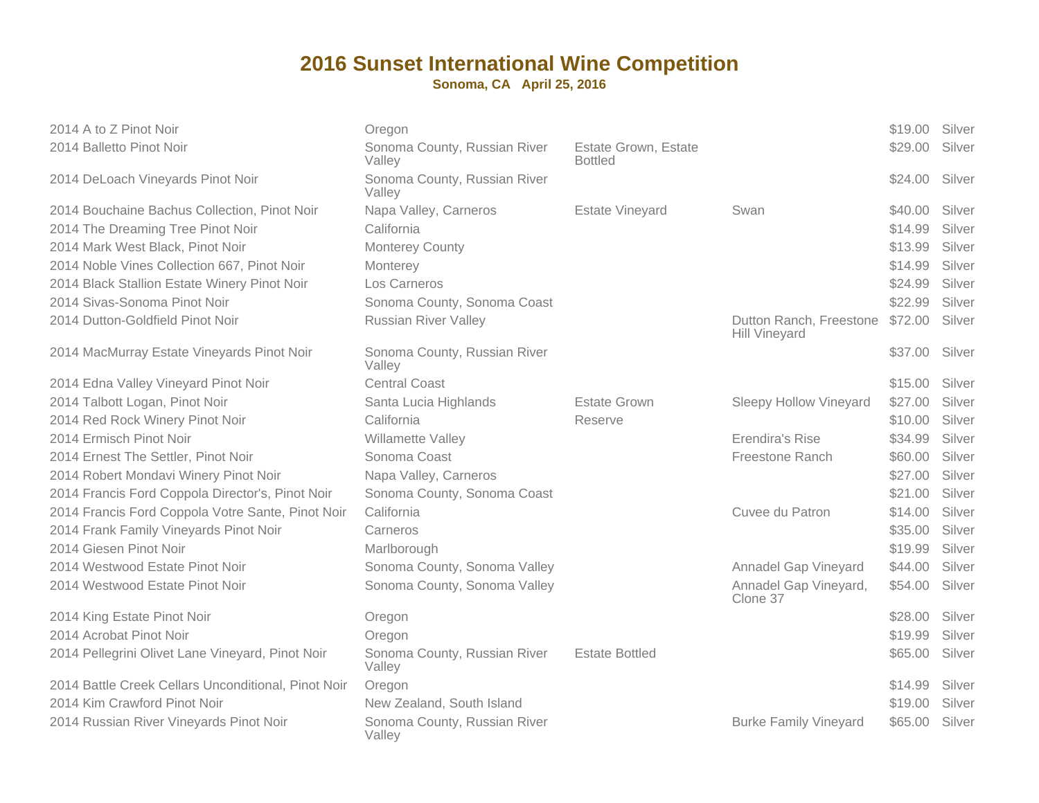# 2016 Sunset International Wine Competition

**Sonoma, CA April 25, 2016**

| Wine | Appellation | Designation | Vineyard | Price | Medal |
|---|---|---|---|---|---|
| 2014 A to Z Pinot Noir | Oregon | | | $19.00 | Silver |
| 2014 Balletto Pinot Noir | Sonoma County, Russian River Valley | Estate Grown, Estate Bottled | | $29.00 | Silver |
| 2014 DeLoach Vineyards Pinot Noir | Sonoma County, Russian River Valley | | | $24.00 | Silver |
| 2014 Bouchaine Bachus Collection, Pinot Noir | Napa Valley, Carneros | Estate Vineyard | Swan | $40.00 | Silver |
| 2014 The Dreaming Tree Pinot Noir | California | | | $14.99 | Silver |
| 2014 Mark West Black, Pinot Noir | Monterey County | | | $13.99 | Silver |
| 2014 Noble Vines Collection 667, Pinot Noir | Monterey | | | $14.99 | Silver |
| 2014 Black Stallion Estate Winery Pinot Noir | Los Carneros | | | $24.99 | Silver |
| 2014 Sivas-Sonoma Pinot Noir | Sonoma County, Sonoma Coast | | | $22.99 | Silver |
| 2014 Dutton-Goldfield Pinot Noir | Russian River Valley | | Dutton Ranch, Freestone Hill Vineyard | $72.00 | Silver |
| 2014 MacMurray Estate Vineyards Pinot Noir | Sonoma County, Russian River Valley | | | $37.00 | Silver |
| 2014 Edna Valley Vineyard Pinot Noir | Central Coast | | | $15.00 | Silver |
| 2014 Talbott Logan, Pinot Noir | Santa Lucia Highlands | Estate Grown | Sleepy Hollow Vineyard | $27.00 | Silver |
| 2014 Red Rock Winery Pinot Noir | California | Reserve | | $10.00 | Silver |
| 2014 Ermisch Pinot Noir | Willamette Valley | | Erendira's Rise | $34.99 | Silver |
| 2014 Ernest The Settler, Pinot Noir | Sonoma Coast | | Freestone Ranch | $60.00 | Silver |
| 2014 Robert Mondavi Winery Pinot Noir | Napa Valley, Carneros | | | $27.00 | Silver |
| 2014 Francis Ford Coppola Director's, Pinot Noir | Sonoma County, Sonoma Coast | | | $21.00 | Silver |
| 2014 Francis Ford Coppola Votre Sante, Pinot Noir | California | | Cuvee du Patron | $14.00 | Silver |
| 2014 Frank Family Vineyards Pinot Noir | Carneros | | | $35.00 | Silver |
| 2014 Giesen Pinot Noir | Marlborough | | | $19.99 | Silver |
| 2014 Westwood Estate Pinot Noir | Sonoma County, Sonoma Valley | | Annadel Gap Vineyard | $44.00 | Silver |
| 2014 Westwood Estate Pinot Noir | Sonoma County, Sonoma Valley | | Annadel Gap Vineyard, Clone 37 | $54.00 | Silver |
| 2014 King Estate Pinot Noir | Oregon | | | $28.00 | Silver |
| 2014 Acrobat Pinot Noir | Oregon | | | $19.99 | Silver |
| 2014 Pellegrini Olivet Lane Vineyard, Pinot Noir | Sonoma County, Russian River Valley | Estate Bottled | | $65.00 | Silver |
| 2014 Battle Creek Cellars Unconditional, Pinot Noir | Oregon | | | $14.99 | Silver |
| 2014 Kim Crawford Pinot Noir | New Zealand, South Island | | | $19.00 | Silver |
| 2014 Russian River Vineyards Pinot Noir | Sonoma County, Russian River Valley | | Burke Family Vineyard | $65.00 | Silver |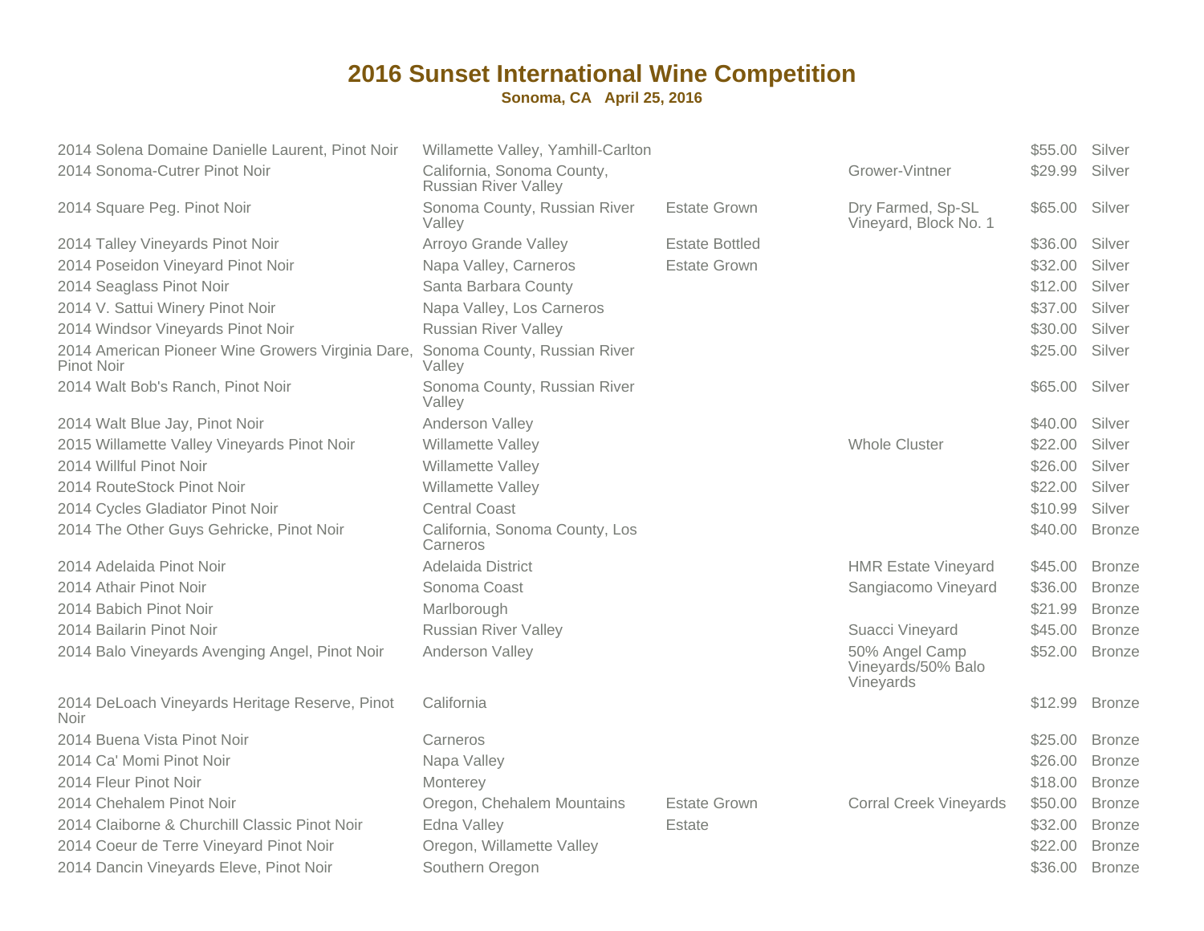# 2016 Sunset International Wine Competition

**Sonoma, CA   April 25, 2016**

| Wine | Appellation | Designation | Vineyard/Notes | Price | Medal |
|---|---|---|---|---|---|
| 2014 Solena Domaine Danielle Laurent, Pinot Noir | Willamette Valley, Yamhill-Carlton | | | $55.00 | Silver |
| 2014 Sonoma-Cutrer Pinot Noir | California, Sonoma County, Russian River Valley | | Grower-Vintner | $29.99 | Silver |
| 2014 Square Peg. Pinot Noir | Sonoma County, Russian River Valley | Estate Grown | Dry Farmed, Sp-SL Vineyard, Block No. 1 | $65.00 | Silver |
| 2014 Talley Vineyards Pinot Noir | Arroyo Grande Valley | Estate Bottled | | $36.00 | Silver |
| 2014 Poseidon Vineyard Pinot Noir | Napa Valley, Carneros | Estate Grown | | $32.00 | Silver |
| 2014 Seaglass Pinot Noir | Santa Barbara County | | | $12.00 | Silver |
| 2014 V. Sattui Winery Pinot Noir | Napa Valley, Los Carneros | | | $37.00 | Silver |
| 2014 Windsor Vineyards Pinot Noir | Russian River Valley | | | $30.00 | Silver |
| 2014 American Pioneer Wine Growers Virginia Dare, Pinot Noir | Sonoma County, Russian River Valley | | | $25.00 | Silver |
| 2014 Walt Bob's Ranch, Pinot Noir | Sonoma County, Russian River Valley | | | $65.00 | Silver |
| 2014 Walt Blue Jay, Pinot Noir | Anderson Valley | | | $40.00 | Silver |
| 2015 Willamette Valley Vineyards Pinot Noir | Willamette Valley | | Whole Cluster | $22.00 | Silver |
| 2014 Willful Pinot Noir | Willamette Valley | | | $26.00 | Silver |
| 2014 RouteStock Pinot Noir | Willamette Valley | | | $22.00 | Silver |
| 2014 Cycles Gladiator Pinot Noir | Central Coast | | | $10.99 | Silver |
| 2014 The Other Guys Gehricke, Pinot Noir | California, Sonoma County, Los Carneros | | | $40.00 | Bronze |
| 2014 Adelaida Pinot Noir | Adelaida District | | HMR Estate Vineyard | $45.00 | Bronze |
| 2014 Athair Pinot Noir | Sonoma Coast | | Sangiacomo Vineyard | $36.00 | Bronze |
| 2014 Babich Pinot Noir | Marlborough | | | $21.99 | Bronze |
| 2014 Bailarin Pinot Noir | Russian River Valley | | Suacci Vineyard | $45.00 | Bronze |
| 2014 Balo Vineyards Avenging Angel, Pinot Noir | Anderson Valley | | 50% Angel Camp Vineyards/50% Balo Vineyards | $52.00 | Bronze |
| 2014 DeLoach Vineyards Heritage Reserve, Pinot Noir | California | | | $12.99 | Bronze |
| 2014 Buena Vista Pinot Noir | Carneros | | | $25.00 | Bronze |
| 2014 Ca' Momi Pinot Noir | Napa Valley | | | $26.00 | Bronze |
| 2014 Fleur Pinot Noir | Monterey | | | $18.00 | Bronze |
| 2014 Chehalem Pinot Noir | Oregon, Chehalem Mountains | Estate Grown | Corral Creek Vineyards | $50.00 | Bronze |
| 2014 Claiborne & Churchill Classic Pinot Noir | Edna Valley | Estate | | $32.00 | Bronze |
| 2014 Coeur de Terre Vineyard Pinot Noir | Oregon, Willamette Valley | | | $22.00 | Bronze |
| 2014 Dancin Vineyards Eleve, Pinot Noir | Southern Oregon | | | $36.00 | Bronze |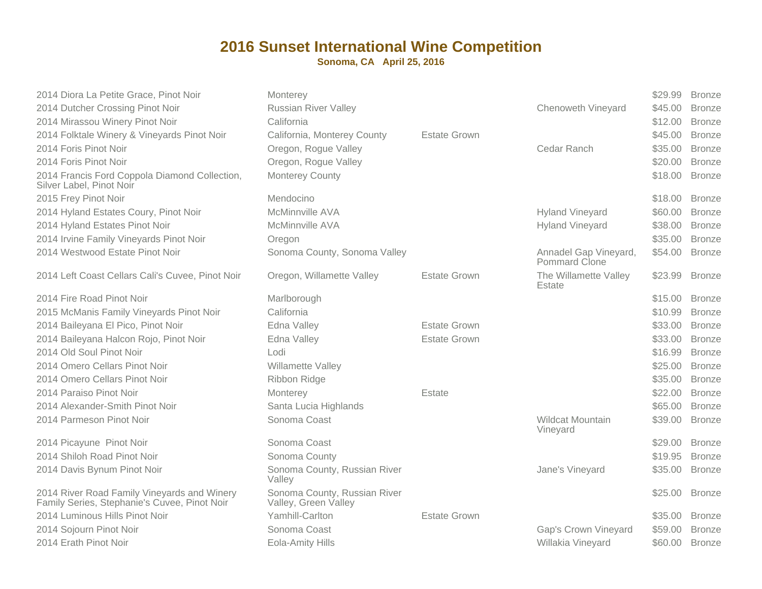# 2016 Sunset International Wine Competition

**Sonoma, CA   April 25, 2016**

| Wine | Appellation | Estate | Vineyard | Price | Award |
|---|---|---|---|---|---|
| 2014 Diora La Petite Grace, Pinot Noir | Monterey | | | $29.99 | Bronze |
| 2014 Dutcher Crossing Pinot Noir | Russian River Valley | | Chenoweth Vineyard | $45.00 | Bronze |
| 2014 Mirassou Winery Pinot Noir | California | | | $12.00 | Bronze |
| 2014 Folktale Winery & Vineyards Pinot Noir | California, Monterey County | Estate Grown | | $45.00 | Bronze |
| 2014 Foris Pinot Noir | Oregon, Rogue Valley | | Cedar Ranch | $35.00 | Bronze |
| 2014 Foris Pinot Noir | Oregon, Rogue Valley | | | $20.00 | Bronze |
| 2014 Francis Ford Coppola Diamond Collection, Silver Label, Pinot Noir | Monterey County | | | $18.00 | Bronze |
| 2015 Frey Pinot Noir | Mendocino | | | $18.00 | Bronze |
| 2014 Hyland Estates Coury, Pinot Noir | McMinnville AVA | | Hyland Vineyard | $60.00 | Bronze |
| 2014 Hyland Estates Pinot Noir | McMinnville AVA | | Hyland Vineyard | $38.00 | Bronze |
| 2014 Irvine Family Vineyards Pinot Noir | Oregon | | | $35.00 | Bronze |
| 2014 Westwood Estate Pinot Noir | Sonoma County, Sonoma Valley | | Annadel Gap Vineyard, Pommard Clone | $54.00 | Bronze |
| 2014 Left Coast Cellars Cali's Cuvee, Pinot Noir | Oregon, Willamette Valley | Estate Grown | The Willamette Valley Estate | $23.99 | Bronze |
| 2014 Fire Road Pinot Noir | Marlborough | | | $15.00 | Bronze |
| 2015 McManis Family Vineyards Pinot Noir | California | | | $10.99 | Bronze |
| 2014 Baileyana El Pico, Pinot Noir | Edna Valley | Estate Grown | | $33.00 | Bronze |
| 2014 Baileyana Halcon Rojo, Pinot Noir | Edna Valley | Estate Grown | | $33.00 | Bronze |
| 2014 Old Soul Pinot Noir | Lodi | | | $16.99 | Bronze |
| 2014 Omero Cellars Pinot Noir | Willamette Valley | | | $25.00 | Bronze |
| 2014 Omero Cellars Pinot Noir | Ribbon Ridge | | | $35.00 | Bronze |
| 2014 Paraiso Pinot Noir | Monterey | Estate | | $22.00 | Bronze |
| 2014 Alexander-Smith Pinot Noir | Santa Lucia Highlands | | | $65.00 | Bronze |
| 2014 Parmeson Pinot Noir | Sonoma Coast | | Wildcat Mountain Vineyard | $39.00 | Bronze |
| 2014 Picayune  Pinot Noir | Sonoma Coast | | | $29.00 | Bronze |
| 2014 Shiloh Road Pinot Noir | Sonoma County | | | $19.95 | Bronze |
| 2014 Davis Bynum Pinot Noir | Sonoma County, Russian River Valley | | Jane's Vineyard | $35.00 | Bronze |
| 2014 River Road Family Vineyards and Winery Family Series, Stephanie's Cuvee, Pinot Noir | Sonoma County, Russian River Valley, Green Valley | | | $25.00 | Bronze |
| 2014 Luminous Hills Pinot Noir | Yamhill-Carlton | Estate Grown | | $35.00 | Bronze |
| 2014 Sojourn Pinot Noir | Sonoma Coast | | Gap's Crown Vineyard | $59.00 | Bronze |
| 2014 Erath Pinot Noir | Eola-Amity Hills | | Willakia Vineyard | $60.00 | Bronze |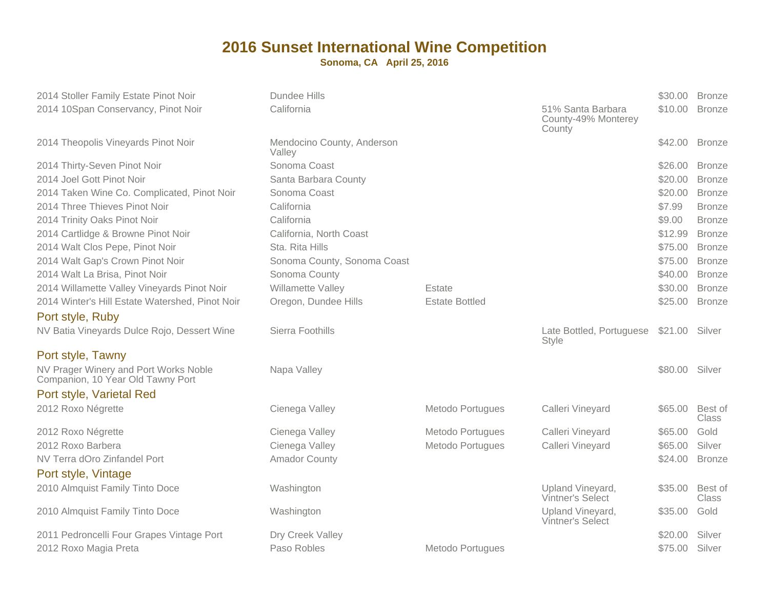# 2016 Sunset International Wine Competition

**Sonoma, CA April 25, 2016**

| Wine | Appellation | Designation | Vineyard/Notes | Price | Award |
|---|---|---|---|---|---|
| 2014 Stoller Family Estate Pinot Noir | Dundee Hills | | | $30.00 | Bronze |
| 2014 10Span Conservancy, Pinot Noir | California | | 51% Santa Barbara County-49% Monterey County | $10.00 | Bronze |
| 2014 Theopolis Vineyards Pinot Noir | Mendocino County, Anderson Valley | | | $42.00 | Bronze |
| 2014 Thirty-Seven Pinot Noir | Sonoma Coast | | | $26.00 | Bronze |
| 2014 Joel Gott Pinot Noir | Santa Barbara County | | | $20.00 | Bronze |
| 2014 Taken Wine Co. Complicated, Pinot Noir | Sonoma Coast | | | $20.00 | Bronze |
| 2014 Three Thieves Pinot Noir | California | | | $7.99 | Bronze |
| 2014 Trinity Oaks Pinot Noir | California | | | $9.00 | Bronze |
| 2014 Cartlidge & Browne Pinot Noir | California, North Coast | | | $12.99 | Bronze |
| 2014 Walt Clos Pepe, Pinot Noir | Sta. Rita Hills | | | $75.00 | Bronze |
| 2014 Walt Gap's Crown Pinot Noir | Sonoma County, Sonoma Coast | | | $75.00 | Bronze |
| 2014 Walt La Brisa, Pinot Noir | Sonoma County | | | $40.00 | Bronze |
| 2014 Willamette Valley Vineyards Pinot Noir | Willamette Valley | Estate | | $30.00 | Bronze |
| 2014 Winter's Hill Estate Watershed, Pinot Noir | Oregon, Dundee Hills | Estate Bottled | | $25.00 | Bronze |

## Port style, Ruby

| Wine | Appellation | Designation | Vineyard/Notes | Price | Award |
|---|---|---|---|---|---|
| NV Batia Vineyards Dulce Rojo, Dessert Wine | Sierra Foothills | | Late Bottled, Portuguese Style | $21.00 | Silver |

## Port style, Tawny

| Wine | Appellation | Designation | Vineyard/Notes | Price | Award |
|---|---|---|---|---|---|
| NV Prager Winery and Port Works Noble Companion, 10 Year Old Tawny Port | Napa Valley | | | $80.00 | Silver |

## Port style, Varietal Red

| Wine | Appellation | Designation | Vineyard/Notes | Price | Award |
|---|---|---|---|---|---|
| 2012 Roxo Négrette | Cienega Valley | Metodo Portugues | Calleri Vineyard | $65.00 | Best of Class |
| 2012 Roxo Négrette | Cienega Valley | Metodo Portugues | Calleri Vineyard | $65.00 | Gold |
| 2012 Roxo Barbera | Cienega Valley | Metodo Portugues | Calleri Vineyard | $65.00 | Silver |
| NV Terra dOro Zinfandel Port | Amador County | | | $24.00 | Bronze |

## Port style, Vintage

| Wine | Appellation | Designation | Vineyard/Notes | Price | Award |
|---|---|---|---|---|---|
| 2010 Almquist Family Tinto Doce | Washington | | Upland Vineyard, Vintner's Select | $35.00 | Best of Class |
| 2010 Almquist Family Tinto Doce | Washington | | Upland Vineyard, Vintner's Select | $35.00 | Gold |
| 2011 Pedroncelli Four Grapes Vintage Port | Dry Creek Valley | | | $20.00 | Silver |
| 2012 Roxo Magia Preta | Paso Robles | Metodo Portugues | | $75.00 | Silver |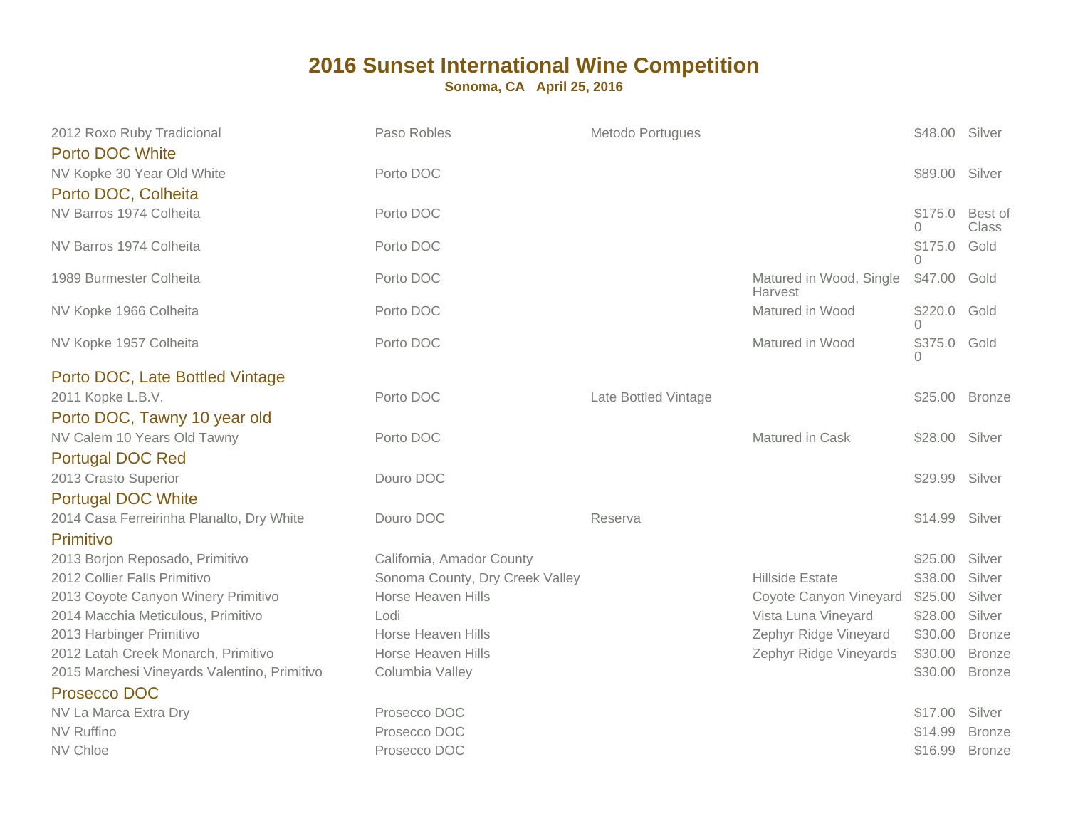# 2016 Sunset International Wine Competition

**Sonoma, CA April 25, 2016**

| Wine | Appellation | Designation | Vineyard | Price | Award |
|---|---|---|---|---|---|
| 2012 Roxo Ruby Tradicional | Paso Robles | Metodo Portugues | | $48.00 | Silver |

### Porto DOC White

| Wine | Appellation | Designation | Vineyard | Price | Award |
|---|---|---|---|---|---|
| NV Kopke 30 Year Old White | Porto DOC | | | $89.00 | Silver |

### Porto DOC, Colheita

| Wine | Appellation | Designation | Vineyard | Price | Award |
|---|---|---|---|---|---|
| NV Barros 1974 Colheita | Porto DOC | | | $175.00 | Best of Class |
| NV Barros 1974 Colheita | Porto DOC | | | $175.00 | Gold |
| 1989 Burmester Colheita | Porto DOC | | Matured in Wood, Single Harvest | $47.00 | Gold |
| NV Kopke 1966 Colheita | Porto DOC | | Matured in Wood | $220.00 | Gold |
| NV Kopke 1957 Colheita | Porto DOC | | Matured in Wood | $375.00 | Gold |

### Porto DOC, Late Bottled Vintage

| Wine | Appellation | Designation | Vineyard | Price | Award |
|---|---|---|---|---|---|
| 2011 Kopke L.B.V. | Porto DOC | Late Bottled Vintage | | $25.00 | Bronze |

### Porto DOC, Tawny 10 year old

| Wine | Appellation | Designation | Vineyard | Price | Award |
|---|---|---|---|---|---|
| NV Calem 10 Years Old Tawny | Porto DOC | | Matured in Cask | $28.00 | Silver |

### Portugal DOC Red

| Wine | Appellation | Designation | Vineyard | Price | Award |
|---|---|---|---|---|---|
| 2013 Crasto Superior | Douro DOC | | | $29.99 | Silver |

### Portugal DOC White

| Wine | Appellation | Designation | Vineyard | Price | Award |
|---|---|---|---|---|---|
| 2014 Casa Ferreirinha Planalto, Dry White | Douro DOC | Reserva | | $14.99 | Silver |

### Primitivo

| Wine | Appellation | Designation | Vineyard | Price | Award |
|---|---|---|---|---|---|
| 2013 Borjon Reposado, Primitivo | California, Amador County | | | $25.00 | Silver |
| 2012 Collier Falls Primitivo | Sonoma County, Dry Creek Valley | | Hillside Estate | $38.00 | Silver |
| 2013 Coyote Canyon Winery Primitivo | Horse Heaven Hills | | Coyote Canyon Vineyard | $25.00 | Silver |
| 2014 Macchia Meticulous, Primitivo | Lodi | | Vista Luna Vineyard | $28.00 | Silver |
| 2013 Harbinger Primitivo | Horse Heaven Hills | | Zephyr Ridge Vineyard | $30.00 | Bronze |
| 2012 Latah Creek Monarch, Primitivo | Horse Heaven Hills | | Zephyr Ridge Vineyards | $30.00 | Bronze |
| 2015 Marchesi Vineyards Valentino, Primitivo | Columbia Valley | | | $30.00 | Bronze |

### Prosecco DOC

| Wine | Appellation | Designation | Vineyard | Price | Award |
|---|---|---|---|---|---|
| NV La Marca Extra Dry | Prosecco DOC | | | $17.00 | Silver |
| NV Ruffino | Prosecco DOC | | | $14.99 | Bronze |
| NV Chloe | Prosecco DOC | | | $16.99 | Bronze |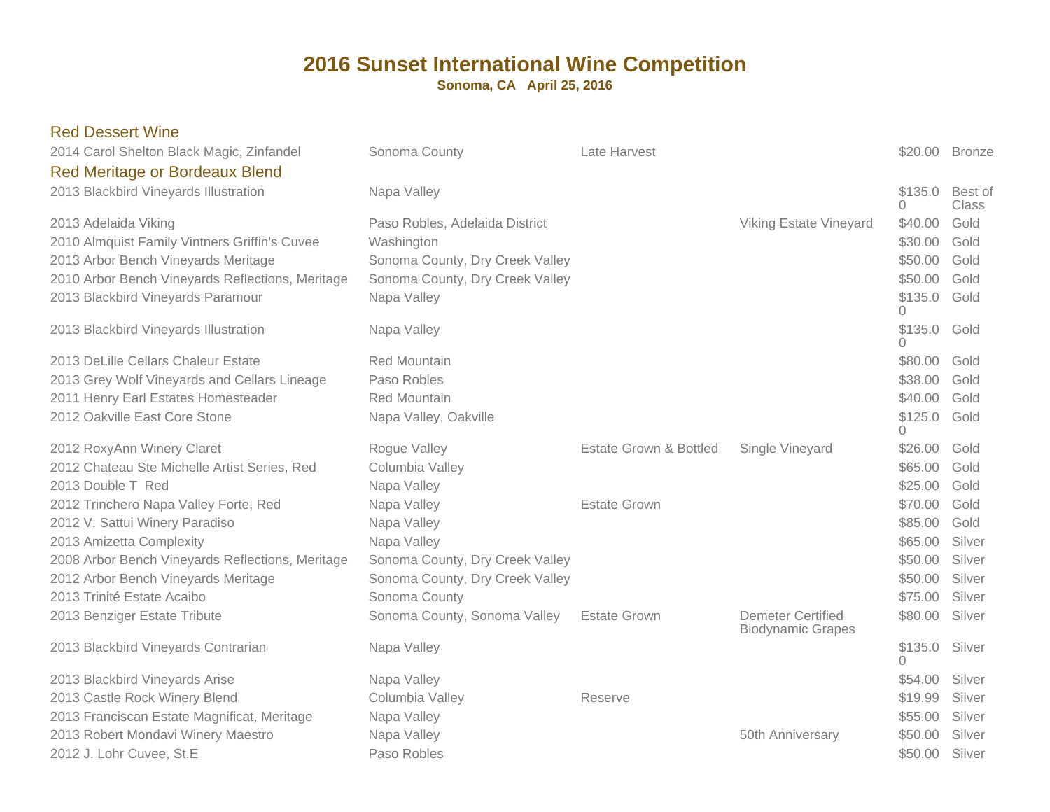# 2016 Sunset International Wine Competition

**Sonoma, CA   April 25, 2016**

## Red Dessert Wine

| Wine | Appellation | Designation | Vineyard | Price | Award |
|---|---|---|---|---|---|
| 2014 Carol Shelton Black Magic, Zinfandel | Sonoma County | Late Harvest | | $20.00 | Bronze |

## Red Meritage or Bordeaux Blend

| Wine | Appellation | Designation | Vineyard | Price | Award |
|---|---|---|---|---|---|
| 2013 Blackbird Vineyards Illustration | Napa Valley | | | $135.00 | Best of Class |
| 2013 Adelaida Viking | Paso Robles, Adelaida District | | Viking Estate Vineyard | $40.00 | Gold |
| 2010 Almquist Family Vintners Griffin's Cuvee | Washington | | | $30.00 | Gold |
| 2013 Arbor Bench Vineyards Meritage | Sonoma County, Dry Creek Valley | | | $50.00 | Gold |
| 2010 Arbor Bench Vineyards Reflections, Meritage | Sonoma County, Dry Creek Valley | | | $50.00 | Gold |
| 2013 Blackbird Vineyards Paramour | Napa Valley | | | $135.00 | Gold |
| 2013 Blackbird Vineyards Illustration | Napa Valley | | | $135.00 | Gold |
| 2013 DeLille Cellars Chaleur Estate | Red Mountain | | | $80.00 | Gold |
| 2013 Grey Wolf Vineyards and Cellars Lineage | Paso Robles | | | $38.00 | Gold |
| 2011 Henry Earl Estates Homesteader | Red Mountain | | | $40.00 | Gold |
| 2012 Oakville East Core Stone | Napa Valley, Oakville | | | $125.00 | Gold |
| 2012 RoxyAnn Winery Claret | Rogue Valley | Estate Grown & Bottled | Single Vineyard | $26.00 | Gold |
| 2012 Chateau Ste Michelle Artist Series, Red | Columbia Valley | | | $65.00 | Gold |
| 2013 Double T Red | Napa Valley | | | $25.00 | Gold |
| 2012 Trinchero Napa Valley Forte, Red | Napa Valley | Estate Grown | | $70.00 | Gold |
| 2012 V. Sattui Winery Paradiso | Napa Valley | | | $85.00 | Gold |
| 2013 Amizetta Complexity | Napa Valley | | | $65.00 | Silver |
| 2008 Arbor Bench Vineyards Reflections, Meritage | Sonoma County, Dry Creek Valley | | | $50.00 | Silver |
| 2012 Arbor Bench Vineyards Meritage | Sonoma County, Dry Creek Valley | | | $50.00 | Silver |
| 2013 Trinité Estate Acaibo | Sonoma County | | | $75.00 | Silver |
| 2013 Benziger Estate Tribute | Sonoma County, Sonoma Valley | Estate Grown | Demeter Certified Biodynamic Grapes | $80.00 | Silver |
| 2013 Blackbird Vineyards Contrarian | Napa Valley | | | $135.00 | Silver |
| 2013 Blackbird Vineyards Arise | Napa Valley | | | $54.00 | Silver |
| 2013 Castle Rock Winery Blend | Columbia Valley | Reserve | | $19.99 | Silver |
| 2013 Franciscan Estate Magnificat, Meritage | Napa Valley | | | $55.00 | Silver |
| 2013 Robert Mondavi Winery Maestro | Napa Valley | | 50th Anniversary | $50.00 | Silver |
| 2012 J. Lohr Cuvee, St.E | Paso Robles | | | $50.00 | Silver |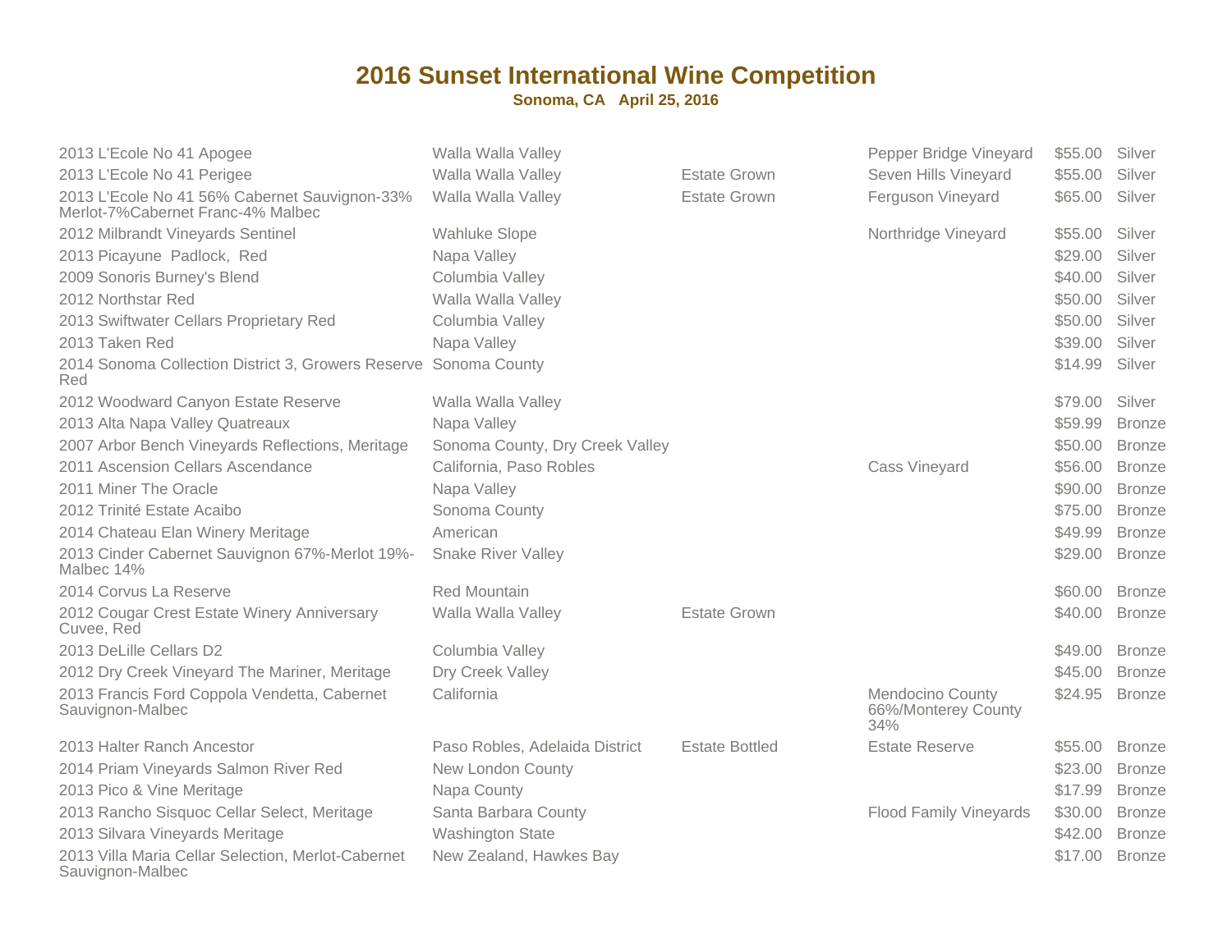# 2016 Sunset International Wine Competition

**Sonoma, CA   April 25, 2016**

| | | | | | |
|---|---|---|---|---|---|
| 2013 L'Ecole No 41 Apogee | Walla Walla Valley | | Pepper Bridge Vineyard | $55.00 | Silver |
| 2013 L'Ecole No 41 Perigee | Walla Walla Valley | Estate Grown | Seven Hills Vineyard | $55.00 | Silver |
| 2013 L'Ecole No 41 56% Cabernet Sauvignon-33% Merlot-7%Cabernet Franc-4% Malbec | Walla Walla Valley | Estate Grown | Ferguson Vineyard | $65.00 | Silver |
| 2012 Milbrandt Vineyards Sentinel | Wahluke Slope | | Northridge Vineyard | $55.00 | Silver |
| 2013 Picayune  Padlock,  Red | Napa Valley | | | $29.00 | Silver |
| 2009 Sonoris Burney's Blend | Columbia Valley | | | $40.00 | Silver |
| 2012 Northstar Red | Walla Walla Valley | | | $50.00 | Silver |
| 2013 Swiftwater Cellars Proprietary Red | Columbia Valley | | | $50.00 | Silver |
| 2013 Taken Red | Napa Valley | | | $39.00 | Silver |
| 2014 Sonoma Collection District 3, Growers Reserve Red | Sonoma County | | | $14.99 | Silver |
| 2012 Woodward Canyon Estate Reserve | Walla Walla Valley | | | $79.00 | Silver |
| 2013 Alta Napa Valley Quatreaux | Napa Valley | | | $59.99 | Bronze |
| 2007 Arbor Bench Vineyards Reflections, Meritage | Sonoma County, Dry Creek Valley | | | $50.00 | Bronze |
| 2011 Ascension Cellars Ascendance | California, Paso Robles | | Cass Vineyard | $56.00 | Bronze |
| 2011 Miner The Oracle | Napa Valley | | | $90.00 | Bronze |
| 2012 Trinité Estate Acaibo | Sonoma County | | | $75.00 | Bronze |
| 2014 Chateau Elan Winery Meritage | American | | | $49.99 | Bronze |
| 2013 Cinder Cabernet Sauvignon 67%-Merlot 19%-Malbec 14% | Snake River Valley | | | $29.00 | Bronze |
| 2014 Corvus La Reserve | Red Mountain | | | $60.00 | Bronze |
| 2012 Cougar Crest Estate Winery Anniversary Cuvee, Red | Walla Walla Valley | Estate Grown | | $40.00 | Bronze |
| 2013 DeLille Cellars D2 | Columbia Valley | | | $49.00 | Bronze |
| 2012 Dry Creek Vineyard The Mariner, Meritage | Dry Creek Valley | | | $45.00 | Bronze |
| 2013 Francis Ford Coppola Vendetta, Cabernet Sauvignon-Malbec | California | | Mendocino County 66%/Monterey County 34% | $24.95 | Bronze |
| 2013 Halter Ranch Ancestor | Paso Robles, Adelaida District | Estate Bottled | Estate Reserve | $55.00 | Bronze |
| 2014 Priam Vineyards Salmon River Red | New London County | | | $23.00 | Bronze |
| 2013 Pico & Vine Meritage | Napa County | | | $17.99 | Bronze |
| 2013 Rancho Sisquoc Cellar Select, Meritage | Santa Barbara County | | Flood Family Vineyards | $30.00 | Bronze |
| 2013 Silvara Vineyards Meritage | Washington State | | | $42.00 | Bronze |
| 2013 Villa Maria Cellar Selection, Merlot-Cabernet Sauvignon-Malbec | New Zealand, Hawkes Bay | | | $17.00 | Bronze |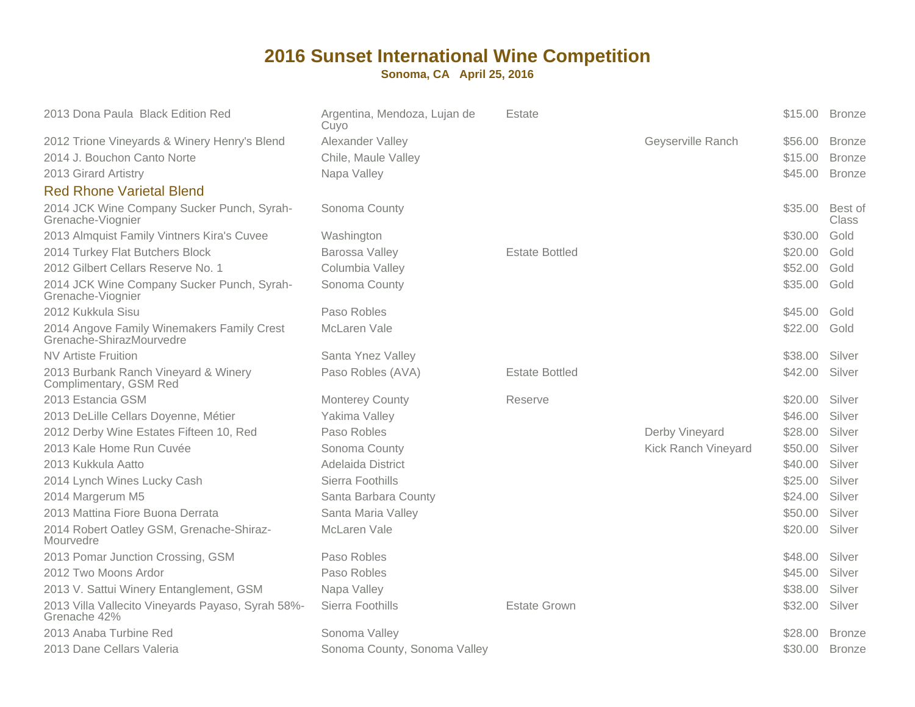# 2016 Sunset International Wine Competition

**Sonoma, CA   April 25, 2016**

| Wine | Appellation | Designation | Vineyard | Price | Award |
|---|---|---|---|---|---|
| 2013 Dona Paula  Black Edition Red | Argentina, Mendoza, Lujan de Cuyo | Estate | | $15.00 | Bronze |
| 2012 Trione Vineyards & Winery Henry's Blend | Alexander Valley | | Geyserville Ranch | $56.00 | Bronze |
| 2014 J. Bouchon Canto Norte | Chile, Maule Valley | | | $15.00 | Bronze |
| 2013 Girard Artistry | Napa Valley | | | $45.00 | Bronze |

## Red Rhone Varietal Blend

| Wine | Appellation | Designation | Vineyard | Price | Award |
|---|---|---|---|---|---|
| 2014 JCK Wine Company Sucker Punch, Syrah-Grenache-Viognier | Sonoma County | | | $35.00 | Best of Class |
| 2013 Almquist Family Vintners Kira's Cuvee | Washington | | | $30.00 | Gold |
| 2014 Turkey Flat Butchers Block | Barossa Valley | Estate Bottled | | $20.00 | Gold |
| 2012 Gilbert Cellars Reserve No. 1 | Columbia Valley | | | $52.00 | Gold |
| 2014 JCK Wine Company Sucker Punch, Syrah-Grenache-Viognier | Sonoma County | | | $35.00 | Gold |
| 2012 Kukkula Sisu | Paso Robles | | | $45.00 | Gold |
| 2014 Angove Family Winemakers Family Crest Grenache-ShirazMourvedre | McLaren Vale | | | $22.00 | Gold |
| NV Artiste Fruition | Santa Ynez Valley | | | $38.00 | Silver |
| 2013 Burbank Ranch Vineyard & Winery Complimentary, GSM Red | Paso Robles (AVA) | Estate Bottled | | $42.00 | Silver |
| 2013 Estancia GSM | Monterey County | Reserve | | $20.00 | Silver |
| 2013 DeLille Cellars Doyenne, Métier | Yakima Valley | | | $46.00 | Silver |
| 2012 Derby Wine Estates Fifteen 10, Red | Paso Robles | | Derby Vineyard | $28.00 | Silver |
| 2013 Kale Home Run Cuvée | Sonoma County | | Kick Ranch Vineyard | $50.00 | Silver |
| 2013 Kukkula Aatto | Adelaida District | | | $40.00 | Silver |
| 2014 Lynch Wines Lucky Cash | Sierra Foothills | | | $25.00 | Silver |
| 2014 Margerum M5 | Santa Barbara County | | | $24.00 | Silver |
| 2013 Mattina Fiore Buona Derrata | Santa Maria Valley | | | $50.00 | Silver |
| 2014 Robert Oatley GSM, Grenache-Shiraz-Mourvedre | McLaren Vale | | | $20.00 | Silver |
| 2013 Pomar Junction Crossing, GSM | Paso Robles | | | $48.00 | Silver |
| 2012 Two Moons Ardor | Paso Robles | | | $45.00 | Silver |
| 2013 V. Sattui Winery Entanglement, GSM | Napa Valley | | | $38.00 | Silver |
| 2013 Villa Vallecito Vineyards Payaso, Syrah 58%-Grenache 42% | Sierra Foothills | Estate Grown | | $32.00 | Silver |
| 2013 Anaba Turbine Red | Sonoma Valley | | | $28.00 | Bronze |
| 2013 Dane Cellars Valeria | Sonoma County, Sonoma Valley | | | $30.00 | Bronze |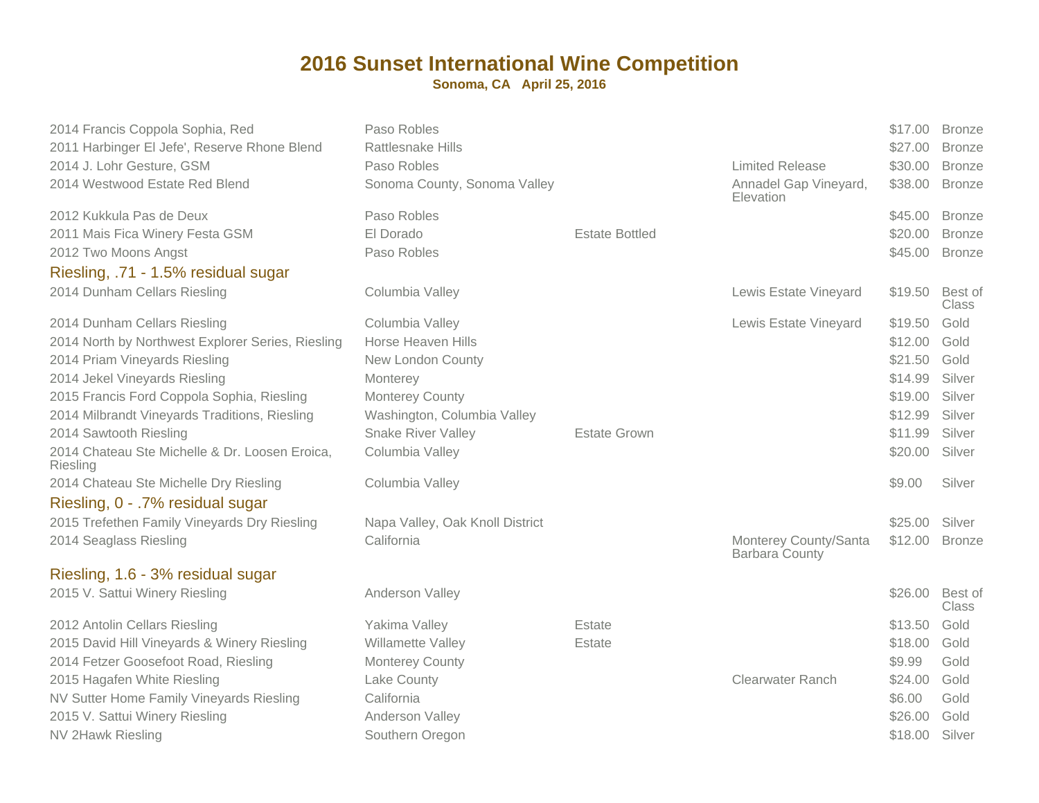# 2016 Sunset International Wine Competition

**Sonoma, CA   April 25, 2016**

| | | | | | |
|---|---|---|---|---|---|
| 2014 Francis Coppola Sophia, Red | Paso Robles | | | $17.00 | Bronze |
| 2011 Harbinger El Jefe', Reserve Rhone Blend | Rattlesnake Hills | | | $27.00 | Bronze |
| 2014 J. Lohr Gesture, GSM | Paso Robles | | Limited Release | $30.00 | Bronze |
| 2014 Westwood Estate Red Blend | Sonoma County, Sonoma Valley | | Annadel Gap Vineyard, Elevation | $38.00 | Bronze |
| 2012 Kukkula Pas de Deux | Paso Robles | | | $45.00 | Bronze |
| 2011 Mais Fica Winery Festa GSM | El Dorado | Estate Bottled | | $20.00 | Bronze |
| 2012 Two Moons Angst | Paso Robles | | | $45.00 | Bronze |

## Riesling, .71 - 1.5% residual sugar

| | | | | | |
|---|---|---|---|---|---|
| 2014 Dunham Cellars Riesling | Columbia Valley | | Lewis Estate Vineyard | $19.50 | Best of Class |
| 2014 Dunham Cellars Riesling | Columbia Valley | | Lewis Estate Vineyard | $19.50 | Gold |
| 2014 North by Northwest Explorer Series, Riesling | Horse Heaven Hills | | | $12.00 | Gold |
| 2014 Priam Vineyards Riesling | New London County | | | $21.50 | Gold |
| 2014 Jekel Vineyards Riesling | Monterey | | | $14.99 | Silver |
| 2015 Francis Ford Coppola Sophia, Riesling | Monterey County | | | $19.00 | Silver |
| 2014 Milbrandt Vineyards Traditions, Riesling | Washington, Columbia Valley | | | $12.99 | Silver |
| 2014 Sawtooth Riesling | Snake River Valley | Estate Grown | | $11.99 | Silver |
| 2014 Chateau Ste Michelle & Dr. Loosen Eroica, Riesling | Columbia Valley | | | $20.00 | Silver |
| 2014 Chateau Ste Michelle Dry Riesling | Columbia Valley | | | $9.00 | Silver |

## Riesling, 0 - .7% residual sugar

| | | | | | |
|---|---|---|---|---|---|
| 2015 Trefethen Family Vineyards Dry Riesling | Napa Valley, Oak Knoll District | | | $25.00 | Silver |
| 2014 Seaglass Riesling | California | | Monterey County/Santa Barbara County | $12.00 | Bronze |

## Riesling, 1.6 - 3% residual sugar

| | | | | | |
|---|---|---|---|---|---|
| 2015 V. Sattui Winery Riesling | Anderson Valley | | | $26.00 | Best of Class |
| 2012 Antolin Cellars Riesling | Yakima Valley | Estate | | $13.50 | Gold |
| 2015 David Hill Vineyards & Winery Riesling | Willamette Valley | Estate | | $18.00 | Gold |
| 2014 Fetzer Goosefoot Road, Riesling | Monterey County | | | $9.99 | Gold |
| 2015 Hagafen White Riesling | Lake County | | Clearwater Ranch | $24.00 | Gold |
| NV Sutter Home Family Vineyards Riesling | California | | | $6.00 | Gold |
| 2015 V. Sattui Winery Riesling | Anderson Valley | | | $26.00 | Gold |
| NV 2Hawk Riesling | Southern Oregon | | | $18.00 | Silver |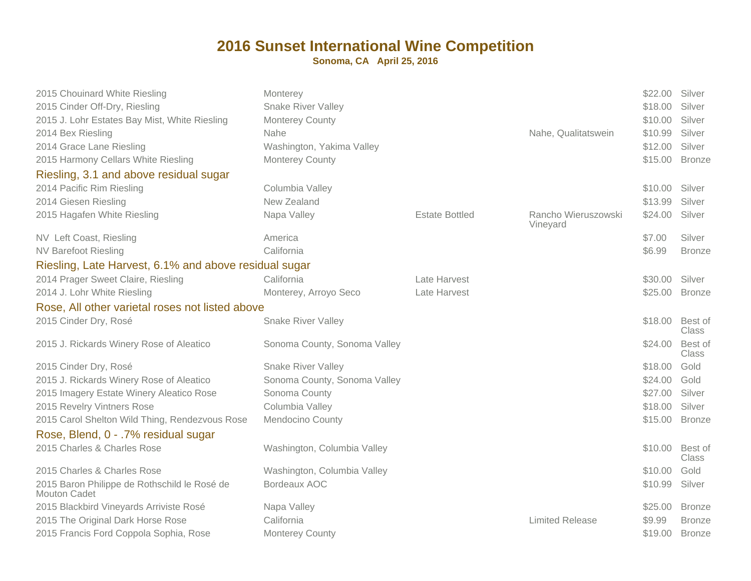# 2016 Sunset International Wine Competition

**Sonoma, CA   April 25, 2016**

| | | | | | |
|---|---|---|---|---|---|
| 2015 Chouinard White Riesling | Monterey | | | $22.00 | Silver |
| 2015 Cinder Off-Dry, Riesling | Snake River Valley | | | $18.00 | Silver |
| 2015 J. Lohr Estates Bay Mist, White Riesling | Monterey County | | | $10.00 | Silver |
| 2014 Bex Riesling | Nahe | | Nahe, Qualitatswein | $10.99 | Silver |
| 2014 Grace Lane Riesling | Washington, Yakima Valley | | | $12.00 | Silver |
| 2015 Harmony Cellars White Riesling | Monterey County | | | $15.00 | Bronze |

## Riesling, 3.1 and above residual sugar

| | | | | | |
|---|---|---|---|---|---|
| 2014 Pacific Rim Riesling | Columbia Valley | | | $10.00 | Silver |
| 2014 Giesen Riesling | New Zealand | | | $13.99 | Silver |
| 2015 Hagafen White Riesling | Napa Valley | Estate Bottled | Rancho Wieruszowski Vineyard | $24.00 | Silver |
| NV Left Coast, Riesling | America | | | $7.00 | Silver |
| NV Barefoot Riesling | California | | | $6.99 | Bronze |

## Riesling, Late Harvest, 6.1% and above residual sugar

| | | | | | |
|---|---|---|---|---|---|
| 2014 Prager Sweet Claire, Riesling | California | Late Harvest | | $30.00 | Silver |
| 2014 J. Lohr White Riesling | Monterey, Arroyo Seco | Late Harvest | | $25.00 | Bronze |

## Rose, All other varietal roses not listed above

| | | | | | |
|---|---|---|---|---|---|
| 2015 Cinder Dry, Rosé | Snake River Valley | | | $18.00 | Best of Class |
| 2015 J. Rickards Winery Rose of Aleatico | Sonoma County, Sonoma Valley | | | $24.00 | Best of Class |
| 2015 Cinder Dry, Rosé | Snake River Valley | | | $18.00 | Gold |
| 2015 J. Rickards Winery Rose of Aleatico | Sonoma County, Sonoma Valley | | | $24.00 | Gold |
| 2015 Imagery Estate Winery Aleatico Rose | Sonoma County | | | $27.00 | Silver |
| 2015 Revelry Vintners Rose | Columbia Valley | | | $18.00 | Silver |
| 2015 Carol Shelton Wild Thing, Rendezvous Rose | Mendocino County | | | $15.00 | Bronze |

## Rose, Blend, 0 - .7% residual sugar

| | | | | | |
|---|---|---|---|---|---|
| 2015 Charles & Charles Rose | Washington, Columbia Valley | | | $10.00 | Best of Class |
| 2015 Charles & Charles Rose | Washington, Columbia Valley | | | $10.00 | Gold |
| 2015 Baron Philippe de Rothschild le Rosé de Mouton Cadet | Bordeaux AOC | | | $10.99 | Silver |
| 2015 Blackbird Vineyards Arriviste Rosé | Napa Valley | | | $25.00 | Bronze |
| 2015 The Original Dark Horse Rose | California | | Limited Release | $9.99 | Bronze |
| 2015 Francis Ford Coppola Sophia, Rose | Monterey County | | | $19.00 | Bronze |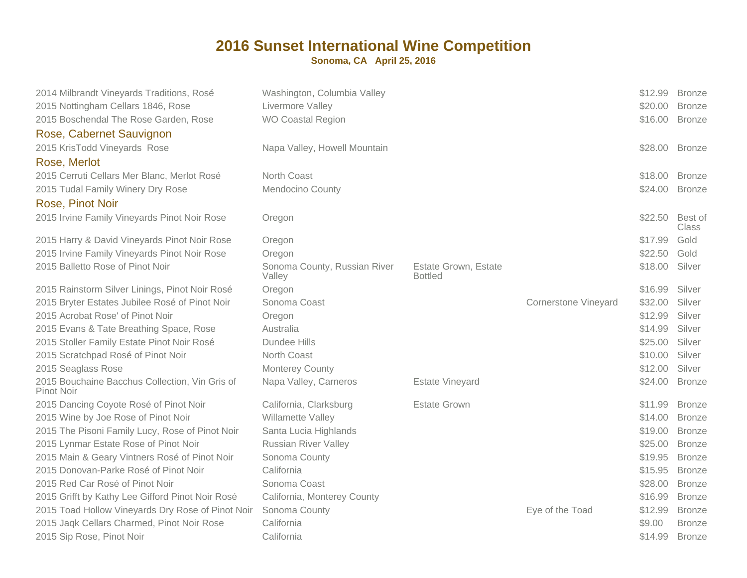# 2016 Sunset International Wine Competition

**Sonoma, CA April 25, 2016**

| Wine | Appellation | Designation | Vineyard | Price | Award |
|---|---|---|---|---|---|
| 2014 Milbrandt Vineyards Traditions, Rosé | Washington, Columbia Valley | | | $12.99 | Bronze |
| 2015 Nottingham Cellars 1846, Rose | Livermore Valley | | | $20.00 | Bronze |
| 2015 Boschendal The Rose Garden, Rose | WO Coastal Region | | | $16.00 | Bronze |
| **Rose, Cabernet Sauvignon** | | | | | |
| 2015 KrisTodd Vineyards Rose | Napa Valley, Howell Mountain | | | $28.00 | Bronze |
| **Rose, Merlot** | | | | | |
| 2015 Cerruti Cellars Mer Blanc, Merlot Rosé | North Coast | | | $18.00 | Bronze |
| 2015 Tudal Family Winery Dry Rose | Mendocino County | | | $24.00 | Bronze |
| **Rose, Pinot Noir** | | | | | |
| 2015 Irvine Family Vineyards Pinot Noir Rose | Oregon | | | $22.50 | Best of Class |
| 2015 Harry & David Vineyards Pinot Noir Rose | Oregon | | | $17.99 | Gold |
| 2015 Irvine Family Vineyards Pinot Noir Rose | Oregon | | | $22.50 | Gold |
| 2015 Balletto Rose of Pinot Noir | Sonoma County, Russian River Valley | Estate Grown, Estate Bottled | | $18.00 | Silver |
| 2015 Rainstorm Silver Linings, Pinot Noir Rosé | Oregon | | | $16.99 | Silver |
| 2015 Bryter Estates Jubilee Rosé of Pinot Noir | Sonoma Coast | | Cornerstone Vineyard | $32.00 | Silver |
| 2015 Acrobat Rose' of Pinot Noir | Oregon | | | $12.99 | Silver |
| 2015 Evans & Tate Breathing Space, Rose | Australia | | | $14.99 | Silver |
| 2015 Stoller Family Estate Pinot Noir Rosé | Dundee Hills | | | $25.00 | Silver |
| 2015 Scratchpad Rosé of Pinot Noir | North Coast | | | $10.00 | Silver |
| 2015 Seaglass Rose | Monterey County | | | $12.00 | Silver |
| 2015 Bouchaine Bacchus Collection, Vin Gris of Pinot Noir | Napa Valley, Carneros | Estate Vineyard | | $24.00 | Bronze |
| 2015 Dancing Coyote Rosé of Pinot Noir | California, Clarksburg | Estate Grown | | $11.99 | Bronze |
| 2015 Wine by Joe Rose of Pinot Noir | Willamette Valley | | | $14.00 | Bronze |
| 2015 The Pisoni Family Lucy, Rose of Pinot Noir | Santa Lucia Highlands | | | $19.00 | Bronze |
| 2015 Lynmar Estate Rose of Pinot Noir | Russian River Valley | | | $25.00 | Bronze |
| 2015 Main & Geary Vintners Rosé of Pinot Noir | Sonoma County | | | $19.95 | Bronze |
| 2015 Donovan-Parke Rosé of Pinot Noir | California | | | $15.95 | Bronze |
| 2015 Red Car Rosé of Pinot Noir | Sonoma Coast | | | $28.00 | Bronze |
| 2015 Grifft by Kathy Lee Gifford Pinot Noir Rosé | California, Monterey County | | | $16.99 | Bronze |
| 2015 Toad Hollow Vineyards Dry Rose of Pinot Noir | Sonoma County | | Eye of the Toad | $12.99 | Bronze |
| 2015 Jaqk Cellars Charmed, Pinot Noir Rose | California | | | $9.00 | Bronze |
| 2015 Sip Rose, Pinot Noir | California | | | $14.99 | Bronze |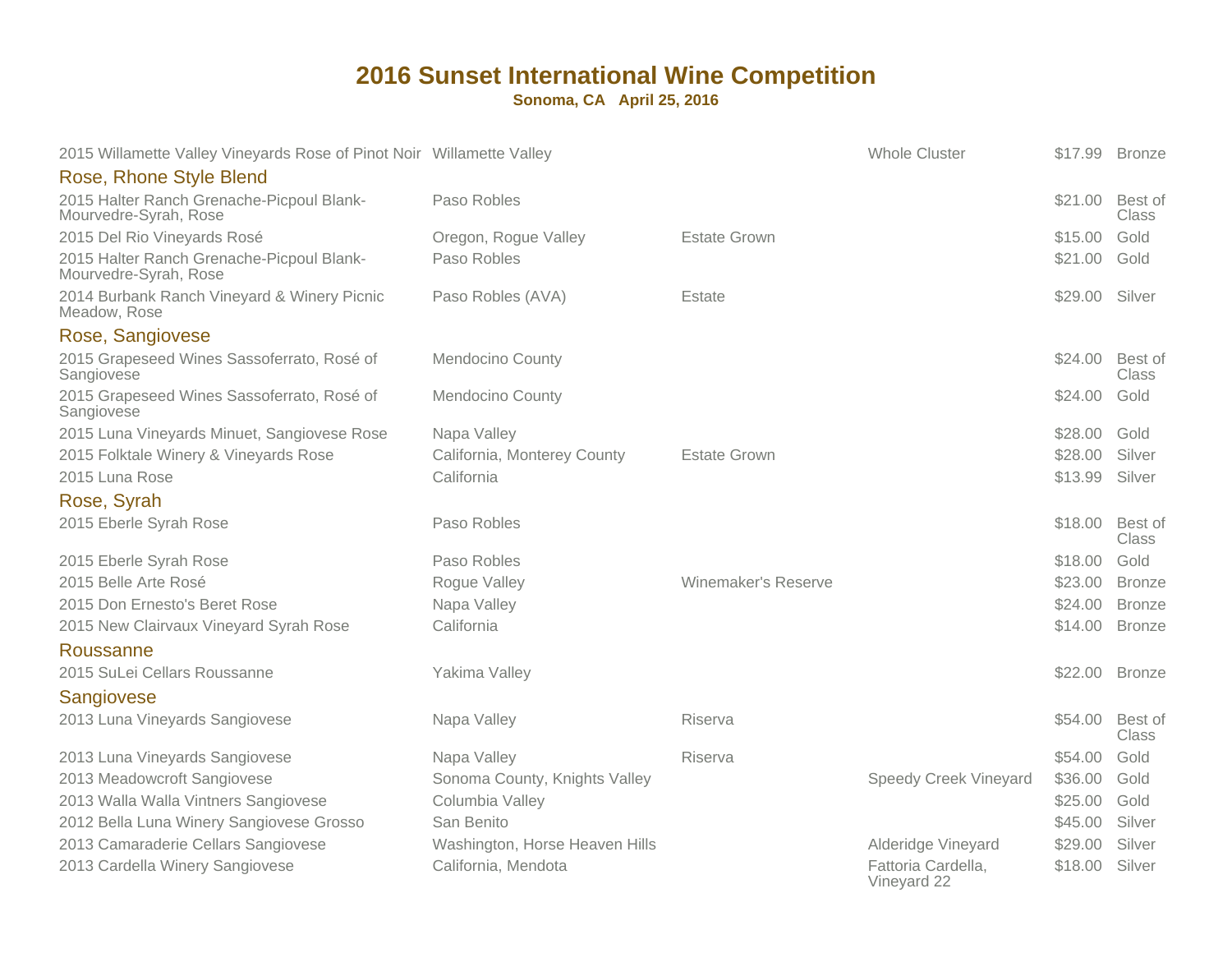# 2016 Sunset International Wine Competition

**Sonoma, CA April 25, 2016**

| Wine | Appellation | Designation | Vineyard | Price | Award |
|---|---|---|---|---|---|
| 2015 Willamette Valley Vineyards Rose of Pinot Noir | Willamette Valley | | Whole Cluster | $17.99 | Bronze |
| **Rose, Rhone Style Blend** | | | | | |
| 2015 Halter Ranch Grenache-Picpoul Blank-Mourvedre-Syrah, Rose | Paso Robles | | | $21.00 | Best of Class |
| 2015 Del Rio Vineyards Rosé | Oregon, Rogue Valley | Estate Grown | | $15.00 | Gold |
| 2015 Halter Ranch Grenache-Picpoul Blank-Mourvedre-Syrah, Rose | Paso Robles | | | $21.00 | Gold |
| 2014 Burbank Ranch Vineyard & Winery Picnic Meadow, Rose | Paso Robles (AVA) | Estate | | $29.00 | Silver |
| **Rose, Sangiovese** | | | | | |
| 2015 Grapeseed Wines Sassoferrato, Rosé of Sangiovese | Mendocino County | | | $24.00 | Best of Class |
| 2015 Grapeseed Wines Sassoferrato, Rosé of Sangiovese | Mendocino County | | | $24.00 | Gold |
| 2015 Luna Vineyards Minuet, Sangiovese Rose | Napa Valley | | | $28.00 | Gold |
| 2015 Folktale Winery & Vineyards Rose | California, Monterey County | Estate Grown | | $28.00 | Silver |
| 2015 Luna Rose | California | | | $13.99 | Silver |
| **Rose, Syrah** | | | | | |
| 2015 Eberle Syrah Rose | Paso Robles | | | $18.00 | Best of Class |
| 2015 Eberle Syrah Rose | Paso Robles | | | $18.00 | Gold |
| 2015 Belle Arte Rosé | Rogue Valley | Winemaker's Reserve | | $23.00 | Bronze |
| 2015 Don Ernesto's Beret Rose | Napa Valley | | | $24.00 | Bronze |
| 2015 New Clairvaux Vineyard Syrah Rose | California | | | $14.00 | Bronze |
| **Roussanne** | | | | | |
| 2015 SuLei Cellars Roussanne | Yakima Valley | | | $22.00 | Bronze |
| **Sangiovese** | | | | | |
| 2013 Luna Vineyards Sangiovese | Napa Valley | Riserva | | $54.00 | Best of Class |
| 2013 Luna Vineyards Sangiovese | Napa Valley | Riserva | | $54.00 | Gold |
| 2013 Meadowcroft Sangiovese | Sonoma County, Knights Valley | | Speedy Creek Vineyard | $36.00 | Gold |
| 2013 Walla Walla Vintners Sangiovese | Columbia Valley | | | $25.00 | Gold |
| 2012 Bella Luna Winery Sangiovese Grosso | San Benito | | | $45.00 | Silver |
| 2013 Camaraderie Cellars Sangiovese | Washington, Horse Heaven Hills | | Alderidge Vineyard | $29.00 | Silver |
| 2013 Cardella Winery Sangiovese | California, Mendota | | Fattoria Cardella, Vineyard 22 | $18.00 | Silver |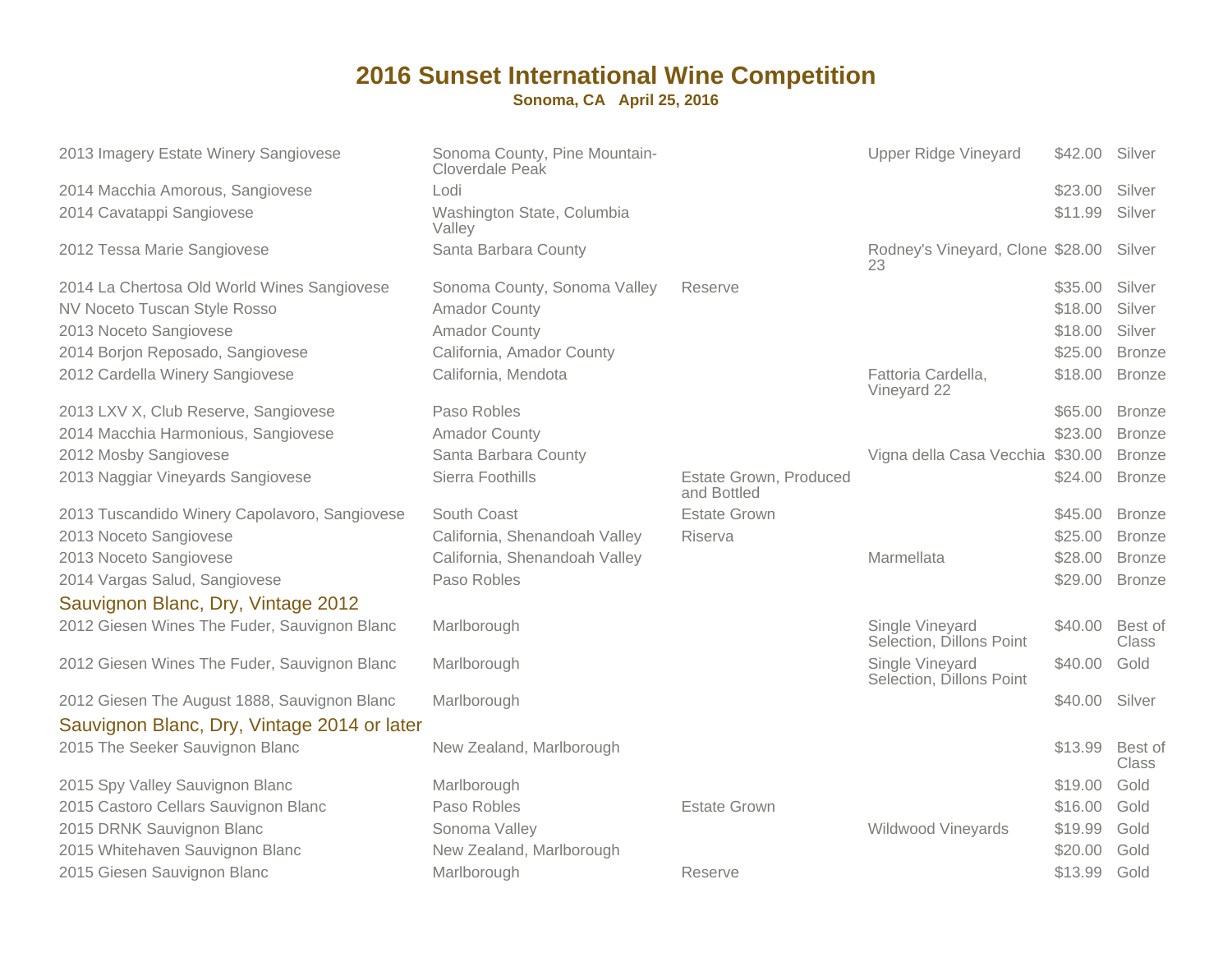# 2016 Sunset International Wine Competition

**Sonoma, CA April 25, 2016**

| Wine | Appellation | Designation | Vineyard | Price | Award |
|---|---|---|---|---|---|
| 2013 Imagery Estate Winery Sangiovese | Sonoma County, Pine Mountain-Cloverdale Peak | | Upper Ridge Vineyard | $42.00 | Silver |
| 2014 Macchia Amorous, Sangiovese | Lodi | | | $23.00 | Silver |
| 2014 Cavatappi Sangiovese | Washington State, Columbia Valley | | | $11.99 | Silver |
| 2012 Tessa Marie Sangiovese | Santa Barbara County | | Rodney's Vineyard, Clone 23 | $28.00 | Silver |
| 2014 La Chertosa Old World Wines Sangiovese | Sonoma County, Sonoma Valley | Reserve | | $35.00 | Silver |
| NV Noceto Tuscan Style Rosso | Amador County | | | $18.00 | Silver |
| 2013 Noceto Sangiovese | Amador County | | | $18.00 | Silver |
| 2014 Borjon Reposado, Sangiovese | California, Amador County | | | $25.00 | Bronze |
| 2012 Cardella Winery Sangiovese | California, Mendota | | Fattoria Cardella, Vineyard 22 | $18.00 | Bronze |
| 2013 LXV X, Club Reserve, Sangiovese | Paso Robles | | | $65.00 | Bronze |
| 2014 Macchia Harmonious, Sangiovese | Amador County | | | $23.00 | Bronze |
| 2012 Mosby Sangiovese | Santa Barbara County | | Vigna della Casa Vecchia | $30.00 | Bronze |
| 2013 Naggiar Vineyards Sangiovese | Sierra Foothills | Estate Grown, Produced and Bottled | | $24.00 | Bronze |
| 2013 Tuscandido Winery Capolavoro, Sangiovese | South Coast | Estate Grown | | $45.00 | Bronze |
| 2013 Noceto Sangiovese | California, Shenandoah Valley | Riserva | | $25.00 | Bronze |
| 2013 Noceto Sangiovese | California, Shenandoah Valley | | Marmellata | $28.00 | Bronze |
| 2014 Vargas Salud, Sangiovese | Paso Robles | | | $29.00 | Bronze |

## Sauvignon Blanc, Dry, Vintage 2012

| Wine | Appellation | Designation | Vineyard | Price | Award |
|---|---|---|---|---|---|
| 2012 Giesen Wines The Fuder, Sauvignon Blanc | Marlborough | | Single Vineyard Selection, Dillons Point | $40.00 | Best of Class |
| 2012 Giesen Wines The Fuder, Sauvignon Blanc | Marlborough | | Single Vineyard Selection, Dillons Point | $40.00 | Gold |
| 2012 Giesen The August 1888, Sauvignon Blanc | Marlborough | | | $40.00 | Silver |

## Sauvignon Blanc, Dry, Vintage 2014 or later

| Wine | Appellation | Designation | Vineyard | Price | Award |
|---|---|---|---|---|---|
| 2015 The Seeker Sauvignon Blanc | New Zealand, Marlborough | | | $13.99 | Best of Class |
| 2015 Spy Valley Sauvignon Blanc | Marlborough | | | $19.00 | Gold |
| 2015 Castoro Cellars Sauvignon Blanc | Paso Robles | Estate Grown | | $16.00 | Gold |
| 2015 DRNK Sauvignon Blanc | Sonoma Valley | | Wildwood Vineyards | $19.99 | Gold |
| 2015 Whitehaven Sauvignon Blanc | New Zealand, Marlborough | | | $20.00 | Gold |
| 2015 Giesen Sauvignon Blanc | Marlborough | Reserve | | $13.99 | Gold |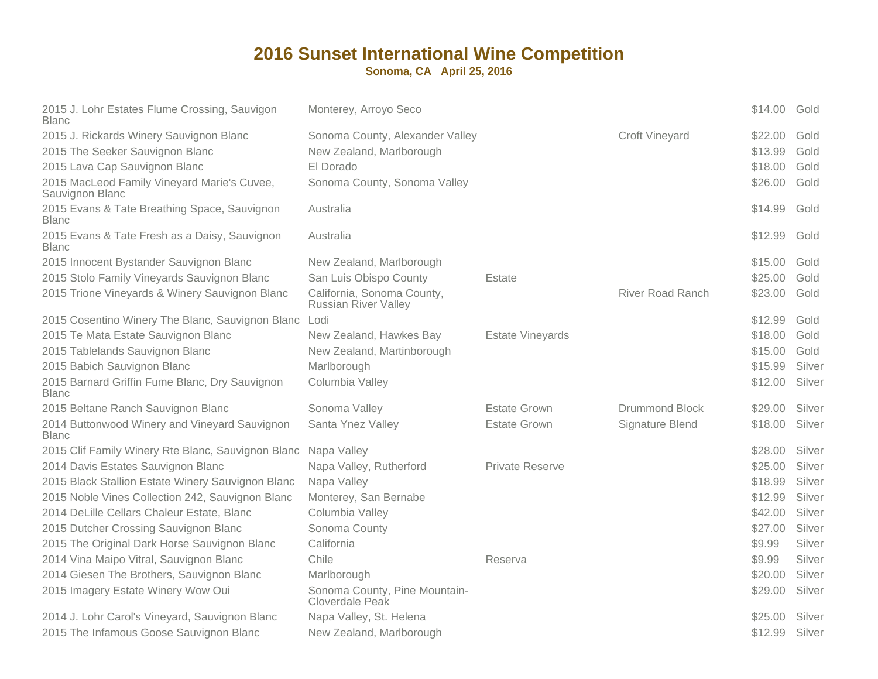# 2016 Sunset International Wine Competition

**Sonoma, CA   April 25, 2016**

| Wine | Appellation | Designation | Vineyard | Price | Medal |
|---|---|---|---|---|---|
| 2015 J. Lohr Estates Flume Crossing, Sauvigon Blanc | Monterey, Arroyo Seco | | | $14.00 | Gold |
| 2015 J. Rickards Winery Sauvignon Blanc | Sonoma County, Alexander Valley | | Croft Vineyard | $22.00 | Gold |
| 2015 The Seeker Sauvignon Blanc | New Zealand, Marlborough | | | $13.99 | Gold |
| 2015 Lava Cap Sauvignon Blanc | El Dorado | | | $18.00 | Gold |
| 2015 MacLeod Family Vineyard Marie's Cuvee, Sauvignon Blanc | Sonoma County, Sonoma Valley | | | $26.00 | Gold |
| 2015 Evans & Tate Breathing Space, Sauvignon Blanc | Australia | | | $14.99 | Gold |
| 2015 Evans & Tate Fresh as a Daisy, Sauvignon Blanc | Australia | | | $12.99 | Gold |
| 2015 Innocent Bystander Sauvignon Blanc | New Zealand, Marlborough | | | $15.00 | Gold |
| 2015 Stolo Family Vineyards Sauvignon Blanc | San Luis Obispo County | Estate | | $25.00 | Gold |
| 2015 Trione Vineyards & Winery Sauvignon Blanc | California, Sonoma County, Russian River Valley | | River Road Ranch | $23.00 | Gold |
| 2015 Cosentino Winery The Blanc, Sauvignon Blanc | Lodi | | | $12.99 | Gold |
| 2015 Te Mata Estate Sauvignon Blanc | New Zealand, Hawkes Bay | Estate Vineyards | | $18.00 | Gold |
| 2015 Tablelands Sauvignon Blanc | New Zealand, Martinborough | | | $15.00 | Gold |
| 2015 Babich Sauvignon Blanc | Marlborough | | | $15.99 | Silver |
| 2015 Barnard Griffin Fume Blanc, Dry Sauvignon Blanc | Columbia Valley | | | $12.00 | Silver |
| 2015 Beltane Ranch Sauvignon Blanc | Sonoma Valley | Estate Grown | Drummond Block | $29.00 | Silver |
| 2014 Buttonwood Winery and Vineyard Sauvignon Blanc | Santa Ynez Valley | Estate Grown | Signature Blend | $18.00 | Silver |
| 2015 Clif Family Winery Rte Blanc, Sauvignon Blanc | Napa Valley | | | $28.00 | Silver |
| 2014 Davis Estates Sauvignon Blanc | Napa Valley, Rutherford | Private Reserve | | $25.00 | Silver |
| 2015 Black Stallion Estate Winery Sauvignon Blanc | Napa Valley | | | $18.99 | Silver |
| 2015 Noble Vines Collection 242, Sauvignon Blanc | Monterey, San Bernabe | | | $12.99 | Silver |
| 2014 DeLille Cellars Chaleur Estate, Blanc | Columbia Valley | | | $42.00 | Silver |
| 2015 Dutcher Crossing Sauvignon Blanc | Sonoma County | | | $27.00 | Silver |
| 2015 The Original Dark Horse Sauvignon Blanc | California | | | $9.99 | Silver |
| 2014 Vina Maipo Vitral, Sauvignon Blanc | Chile | Reserva | | $9.99 | Silver |
| 2014 Giesen The Brothers, Sauvignon Blanc | Marlborough | | | $20.00 | Silver |
| 2015 Imagery Estate Winery Wow Oui | Sonoma County, Pine Mountain-Cloverdale Peak | | | $29.00 | Silver |
| 2014 J. Lohr Carol's Vineyard, Sauvignon Blanc | Napa Valley, St. Helena | | | $25.00 | Silver |
| 2015 The Infamous Goose Sauvignon Blanc | New Zealand, Marlborough | | | $12.99 | Silver |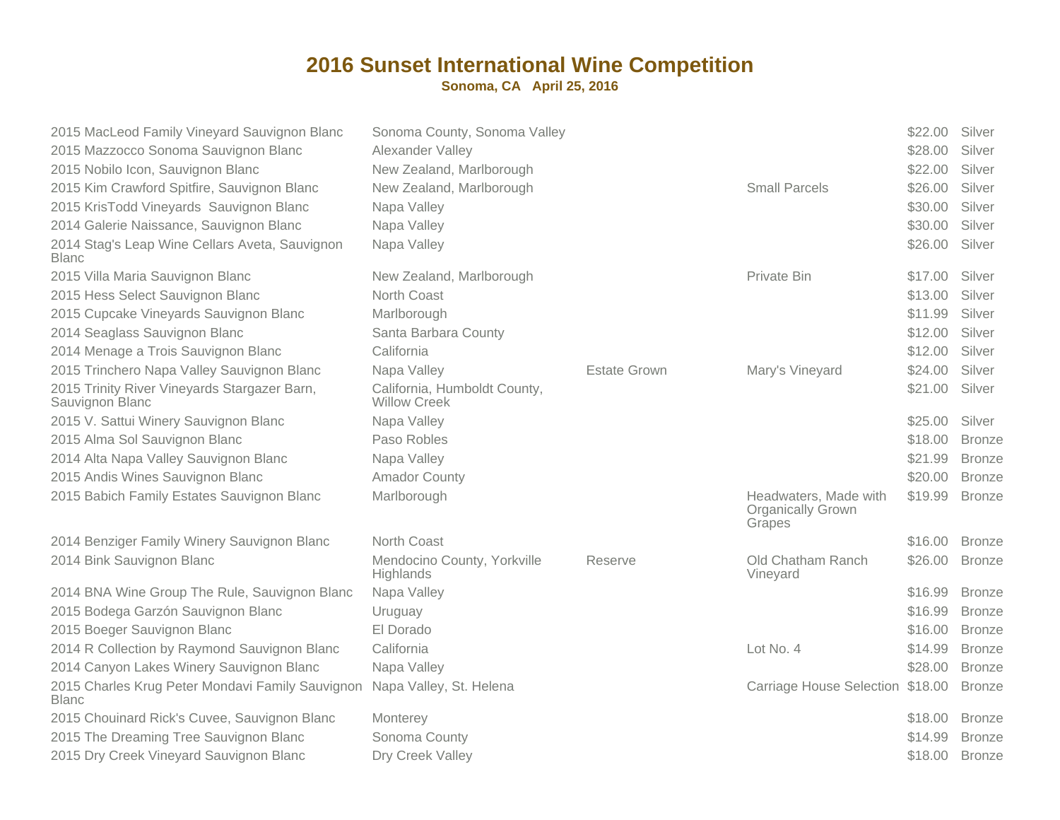# 2016 Sunset International Wine Competition

**Sonoma, CA April 25, 2016**

| Wine | Appellation | Designation | Vineyard/Notes | Price | Medal |
|---|---|---|---|---|---|
| 2015 MacLeod Family Vineyard Sauvignon Blanc | Sonoma County, Sonoma Valley | | | $22.00 | Silver |
| 2015 Mazzocco Sonoma Sauvignon Blanc | Alexander Valley | | | $28.00 | Silver |
| 2015 Nobilo Icon, Sauvignon Blanc | New Zealand, Marlborough | | | $22.00 | Silver |
| 2015 Kim Crawford Spitfire, Sauvignon Blanc | New Zealand, Marlborough | | Small Parcels | $26.00 | Silver |
| 2015 KrisTodd Vineyards Sauvignon Blanc | Napa Valley | | | $30.00 | Silver |
| 2014 Galerie Naissance, Sauvignon Blanc | Napa Valley | | | $30.00 | Silver |
| 2014 Stag's Leap Wine Cellars Aveta, Sauvignon Blanc | Napa Valley | | | $26.00 | Silver |
| 2015 Villa Maria Sauvignon Blanc | New Zealand, Marlborough | | Private Bin | $17.00 | Silver |
| 2015 Hess Select Sauvignon Blanc | North Coast | | | $13.00 | Silver |
| 2015 Cupcake Vineyards Sauvignon Blanc | Marlborough | | | $11.99 | Silver |
| 2014 Seaglass Sauvignon Blanc | Santa Barbara County | | | $12.00 | Silver |
| 2014 Menage a Trois Sauvignon Blanc | California | | | $12.00 | Silver |
| 2015 Trinchero Napa Valley Sauvignon Blanc | Napa Valley | Estate Grown | Mary's Vineyard | $24.00 | Silver |
| 2015 Trinity River Vineyards Stargazer Barn, Sauvignon Blanc | California, Humboldt County, Willow Creek | | | $21.00 | Silver |
| 2015 V. Sattui Winery Sauvignon Blanc | Napa Valley | | | $25.00 | Silver |
| 2015 Alma Sol Sauvignon Blanc | Paso Robles | | | $18.00 | Bronze |
| 2014 Alta Napa Valley Sauvignon Blanc | Napa Valley | | | $21.99 | Bronze |
| 2015 Andis Wines Sauvignon Blanc | Amador County | | | $20.00 | Bronze |
| 2015 Babich Family Estates Sauvignon Blanc | Marlborough | | Headwaters, Made with Organically Grown Grapes | $19.99 | Bronze |
| 2014 Benziger Family Winery Sauvignon Blanc | North Coast | | | $16.00 | Bronze |
| 2014 Bink Sauvignon Blanc | Mendocino County, Yorkville Highlands | Reserve | Old Chatham Ranch Vineyard | $26.00 | Bronze |
| 2014 BNA Wine Group The Rule, Sauvignon Blanc | Napa Valley | | | $16.99 | Bronze |
| 2015 Bodega Garzón Sauvignon Blanc | Uruguay | | | $16.99 | Bronze |
| 2015 Boeger Sauvignon Blanc | El Dorado | | | $16.00 | Bronze |
| 2014 R Collection by Raymond Sauvignon Blanc | California | | Lot No. 4 | $14.99 | Bronze |
| 2014 Canyon Lakes Winery Sauvignon Blanc | Napa Valley | | | $28.00 | Bronze |
| 2015 Charles Krug Peter Mondavi Family Sauvignon Blanc | Napa Valley, St. Helena | | Carriage House Selection | $18.00 | Bronze |
| 2015 Chouinard Rick's Cuvee, Sauvignon Blanc | Monterey | | | $18.00 | Bronze |
| 2015 The Dreaming Tree Sauvignon Blanc | Sonoma County | | | $14.99 | Bronze |
| 2015 Dry Creek Vineyard Sauvignon Blanc | Dry Creek Valley | | | $18.00 | Bronze |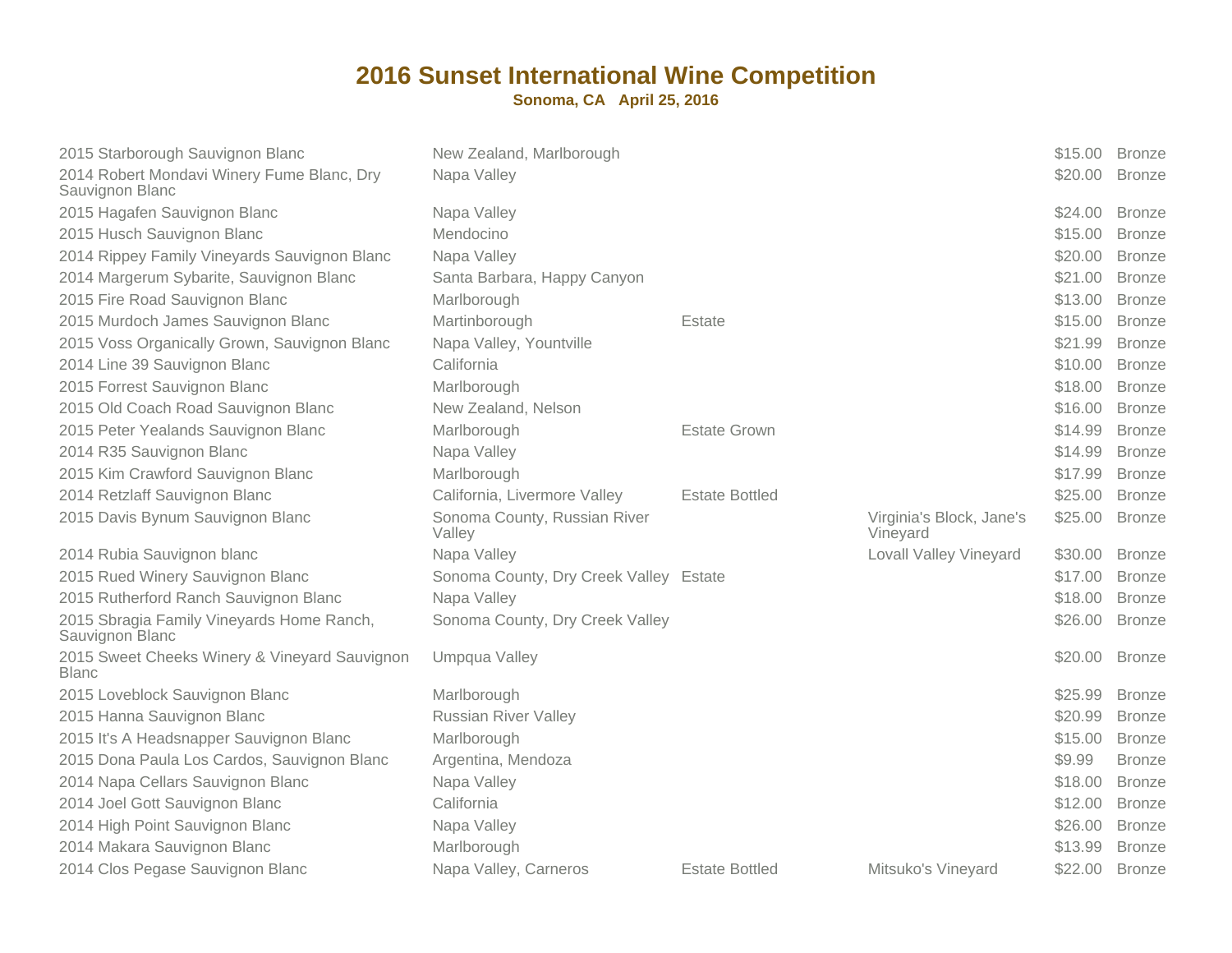# 2016 Sunset International Wine Competition

**Sonoma, CA   April 25, 2016**

| Wine | Appellation | Designation | Vineyard | Price | Medal |
|---|---|---|---|---|---|
| 2015 Starborough Sauvignon Blanc | New Zealand, Marlborough | | | $15.00 | Bronze |
| 2014 Robert Mondavi Winery Fume Blanc, Dry Sauvignon Blanc | Napa Valley | | | $20.00 | Bronze |
| 2015 Hagafen Sauvignon Blanc | Napa Valley | | | $24.00 | Bronze |
| 2015 Husch Sauvignon Blanc | Mendocino | | | $15.00 | Bronze |
| 2014 Rippey Family Vineyards Sauvignon Blanc | Napa Valley | | | $20.00 | Bronze |
| 2014 Margerum Sybarite, Sauvignon Blanc | Santa Barbara, Happy Canyon | | | $21.00 | Bronze |
| 2015 Fire Road Sauvignon Blanc | Marlborough | | | $13.00 | Bronze |
| 2015 Murdoch James Sauvignon Blanc | Martinborough | Estate | | $15.00 | Bronze |
| 2015 Voss Organically Grown, Sauvignon Blanc | Napa Valley, Yountville | | | $21.99 | Bronze |
| 2014 Line 39 Sauvignon Blanc | California | | | $10.00 | Bronze |
| 2015 Forrest Sauvignon Blanc | Marlborough | | | $18.00 | Bronze |
| 2015 Old Coach Road Sauvignon Blanc | New Zealand, Nelson | | | $16.00 | Bronze |
| 2015 Peter Yealands Sauvignon Blanc | Marlborough | Estate Grown | | $14.99 | Bronze |
| 2014 R35 Sauvignon Blanc | Napa Valley | | | $14.99 | Bronze |
| 2015 Kim Crawford Sauvignon Blanc | Marlborough | | | $17.99 | Bronze |
| 2014 Retzlaff Sauvignon Blanc | California, Livermore Valley | Estate Bottled | | $25.00 | Bronze |
| 2015 Davis Bynum Sauvignon Blanc | Sonoma County, Russian River Valley | | Virginia's Block, Jane's Vineyard | $25.00 | Bronze |
| 2014 Rubia Sauvignon blanc | Napa Valley | | Lovall Valley Vineyard | $30.00 | Bronze |
| 2015 Rued Winery Sauvignon Blanc | Sonoma County, Dry Creek Valley | Estate | | $17.00 | Bronze |
| 2015 Rutherford Ranch Sauvignon Blanc | Napa Valley | | | $18.00 | Bronze |
| 2015 Sbragia Family Vineyards Home Ranch, Sauvignon Blanc | Sonoma County, Dry Creek Valley | | | $26.00 | Bronze |
| 2015 Sweet Cheeks Winery & Vineyard Sauvignon Blanc | Umpqua Valley | | | $20.00 | Bronze |
| 2015 Loveblock Sauvignon Blanc | Marlborough | | | $25.99 | Bronze |
| 2015 Hanna Sauvignon Blanc | Russian River Valley | | | $20.99 | Bronze |
| 2015 It's A Headsnapper Sauvignon Blanc | Marlborough | | | $15.00 | Bronze |
| 2015 Dona Paula Los Cardos, Sauvignon Blanc | Argentina, Mendoza | | | $9.99 | Bronze |
| 2014 Napa Cellars Sauvignon Blanc | Napa Valley | | | $18.00 | Bronze |
| 2014 Joel Gott Sauvignon Blanc | California | | | $12.00 | Bronze |
| 2014 High Point Sauvignon Blanc | Napa Valley | | | $26.00 | Bronze |
| 2014 Makara Sauvignon Blanc | Marlborough | | | $13.99 | Bronze |
| 2014 Clos Pegase Sauvignon Blanc | Napa Valley, Carneros | Estate Bottled | Mitsuko's Vineyard | $22.00 | Bronze |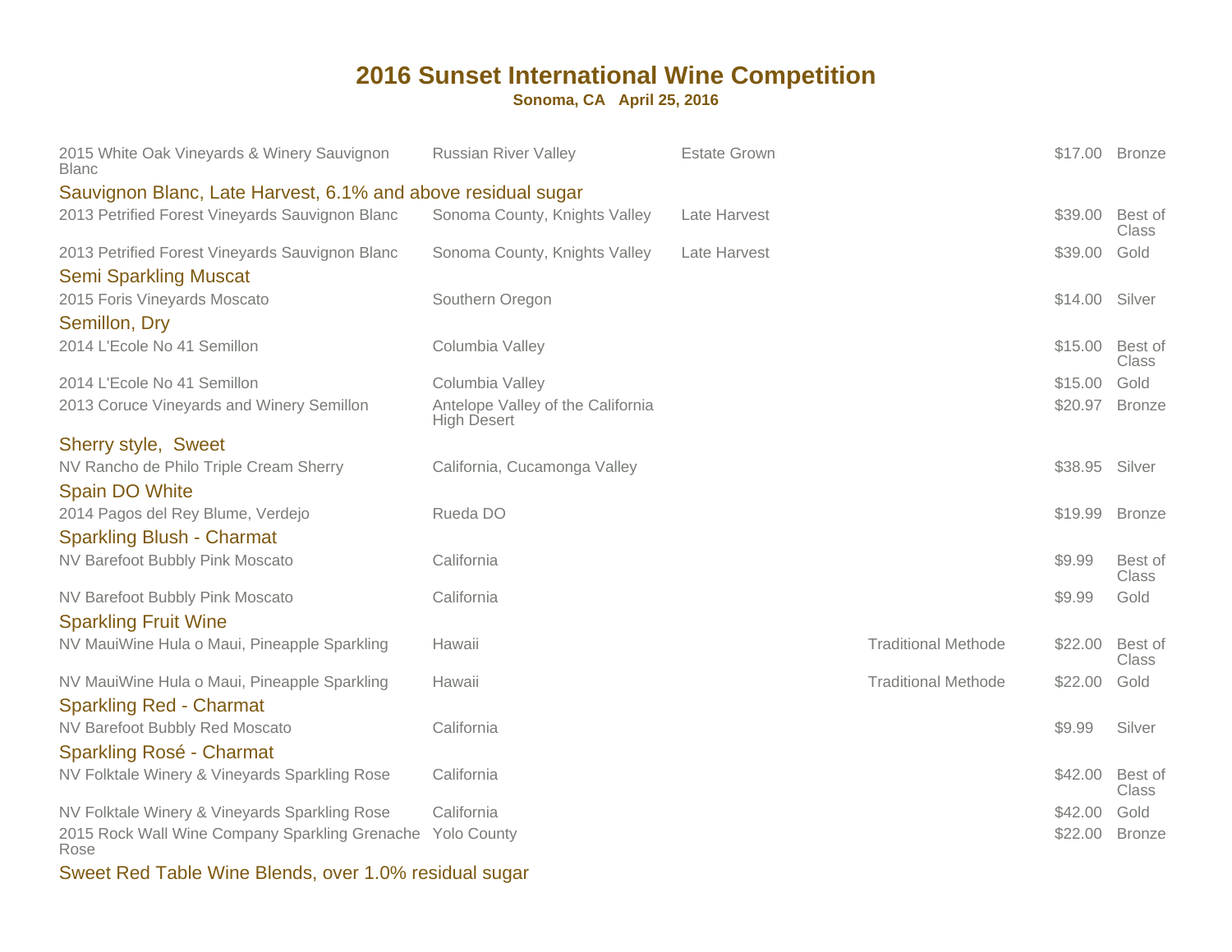# 2016 Sunset International Wine Competition

**Sonoma, CA April 25, 2016**

| Wine | Appellation | Designation | Method | Price | Award |
|---|---|---|---|---|---|
| 2015 White Oak Vineyards & Winery Sauvignon Blanc | Russian River Valley | Estate Grown | | $17.00 | Bronze |

### Sauvignon Blanc, Late Harvest, 6.1% and above residual sugar

| Wine | Appellation | Designation | Method | Price | Award |
|---|---|---|---|---|---|
| 2013 Petrified Forest Vineyards Sauvignon Blanc | Sonoma County, Knights Valley | Late Harvest | | $39.00 | Best of Class |
| 2013 Petrified Forest Vineyards Sauvignon Blanc | Sonoma County, Knights Valley | Late Harvest | | $39.00 | Gold |

### Semi Sparkling Muscat

| Wine | Appellation | Designation | Method | Price | Award |
|---|---|---|---|---|---|
| 2015 Foris Vineyards Moscato | Southern Oregon | | | $14.00 | Silver |

### Semillon, Dry

| Wine | Appellation | Designation | Method | Price | Award |
|---|---|---|---|---|---|
| 2014 L'Ecole No 41 Semillon | Columbia Valley | | | $15.00 | Best of Class |
| 2014 L'Ecole No 41 Semillon | Columbia Valley | | | $15.00 | Gold |
| 2013 Coruce Vineyards and Winery Semillon | Antelope Valley of the California High Desert | | | $20.97 | Bronze |

### Sherry style, Sweet

| Wine | Appellation | Designation | Method | Price | Award |
|---|---|---|---|---|---|
| NV Rancho de Philo Triple Cream Sherry | California, Cucamonga Valley | | | $38.95 | Silver |

### Spain DO White

| Wine | Appellation | Designation | Method | Price | Award |
|---|---|---|---|---|---|
| 2014 Pagos del Rey Blume, Verdejo | Rueda DO | | | $19.99 | Bronze |

### Sparkling Blush - Charmat

| Wine | Appellation | Designation | Method | Price | Award |
|---|---|---|---|---|---|
| NV Barefoot Bubbly Pink Moscato | California | | | $9.99 | Best of Class |
| NV Barefoot Bubbly Pink Moscato | California | | | $9.99 | Gold |

### Sparkling Fruit Wine

| Wine | Appellation | Designation | Method | Price | Award |
|---|---|---|---|---|---|
| NV MauiWine Hula o Maui, Pineapple Sparkling | Hawaii | | Traditional Methode | $22.00 | Best of Class |
| NV MauiWine Hula o Maui, Pineapple Sparkling | Hawaii | | Traditional Methode | $22.00 | Gold |

### Sparkling Red - Charmat

| Wine | Appellation | Designation | Method | Price | Award |
|---|---|---|---|---|---|
| NV Barefoot Bubbly Red Moscato | California | | | $9.99 | Silver |

### Sparkling Rosé - Charmat

| Wine | Appellation | Designation | Method | Price | Award |
|---|---|---|---|---|---|
| NV Folktale Winery & Vineyards Sparkling Rose | California | | | $42.00 | Best of Class |
| NV Folktale Winery & Vineyards Sparkling Rose | California | | | $42.00 | Gold |
| 2015 Rock Wall Wine Company Sparkling Grenache Rose | Yolo County | | | $22.00 | Bronze |

### Sweet Red Table Wine Blends, over 1.0% residual sugar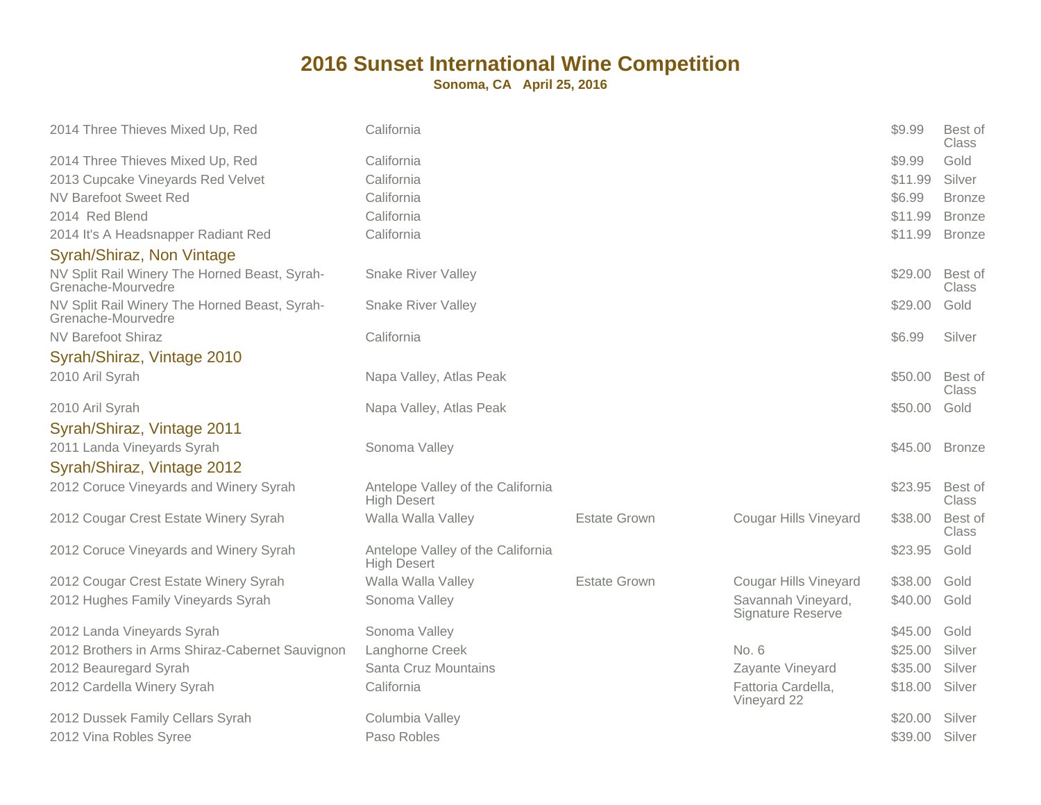# 2016 Sunset International Wine Competition

**Sonoma, CA April 25, 2016**

| Wine | Appellation | Designation | Vineyard | Price | Award |
|---|---|---|---|---|---|
| 2014 Three Thieves Mixed Up, Red | California | | | $9.99 | Best of Class |
| 2014 Three Thieves Mixed Up, Red | California | | | $9.99 | Gold |
| 2013 Cupcake Vineyards Red Velvet | California | | | $11.99 | Silver |
| NV Barefoot Sweet Red | California | | | $6.99 | Bronze |
| 2014 Red Blend | California | | | $11.99 | Bronze |
| 2014 It's A Headsnapper Radiant Red | California | | | $11.99 | Bronze |
| **Syrah/Shiraz, Non Vintage** | | | | | |
| NV Split Rail Winery The Horned Beast, Syrah-Grenache-Mourvedre | Snake River Valley | | | $29.00 | Best of Class |
| NV Split Rail Winery The Horned Beast, Syrah-Grenache-Mourvedre | Snake River Valley | | | $29.00 | Gold |
| NV Barefoot Shiraz | California | | | $6.99 | Silver |
| **Syrah/Shiraz, Vintage 2010** | | | | | |
| 2010 Aril Syrah | Napa Valley, Atlas Peak | | | $50.00 | Best of Class |
| 2010 Aril Syrah | Napa Valley, Atlas Peak | | | $50.00 | Gold |
| **Syrah/Shiraz, Vintage 2011** | | | | | |
| 2011 Landa Vineyards Syrah | Sonoma Valley | | | $45.00 | Bronze |
| **Syrah/Shiraz, Vintage 2012** | | | | | |
| 2012 Coruce Vineyards and Winery Syrah | Antelope Valley of the California High Desert | | | $23.95 | Best of Class |
| 2012 Cougar Crest Estate Winery Syrah | Walla Walla Valley | Estate Grown | Cougar Hills Vineyard | $38.00 | Best of Class |
| 2012 Coruce Vineyards and Winery Syrah | Antelope Valley of the California High Desert | | | $23.95 | Gold |
| 2012 Cougar Crest Estate Winery Syrah | Walla Walla Valley | Estate Grown | Cougar Hills Vineyard | $38.00 | Gold |
| 2012 Hughes Family Vineyards Syrah | Sonoma Valley | | Savannah Vineyard, Signature Reserve | $40.00 | Gold |
| 2012 Landa Vineyards Syrah | Sonoma Valley | | | $45.00 | Gold |
| 2012 Brothers in Arms Shiraz-Cabernet Sauvignon | Langhorne Creek | | No. 6 | $25.00 | Silver |
| 2012 Beauregard Syrah | Santa Cruz Mountains | | Zayante Vineyard | $35.00 | Silver |
| 2012 Cardella Winery Syrah | California | | Fattoria Cardella, Vineyard 22 | $18.00 | Silver |
| 2012 Dussek Family Cellars Syrah | Columbia Valley | | | $20.00 | Silver |
| 2012 Vina Robles Syree | Paso Robles | | | $39.00 | Silver |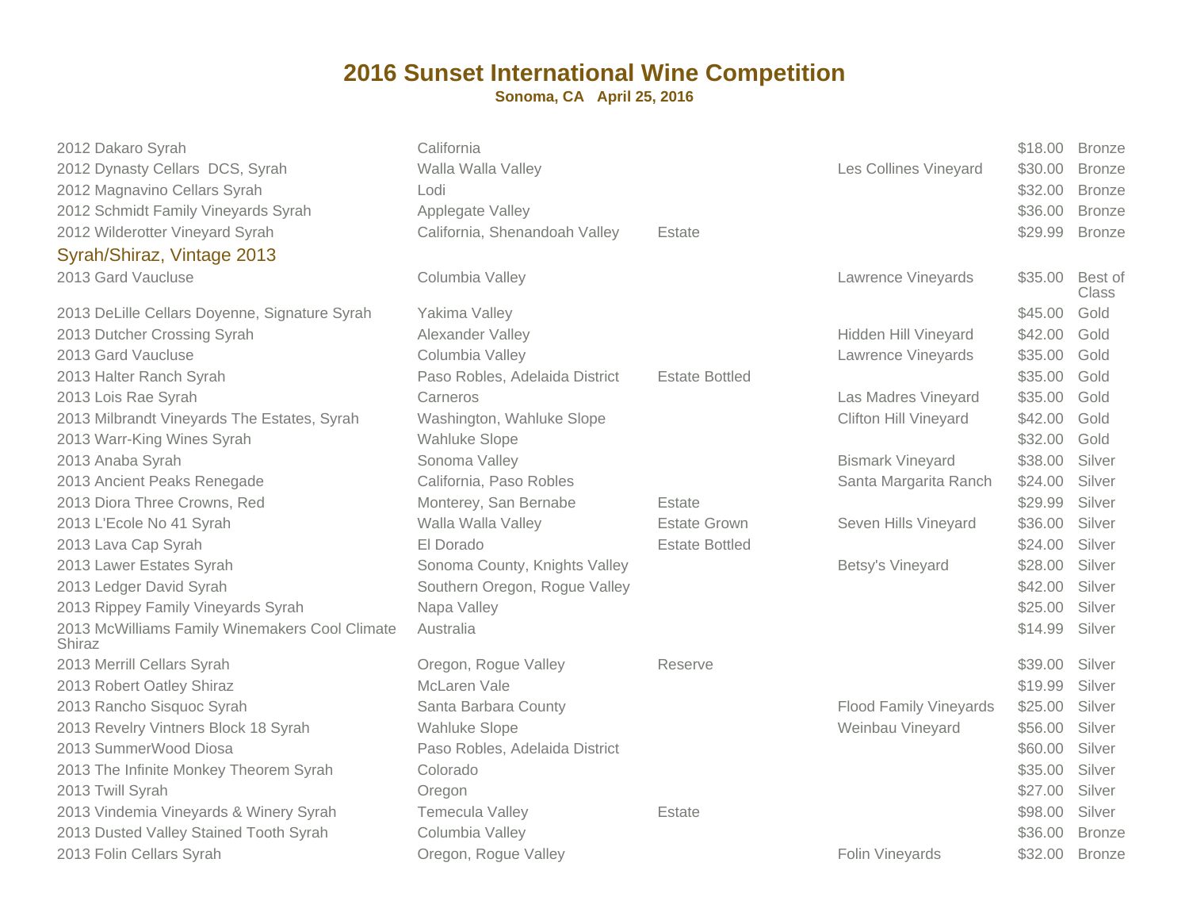# 2016 Sunset International Wine Competition

**Sonoma, CA April 25, 2016**

| | | | | | |
|---|---|---|---|---|---|
| 2012 Dakaro Syrah | California | | | $18.00 | Bronze |
| 2012 Dynasty Cellars DCS, Syrah | Walla Walla Valley | | Les Collines Vineyard | $30.00 | Bronze |
| 2012 Magnavino Cellars Syrah | Lodi | | | $32.00 | Bronze |
| 2012 Schmidt Family Vineyards Syrah | Applegate Valley | | | $36.00 | Bronze |
| 2012 Wilderotter Vineyard Syrah | California, Shenandoah Valley | Estate | | $29.99 | Bronze |

## Syrah/Shiraz, Vintage 2013

| | | | | | |
|---|---|---|---|---|---|
| 2013 Gard Vaucluse | Columbia Valley | | Lawrence Vineyards | $35.00 | Best of Class |
| 2013 DeLille Cellars Doyenne, Signature Syrah | Yakima Valley | | | $45.00 | Gold |
| 2013 Dutcher Crossing Syrah | Alexander Valley | | Hidden Hill Vineyard | $42.00 | Gold |
| 2013 Gard Vaucluse | Columbia Valley | | Lawrence Vineyards | $35.00 | Gold |
| 2013 Halter Ranch Syrah | Paso Robles, Adelaida District | Estate Bottled | | $35.00 | Gold |
| 2013 Lois Rae Syrah | Carneros | | Las Madres Vineyard | $35.00 | Gold |
| 2013 Milbrandt Vineyards The Estates, Syrah | Washington, Wahluke Slope | | Clifton Hill Vineyard | $42.00 | Gold |
| 2013 Warr-King Wines Syrah | Wahluke Slope | | | $32.00 | Gold |
| 2013 Anaba Syrah | Sonoma Valley | | Bismark Vineyard | $38.00 | Silver |
| 2013 Ancient Peaks Renegade | California, Paso Robles | | Santa Margarita Ranch | $24.00 | Silver |
| 2013 Diora Three Crowns, Red | Monterey, San Bernabe | Estate | | $29.99 | Silver |
| 2013 L'Ecole No 41 Syrah | Walla Walla Valley | Estate Grown | Seven Hills Vineyard | $36.00 | Silver |
| 2013 Lava Cap Syrah | El Dorado | Estate Bottled | | $24.00 | Silver |
| 2013 Lawer Estates Syrah | Sonoma County, Knights Valley | | Betsy's Vineyard | $28.00 | Silver |
| 2013 Ledger David Syrah | Southern Oregon, Rogue Valley | | | $42.00 | Silver |
| 2013 Rippey Family Vineyards Syrah | Napa Valley | | | $25.00 | Silver |
| 2013 McWilliams Family Winemakers Cool Climate Shiraz | Australia | | | $14.99 | Silver |
| 2013 Merrill Cellars Syrah | Oregon, Rogue Valley | Reserve | | $39.00 | Silver |
| 2013 Robert Oatley Shiraz | McLaren Vale | | | $19.99 | Silver |
| 2013 Rancho Sisquoc Syrah | Santa Barbara County | | Flood Family Vineyards | $25.00 | Silver |
| 2013 Revelry Vintners Block 18 Syrah | Wahluke Slope | | Weinbau Vineyard | $56.00 | Silver |
| 2013 SummerWood Diosa | Paso Robles, Adelaida District | | | $60.00 | Silver |
| 2013 The Infinite Monkey Theorem Syrah | Colorado | | | $35.00 | Silver |
| 2013 Twill Syrah | Oregon | | | $27.00 | Silver |
| 2013 Vindemia Vineyards & Winery Syrah | Temecula Valley | Estate | | $98.00 | Silver |
| 2013 Dusted Valley Stained Tooth Syrah | Columbia Valley | | | $36.00 | Bronze |
| 2013 Folin Cellars Syrah | Oregon, Rogue Valley | | Folin Vineyards | $32.00 | Bronze |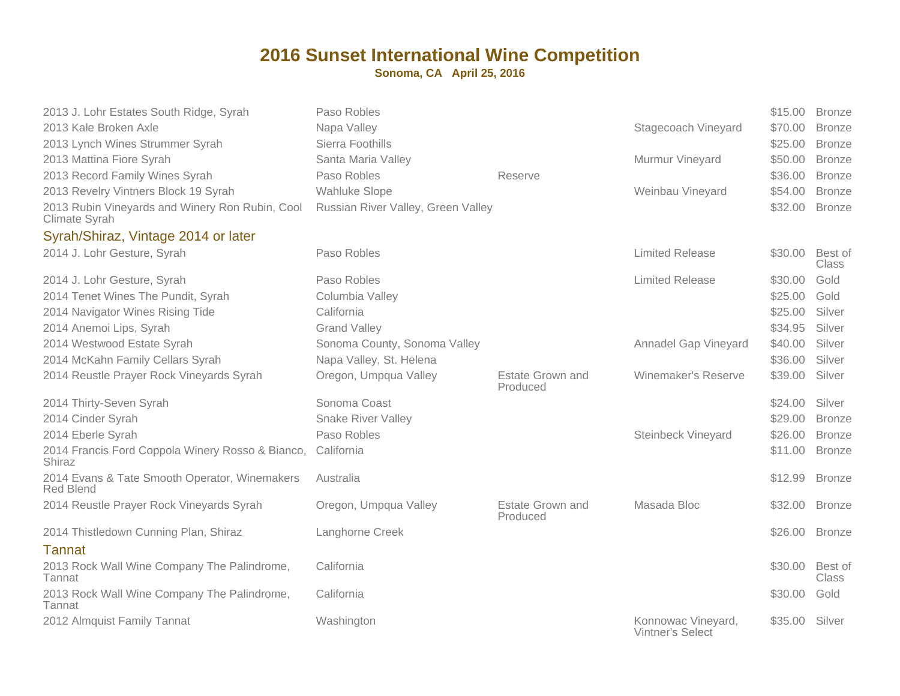# 2016 Sunset International Wine Competition

**Sonoma, CA April 25, 2016**

| Wine | Appellation | Designation | Vineyard | Price | Award |
|---|---|---|---|---|---|
| 2013 J. Lohr Estates South Ridge, Syrah | Paso Robles | | | $15.00 | Bronze |
| 2013 Kale Broken Axle | Napa Valley | | Stagecoach Vineyard | $70.00 | Bronze |
| 2013 Lynch Wines Strummer Syrah | Sierra Foothills | | | $25.00 | Bronze |
| 2013 Mattina Fiore Syrah | Santa Maria Valley | | Murmur Vineyard | $50.00 | Bronze |
| 2013 Record Family Wines Syrah | Paso Robles | Reserve | | $36.00 | Bronze |
| 2013 Revelry Vintners Block 19 Syrah | Wahluke Slope | | Weinbau Vineyard | $54.00 | Bronze |
| 2013 Rubin Vineyards and Winery Ron Rubin, Cool Climate Syrah | Russian River Valley, Green Valley | | | $32.00 | Bronze |

## Syrah/Shiraz, Vintage 2014 or later

| Wine | Appellation | Designation | Vineyard | Price | Award |
|---|---|---|---|---|---|
| 2014 J. Lohr Gesture, Syrah | Paso Robles | | Limited Release | $30.00 | Best of Class |
| 2014 J. Lohr Gesture, Syrah | Paso Robles | | Limited Release | $30.00 | Gold |
| 2014 Tenet Wines The Pundit, Syrah | Columbia Valley | | | $25.00 | Gold |
| 2014 Navigator Wines Rising Tide | California | | | $25.00 | Silver |
| 2014 Anemoi Lips, Syrah | Grand Valley | | | $34.95 | Silver |
| 2014 Westwood Estate Syrah | Sonoma County, Sonoma Valley | | Annadel Gap Vineyard | $40.00 | Silver |
| 2014 McKahn Family Cellars Syrah | Napa Valley, St. Helena | | | $36.00 | Silver |
| 2014 Reustle Prayer Rock Vineyards Syrah | Oregon, Umpqua Valley | Estate Grown and Produced | Winemaker's Reserve | $39.00 | Silver |
| 2014 Thirty-Seven Syrah | Sonoma Coast | | | $24.00 | Silver |
| 2014 Cinder Syrah | Snake River Valley | | | $29.00 | Bronze |
| 2014 Eberle Syrah | Paso Robles | | Steinbeck Vineyard | $26.00 | Bronze |
| 2014 Francis Ford Coppola Winery Rosso & Bianco, Shiraz | California | | | $11.00 | Bronze |
| 2014 Evans & Tate Smooth Operator, Winemakers Red Blend | Australia | | | $12.99 | Bronze |
| 2014 Reustle Prayer Rock Vineyards Syrah | Oregon, Umpqua Valley | Estate Grown and Produced | Masada Bloc | $32.00 | Bronze |
| 2014 Thistledown Cunning Plan, Shiraz | Langhorne Creek | | | $26.00 | Bronze |

## Tannat

| Wine | Appellation | Designation | Vineyard | Price | Award |
|---|---|---|---|---|---|
| 2013 Rock Wall Wine Company The Palindrome, Tannat | California | | | $30.00 | Best of Class |
| 2013 Rock Wall Wine Company The Palindrome, Tannat | California | | | $30.00 | Gold |
| 2012 Almquist Family Tannat | Washington | | Konnowac Vineyard, Vintner's Select | $35.00 | Silver |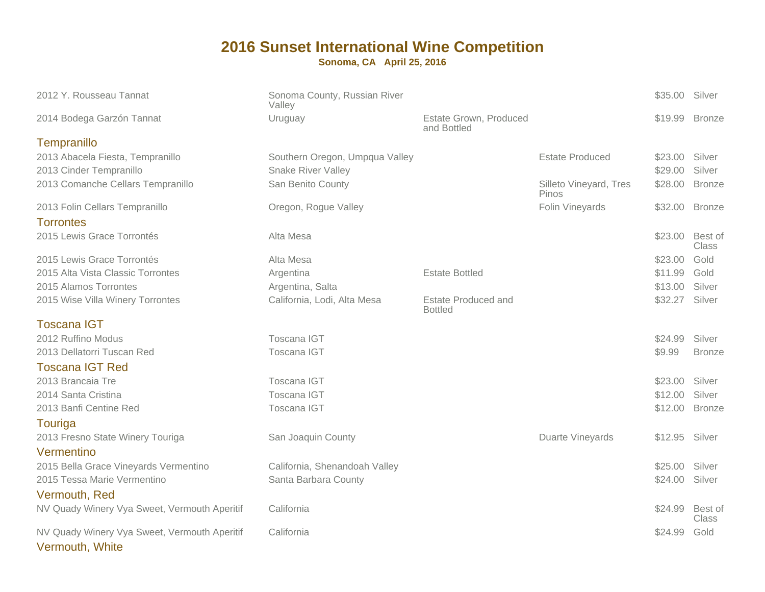# 2016 Sunset International Wine Competition

**Sonoma, CA April 25, 2016**

| Wine | Appellation | Designation | Vineyard | Price | Award |
|---|---|---|---|---|---|
| 2012 Y. Rousseau Tannat | Sonoma County, Russian River Valley | | | $35.00 | Silver |
| 2014 Bodega Garzón Tannat | Uruguay | Estate Grown, Produced and Bottled | | $19.99 | Bronze |
| **Tempranillo** | | | | | |
| 2013 Abacela Fiesta, Tempranillo | Southern Oregon, Umpqua Valley | | Estate Produced | $23.00 | Silver |
| 2013 Cinder Tempranillo | Snake River Valley | | | $29.00 | Silver |
| 2013 Comanche Cellars Tempranillo | San Benito County | | Silleto Vineyard, Tres Pinos | $28.00 | Bronze |
| 2013 Folin Cellars Tempranillo | Oregon, Rogue Valley | | Folin Vineyards | $32.00 | Bronze |
| **Torrontes** | | | | | |
| 2015 Lewis Grace Torrontés | Alta Mesa | | | $23.00 | Best of Class |
| 2015 Lewis Grace Torrontés | Alta Mesa | | | $23.00 | Gold |
| 2015 Alta Vista Classic Torrontes | Argentina | Estate Bottled | | $11.99 | Gold |
| 2015 Alamos Torrontes | Argentina, Salta | | | $13.00 | Silver |
| 2015 Wise Villa Winery Torrontes | California, Lodi, Alta Mesa | Estate Produced and Bottled | | $32.27 | Silver |
| **Toscana IGT** | | | | | |
| 2012 Ruffino Modus | Toscana IGT | | | $24.99 | Silver |
| 2013 Dellatorri Tuscan Red | Toscana IGT | | | $9.99 | Bronze |
| **Toscana IGT Red** | | | | | |
| 2013 Brancaia Tre | Toscana IGT | | | $23.00 | Silver |
| 2014 Santa Cristina | Toscana IGT | | | $12.00 | Silver |
| 2013 Banfi Centine Red | Toscana IGT | | | $12.00 | Bronze |
| **Touriga** | | | | | |
| 2013 Fresno State Winery Touriga | San Joaquin County | | Duarte Vineyards | $12.95 | Silver |
| **Vermentino** | | | | | |
| 2015 Bella Grace Vineyards Vermentino | California, Shenandoah Valley | | | $25.00 | Silver |
| 2015 Tessa Marie Vermentino | Santa Barbara County | | | $24.00 | Silver |
| **Vermouth, Red** | | | | | |
| NV Quady Winery Vya Sweet, Vermouth Aperitif | California | | | $24.99 | Best of Class |
| NV Quady Winery Vya Sweet, Vermouth Aperitif | California | | | $24.99 | Gold |
| **Vermouth, White** | | | | | |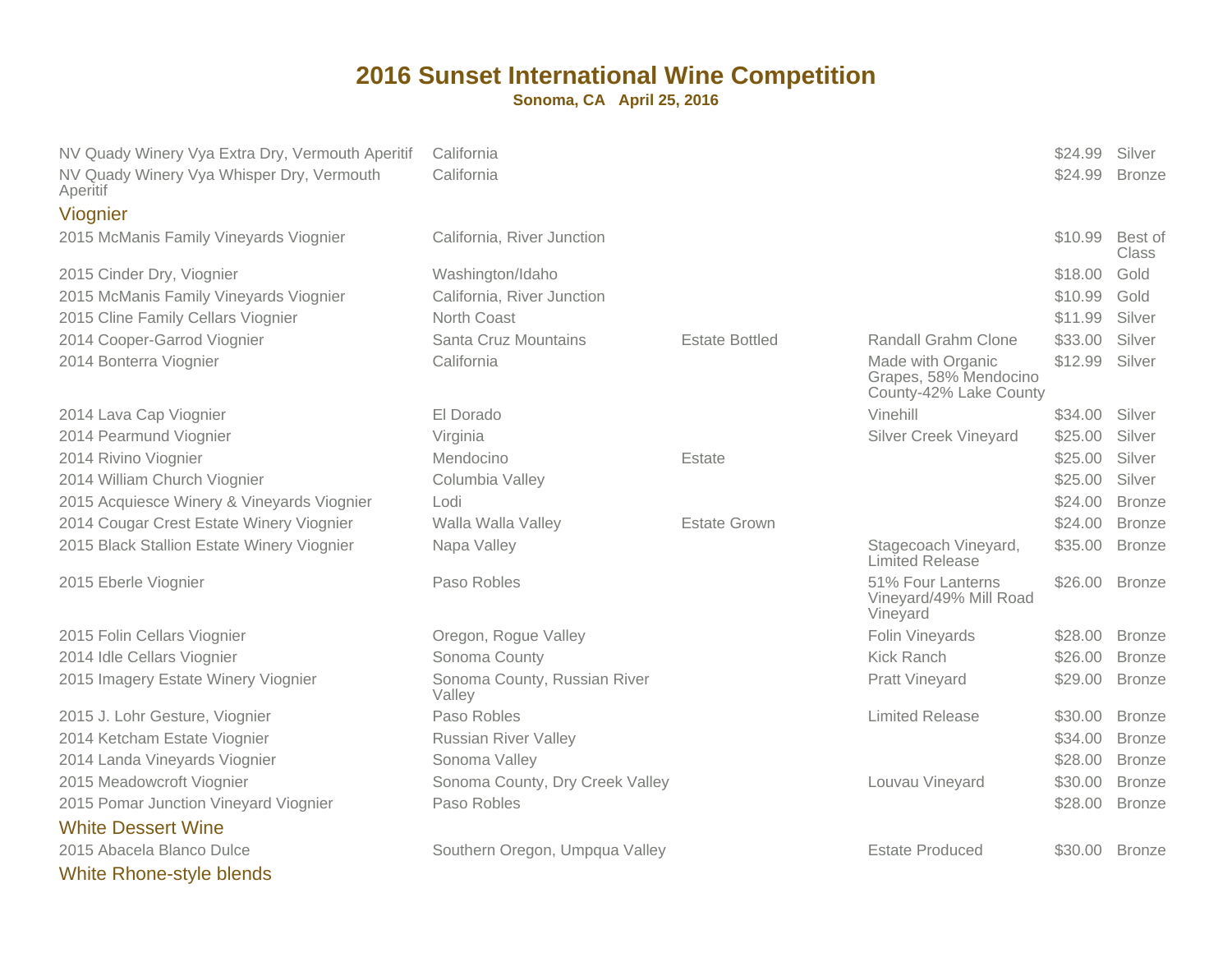# 2016 Sunset International Wine Competition

**Sonoma, CA April 25, 2016**

| Wine | Appellation | | Vineyard/Notes | Price | Award |
|---|---|---|---|---|---|
| NV Quady Winery Vya Extra Dry, Vermouth Aperitif | California | | | $24.99 | Silver |
| NV Quady Winery Vya Whisper Dry, Vermouth Aperitif | California | | | $24.99 | Bronze |
| **Viognier** | | | | | |
| 2015 McManis Family Vineyards Viognier | California, River Junction | | | $10.99 | Best of Class |
| 2015 Cinder Dry, Viognier | Washington/Idaho | | | $18.00 | Gold |
| 2015 McManis Family Vineyards Viognier | California, River Junction | | | $10.99 | Gold |
| 2015 Cline Family Cellars Viognier | North Coast | | | $11.99 | Silver |
| 2014 Cooper-Garrod Viognier | Santa Cruz Mountains | Estate Bottled | Randall Grahm Clone | $33.00 | Silver |
| 2014 Bonterra Viognier | California | | Made with Organic Grapes, 58% Mendocino County-42% Lake County | $12.99 | Silver |
| 2014 Lava Cap Viognier | El Dorado | | Vinehill | $34.00 | Silver |
| 2014 Pearmund Viognier | Virginia | | Silver Creek Vineyard | $25.00 | Silver |
| 2014 Rivino Viognier | Mendocino | Estate | | $25.00 | Silver |
| 2014 William Church Viognier | Columbia Valley | | | $25.00 | Silver |
| 2015 Acquiesce Winery & Vineyards Viognier | Lodi | | | $24.00 | Bronze |
| 2014 Cougar Crest Estate Winery Viognier | Walla Walla Valley | Estate Grown | | $24.00 | Bronze |
| 2015 Black Stallion Estate Winery Viognier | Napa Valley | | Stagecoach Vineyard, Limited Release | $35.00 | Bronze |
| 2015 Eberle Viognier | Paso Robles | | 51% Four Lanterns Vineyard/49% Mill Road Vineyard | $26.00 | Bronze |
| 2015 Folin Cellars Viognier | Oregon, Rogue Valley | | Folin Vineyards | $28.00 | Bronze |
| 2014 Idle Cellars Viognier | Sonoma County | | Kick Ranch | $26.00 | Bronze |
| 2015 Imagery Estate Winery Viognier | Sonoma County, Russian River Valley | | Pratt Vineyard | $29.00 | Bronze |
| 2015 J. Lohr Gesture, Viognier | Paso Robles | | Limited Release | $30.00 | Bronze |
| 2014 Ketcham Estate Viognier | Russian River Valley | | | $34.00 | Bronze |
| 2014 Landa Vineyards Viognier | Sonoma Valley | | | $28.00 | Bronze |
| 2015 Meadowcroft Viognier | Sonoma County, Dry Creek Valley | | Louvau Vineyard | $30.00 | Bronze |
| 2015 Pomar Junction Vineyard Viognier | Paso Robles | | | $28.00 | Bronze |
| **White Dessert Wine** | | | | | |
| 2015 Abacela Blanco Dulce | Southern Oregon, Umpqua Valley | | Estate Produced | $30.00 | Bronze |
| **White Rhone-style blends** | | | | | |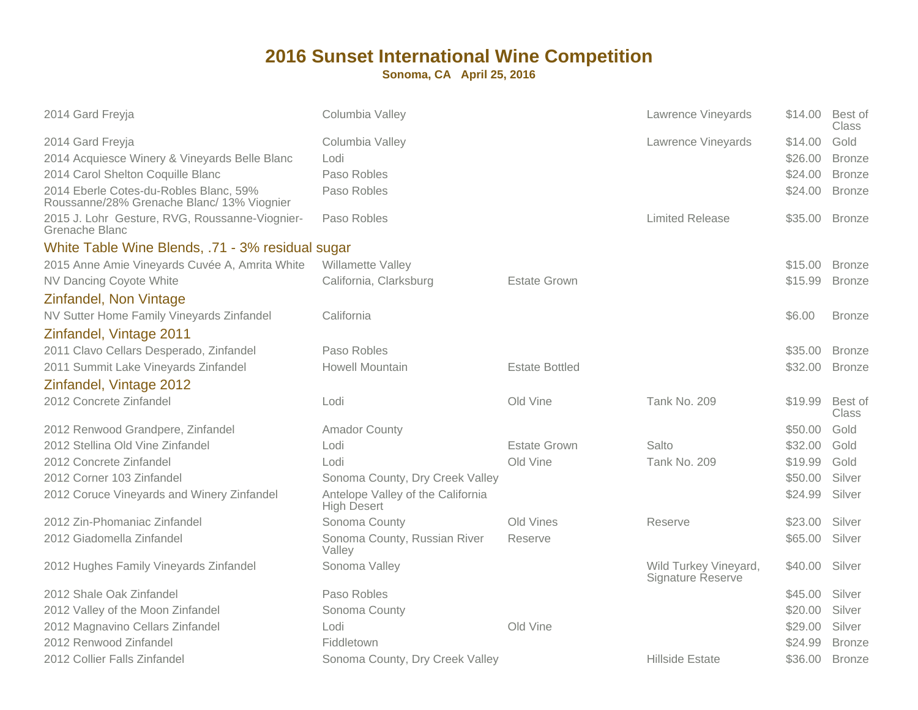# 2016 Sunset International Wine Competition

**Sonoma, CA April 25, 2016**

| | | | | | |
|---|---|---|---|---|---|
| 2014 Gard Freyja | Columbia Valley | | Lawrence Vineyards | $14.00 | Best of Class |
| 2014 Gard Freyja | Columbia Valley | | Lawrence Vineyards | $14.00 | Gold |
| 2014 Acquiesce Winery & Vineyards Belle Blanc | Lodi | | | $26.00 | Bronze |
| 2014 Carol Shelton Coquille Blanc | Paso Robles | | | $24.00 | Bronze |
| 2014 Eberle Cotes-du-Robles Blanc, 59% Roussanne/28% Grenache Blanc/ 13% Viognier | Paso Robles | | | $24.00 | Bronze |
| 2015 J. Lohr Gesture, RVG, Roussanne-Viognier-Grenache Blanc | Paso Robles | | Limited Release | $35.00 | Bronze |

## White Table Wine Blends, .71 - 3% residual sugar

| | | | | | |
|---|---|---|---|---|---|
| 2015 Anne Amie Vineyards Cuvée A, Amrita White | Willamette Valley | | | $15.00 | Bronze |
| NV Dancing Coyote White | California, Clarksburg | Estate Grown | | $15.99 | Bronze |

## Zinfandel, Non Vintage

| | | | | | |
|---|---|---|---|---|---|
| NV Sutter Home Family Vineyards Zinfandel | California | | | $6.00 | Bronze |

## Zinfandel, Vintage 2011

| | | | | | |
|---|---|---|---|---|---|
| 2011 Clavo Cellars Desperado, Zinfandel | Paso Robles | | | $35.00 | Bronze |
| 2011 Summit Lake Vineyards Zinfandel | Howell Mountain | Estate Bottled | | $32.00 | Bronze |

## Zinfandel, Vintage 2012

| | | | | | |
|---|---|---|---|---|---|
| 2012 Concrete Zinfandel | Lodi | Old Vine | Tank No. 209 | $19.99 | Best of Class |
| 2012 Renwood Grandpere, Zinfandel | Amador County | | | $50.00 | Gold |
| 2012 Stellina Old Vine Zinfandel | Lodi | Estate Grown | Salto | $32.00 | Gold |
| 2012 Concrete Zinfandel | Lodi | Old Vine | Tank No. 209 | $19.99 | Gold |
| 2012 Corner 103 Zinfandel | Sonoma County, Dry Creek Valley | | | $50.00 | Silver |
| 2012 Coruce Vineyards and Winery Zinfandel | Antelope Valley of the California High Desert | | | $24.99 | Silver |
| 2012 Zin-Phomaniac Zinfandel | Sonoma County | Old Vines | Reserve | $23.00 | Silver |
| 2012 Giadomella Zinfandel | Sonoma County, Russian River Valley | Reserve | | $65.00 | Silver |
| 2012 Hughes Family Vineyards Zinfandel | Sonoma Valley | | Wild Turkey Vineyard, Signature Reserve | $40.00 | Silver |
| 2012 Shale Oak Zinfandel | Paso Robles | | | $45.00 | Silver |
| 2012 Valley of the Moon Zinfandel | Sonoma County | | | $20.00 | Silver |
| 2012 Magnavino Cellars Zinfandel | Lodi | Old Vine | | $29.00 | Silver |
| 2012 Renwood Zinfandel | Fiddletown | | | $24.99 | Bronze |
| 2012 Collier Falls Zinfandel | Sonoma County, Dry Creek Valley | | Hillside Estate | $36.00 | Bronze |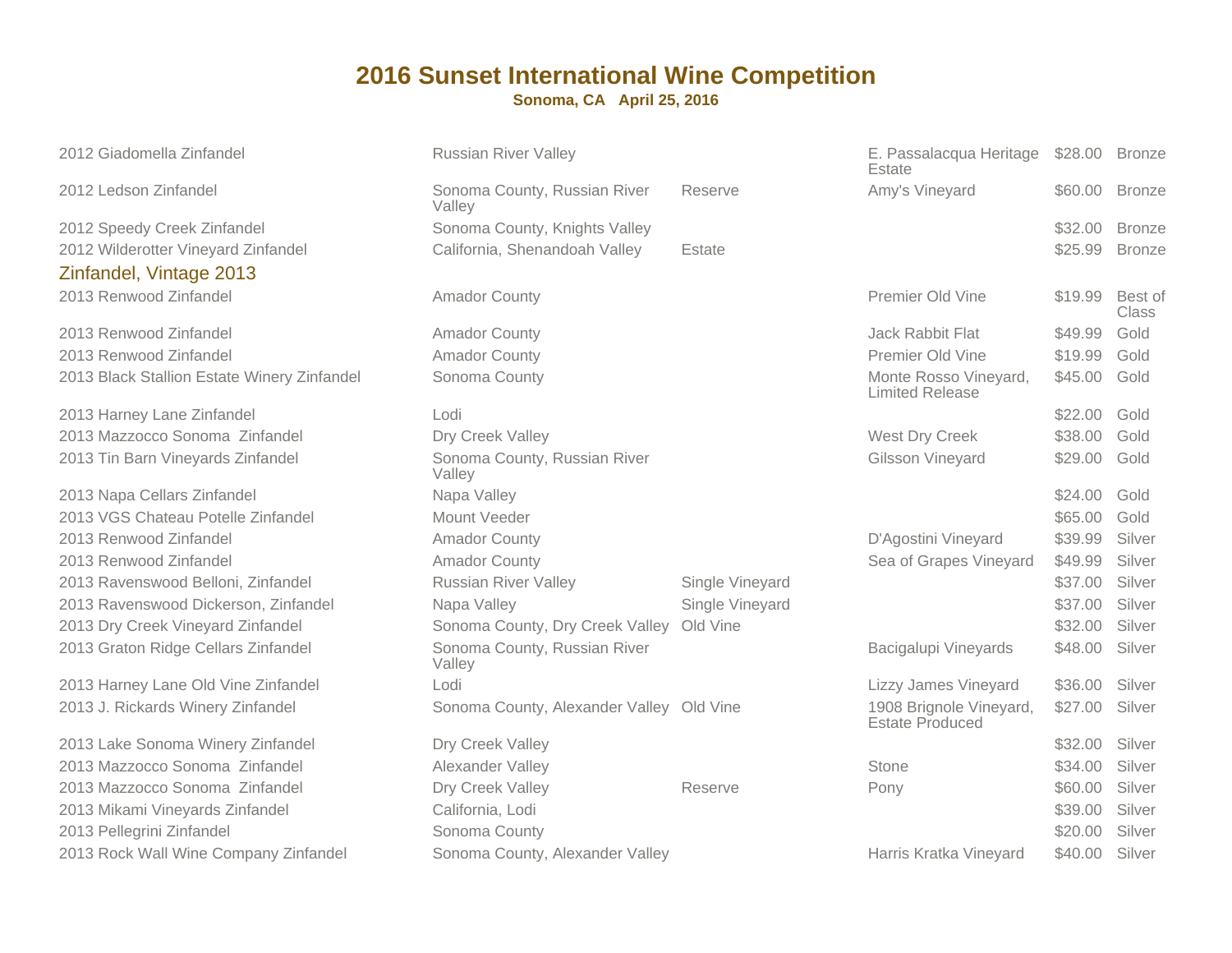# 2016 Sunset International Wine Competition

**Sonoma, CA April 25, 2016**

| Wine | Appellation | Designation | Vineyard | Price | Award |
|---|---|---|---|---|---|
| 2012 Giadomella Zinfandel | Russian River Valley | | E. Passalacqua Heritage Estate | $28.00 | Bronze |
| 2012 Ledson Zinfandel | Sonoma County, Russian River Valley | Reserve | Amy's Vineyard | $60.00 | Bronze |
| 2012 Speedy Creek Zinfandel | Sonoma County, Knights Valley | | | $32.00 | Bronze |
| 2012 Wilderotter Vineyard Zinfandel | California, Shenandoah Valley | Estate | | $25.99 | Bronze |

## Zinfandel, Vintage 2013

| Wine | Appellation | Designation | Vineyard | Price | Award |
|---|---|---|---|---|---|
| 2013 Renwood Zinfandel | Amador County | | Premier Old Vine | $19.99 | Best of Class |
| 2013 Renwood Zinfandel | Amador County | | Jack Rabbit Flat | $49.99 | Gold |
| 2013 Renwood Zinfandel | Amador County | | Premier Old Vine | $19.99 | Gold |
| 2013 Black Stallion Estate Winery Zinfandel | Sonoma County | | Monte Rosso Vineyard, Limited Release | $45.00 | Gold |
| 2013 Harney Lane Zinfandel | Lodi | | | $22.00 | Gold |
| 2013 Mazzocco Sonoma Zinfandel | Dry Creek Valley | | West Dry Creek | $38.00 | Gold |
| 2013 Tin Barn Vineyards Zinfandel | Sonoma County, Russian River Valley | | Gilsson Vineyard | $29.00 | Gold |
| 2013 Napa Cellars Zinfandel | Napa Valley | | | $24.00 | Gold |
| 2013 VGS Chateau Potelle Zinfandel | Mount Veeder | | | $65.00 | Gold |
| 2013 Renwood Zinfandel | Amador County | | D'Agostini Vineyard | $39.99 | Silver |
| 2013 Renwood Zinfandel | Amador County | | Sea of Grapes Vineyard | $49.99 | Silver |
| 2013 Ravenswood Belloni, Zinfandel | Russian River Valley | Single Vineyard | | $37.00 | Silver |
| 2013 Ravenswood Dickerson, Zinfandel | Napa Valley | Single Vineyard | | $37.00 | Silver |
| 2013 Dry Creek Vineyard Zinfandel | Sonoma County, Dry Creek Valley | Old Vine | | $32.00 | Silver |
| 2013 Graton Ridge Cellars Zinfandel | Sonoma County, Russian River Valley | | Bacigalupi Vineyards | $48.00 | Silver |
| 2013 Harney Lane Old Vine Zinfandel | Lodi | | Lizzy James Vineyard | $36.00 | Silver |
| 2013 J. Rickards Winery Zinfandel | Sonoma County, Alexander Valley | Old Vine | 1908 Brignole Vineyard, Estate Produced | $27.00 | Silver |
| 2013 Lake Sonoma Winery Zinfandel | Dry Creek Valley | | | $32.00 | Silver |
| 2013 Mazzocco Sonoma Zinfandel | Alexander Valley | | Stone | $34.00 | Silver |
| 2013 Mazzocco Sonoma Zinfandel | Dry Creek Valley | Reserve | Pony | $60.00 | Silver |
| 2013 Mikami Vineyards Zinfandel | California, Lodi | | | $39.00 | Silver |
| 2013 Pellegrini Zinfandel | Sonoma County | | | $20.00 | Silver |
| 2013 Rock Wall Wine Company Zinfandel | Sonoma County, Alexander Valley | | Harris Kratka Vineyard | $40.00 | Silver |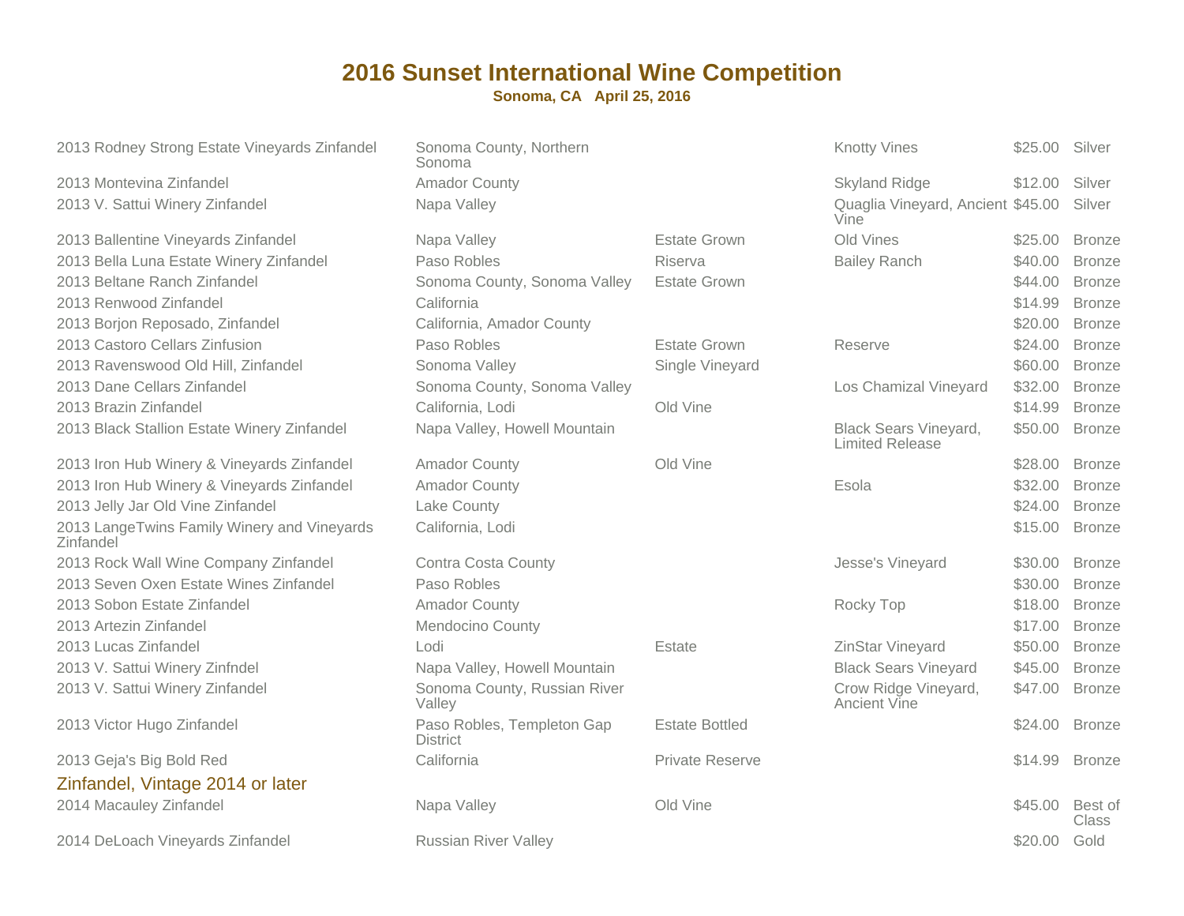# 2016 Sunset International Wine Competition

**Sonoma, CA April 25, 2016**

| Wine | Appellation | Designation | Vineyard/Name | Price | Award |
|---|---|---|---|---|---|
| 2013 Rodney Strong Estate Vineyards Zinfandel | Sonoma County, Northern Sonoma | | Knotty Vines | $25.00 | Silver |
| 2013 Montevina Zinfandel | Amador County | | Skyland Ridge | $12.00 | Silver |
| 2013 V. Sattui Winery Zinfandel | Napa Valley | | Quaglia Vineyard, Ancient Vine | $45.00 | Silver |
| 2013 Ballentine Vineyards Zinfandel | Napa Valley | Estate Grown | Old Vines | $25.00 | Bronze |
| 2013 Bella Luna Estate Winery Zinfandel | Paso Robles | Riserva | Bailey Ranch | $40.00 | Bronze |
| 2013 Beltane Ranch Zinfandel | Sonoma County, Sonoma Valley | Estate Grown | | $44.00 | Bronze |
| 2013 Renwood Zinfandel | California | | | $14.99 | Bronze |
| 2013 Borjon Reposado, Zinfandel | California, Amador County | | | $20.00 | Bronze |
| 2013 Castoro Cellars Zinfusion | Paso Robles | Estate Grown | Reserve | $24.00 | Bronze |
| 2013 Ravenswood Old Hill, Zinfandel | Sonoma Valley | Single Vineyard | | $60.00 | Bronze |
| 2013 Dane Cellars Zinfandel | Sonoma County, Sonoma Valley | | Los Chamizal Vineyard | $32.00 | Bronze |
| 2013 Brazin Zinfandel | California, Lodi | Old Vine | | $14.99 | Bronze |
| 2013 Black Stallion Estate Winery Zinfandel | Napa Valley, Howell Mountain | | Black Sears Vineyard, Limited Release | $50.00 | Bronze |
| 2013 Iron Hub Winery & Vineyards Zinfandel | Amador County | Old Vine | | $28.00 | Bronze |
| 2013 Iron Hub Winery & Vineyards Zinfandel | Amador County | | Esola | $32.00 | Bronze |
| 2013 Jelly Jar Old Vine Zinfandel | Lake County | | | $24.00 | Bronze |
| 2013 LangeTwins Family Winery and Vineyards Zinfandel | California, Lodi | | | $15.00 | Bronze |
| 2013 Rock Wall Wine Company Zinfandel | Contra Costa County | | Jesse's Vineyard | $30.00 | Bronze |
| 2013 Seven Oxen Estate Wines Zinfandel | Paso Robles | | | $30.00 | Bronze |
| 2013 Sobon Estate Zinfandel | Amador County | | Rocky Top | $18.00 | Bronze |
| 2013 Artezin Zinfandel | Mendocino County | | | $17.00 | Bronze |
| 2013 Lucas Zinfandel | Lodi | Estate | ZinStar Vineyard | $50.00 | Bronze |
| 2013 V. Sattui Winery Zinfndel | Napa Valley, Howell Mountain | | Black Sears Vineyard | $45.00 | Bronze |
| 2013 V. Sattui Winery Zinfandel | Sonoma County, Russian River Valley | | Crow Ridge Vineyard, Ancient Vine | $47.00 | Bronze |
| 2013 Victor Hugo Zinfandel | Paso Robles, Templeton Gap District | Estate Bottled | | $24.00 | Bronze |
| 2013 Geja's Big Bold Red | California | Private Reserve | | $14.99 | Bronze |

## Zinfandel, Vintage 2014 or later

| Wine | Appellation | Designation | Vineyard/Name | Price | Award |
|---|---|---|---|---|---|
| 2014 Macauley Zinfandel | Napa Valley | Old Vine | | $45.00 | Best of Class |
| 2014 DeLoach Vineyards Zinfandel | Russian River Valley | | | $20.00 | Gold |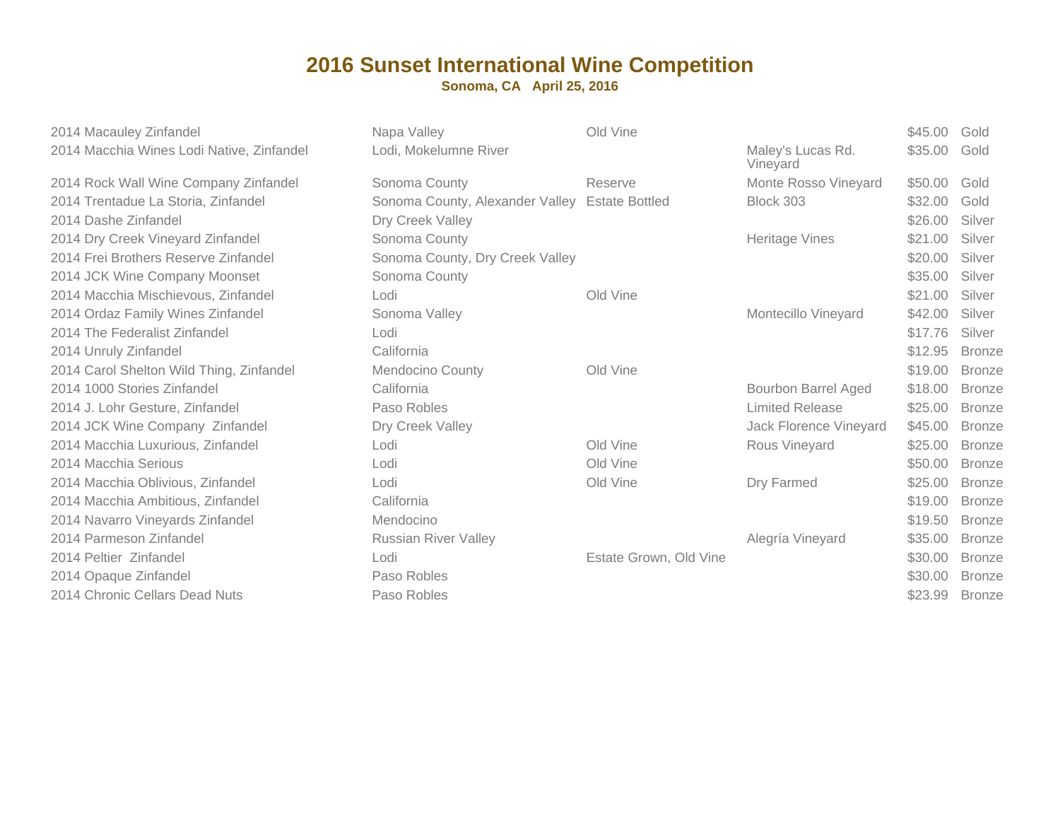# 2016 Sunset International Wine Competition

**Sonoma, CA   April 25, 2016**

| | | | | | |
|---|---|---|---|---|---|
| 2014 Macauley Zinfandel | Napa Valley | Old Vine | | $45.00 | Gold |
| 2014 Macchia Wines Lodi Native, Zinfandel | Lodi, Mokelumne River | | Maley's Lucas Rd. Vineyard | $35.00 | Gold |
| 2014 Rock Wall Wine Company Zinfandel | Sonoma County | Reserve | Monte Rosso Vineyard | $50.00 | Gold |
| 2014 Trentadue La Storia, Zinfandel | Sonoma County, Alexander Valley | Estate Bottled | Block 303 | $32.00 | Gold |
| 2014 Dashe Zinfandel | Dry Creek Valley | | | $26.00 | Silver |
| 2014 Dry Creek Vineyard Zinfandel | Sonoma County | | Heritage Vines | $21.00 | Silver |
| 2014 Frei Brothers Reserve Zinfandel | Sonoma County, Dry Creek Valley | | | $20.00 | Silver |
| 2014 JCK Wine Company Moonset | Sonoma County | | | $35.00 | Silver |
| 2014 Macchia Mischievous, Zinfandel | Lodi | Old Vine | | $21.00 | Silver |
| 2014 Ordaz Family Wines Zinfandel | Sonoma Valley | | Montecillo Vineyard | $42.00 | Silver |
| 2014 The Federalist Zinfandel | Lodi | | | $17.76 | Silver |
| 2014 Unruly Zinfandel | California | | | $12.95 | Bronze |
| 2014 Carol Shelton Wild Thing, Zinfandel | Mendocino County | Old Vine | | $19.00 | Bronze |
| 2014 1000 Stories Zinfandel | California | | Bourbon Barrel Aged | $18.00 | Bronze |
| 2014 J. Lohr Gesture, Zinfandel | Paso Robles | | Limited Release | $25.00 | Bronze |
| 2014 JCK Wine Company  Zinfandel | Dry Creek Valley | | Jack Florence Vineyard | $45.00 | Bronze |
| 2014 Macchia Luxurious, Zinfandel | Lodi | Old Vine | Rous Vineyard | $25.00 | Bronze |
| 2014 Macchia Serious | Lodi | Old Vine | | $50.00 | Bronze |
| 2014 Macchia Oblivious, Zinfandel | Lodi | Old Vine | Dry Farmed | $25.00 | Bronze |
| 2014 Macchia Ambitious, Zinfandel | California | | | $19.00 | Bronze |
| 2014 Navarro Vineyards Zinfandel | Mendocino | | | $19.50 | Bronze |
| 2014 Parmeson Zinfandel | Russian River Valley | | Alegría Vineyard | $35.00 | Bronze |
| 2014 Peltier  Zinfandel | Lodi | Estate Grown, Old Vine | | $30.00 | Bronze |
| 2014 Opaque Zinfandel | Paso Robles | | | $30.00 | Bronze |
| 2014 Chronic Cellars Dead Nuts | Paso Robles | | | $23.99 | Bronze |